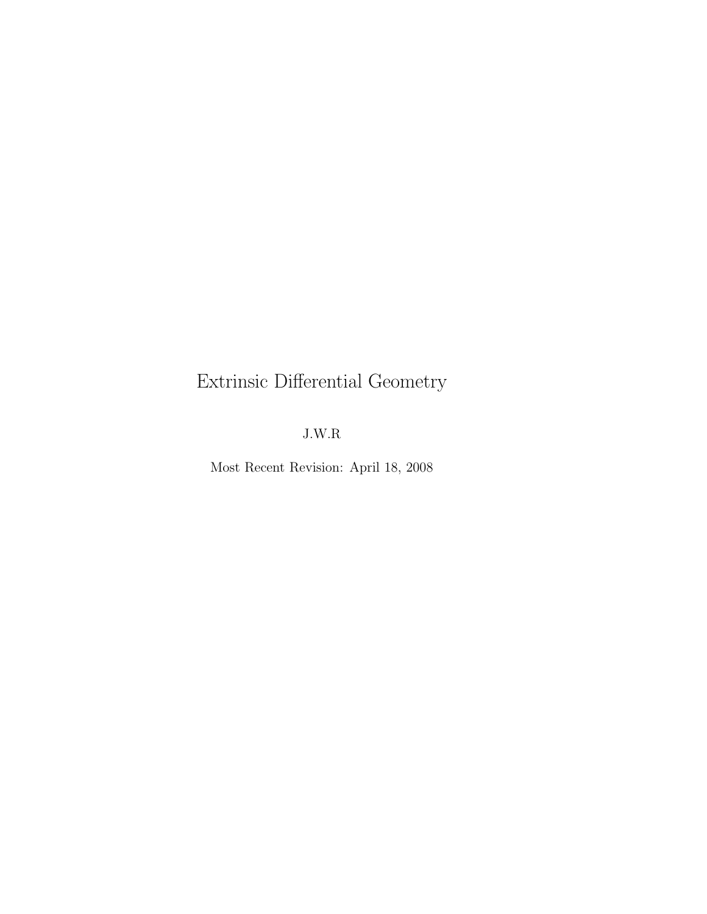# Extrinsic Differential Geometry

J.W.R

Most Recent Revision: April 18, 2008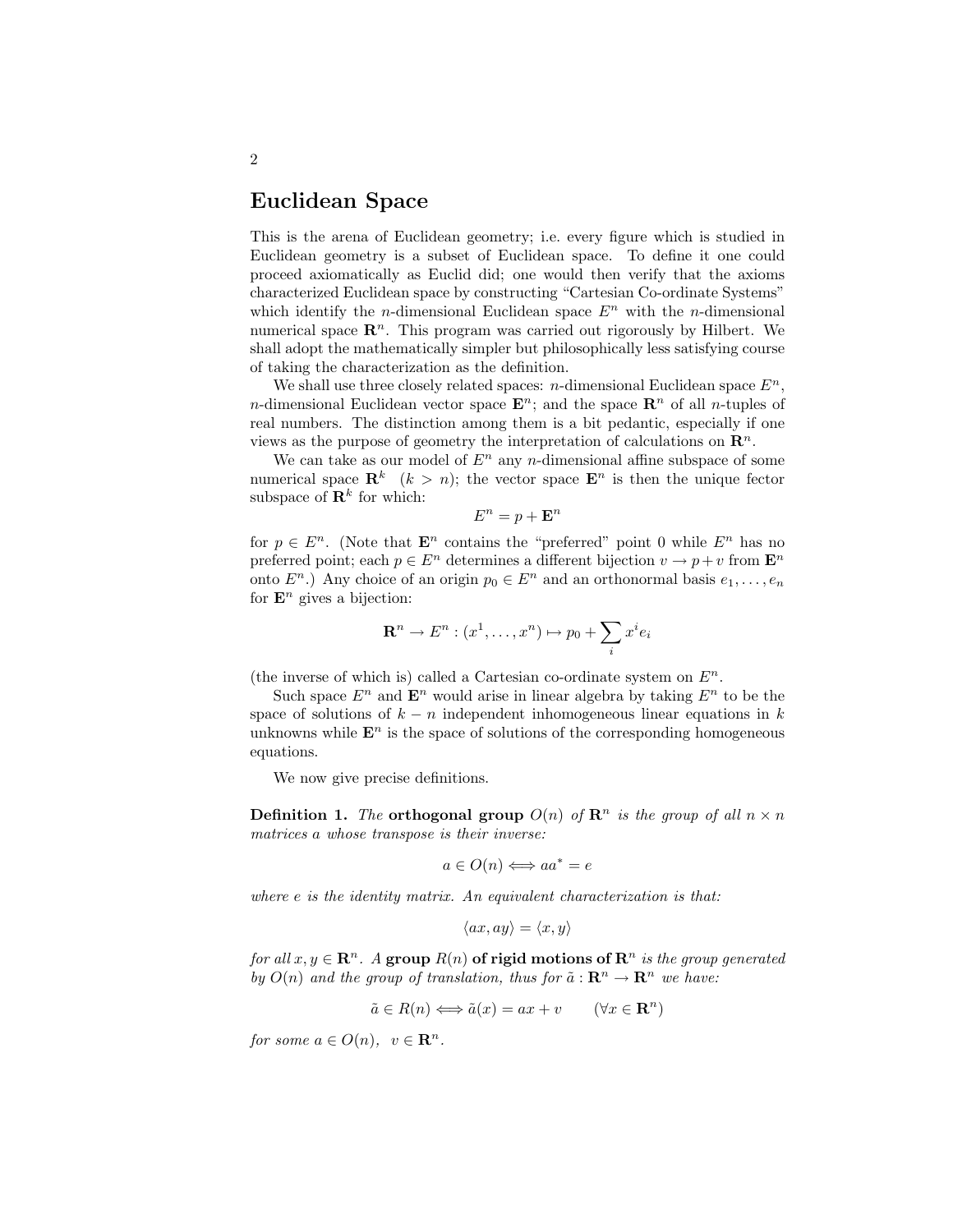# Euclidean Space

This is the arena of Euclidean geometry; i.e. every figure which is studied in Euclidean geometry is a subset of Euclidean space. To define it one could proceed axiomatically as Euclid did; one would then verify that the axioms characterized Euclidean space by constructing "Cartesian Co-ordinate Systems" which identify the $n$-dimensional Euclidean space $E^n$ with the $n$-dimensional numerical space $\mathbf{R}^n$. This program was carried out rigorously by Hilbert. We shall adopt the mathematically simpler but philosophically less satisfying course of taking the characterization as the definition.

We shall use three closely related spaces: $n$-dimensional Euclidean space $E^n$, $n$-dimensional Euclidean vector space $\mathbf{E}^n$; and the space $\mathbf{R}^n$ of all $n$-tuples of real numbers. The distinction among them is a bit pedantic, especially if one views as the purpose of geometry the interpretation of calculations on $\mathbf{R}^n$.

We can take as our model of $E^n$ any $n$-dimensional affine subspace of some numerical space $\mathbf{R}^k$ $(k > n)$; the vector space $\mathbf{E}^n$ is then the unique fector subspace of $\mathbf{R}^k$ for which:

$$E^n = p + \mathbf{E}^n$$

for $p \in E^n$. (Note that $\mathbf{E}^n$ contains the "preferred" point 0 while $E^n$ has no preferred point; each $p \in E^n$ determines a different bijection $v \to p + v$ from $\mathbf{E}^n$ onto $E^n$.) Any choice of an origin $p_0 \in E^n$ and an orthonormal basis $e_1, \ldots, e_n$ for $\mathbf{E}^n$ gives a bijection:

$$\mathbf{R}^n \to E^n : (x^1, \ldots, x^n) \mapsto p_0 + \sum_i x^i e_i$$

(the inverse of which is) called a Cartesian co-ordinate system on $E^n$.

Such space $E^n$ and $\mathbf{E}^n$ would arise in linear algebra by taking $E^n$ to be the space of solutions of $k - n$ independent inhomogeneous linear equations in $k$ unknowns while $\mathbf{E}^n$ is the space of solutions of the corresponding homogeneous equations.

We now give precise definitions.

**Definition 1.** *The* **orthogonal group** $O(n)$ *of* $\mathbf{R}^n$ *is the group of all* $n \times n$ *matrices* $a$ *whose transpose is their inverse:*

$$a \in O(n) \Longleftrightarrow aa^* = e$$

*where* $e$ *is the identity matrix. An equivalent characterization is that:*

$$\langle ax, ay \rangle = \langle x, y \rangle$$

*for all* $x, y \in \mathbf{R}^n$. *A* **group** $R(n)$ **of rigid motions of** $\mathbf{R}^n$ *is the group generated by* $O(n)$ *and the group of translation, thus for* $\tilde{a} : \mathbf{R}^n \to \mathbf{R}^n$ *we have:*

$$\tilde{a} \in R(n) \Longleftrightarrow \tilde{a}(x) = ax + v \qquad (\forall x \in \mathbf{R}^n)$$

*for some* $a \in O(n)$, $v \in \mathbf{R}^n$.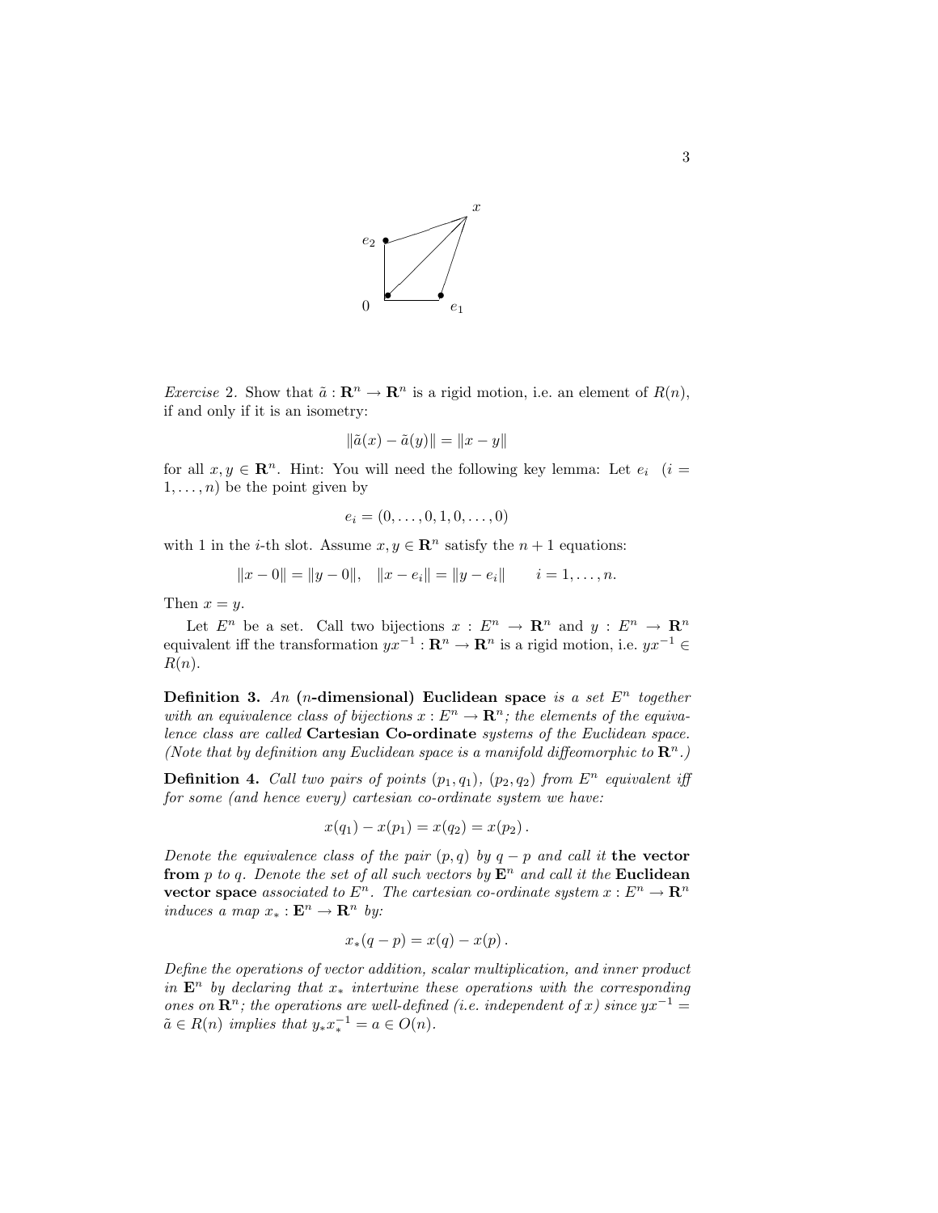*Exercise* 2. Show that $\tilde{a} : \mathbf{R}^n \to \mathbf{R}^n$ is a rigid motion, i.e. an element of $R(n)$, if and only if it is an isometry:

$$\|\tilde{a}(x) - \tilde{a}(y)\| = \|x - y\|$$

for all $x, y \in \mathbf{R}^n$. Hint: You will need the following key lemma: Let $e_i \quad (i = 1, \ldots, n)$ be the point given by

$$e_i = (0, \ldots, 0, 1, 0, \ldots, 0)$$

with 1 in the $i$-th slot. Assume $x, y \in \mathbf{R}^n$ satisfy the $n+1$ equations:

$$\|x - 0\| = \|y - 0\|, \quad \|x - e_i\| = \|y - e_i\| \qquad i = 1, \ldots, n.$$

Then $x = y$.

Let $E^n$ be a set. Call two bijections $x : E^n \to \mathbf{R}^n$ and $y : E^n \to \mathbf{R}^n$ equivalent iff the transformation $yx^{-1} : \mathbf{R}^n \to \mathbf{R}^n$ is a rigid motion, i.e. $yx^{-1} \in R(n)$.

**Definition 3.** *An* **($n$-dimensional) Euclidean space** *is a set $E^n$ together with an equivalence class of bijections $x : E^n \to \mathbf{R}^n$; the elements of the equivalence class are called* **Cartesian Co-ordinate** *systems of the Euclidean space. (Note that by definition any Euclidean space is a manifold diffeomorphic to $\mathbf{R}^n$.)*

**Definition 4.** *Call two pairs of points $(p_1, q_1)$, $(p_2, q_2)$ from $E^n$ equivalent iff for some (and hence every) cartesian co-ordinate system we have:*

$$x(q_1) - x(p_1) = x(q_2) = x(p_2)\,.$$

*Denote the equivalence class of the pair $(p, q)$ by $q - p$ and call it* **the vector from** *$p$ to $q$. Denote the set of all such vectors by $\mathbf{E}^n$ and call it the* **Euclidean vector space** *associated to $E^n$. The cartesian co-ordinate system $x : E^n \to \mathbf{R}^n$ induces a map $x_* : \mathbf{E}^n \to \mathbf{R}^n$ by:*

$$x_*(q - p) = x(q) - x(p)\,.$$

*Define the operations of vector addition, scalar multiplication, and inner product in $\mathbf{E}^n$ by declaring that $x_*$ intertwine these operations with the corresponding ones on $\mathbf{R}^n$; the operations are well-defined (i.e. independent of $x$) since $yx^{-1} = \tilde{a} \in R(n)$ implies that $y_* x_*^{-1} = a \in O(n)$.*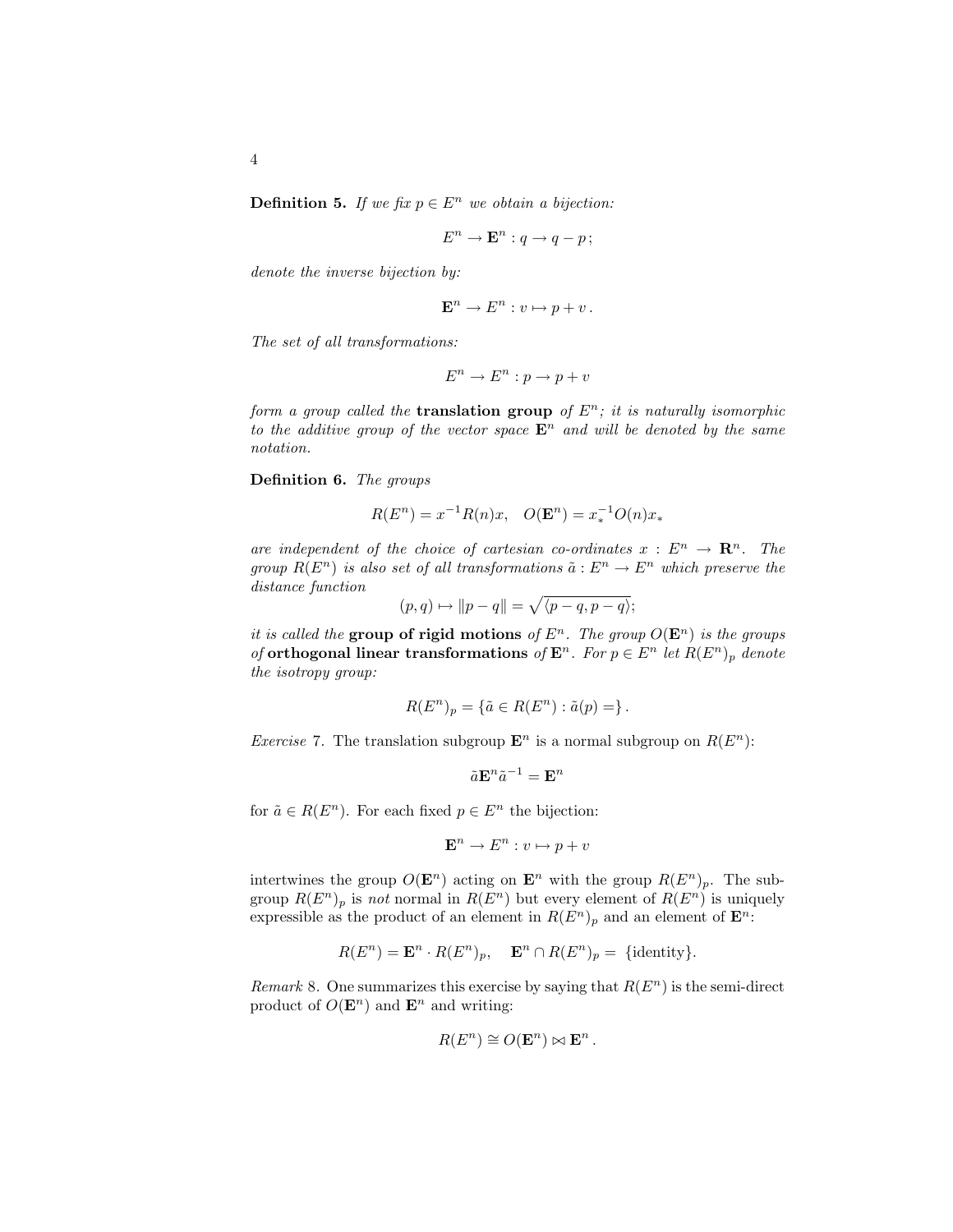**Definition 5.** *If we fix $p \in E^n$ we obtain a bijection:*

$$E^n \to \mathbf{E}^n : q \to q - p\,;$$

*denote the inverse bijection by:*

$$\mathbf{E}^n \to E^n : v \mapsto p + v\,.$$

*The set of all transformations:*

$$E^n \to E^n : p \to p + v$$

*form a group called the* **translation group** *of $E^n$; it is naturally isomorphic to the additive group of the vector space $\mathbf{E}^n$ and will be denoted by the same notation.*

**Definition 6.** *The groups*

$$R(E^n) = x^{-1}R(n)x, \quad O(\mathbf{E}^n) = x_*^{-1}O(n)x_*$$

*are independent of the choice of cartesian co-ordinates $x : E^n \to \mathbf{R}^n$. The group $R(E^n)$ is also set of all transformations $\tilde{a} : E^n \to E^n$ which preserve the distance function*

$$(p, q) \mapsto \|p - q\| = \sqrt{\langle p - q, p - q\rangle};$$

*it is called the* **group of rigid motions** *of $E^n$. The group $O(\mathbf{E}^n)$ is the groups of* **orthogonal linear transformations** *of $\mathbf{E}^n$. For $p \in E^n$ let $R(E^n)_p$ denote the isotropy group:*

$$R(E^n)_p = \{\tilde{a} \in R(E^n) : \tilde{a}(p) =\}\,.$$

*Exercise* 7. The translation subgroup $\mathbf{E}^n$ is a normal subgroup on $R(E^n)$:

$$\tilde{a}\mathbf{E}^n\tilde{a}^{-1} = \mathbf{E}^n$$

for $\tilde{a} \in R(E^n)$. For each fixed $p \in E^n$ the bijection:

$$\mathbf{E}^n \to E^n : v \mapsto p + v$$

intertwines the group $O(\mathbf{E}^n)$ acting on $\mathbf{E}^n$ with the group $R(E^n)_p$. The subgroup $R(E^n)_p$ is *not* normal in $R(E^n)$ but every element of $R(E^n)$ is uniquely expressible as the product of an element in $R(E^n)_p$ and an element of $\mathbf{E}^n$:

$$R(E^n) = \mathbf{E}^n \cdot R(E^n)_p, \quad \mathbf{E}^n \cap R(E^n)_p = \{\text{identity}\}.$$

*Remark* 8. One summarizes this exercise by saying that $R(E^n)$ is the semi-direct product of $O(\mathbf{E}^n)$ and $\mathbf{E}^n$ and writing:

$$R(E^n) \cong O(\mathbf{E}^n) \bowtie \mathbf{E}^n\,.$$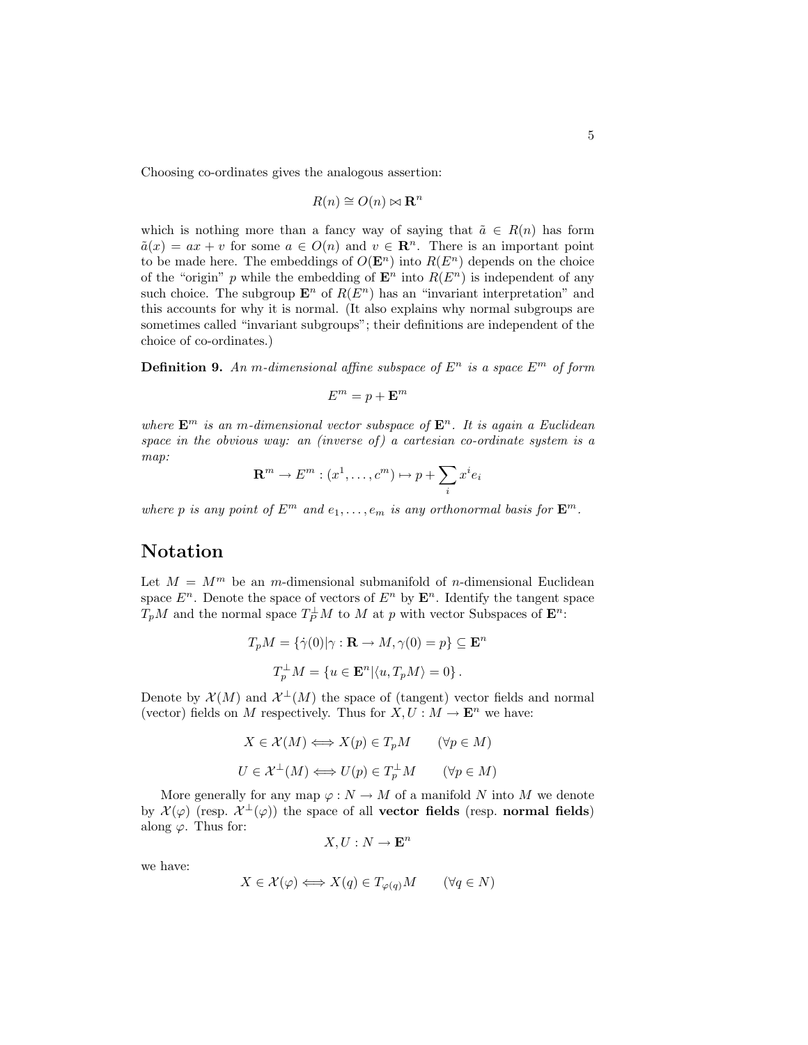Choosing co-ordinates gives the analogous assertion:

$$R(n) \cong O(n) \bowtie \mathbf{R}^n$$

which is nothing more than a fancy way of saying that $\tilde{a} \in R(n)$ has form $\tilde{a}(x) = ax + v$ for some $a \in O(n)$ and $v \in \mathbf{R}^n$. There is an important point to be made here. The embeddings of $O(\mathbf{E}^n)$ into $R(E^n)$ depends on the choice of the "origin" $p$ while the embedding of $\mathbf{E}^n$ into $R(E^n)$ is independent of any such choice. The subgroup $\mathbf{E}^n$ of $R(E^n)$ has an "invariant interpretation" and this accounts for why it is normal. (It also explains why normal subgroups are sometimes called "invariant subgroups"; their definitions are independent of the choice of co-ordinates.)

**Definition 9.** *An $m$-dimensional affine subspace of $E^n$ is a space $E^m$ of form*

$$E^m = p + \mathbf{E}^m$$

*where $\mathbf{E}^m$ is an $m$-dimensional vector subspace of $\mathbf{E}^n$. It is again a Euclidean space in the obvious way: an (inverse of) a cartesian co-ordinate system is a map:*

$$\mathbf{R}^m \to E^m : (x^1, \ldots, c^m) \mapsto p + \sum_i x^i e_i$$

*where $p$ is any point of $E^m$ and $e_1, \ldots, e_m$ is any orthonormal basis for $\mathbf{E}^m$.*

## Notation

Let $M = M^m$ be an $m$-dimensional submanifold of $n$-dimensional Euclidean space $E^n$. Denote the space of vectors of $E^n$ by $\mathbf{E}^n$. Identify the tangent space $T_pM$ and the normal space $T_P^\perp M$ to $M$ at $p$ with vector Subspaces of $\mathbf{E}^n$:

$$T_pM = \{\dot{\gamma}(0) | \gamma : \mathbf{R} \to M, \gamma(0) = p\} \subseteq \mathbf{E}^n$$

$$T_p^\perp M = \{u \in \mathbf{E}^n | \langle u, T_pM \rangle = 0\}.$$

Denote by $\mathcal{X}(M)$ and $\mathcal{X}^\perp(M)$ the space of (tangent) vector fields and normal (vector) fields on $M$ respectively. Thus for $X, U : M \to \mathbf{E}^n$ we have:

$$X \in \mathcal{X}(M) \iff X(p) \in T_pM \qquad (\forall p \in M)$$

$$U \in \mathcal{X}^\perp(M) \iff U(p) \in T_p^\perp M \qquad (\forall p \in M)$$

More generally for any map $\varphi : N \to M$ of a manifold $N$ into $M$ we denote by $\mathcal{X}(\varphi)$ (resp. $\mathcal{X}^\perp(\varphi)$) the space of all **vector fields** (resp. **normal fields**) along $\varphi$. Thus for:

$$X, U : N \to \mathbf{E}^n$$

we have:

$$X \in \mathcal{X}(\varphi) \iff X(q) \in T_{\varphi(q)}M \qquad (\forall q \in N)$$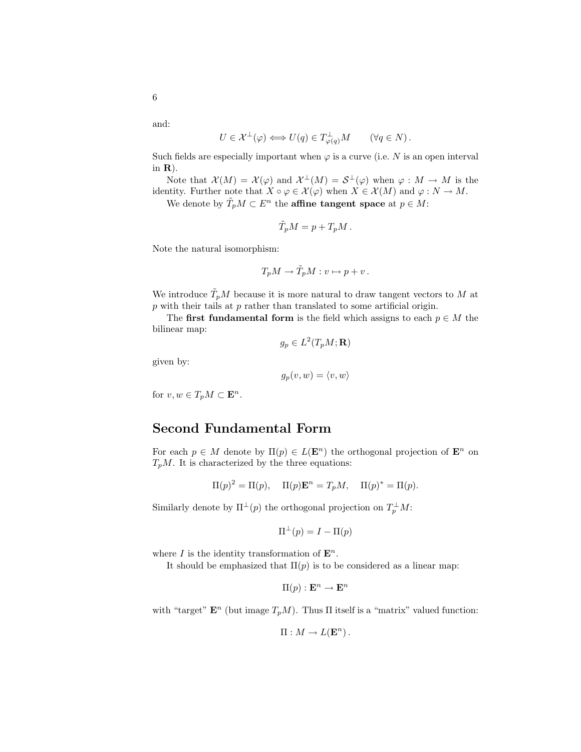and:

$$U \in \mathcal{X}^\perp(\varphi) \Longleftrightarrow U(q) \in T^\perp_{\varphi(q)}M \qquad (\forall q \in N)\,.$$

Such fields are especially important when $\varphi$ is a curve (i.e. $N$ is an open interval in $\mathbf{R}$).

Note that $\mathcal{X}(M) = \mathcal{X}(\varphi)$ and $\mathcal{X}^\perp(M) = \mathcal{S}^\perp(\varphi)$ when $\varphi : M \to M$ is the identity. Further note that $X \circ \varphi \in \mathcal{X}(\varphi)$ when $X \in \mathcal{X}(M)$ and $\varphi : N \to M$.

We denote by $\tilde{T}_pM \subset E^n$ the **affine tangent space** at $p \in M$:

$$\tilde{T}_pM = p + T_pM\,.$$

Note the natural isomorphism:

$$T_pM \to \tilde{T}_pM : v \mapsto p + v\,.$$

We introduce $\tilde{T}_pM$ because it is more natural to draw tangent vectors to $M$ at $p$ with their tails at $p$ rather than translated to some artificial origin.

The **first fundamental form** is the field which assigns to each $p \in M$ the bilinear map:

$$g_p \in L^2(T_pM; \mathbf{R})$$

given by:

$$g_p(v, w) = \langle v, w \rangle$$

for $v, w \in T_pM \subset \mathbf{E}^n$.

## Second Fundamental Form

For each $p \in M$ denote by $\Pi(p) \in L(\mathbf{E}^n)$ the orthogonal projection of $\mathbf{E}^n$ on $T_pM$. It is characterized by the three equations:

$$\Pi(p)^2 = \Pi(p), \quad \Pi(p)\mathbf{E}^n = T_pM, \quad \Pi(p)^* = \Pi(p).$$

Similarly denote by $\Pi^\perp(p)$ the orthogonal projection on $T^\perp_pM$:

$$\Pi^\perp(p) = I - \Pi(p)$$

where $I$ is the identity transformation of $\mathbf{E}^n$.

It should be emphasized that $\Pi(p)$ is to be considered as a linear map:

$$\Pi(p) : \mathbf{E}^n \to \mathbf{E}^n$$

with "target" $\mathbf{E}^n$ (but image $T_pM$). Thus $\Pi$ itself is a "matrix" valued function:

$$\Pi : M \to L(\mathbf{E}^n)\,.$$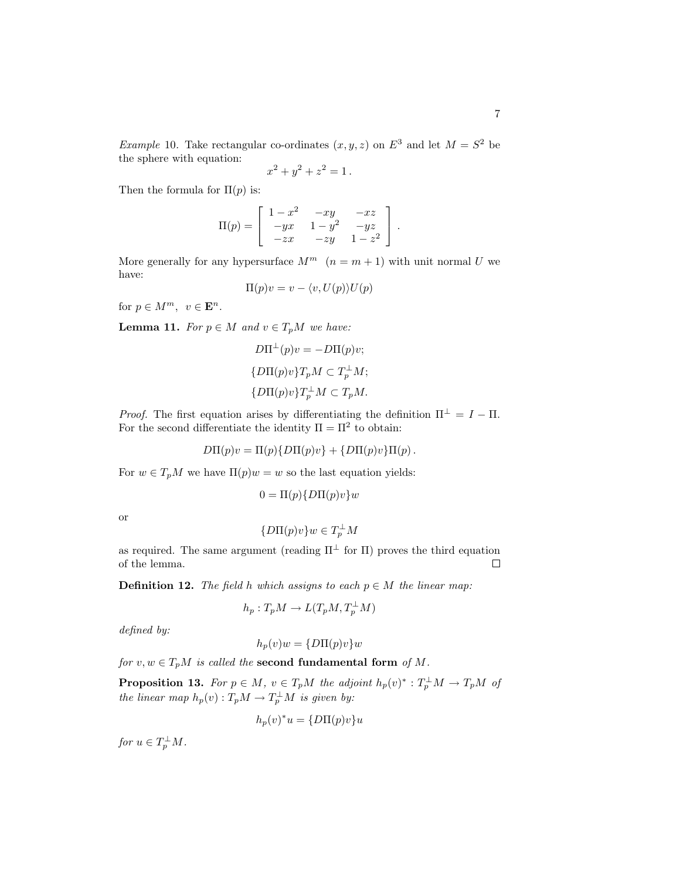*Example* 10. Take rectangular co-ordinates $(x, y, z)$ on $E^3$ and let $M = S^2$ be the sphere with equation:

$$x^2 + y^2 + z^2 = 1\,.$$

Then the formula for $\Pi(p)$ is:

$$\Pi(p) = \begin{bmatrix} 1 - x^2 & -xy & -xz \\ -yx & 1 - y^2 & -yz \\ -zx & -zy & 1 - z^2 \end{bmatrix}.$$

More generally for any hypersurface $M^m$ $(n = m + 1)$ with unit normal $U$ we have:

$$\Pi(p)v = v - \langle v, U(p)\rangle U(p)$$

for $p \in M^m$, $v \in \mathbf{E}^n$.

**Lemma 11.** *For $p \in M$ and $v \in T_pM$ we have:*

$$D\Pi^\perp(p)v = -D\Pi(p)v;$$

$$\{D\Pi(p)v\}T_pM \subset T_p^\perp M;$$

$$\{D\Pi(p)v\}T_p^\perp M \subset T_pM.$$

*Proof.* The first equation arises by differentiating the definition $\Pi^\perp = I - \Pi$. For the second differentiate the identity $\Pi = \Pi^2$ to obtain:

$$D\Pi(p)v = \Pi(p)\{D\Pi(p)v\} + \{D\Pi(p)v\}\Pi(p)\,.$$

For $w \in T_pM$ we have $\Pi(p)w = w$ so the last equation yields:

$$0 = \Pi(p)\{D\Pi(p)v\}w$$

or

$$\{D\Pi(p)v\}w \in T_p^\perp M$$

as required. The same argument (reading $\Pi^\perp$ for $\Pi$) proves the third equation of the lemma. ∎

**Definition 12.** *The field $h$ which assigns to each $p \in M$ the linear map:*

$$h_p : T_pM \to L(T_pM, T_p^\perp M)$$

*defined by:*

$$h_p(v)w = \{D\Pi(p)v\}w$$

*for $v, w \in T_pM$ is called the* **second fundamental form** *of $M$.*

**Proposition 13.** *For $p \in M$, $v \in T_pM$ the adjoint $h_p(v)^* : T_p^\perp M \to T_pM$ of the linear map $h_p(v) : T_pM \to T_p^\perp M$ is given by:*

$$h_p(v)^*u = \{D\Pi(p)v\}u$$

*for $u \in T_p^\perp M$.*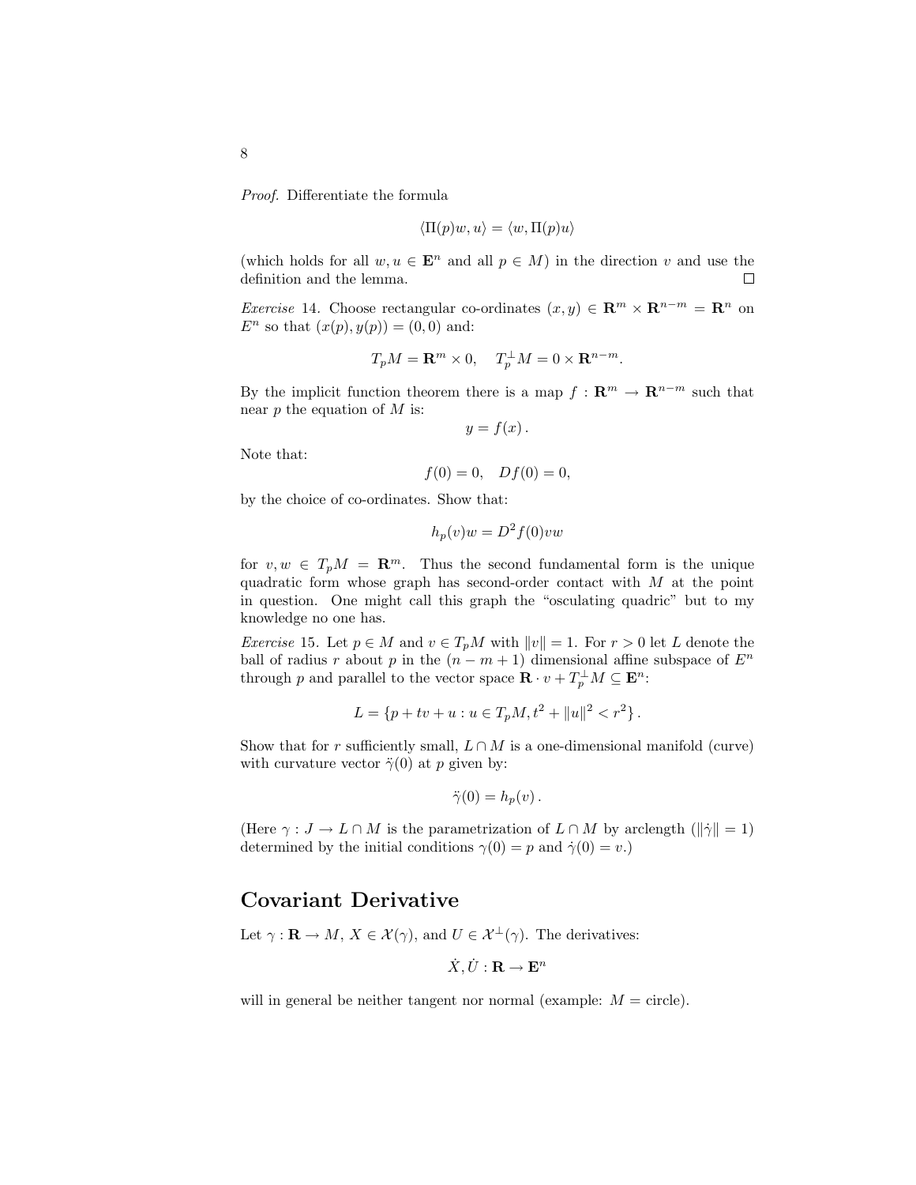*Proof.* Differentiate the formula

$$\langle \Pi(p)w, u \rangle = \langle w, \Pi(p)u \rangle$$

(which holds for all $w, u \in \mathbf{E}^n$ and all $p \in M$) in the direction $v$ and use the definition and the lemma. $\square$

*Exercise* 14. Choose rectangular co-ordinates $(x, y) \in \mathbf{R}^m \times \mathbf{R}^{n-m} = \mathbf{R}^n$ on $E^n$ so that $(x(p), y(p)) = (0, 0)$ and:

$$T_pM = \mathbf{R}^m \times 0, \quad T_p^{\perp}M = 0 \times \mathbf{R}^{n-m}.$$

By the implicit function theorem there is a map $f : \mathbf{R}^m \to \mathbf{R}^{n-m}$ such that near $p$ the equation of $M$ is:

$$y = f(x) \,.$$

Note that:

$$f(0) = 0, \quad Df(0) = 0,$$

by the choice of co-ordinates. Show that:

$$h_p(v)w = D^2 f(0)vw$$

for $v, w \in T_pM = \mathbf{R}^m$. Thus the second fundamental form is the unique quadratic form whose graph has second-order contact with $M$ at the point in question. One might call this graph the "osculating quadric" but to my knowledge no one has.

*Exercise* 15. Let $p \in M$ and $v \in T_pM$ with $\|v\| = 1$. For $r > 0$ let $L$ denote the ball of radius $r$ about $p$ in the $(n - m + 1)$ dimensional affine subspace of $E^n$ through $p$ and parallel to the vector space $\mathbf{R} \cdot v + T_p^{\perp}M \subseteq \mathbf{E}^n$:

$$L = \{p + tv + u : u \in T_pM, t^2 + \|u\|^2 < r^2\} \,.$$

Show that for $r$ sufficiently small, $L \cap M$ is a one-dimensional manifold (curve) with curvature vector $\ddot{\gamma}(0)$ at $p$ given by:

$$\ddot{\gamma}(0) = h_p(v) \,.$$

(Here $\gamma : J \to L \cap M$ is the parametrization of $L \cap M$ by arclength ($\|\dot{\gamma}\| = 1$) determined by the initial conditions $\gamma(0) = p$ and $\dot{\gamma}(0) = v$.)

## Covariant Derivative

Let $\gamma : \mathbf{R} \to M$, $X \in \mathcal{X}(\gamma)$, and $U \in \mathcal{X}^{\perp}(\gamma)$. The derivatives:

$$\dot{X}, \dot{U} : \mathbf{R} \to \mathbf{E}^n$$

will in general be neither tangent nor normal (example: $M$ = circle).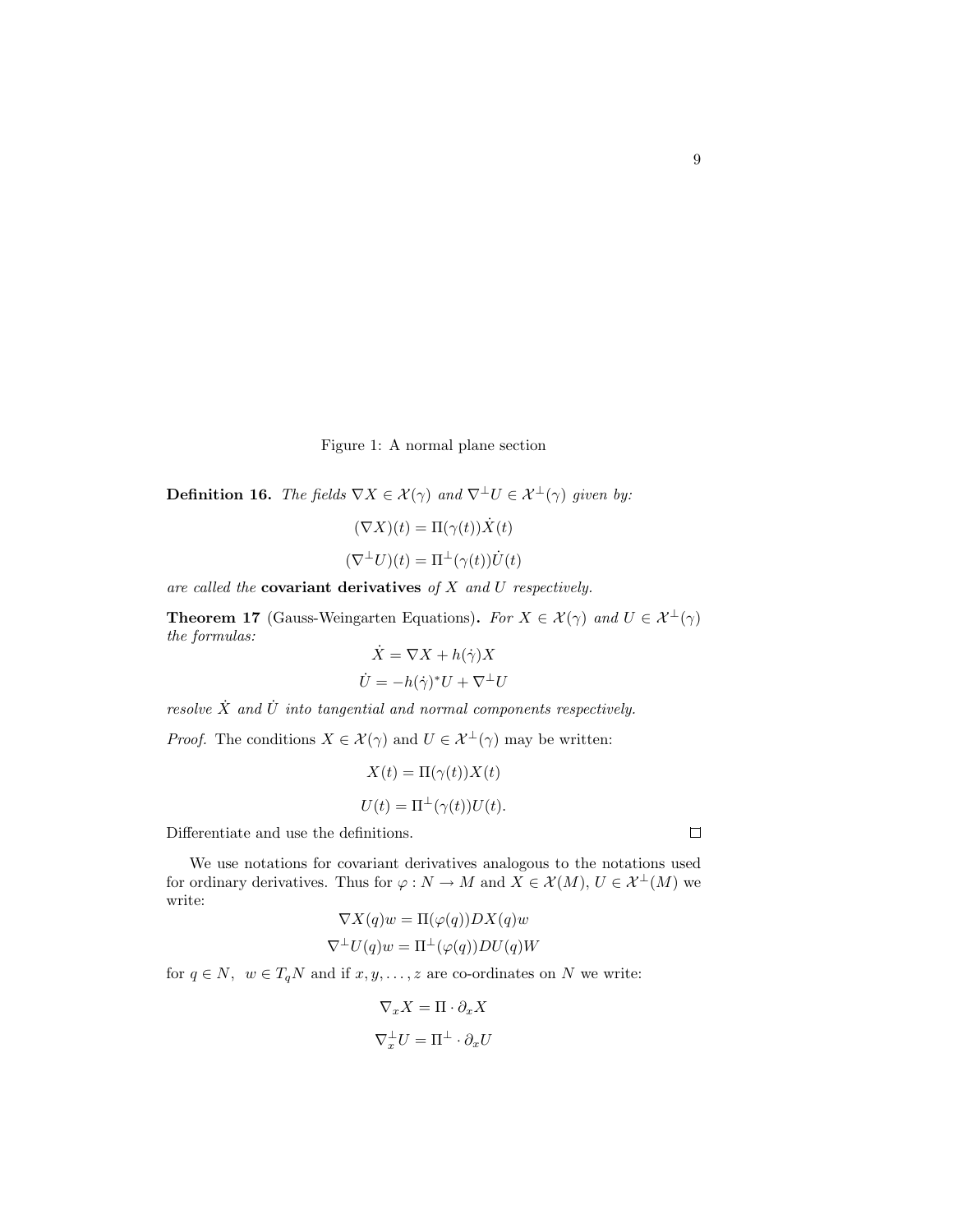Figure 1: A normal plane section

**Definition 16.** *The fields $\nabla X \in \mathcal{X}(\gamma)$ and $\nabla^{\perp} U \in \mathcal{X}^{\perp}(\gamma)$ given by:*

$$(\nabla X)(t) = \Pi(\gamma(t))\dot{X}(t)$$

$$(\nabla^{\perp} U)(t) = \Pi^{\perp}(\gamma(t))\dot{U}(t)$$

*are called the* **covariant derivatives** *of $X$ and $U$ respectively.*

**Theorem 17** (Gauss-Weingarten Equations)**.** *For $X \in \mathcal{X}(\gamma)$ and $U \in \mathcal{X}^{\perp}(\gamma)$ the formulas:*

$$\dot{X} = \nabla X + h(\dot{\gamma})X$$

$$\dot{U} = -h(\dot{\gamma})^{*}U + \nabla^{\perp} U$$

*resolve $\dot{X}$ and $\dot{U}$ into tangential and normal components respectively.*

*Proof.* The conditions $X \in \mathcal{X}(\gamma)$ and $U \in \mathcal{X}^{\perp}(\gamma)$ may be written:

$$X(t) = \Pi(\gamma(t))X(t)$$

$$U(t) = \Pi^{\perp}(\gamma(t))U(t).$$

Differentiate and use the definitions. $\square$

We use notations for covariant derivatives analogous to the notations used for ordinary derivatives. Thus for $\varphi : N \to M$ and $X \in \mathcal{X}(M)$, $U \in \mathcal{X}^{\perp}(M)$ we write:

$$\nabla X(q)w = \Pi(\varphi(q))DX(q)w$$

$$\nabla^{\perp} U(q)w = \Pi^{\perp}(\varphi(q))DU(q)W$$

for $q \in N$, $w \in T_qN$ and if $x, y, \ldots, z$ are co-ordinates on $N$ we write:

$$\nabla_x X = \Pi \cdot \partial_x X$$

$$\nabla_x^{\perp} U = \Pi^{\perp} \cdot \partial_x U$$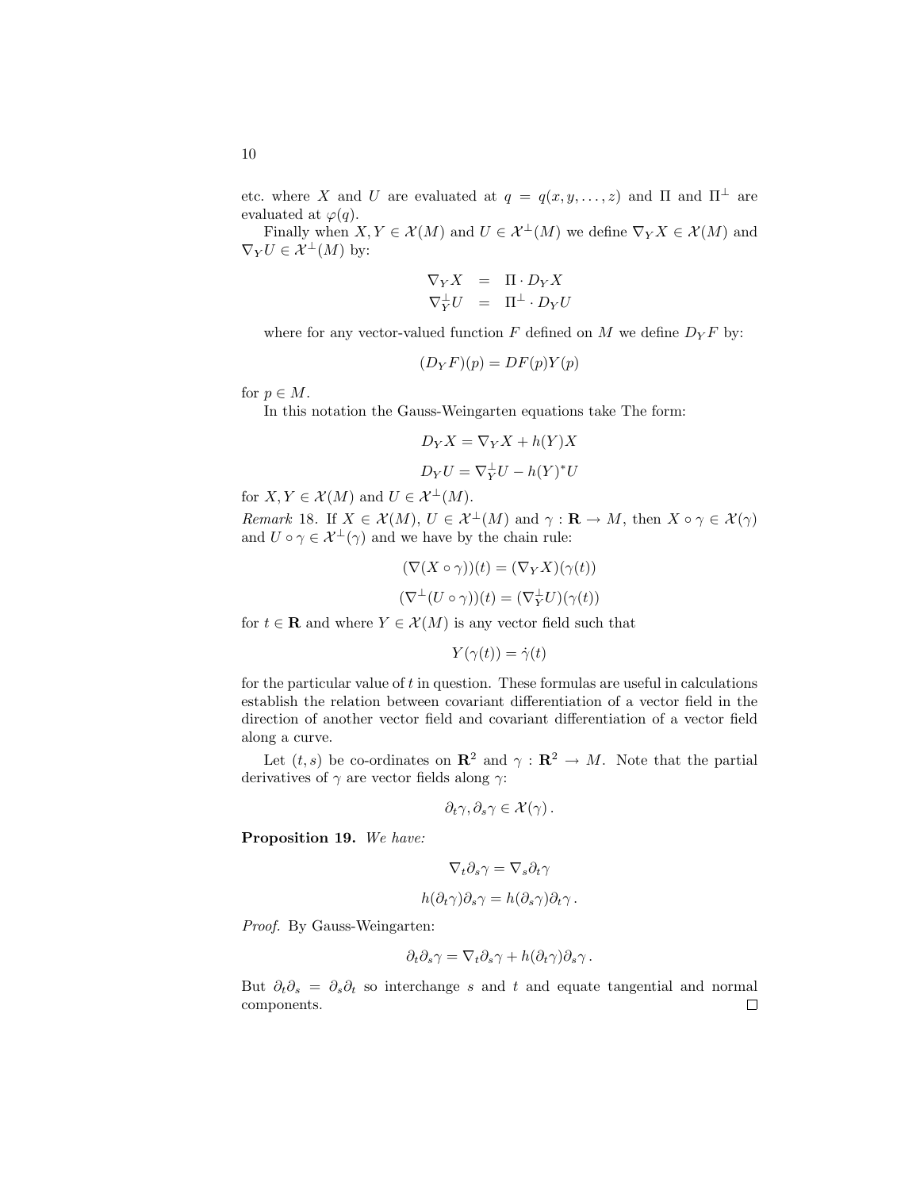etc. where $X$ and $U$ are evaluated at $q = q(x, y, \ldots, z)$ and $\Pi$ and $\Pi^\perp$ are evaluated at $\varphi(q)$.

Finally when $X, Y \in \mathcal{X}(M)$ and $U \in \mathcal{X}^\perp(M)$ we define $\nabla_Y X \in \mathcal{X}(M)$ and $\nabla_Y U \in \mathcal{X}^\perp(M)$ by:

$$
\begin{aligned}
\nabla_Y X &= \Pi \cdot D_Y X \\
\nabla_Y^\perp U &= \Pi^\perp \cdot D_Y U
\end{aligned}
$$

where for any vector-valued function $F$ defined on $M$ we define $D_Y F$ by:

$$(D_Y F)(p) = DF(p)Y(p)$$

for $p \in M$.

In this notation the Gauss-Weingarten equations take The form:

$$D_Y X = \nabla_Y X + h(Y)X$$

$$D_Y U = \nabla_Y^\perp U - h(Y)^* U$$

for $X, Y \in \mathcal{X}(M)$ and $U \in \mathcal{X}^\perp(M)$.

*Remark* 18. If $X \in \mathcal{X}(M)$, $U \in \mathcal{X}^\perp(M)$ and $\gamma : \mathbf{R} \to M$, then $X \circ \gamma \in \mathcal{X}(\gamma)$ and $U \circ \gamma \in \mathcal{X}^\perp(\gamma)$ and we have by the chain rule:

$$(\nabla(X \circ \gamma))(t) = (\nabla_Y X)(\gamma(t))$$

$$(\nabla^\perp(U \circ \gamma))(t) = (\nabla_Y^\perp U)(\gamma(t))$$

for $t \in \mathbf{R}$ and where $Y \in \mathcal{X}(M)$ is any vector field such that

$$Y(\gamma(t)) = \dot{\gamma}(t)$$

for the particular value of $t$ in question. These formulas are useful in calculations establish the relation between covariant differentiation of a vector field in the direction of another vector field and covariant differentiation of a vector field along a curve.

Let $(t, s)$ be co-ordinates on $\mathbf{R}^2$ and $\gamma : \mathbf{R}^2 \to M$. Note that the partial derivatives of $\gamma$ are vector fields along $\gamma$:

$$\partial_t \gamma, \partial_s \gamma \in \mathcal{X}(\gamma)\,.$$

**Proposition 19.** *We have:*

$$\nabla_t \partial_s \gamma = \nabla_s \partial_t \gamma$$

$$h(\partial_t \gamma)\partial_s \gamma = h(\partial_s \gamma)\partial_t \gamma\,.$$

*Proof.* By Gauss-Weingarten:

$$\partial_t \partial_s \gamma = \nabla_t \partial_s \gamma + h(\partial_t \gamma)\partial_s \gamma\,.$$

But $\partial_t \partial_s = \partial_s \partial_t$ so interchange $s$ and $t$ and equate tangential and normal components. ∎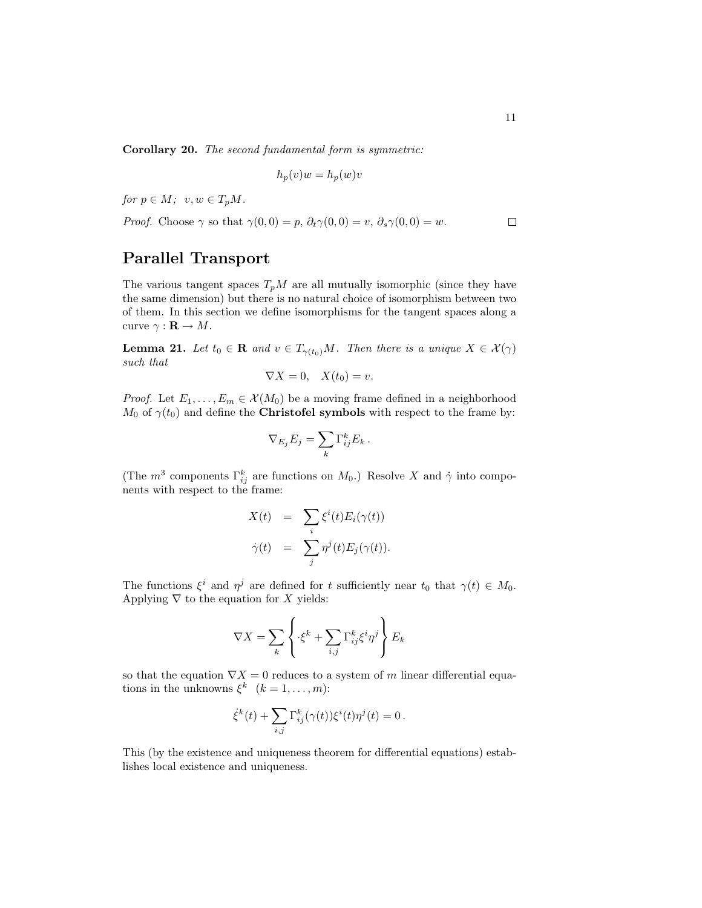**Corollary 20.** *The second fundamental form is symmetric:*

$$h_p(v)w = h_p(w)v$$

*for* $p \in M$*;* $v, w \in T_pM$*.*

*Proof.* Choose $\gamma$ so that $\gamma(0,0) = p$, $\partial_t\gamma(0,0) = v$, $\partial_s\gamma(0,0) = w$. $\square$

## Parallel Transport

The various tangent spaces $T_pM$ are all mutually isomorphic (since they have the same dimension) but there is no natural choice of isomorphism between two of them. In this section we define isomorphisms for the tangent spaces along a curve $\gamma : \mathbf{R} \to M$.

**Lemma 21.** *Let* $t_0 \in \mathbf{R}$ *and* $v \in T_{\gamma(t_0)}M$*. Then there is a unique* $X \in \mathcal{X}(\gamma)$ *such that*

$$\nabla X = 0, \quad X(t_0) = v.$$

*Proof.* Let $E_1, \ldots, E_m \in \mathcal{X}(M_0)$ be a moving frame defined in a neighborhood $M_0$ of $\gamma(t_0)$ and define the **Christofel symbols** with respect to the frame by:

$$\nabla_{E_j} E_j = \sum_k \Gamma_{ij}^k E_k\,.$$

(The $m^3$ components $\Gamma_{ij}^k$ are functions on $M_0$.) Resolve $X$ and $\dot{\gamma}$ into components with respect to the frame:

$$\begin{aligned} X(t) &= \sum_i \xi^i(t) E_i(\gamma(t)) \\ \dot{\gamma}(t) &= \sum_j \eta^j(t) E_j(\gamma(t)). \end{aligned}$$

The functions $\xi^i$ and $\eta^j$ are defined for $t$ sufficiently near $t_0$ that $\gamma(t) \in M_0$. Applying $\nabla$ to the equation for $X$ yields:

$$\nabla X = \sum_k \left\{ \cdot\xi^k + \sum_{i,j} \Gamma_{ij}^k \xi^i \eta^j \right\} E_k$$

so that the equation $\nabla X = 0$ reduces to a system of $m$ linear differential equations in the unknowns $\xi^k$ $(k = 1, \ldots, m)$:

$$\dot{\xi}^k(t) + \sum_{i,j} \Gamma_{ij}^k(\gamma(t)) \xi^i(t) \eta^j(t) = 0\,.$$

This (by the existence and uniqueness theorem for differential equations) establishes local existence and uniqueness.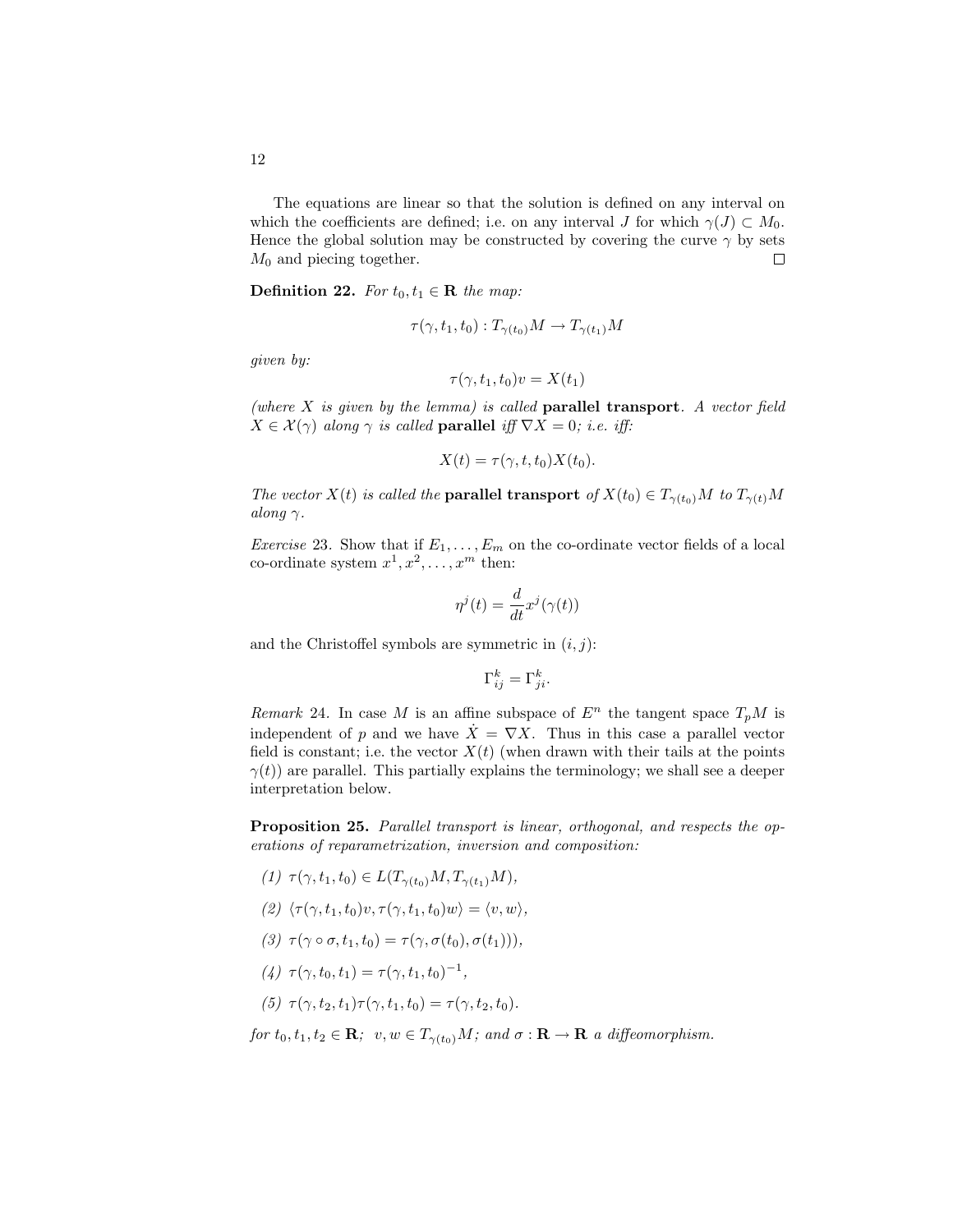The equations are linear so that the solution is defined on any interval on which the coefficients are defined; i.e. on any interval $J$ for which $\gamma(J) \subset M_0$. Hence the global solution may be constructed by covering the curve $\gamma$ by sets $M_0$ and piecing together. $\square$

**Definition 22.** *For $t_0, t_1 \in \mathbf{R}$ the map:*

$$\tau(\gamma, t_1, t_0) : T_{\gamma(t_0)}M \to T_{\gamma(t_1)}M$$

*given by:*

$$\tau(\gamma, t_1, t_0)v = X(t_1)$$

*(where $X$ is given by the lemma) is called* **parallel transport**. *A vector field $X \in \mathcal{X}(\gamma)$ along $\gamma$ is called* **parallel** *iff $\nabla X = 0$; i.e. iff:*

$$X(t) = \tau(\gamma, t, t_0)X(t_0).$$

*The vector $X(t)$ is called the* **parallel transport** *of $X(t_0) \in T_{\gamma(t_0)}M$ to $T_{\gamma(t)}M$ along $\gamma$.*

*Exercise* 23. Show that if $E_1, \ldots, E_m$ on the co-ordinate vector fields of a local co-ordinate system $x^1, x^2, \ldots, x^m$ then:

$$\eta^j(t) = \frac{d}{dt}x^j(\gamma(t))$$

and the Christoffel symbols are symmetric in $(i, j)$:

$$\Gamma^k_{ij} = \Gamma^k_{ji}.$$

*Remark* 24. In case $M$ is an affine subspace of $E^n$ the tangent space $T_pM$ is independent of $p$ and we have $\dot{X} = \nabla X$. Thus in this case a parallel vector field is constant; i.e. the vector $X(t)$ (when drawn with their tails at the points $\gamma(t)$) are parallel. This partially explains the terminology; we shall see a deeper interpretation below.

**Proposition 25.** *Parallel transport is linear, orthogonal, and respects the operations of reparametrization, inversion and composition:*

*(1)* $\tau(\gamma, t_1, t_0) \in L(T_{\gamma(t_0)}M, T_{\gamma(t_1)}M)$,

*(2)* $\langle \tau(\gamma, t_1, t_0)v, \tau(\gamma, t_1, t_0)w \rangle = \langle v, w \rangle$,

*(3)* $\tau(\gamma \circ \sigma, t_1, t_0) = \tau(\gamma, \sigma(t_0), \sigma(t_1)))$,

*(4)* $\tau(\gamma, t_0, t_1) = \tau(\gamma, t_1, t_0)^{-1}$,

*(5)* $\tau(\gamma, t_2, t_1)\tau(\gamma, t_1, t_0) = \tau(\gamma, t_2, t_0)$.

*for $t_0, t_1, t_2 \in \mathbf{R}$; $v, w \in T_{\gamma(t_0)}M$; and $\sigma : \mathbf{R} \to \mathbf{R}$ a diffeomorphism.*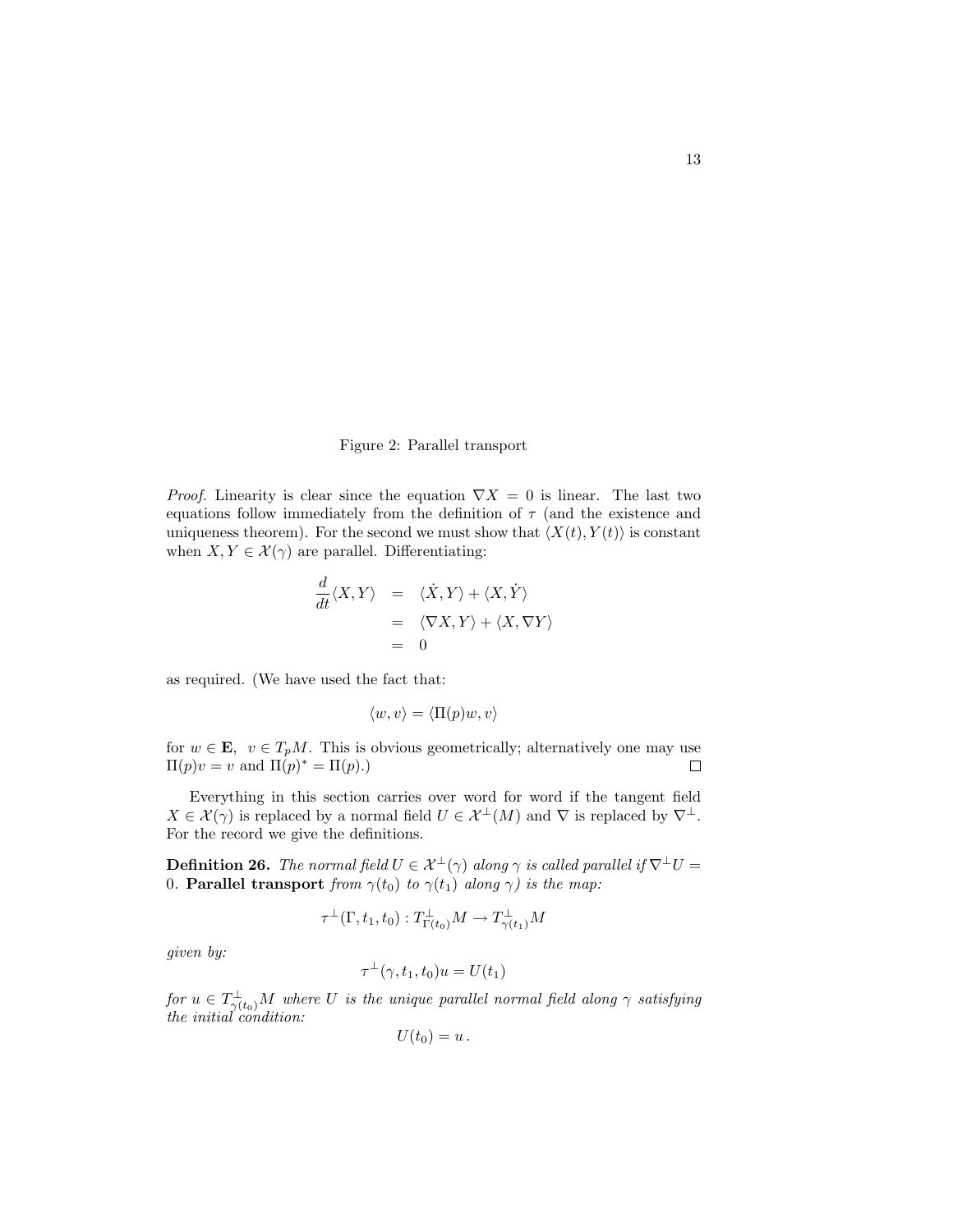Figure 2: Parallel transport

*Proof.* Linearity is clear since the equation $\nabla X = 0$ is linear. The last two equations follow immediately from the definition of $\tau$ (and the existence and uniqueness theorem). For the second we must show that $\langle X(t), Y(t)\rangle$ is constant when $X, Y \in \mathcal{X}(\gamma)$ are parallel. Differentiating:

$$
\begin{aligned}
\frac{d}{dt}\langle X, Y\rangle &= \langle \dot{X}, Y\rangle + \langle X, \dot{Y}\rangle \\
&= \langle \nabla X, Y\rangle + \langle X, \nabla Y\rangle \\
&= 0
\end{aligned}
$$

as required. (We have used the fact that:

$$
\langle w, v\rangle = \langle \Pi(p)w, v\rangle
$$

for $w \in \mathbf{E}$, $v \in T_pM$. This is obvious geometrically; alternatively one may use $\Pi(p)v = v$ and $\Pi(p)^* = \Pi(p)$.) $\square$

Everything in this section carries over word for word if the tangent field $X \in \mathcal{X}(\gamma)$ is replaced by a normal field $U \in \mathcal{X}^\perp(M)$ and $\nabla$ is replaced by $\nabla^\perp$. For the record we give the definitions.

**Definition 26.** *The normal field $U \in \mathcal{X}^\perp(\gamma)$ along $\gamma$ is called parallel if $\nabla^\perp U = 0$.* **Parallel transport** *from $\gamma(t_0)$ to $\gamma(t_1)$ along $\gamma$) is the map:*

$$
\tau^\perp(\Gamma, t_1, t_0) : T^\perp_{\Gamma(t_0)}M \to T^\perp_{\gamma(t_1)}M
$$

*given by:*

$$
\tau^\perp(\gamma, t_1, t_0)u = U(t_1)
$$

*for $u \in T^\perp_{\gamma(t_0)}M$ where $U$ is the unique parallel normal field along $\gamma$ satisfying the initial condition:*

$$
U(t_0) = u\,.
$$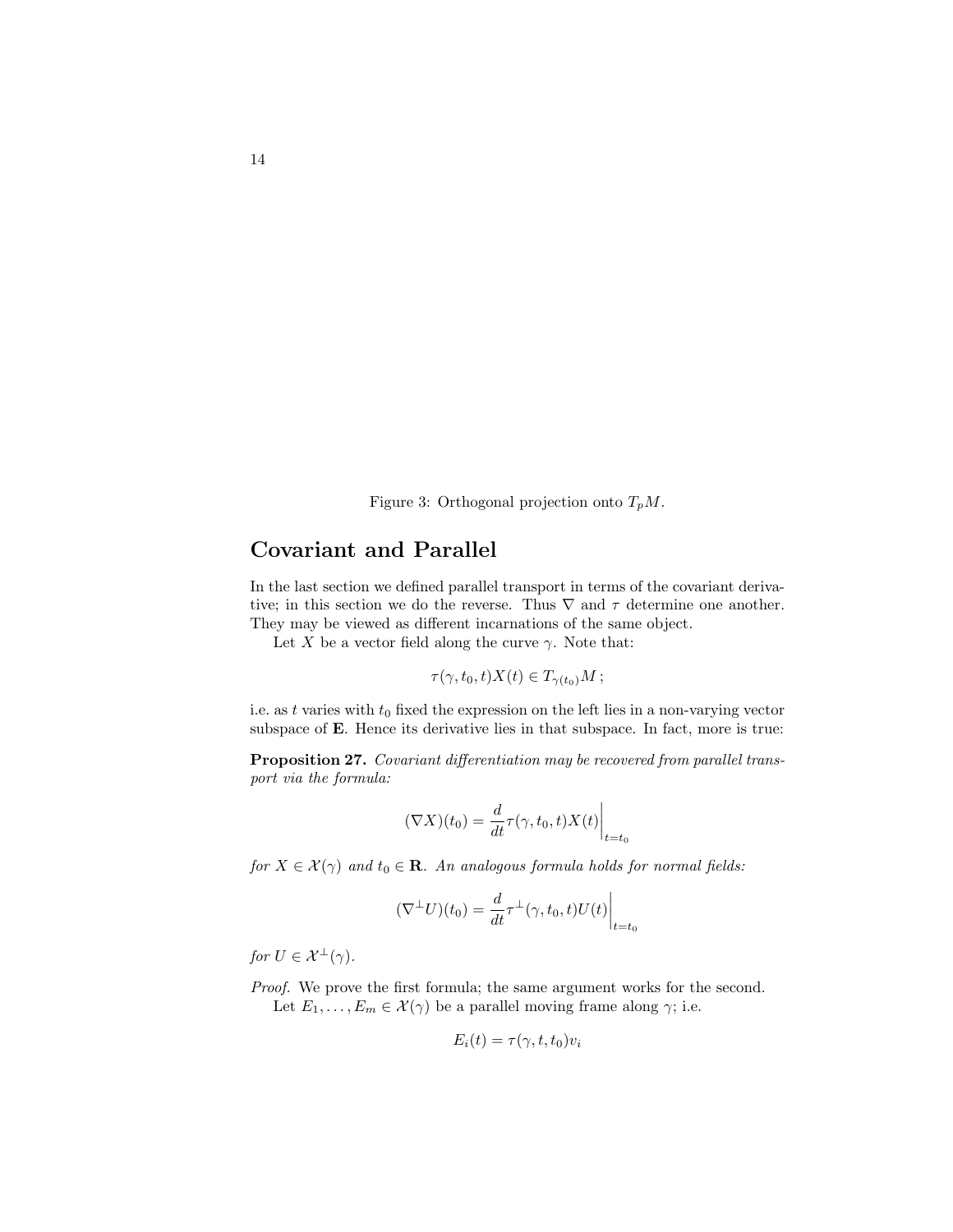Figure 3: Orthogonal projection onto $T_pM$.

## Covariant and Parallel

In the last section we defined parallel transport in terms of the covariant derivative; in this section we do the reverse. Thus $\nabla$ and $\tau$ determine one another. They may be viewed as different incarnations of the same object.

Let $X$ be a vector field along the curve $\gamma$. Note that:

$$\tau(\gamma, t_0, t)X(t) \in T_{\gamma(t_0)}M\,;$$

i.e. as $t$ varies with $t_0$ fixed the expression on the left lies in a non-varying vector subspace of $\mathbf{E}$. Hence its derivative lies in that subspace. In fact, more is true:

**Proposition 27.** *Covariant differentiation may be recovered from parallel transport via the formula:*

$$(\nabla X)(t_0) = \frac{d}{dt}\tau(\gamma, t_0, t)X(t)\bigg|_{t=t_0}$$

*for $X \in \mathcal{X}(\gamma)$ and $t_0 \in \mathbf{R}$. An analogous formula holds for normal fields:*

$$(\nabla^{\perp}U)(t_0) = \frac{d}{dt}\tau^{\perp}(\gamma, t_0, t)U(t)\bigg|_{t=t_0}$$

*for $U \in \mathcal{X}^{\perp}(\gamma)$.*

*Proof.* We prove the first formula; the same argument works for the second.

Let $E_1, \ldots, E_m \in \mathcal{X}(\gamma)$ be a parallel moving frame along $\gamma$; i.e.

$$E_i(t) = \tau(\gamma, t, t_0)v_i$$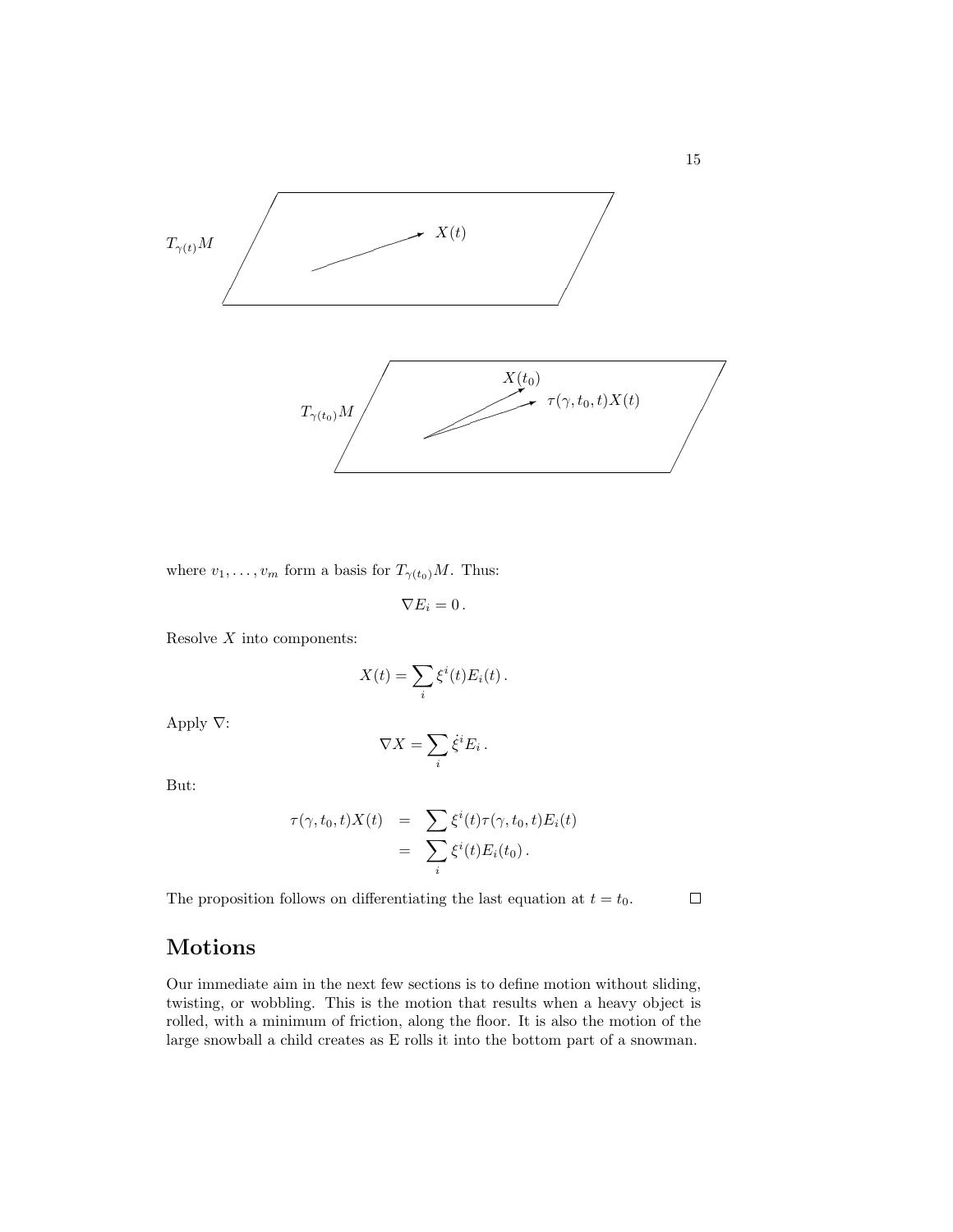where $v_1, \ldots, v_m$ form a basis for $T_{\gamma(t_0)}M$. Thus:

$$\nabla E_i = 0\,.$$

Resolve $X$ into components:

$$X(t) = \sum_i \xi^i(t) E_i(t)\,.$$

Apply $\nabla$:

$$\nabla X = \sum_i \dot{\xi}^i E_i\,.$$

But:

$$\begin{aligned}
\tau(\gamma, t_0, t)X(t) &= \sum \xi^i(t)\tau(\gamma, t_0, t)E_i(t) \\
&= \sum_i \xi^i(t)E_i(t_0)\,.
\end{aligned}$$

The proposition follows on differentiating the last equation at $t = t_0$. □

## Motions

Our immediate aim in the next few sections is to define motion without sliding, twisting, or wobbling. This is the motion that results when a heavy object is rolled, with a minimum of friction, along the floor. It is also the motion of the large snowball a child creates as E rolls it into the bottom part of a snowman.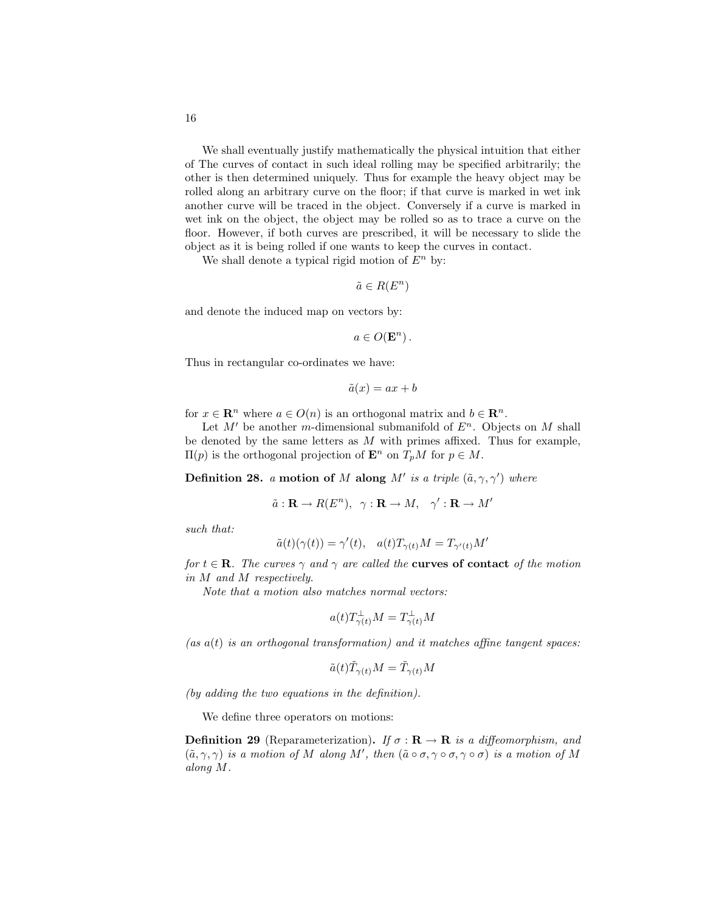We shall eventually justify mathematically the physical intuition that either of The curves of contact in such ideal rolling may be specified arbitrarily; the other is then determined uniquely. Thus for example the heavy object may be rolled along an arbitrary curve on the floor; if that curve is marked in wet ink another curve will be traced in the object. Conversely if a curve is marked in wet ink on the object, the object may be rolled so as to trace a curve on the floor. However, if both curves are prescribed, it will be necessary to slide the object as it is being rolled if one wants to keep the curves in contact.

We shall denote a typical rigid motion of $E^n$ by:

$$\tilde{a} \in R(E^n)$$

and denote the induced map on vectors by:

$$a \in O(\mathbf{E}^n).$$

Thus in rectangular co-ordinates we have:

$$\tilde{a}(x) = ax + b$$

for $x \in \mathbf{R}^n$ where $a \in O(n)$ is an orthogonal matrix and $b \in \mathbf{R}^n$.

Let $M'$ be another $m$-dimensional submanifold of $E^n$. Objects on $M$ shall be denoted by the same letters as $M$ with primes affixed. Thus for example, $\Pi(p)$ is the orthogonal projection of $\mathbf{E}^n$ on $T_pM$ for $p \in M$.

**Definition 28.** *a* **motion of** $M$ **along** $M'$ *is a triple* $(\tilde{a}, \gamma, \gamma')$ *where*

$$\tilde{a} : \mathbf{R} \to R(E^n), \quad \gamma : \mathbf{R} \to M, \quad \gamma' : \mathbf{R} \to M'$$

*such that:*

$$\tilde{a}(t)(\gamma(t)) = \gamma'(t), \quad a(t)T_{\gamma(t)}M = T_{\gamma'(t)}M'$$

*for* $t \in \mathbf{R}$*. The curves* $\gamma$ *and* $\gamma$ *are called the* **curves of contact** *of the motion in* $M$ *and* $M$ *respectively.*

*Note that a motion also matches normal vectors:*

$$a(t)T^{\perp}_{\gamma(t)}M = T^{\perp}_{\gamma(t)}M$$

*(as* $a(t)$ *is an orthogonal transformation) and it matches affine tangent spaces:*

$$\tilde{a}(t)\tilde{T}_{\gamma(t)}M = \tilde{T}_{\gamma(t)}M$$

*(by adding the two equations in the definition).*

We define three operators on motions:

**Definition 29** (Reparameterization)**.** *If* $\sigma : \mathbf{R} \to \mathbf{R}$ *is a diffeomorphism, and* $(\tilde{a}, \gamma, \gamma)$ *is a motion of* $M$ *along* $M'$*, then* $(\tilde{a} \circ \sigma, \gamma \circ \sigma, \gamma \circ \sigma)$ *is a motion of* $M$ *along* $M$*.*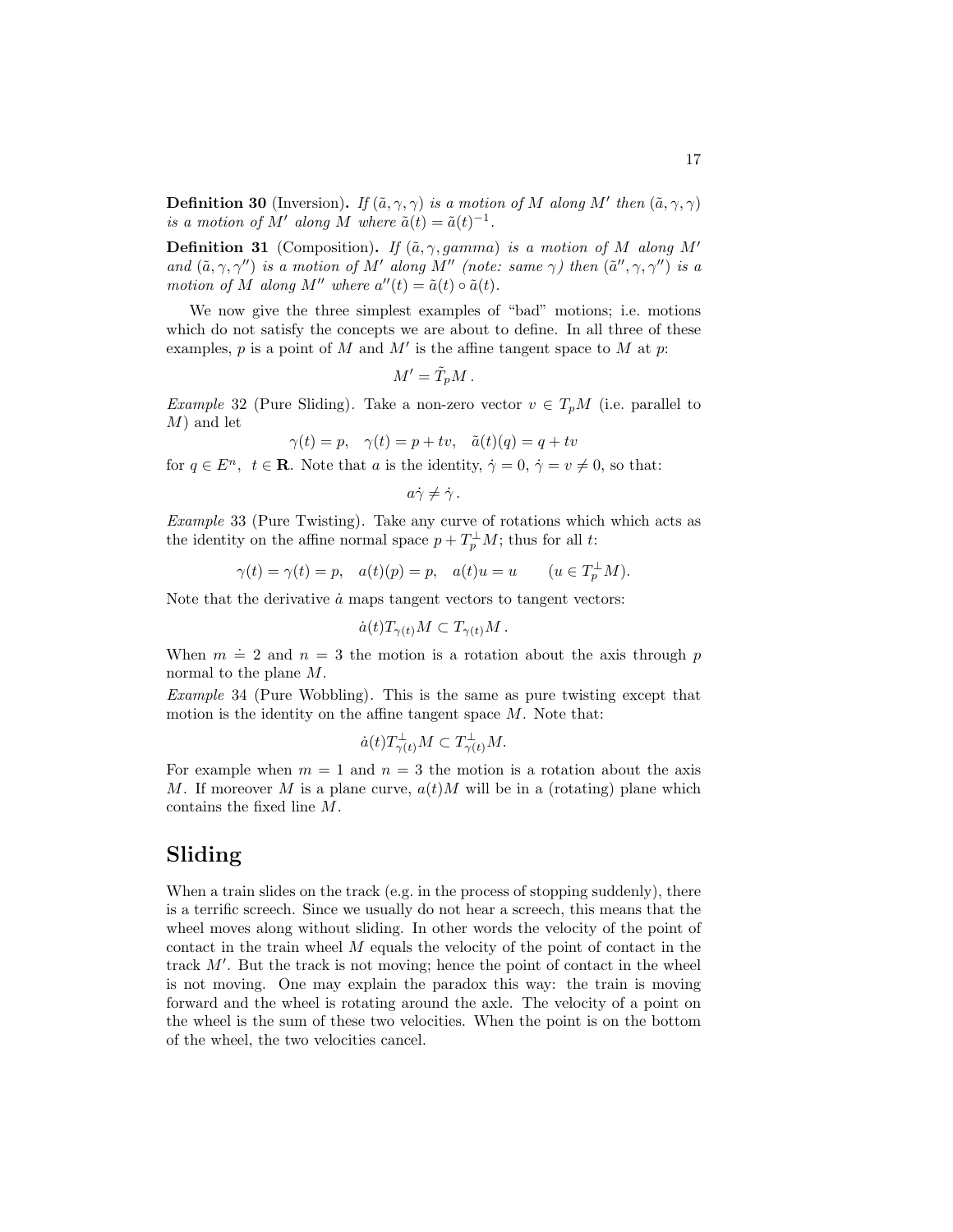**Definition 30** (Inversion)**.** *If $(\tilde{a}, \gamma, \gamma)$ is a motion of $M$ along $M'$ then $(\tilde{a}, \gamma, \gamma)$ is a motion of $M'$ along $M$ where $\tilde{a}(t) = \tilde{a}(t)^{-1}$.*

**Definition 31** (Composition)**.** *If $(\tilde{a}, \gamma, gamma)$ is a motion of $M$ along $M'$ and $(\tilde{a}, \gamma, \gamma'')$ is a motion of $M'$ along $M''$ (note: same $\gamma$) then $(\tilde{a}'', \gamma, \gamma'')$ is a motion of $M$ along $M''$ where $a''(t) = \tilde{a}(t) \circ \tilde{a}(t)$.*

We now give the three simplest examples of "bad" motions; i.e. motions which do not satisfy the concepts we are about to define. In all three of these examples, $p$ is a point of $M$ and $M'$ is the affine tangent space to $M$ at $p$:

$$M' = \tilde{T}_p M\,.$$

*Example* 32 (Pure Sliding). Take a non-zero vector $v \in T_p M$ (i.e. parallel to $M$) and let

$$\gamma(t) = p, \quad \gamma(t) = p + tv, \quad \tilde{a}(t)(q) = q + tv$$

for $q \in E^n$, $t \in \mathbf{R}$. Note that $a$ is the identity, $\dot{\gamma} = 0$, $\dot{\gamma} = v \neq 0$, so that:

$$a\dot{\gamma} \neq \dot{\gamma}\,.$$

*Example* 33 (Pure Twisting). Take any curve of rotations which which acts as the identity on the affine normal space $p + T_p^{\perp} M$; thus for all $t$:

$$\gamma(t) = \gamma(t) = p, \quad a(t)(p) = p, \quad a(t)u = u \qquad (u \in T_p^{\perp} M).$$

Note that the derivative $\dot{a}$ maps tangent vectors to tangent vectors:

$$\dot{a}(t) T_{\gamma(t)} M \subset T_{\gamma(t)} M\,.$$

When $m \doteq 2$ and $n = 3$ the motion is a rotation about the axis through $p$ normal to the plane $M$.

*Example* 34 (Pure Wobbling). This is the same as pure twisting except that motion is the identity on the affine tangent space $M$. Note that:

$$\dot{a}(t) T_{\gamma(t)}^{\perp} M \subset T_{\gamma(t)}^{\perp} M.$$

For example when $m = 1$ and $n = 3$ the motion is a rotation about the axis $M$. If moreover $M$ is a plane curve, $a(t)M$ will be in a (rotating) plane which contains the fixed line $M$.

## Sliding

When a train slides on the track (e.g. in the process of stopping suddenly), there is a terrific screech. Since we usually do not hear a screech, this means that the wheel moves along without sliding. In other words the velocity of the point of contact in the train wheel $M$ equals the velocity of the point of contact in the track $M'$. But the track is not moving; hence the point of contact in the wheel is not moving. One may explain the paradox this way: the train is moving forward and the wheel is rotating around the axle. The velocity of a point on the wheel is the sum of these two velocities. When the point is on the bottom of the wheel, the two velocities cancel.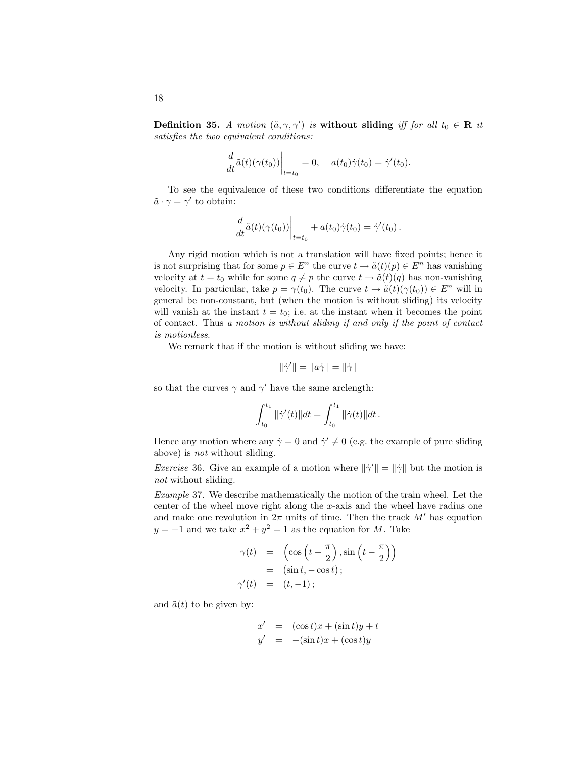**Definition 35.** *A motion* $(\tilde{a}, \gamma, \gamma')$ *is* **without sliding** *iff for all* $t_0 \in \mathbf{R}$ *it satisfies the two equivalent conditions:*

$$\left.\frac{d}{dt}\tilde{a}(t)(\gamma(t_0))\right|_{t=t_0} = 0, \quad a(t_0)\dot{\gamma}(t_0) = \dot{\gamma}'(t_0).$$

To see the equivalence of these two conditions differentiate the equation $\tilde{a} \cdot \gamma = \gamma'$ to obtain:

$$\left.\frac{d}{dt}\tilde{a}(t)(\gamma(t_0))\right|_{t=t_0} + a(t_0)\dot{\gamma}(t_0) = \dot{\gamma}'(t_0)\,.$$

Any rigid motion which is not a translation will have fixed points; hence it is not surprising that for some $p \in E^n$ the curve $t \to \tilde{a}(t)(p) \in E^n$ has vanishing velocity at $t = t_0$ while for some $q \neq p$ the curve $t \to \tilde{a}(t)(q)$ has non-vanishing velocity. In particular, take $p = \gamma(t_0)$. The curve $t \to \tilde{a}(t)(\gamma(t_0)) \in E^n$ will in general be non-constant, but (when the motion is without sliding) its velocity will vanish at the instant $t = t_0$; i.e. at the instant when it becomes the point of contact. Thus *a motion is without sliding if and only if the point of contact is motionless*.

We remark that if the motion is without sliding we have:

$$\|\dot{\gamma}'\| = \|a\dot{\gamma}\| = \|\dot{\gamma}\|$$

so that the curves $\gamma$ and $\gamma'$ have the same arclength:

$$\int_{t_0}^{t_1} \|\dot{\gamma}'(t)\| dt = \int_{t_0}^{t_1} \|\dot{\gamma}(t)\| dt\,.$$

Hence any motion where any $\dot{\gamma} = 0$ and $\dot{\gamma}' \neq 0$ (e.g. the example of pure sliding above) is *not* without sliding.

*Exercise* 36. Give an example of a motion where $\|\dot{\gamma}'\| = \|\dot{\gamma}\|$ but the motion is *not* without sliding.

*Example* 37. We describe mathematically the motion of the train wheel. Let the center of the wheel move right along the $x$-axis and the wheel have radius one and make one revolution in $2\pi$ units of time. Then the track $M'$ has equation $y = -1$ and we take $x^2 + y^2 = 1$ as the equation for $M$. Take

$$\begin{aligned}
\gamma(t) &= \left(\cos\left(t - \frac{\pi}{2}\right), \sin\left(t - \frac{\pi}{2}\right)\right) \\
&= (\sin t, -\cos t)\,; \\
\gamma'(t) &= (t, -1)\,;
\end{aligned}$$

and $\tilde{a}(t)$ to be given by:

$$\begin{aligned}
x' &= (\cos t)x + (\sin t)y + t \\
y' &= -(\sin t)x + (\cos t)y
\end{aligned}$$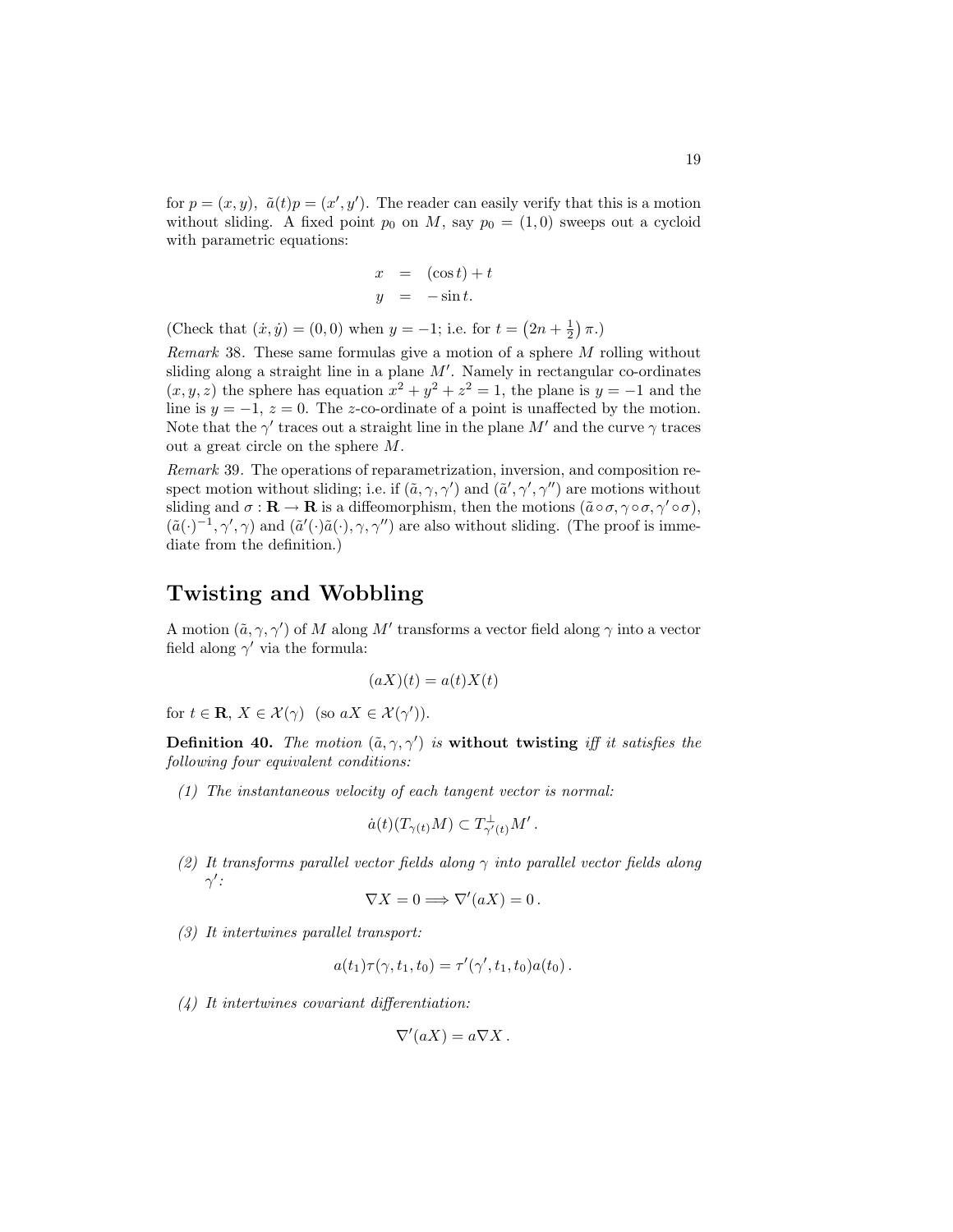for $p = (x, y)$, $\tilde{a}(t)p = (x', y')$. The reader can easily verify that this is a motion without sliding. A fixed point $p_0$ on $M$, say $p_0 = (1, 0)$ sweeps out a cycloid with parametric equations:

$$
\begin{aligned}
x &= (\cos t) + t \\
y &= -\sin t.
\end{aligned}
$$

(Check that $(\dot{x}, \dot{y}) = (0, 0)$ when $y = -1$; i.e. for $t = \left(2n + \frac{1}{2}\right)\pi$.)

*Remark* 38. These same formulas give a motion of a sphere $M$ rolling without sliding along a straight line in a plane $M'$. Namely in rectangular co-ordinates $(x, y, z)$ the sphere has equation $x^2 + y^2 + z^2 = 1$, the plane is $y = -1$ and the line is $y = -1$, $z = 0$. The $z$-co-ordinate of a point is unaffected by the motion. Note that the $\gamma'$ traces out a straight line in the plane $M'$ and the curve $\gamma$ traces out a great circle on the sphere $M$.

*Remark* 39. The operations of reparametrization, inversion, and composition respect motion without sliding; i.e. if $(\tilde{a}, \gamma, \gamma')$ and $(\tilde{a}', \gamma', \gamma'')$ are motions without sliding and $\sigma : \mathbf{R} \to \mathbf{R}$ is a diffeomorphism, then the motions $(\tilde{a} \circ \sigma, \gamma \circ \sigma, \gamma' \circ \sigma)$, $(\tilde{a}(\cdot)^{-1}, \gamma', \gamma)$ and $(\tilde{a}'(\cdot)\tilde{a}(\cdot), \gamma, \gamma'')$ are also without sliding. (The proof is immediate from the definition.)

# Twisting and Wobbling

A motion $(\tilde{a}, \gamma, \gamma')$ of $M$ along $M'$ transforms a vector field along $\gamma$ into a vector field along $\gamma'$ via the formula:

$$
(aX)(t) = a(t)X(t)
$$

for $t \in \mathbf{R}$, $X \in \mathcal{X}(\gamma)$ (so $aX \in \mathcal{X}(\gamma')$).

**Definition 40.** *The motion $(\tilde{a}, \gamma, \gamma')$ is* **without twisting** *iff it satisfies the following four equivalent conditions:*

*(1) The instantaneous velocity of each tangent vector is normal:*

$$
\dot{a}(t)(T_{\gamma(t)}M) \subset T^{\perp}_{\gamma'(t)}M' .
$$

*(2) It transforms parallel vector fields along $\gamma$ into parallel vector fields along $\gamma'$:*

$$
\nabla X = 0 \Longrightarrow \nabla'(aX) = 0 .
$$

*(3) It intertwines parallel transport:*

$$
a(t_1)\tau(\gamma, t_1, t_0) = \tau'(\gamma', t_1, t_0)a(t_0) .
$$

*(4) It intertwines covariant differentiation:*

$$
\nabla'(aX) = a\nabla X .
$$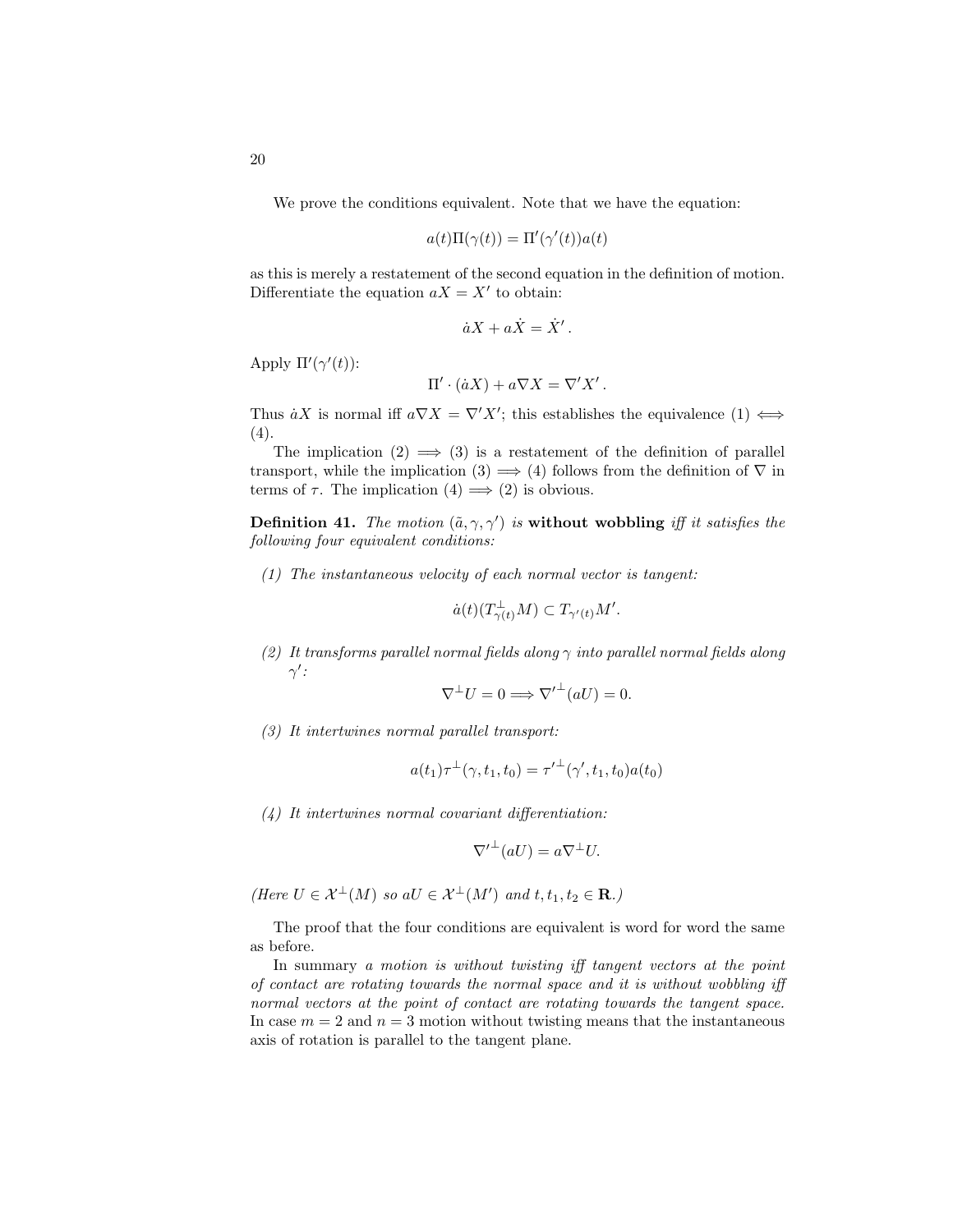We prove the conditions equivalent. Note that we have the equation:

$$a(t)\Pi(\gamma(t)) = \Pi'(\gamma'(t))a(t)$$

as this is merely a restatement of the second equation in the definition of motion. Differentiate the equation $aX = X'$ to obtain:

$$\dot{a}X + a\dot{X} = \dot{X}'.$$

Apply $\Pi'(\gamma'(t))$:

$$\Pi' \cdot (\dot{a}X) + a\nabla X = \nabla' X'.$$

Thus $\dot{a}X$ is normal iff $a\nabla X = \nabla' X'$; this establishes the equivalence (1) $\iff$ (4).

The implication (2) $\implies$ (3) is a restatement of the definition of parallel transport, while the implication (3) $\implies$ (4) follows from the definition of $\nabla$ in terms of $\tau$. The implication (4) $\implies$ (2) is obvious.

**Definition 41.** *The motion $(\tilde{a}, \gamma, \gamma')$ is* **without wobbling** *iff it satisfies the following four equivalent conditions:*

*(1) The instantaneous velocity of each normal vector is tangent:*

$$\dot{a}(t)(T^{\perp}_{\gamma(t)}M) \subset T_{\gamma'(t)}M'.$$

*(2) It transforms parallel normal fields along $\gamma$ into parallel normal fields along $\gamma'$:*

$$\nabla^{\perp}U = 0 \Longrightarrow {\nabla'}^{\perp}(aU) = 0.$$

*(3) It intertwines normal parallel transport:*

$$a(t_1)\tau^{\perp}(\gamma, t_1, t_0) = {\tau'}^{\perp}(\gamma', t_1, t_0)a(t_0)$$

*(4) It intertwines normal covariant differentiation:*

$${\nabla'}^{\perp}(aU) = a\nabla^{\perp}U.$$

*(Here $U \in \mathcal{X}^{\perp}(M)$ so $aU \in \mathcal{X}^{\perp}(M')$ and $t, t_1, t_2 \in \mathbf{R}$.)*

The proof that the four conditions are equivalent is word for word the same as before.

In summary *a motion is without twisting iff tangent vectors at the point of contact are rotating towards the normal space and it is without wobbling iff normal vectors at the point of contact are rotating towards the tangent space.* In case $m = 2$ and $n = 3$ motion without twisting means that the instantaneous axis of rotation is parallel to the tangent plane.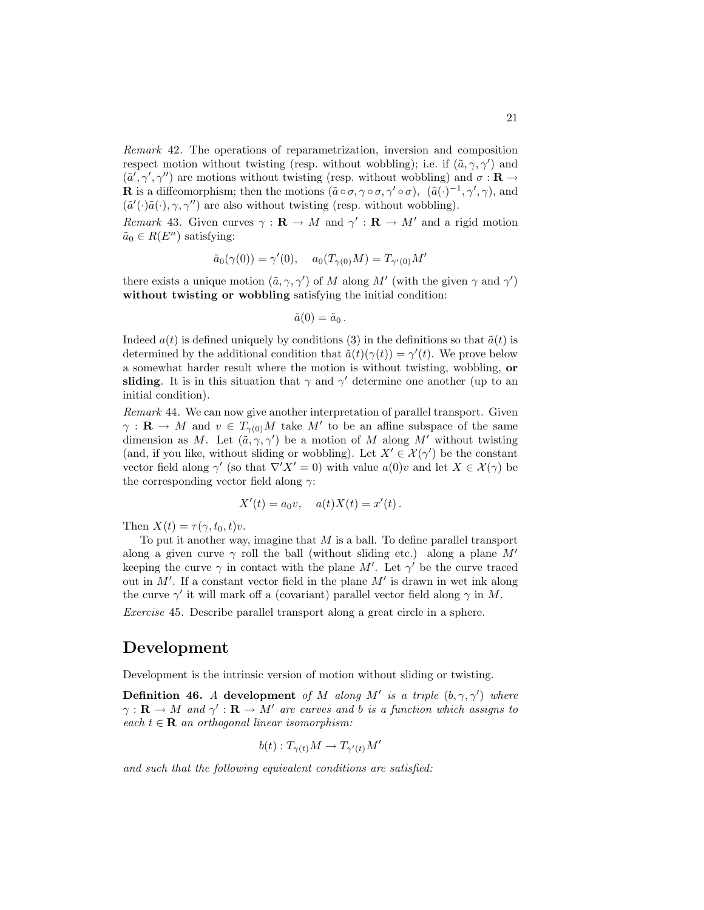*Remark* 42. The operations of reparametrization, inversion and composition respect motion without twisting (resp. without wobbling); i.e. if $(\tilde{a}, \gamma, \gamma')$ and $(\tilde{a}', \gamma', \gamma'')$ are motions without twisting (resp. without wobbling) and $\sigma : \mathbf{R} \to \mathbf{R}$ is a diffeomorphism; then the motions $(\tilde{a} \circ \sigma, \gamma \circ \sigma, \gamma' \circ \sigma)$, $(\tilde{a}(\cdot)^{-1}, \gamma', \gamma)$, and $(\tilde{a}'(\cdot)\tilde{a}(\cdot), \gamma, \gamma'')$ are also without twisting (resp. without wobbling).

*Remark* 43. Given curves $\gamma : \mathbf{R} \to M$ and $\gamma' : \mathbf{R} \to M'$ and a rigid motion $\tilde{a}_0 \in R(E^n)$ satisfying:

$$\tilde{a}_0(\gamma(0)) = \gamma'(0), \quad a_0(T_{\gamma(0)}M) = T_{\gamma'(0)}M'$$

there exists a unique motion $(\tilde{a}, \gamma, \gamma')$ of $M$ along $M'$ (with the given $\gamma$ and $\gamma'$) **without twisting or wobbling** satisfying the initial condition:

$$\tilde{a}(0) = \tilde{a}_0 \,.$$

Indeed $a(t)$ is defined uniquely by conditions (3) in the definitions so that $\tilde{a}(t)$ is determined by the additional condition that $\tilde{a}(t)(\gamma(t)) = \gamma'(t)$. We prove below a somewhat harder result where the motion is without twisting, wobbling, **or sliding**. It is in this situation that $\gamma$ and $\gamma'$ determine one another (up to an initial condition).

*Remark* 44. We can now give another interpretation of parallel transport. Given $\gamma : \mathbf{R} \to M$ and $v \in T_{\gamma(0)}M$ take $M'$ to be an affine subspace of the same dimension as $M$. Let $(\tilde{a}, \gamma, \gamma')$ be a motion of $M$ along $M'$ without twisting (and, if you like, without sliding or wobbling). Let $X' \in \mathcal{X}(\gamma')$ be the constant vector field along $\gamma'$ (so that $\nabla' X' = 0$) with value $a(0)v$ and let $X \in \mathcal{X}(\gamma)$ be the corresponding vector field along $\gamma$:

$$X'(t) = a_0 v, \quad a(t)X(t) = x'(t) \,.$$

Then $X(t) = \tau(\gamma, t_0, t)v$.

To put it another way, imagine that $M$ is a ball. To define parallel transport along a given curve $\gamma$ roll the ball (without sliding etc.) along a plane $M'$ keeping the curve $\gamma$ in contact with the plane $M'$. Let $\gamma'$ be the curve traced out in $M'$. If a constant vector field in the plane $M'$ is drawn in wet ink along the curve $\gamma'$ it will mark off a (covariant) parallel vector field along $\gamma$ in $M$.

*Exercise* 45. Describe parallel transport along a great circle in a sphere.

## Development

Development is the intrinsic version of motion without sliding or twisting.

**Definition 46.** *A* **development** *of $M$ along $M'$ is a triple $(b, \gamma, \gamma')$ where $\gamma : \mathbf{R} \to M$ and $\gamma' : \mathbf{R} \to M'$ are curves and $b$ is a function which assigns to each $t \in \mathbf{R}$ an orthogonal linear isomorphism:*

$$b(t) : T_{\gamma(t)}M \to T_{\gamma'(t)}M'$$

*and such that the following equivalent conditions are satisfied:*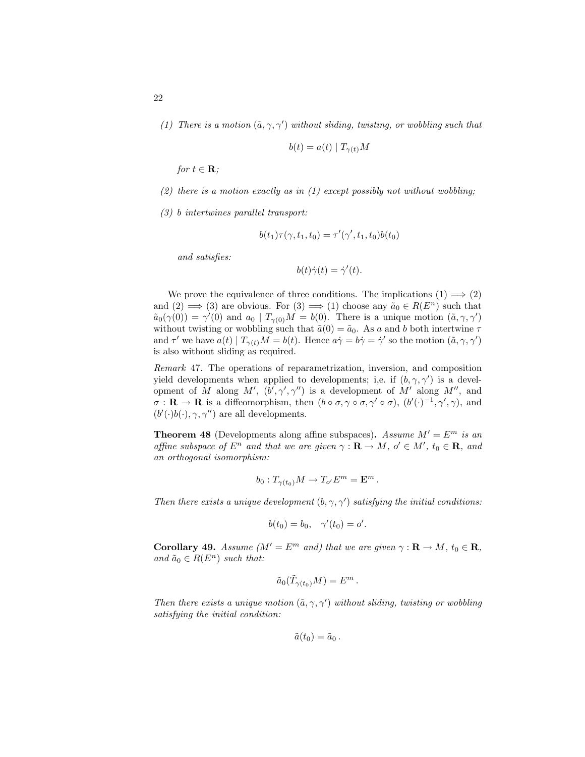*(1) There is a motion $(\tilde{a}, \gamma, \gamma')$ without sliding, twisting, or wobbling such that*

$$b(t) = a(t) \mid T_{\gamma(t)}M$$

*for $t \in \mathbf{R}$;*

*(2) there is a motion exactly as in (1) except possibly not without wobbling;*

*(3) $b$ intertwines parallel transport:*

$$b(t_1)\tau(\gamma, t_1, t_0) = \tau'(\gamma', t_1, t_0)b(t_0)$$

*and satisfies:*

$$b(t)\dot{\gamma}(t) = \dot{\gamma}'(t).$$

We prove the equivalence of three conditions. The implications (1) $\Longrightarrow$ (2) and (2) $\Longrightarrow$ (3) are obvious. For (3) $\Longrightarrow$ (1) choose any $\tilde{a}_0 \in R(E^n)$ such that $\tilde{a}_0(\gamma(0)) = \gamma'(0)$ and $a_0 \mid T_{\gamma(0)}M = b(0)$. There is a unique motion $(\tilde{a}, \gamma, \gamma')$ without twisting or wobbling such that $\tilde{a}(0) = \tilde{a}_0$. As $a$ and $b$ both intertwine $\tau$ and $\tau'$ we have $a(t) \mid T_{\gamma(t)}M = b(t)$. Hence $a\dot{\gamma} = b\dot{\gamma} = \dot{\gamma}'$ so the motion $(\tilde{a}, \gamma, \gamma')$ is also without sliding as required.

*Remark* 47. The operations of reparametrization, inversion, and composition yield developments when applied to developments; i.e. if $(b, \gamma, \gamma')$ is a development of $M$ along $M'$, $(b', \gamma', \gamma'')$ is a development of $M'$ along $M''$, and $\sigma : \mathbf{R} \to \mathbf{R}$ is a diffeomorphism, then $(b \circ \sigma, \gamma \circ \sigma, \gamma' \circ \sigma)$, $(b'(\cdot)^{-1}, \gamma', \gamma)$, and $(b'(\cdot)b(\cdot), \gamma, \gamma'')$ are all developments.

**Theorem 48** (Developments along affine subspaces)**.** *Assume $M' = E^m$ is an affine subspace of $E^n$ and that we are given $\gamma : \mathbf{R} \to M$, $o' \in M'$, $t_0 \in \mathbf{R}$, and an orthogonal isomorphism:*

$$b_0 : T_{\gamma(t_0)}M \to T_{o'}E^m = \mathbf{E}^m \,.$$

*Then there exists a unique development $(b, \gamma, \gamma')$ satisfying the initial conditions:*

$$b(t_0) = b_0, \quad \gamma'(t_0) = o'.$$

**Corollary 49.** *Assume ($M' = E^m$ and) that we are given $\gamma : \mathbf{R} \to M$, $t_0 \in \mathbf{R}$, and $\tilde{a}_0 \in R(E^n)$ such that:*

$$\tilde{a}_0(\tilde{T}_{\gamma(t_0)}M) = E^m \,.$$

*Then there exists a unique motion $(\tilde{a}, \gamma, \gamma')$ without sliding, twisting or wobbling satisfying the initial condition:*

$$\tilde{a}(t_0) = \tilde{a}_0 \,.$$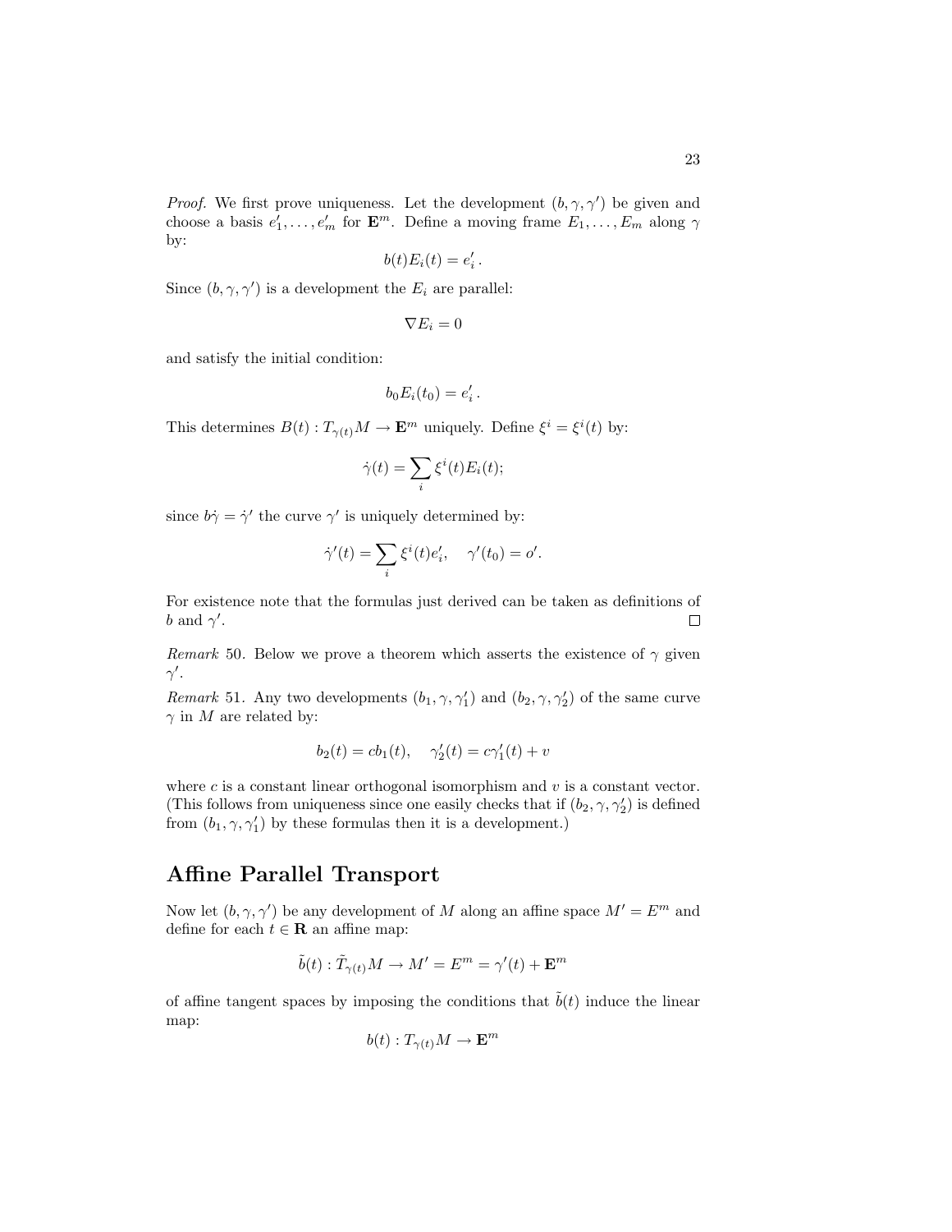*Proof*. We first prove uniqueness. Let the development $(b, \gamma, \gamma')$ be given and choose a basis $e'_1, \ldots, e'_m$ for $\mathbf{E}^m$. Define a moving frame $E_1, \ldots, E_m$ along $\gamma$ by:

$$b(t)E_i(t) = e'_i \, .$$

Since $(b, \gamma, \gamma')$ is a development the $E_i$ are parallel:

$$\nabla E_i = 0$$

and satisfy the initial condition:

$$b_0 E_i(t_0) = e'_i \, .$$

This determines $B(t) : T_{\gamma(t)}M \to \mathbf{E}^m$ uniquely. Define $\xi^i = \xi^i(t)$ by:

$$\dot{\gamma}(t) = \sum_i \xi^i(t) E_i(t);$$

since $b\dot{\gamma} = \dot{\gamma}'$ the curve $\gamma'$ is uniquely determined by:

$$\dot{\gamma}'(t) = \sum_i \xi^i(t) e'_i, \quad \gamma'(t_0) = o'.$$

For existence note that the formulas just derived can be taken as definitions of $b$ and $\gamma'$. □

*Remark* 50. Below we prove a theorem which asserts the existence of $\gamma$ given $\gamma'$.

*Remark* 51. Any two developments $(b_1, \gamma, \gamma'_1)$ and $(b_2, \gamma, \gamma'_2)$ of the same curve $\gamma$ in $M$ are related by:

$$b_2(t) = cb_1(t), \quad \gamma'_2(t) = c\gamma'_1(t) + v$$

where $c$ is a constant linear orthogonal isomorphism and $v$ is a constant vector. (This follows from uniqueness since one easily checks that if $(b_2, \gamma, \gamma'_2)$ is defined from $(b_1, \gamma, \gamma'_1)$ by these formulas then it is a development.)

## Affine Parallel Transport

Now let $(b, \gamma, \gamma')$ be any development of $M$ along an affine space $M' = E^m$ and define for each $t \in \mathbf{R}$ an affine map:

$$\tilde{b}(t) : \tilde{T}_{\gamma(t)}M \to M' = E^m = \gamma'(t) + \mathbf{E}^m$$

of affine tangent spaces by imposing the conditions that $\tilde{b}(t)$ induce the linear map:

$$b(t) : T_{\gamma(t)}M \to \mathbf{E}^m$$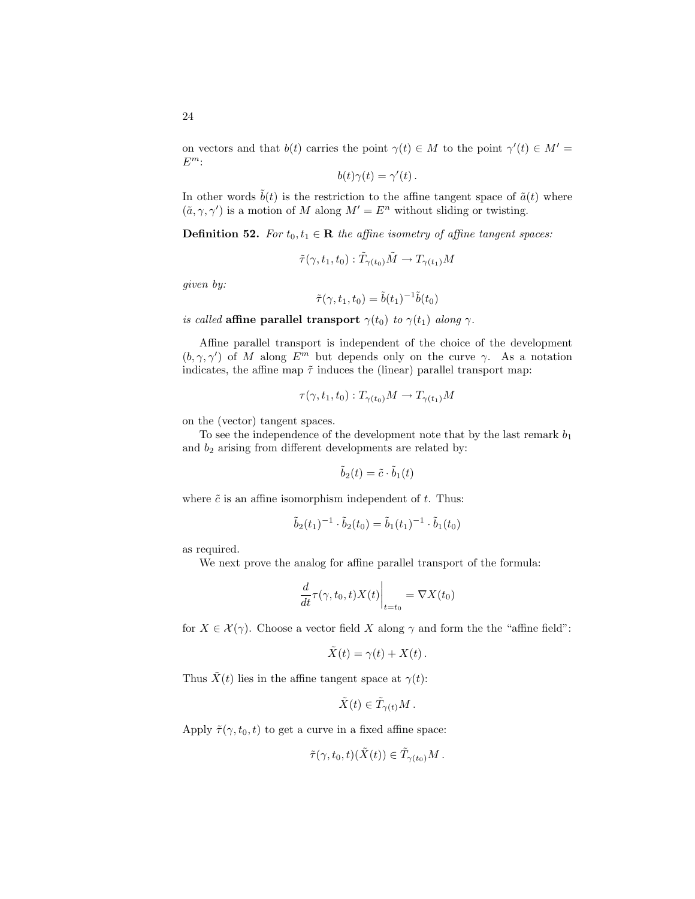on vectors and that $b(t)$ carries the point $\gamma(t) \in M$ to the point $\gamma'(t) \in M' = E^m$:

$$b(t)\gamma(t) = \gamma'(t)\,.$$

In other words $\tilde{b}(t)$ is the restriction to the affine tangent space of $\tilde{a}(t)$ where $(\tilde{a}, \gamma, \gamma')$ is a motion of $M$ along $M' = E^n$ without sliding or twisting.

**Definition 52.** *For $t_0, t_1 \in \mathbf{R}$ the affine isometry of affine tangent spaces:*

$$\tilde{\tau}(\gamma, t_1, t_0) : \tilde{T}_{\gamma(t_0)}\tilde{M} \to T_{\gamma(t_1)}M$$

*given by:*

$$\tilde{\tau}(\gamma, t_1, t_0) = \tilde{b}(t_1)^{-1}\tilde{b}(t_0)$$

*is called* **affine parallel transport** *$\gamma(t_0)$ to $\gamma(t_1)$ along $\gamma$.*

Affine parallel transport is independent of the choice of the development $(b, \gamma, \gamma')$ of $M$ along $E^m$ but depends only on the curve $\gamma$. As a notation indicates, the affine map $\tilde{\tau}$ induces the (linear) parallel transport map:

$$\tau(\gamma, t_1, t_0) : T_{\gamma(t_0)}M \to T_{\gamma(t_1)}M$$

on the (vector) tangent spaces.

To see the independence of the development note that by the last remark $b_1$ and $b_2$ arising from different developments are related by:

$$\tilde{b}_2(t) = \tilde{c} \cdot \tilde{b}_1(t)$$

where $\tilde{c}$ is an affine isomorphism independent of $t$. Thus:

$$\tilde{b}_2(t_1)^{-1} \cdot \tilde{b}_2(t_0) = \tilde{b}_1(t_1)^{-1} \cdot \tilde{b}_1(t_0)$$

as required.

We next prove the analog for affine parallel transport of the formula:

$$\left.\frac{d}{dt}\tau(\gamma, t_0, t)X(t)\right|_{t=t_0} = \nabla X(t_0)$$

for $X \in \mathcal{X}(\gamma)$. Choose a vector field $X$ along $\gamma$ and form the the "affine field":

$$\tilde{X}(t) = \gamma(t) + X(t)\,.$$

Thus $\tilde{X}(t)$ lies in the affine tangent space at $\gamma(t)$:

$$\tilde{X}(t) \in \tilde{T}_{\gamma(t)}M\,.$$

Apply $\tilde{\tau}(\gamma, t_0, t)$ to get a curve in a fixed affine space:

$$\tilde{\tau}(\gamma, t_0, t)(\tilde{X}(t)) \in \tilde{T}_{\gamma(t_0)}M\,.$$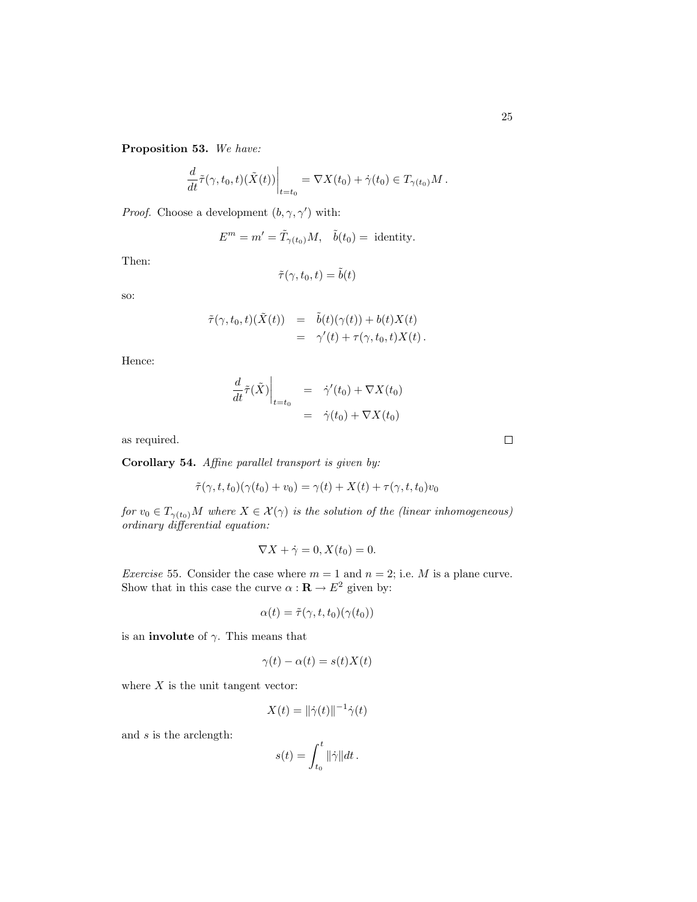**Proposition 53.** *We have:*

$$\frac{d}{dt}\tilde{\tau}(\gamma, t_0, t)(\tilde{X}(t))\bigg|_{t=t_0} = \nabla X(t_0) + \dot{\gamma}(t_0) \in T_{\gamma(t_0)}M\,.$$

*Proof.* Choose a development $(b, \gamma, \gamma')$ with:

$$E^m = m' = \tilde{T}_{\gamma(t_0)}M, \quad \tilde{b}(t_0) = \text{ identity.}$$

Then:

$$\tilde{\tau}(\gamma, t_0, t) = \tilde{b}(t)$$

so:

$$\begin{aligned}
\tilde{\tau}(\gamma, t_0, t)(\tilde{X}(t)) &= \tilde{b}(t)(\gamma(t)) + b(t)X(t) \\
&= \gamma'(t) + \tau(\gamma, t_0, t)X(t)\,.
\end{aligned}$$

Hence:

$$\begin{aligned}
\frac{d}{dt}\tilde{\tau}(\tilde{X})\bigg|_{t=t_0} &= \dot{\gamma}'(t_0) + \nabla X(t_0) \\
&= \dot{\gamma}(t_0) + \nabla X(t_0)
\end{aligned}$$

as required. $\square$

**Corollary 54.** *Affine parallel transport is given by:*

$$\tilde{\tau}(\gamma, t, t_0)(\gamma(t_0) + v_0) = \gamma(t) + X(t) + \tau(\gamma, t, t_0)v_0$$

*for $v_0 \in T_{\gamma(t_0)}M$ where $X \in \mathcal{X}(\gamma)$ is the solution of the (linear inhomogeneous) ordinary differential equation:*

$$\nabla X + \dot{\gamma} = 0, X(t_0) = 0.$$

*Exercise* 55. Consider the case where $m = 1$ and $n = 2$; i.e. $M$ is a plane curve. Show that in this case the curve $\alpha : \mathbf{R} \to E^2$ given by:

$$\alpha(t) = \tilde{\tau}(\gamma, t, t_0)(\gamma(t_0))$$

is an **involute** of $\gamma$. This means that

$$\gamma(t) - \alpha(t) = s(t)X(t)$$

where $X$ is the unit tangent vector:

$$X(t) = \|\dot{\gamma}(t)\|^{-1}\dot{\gamma}(t)$$

and $s$ is the arclength:

$$s(t) = \int_{t_0}^{t} \|\dot{\gamma}\| dt\,.$$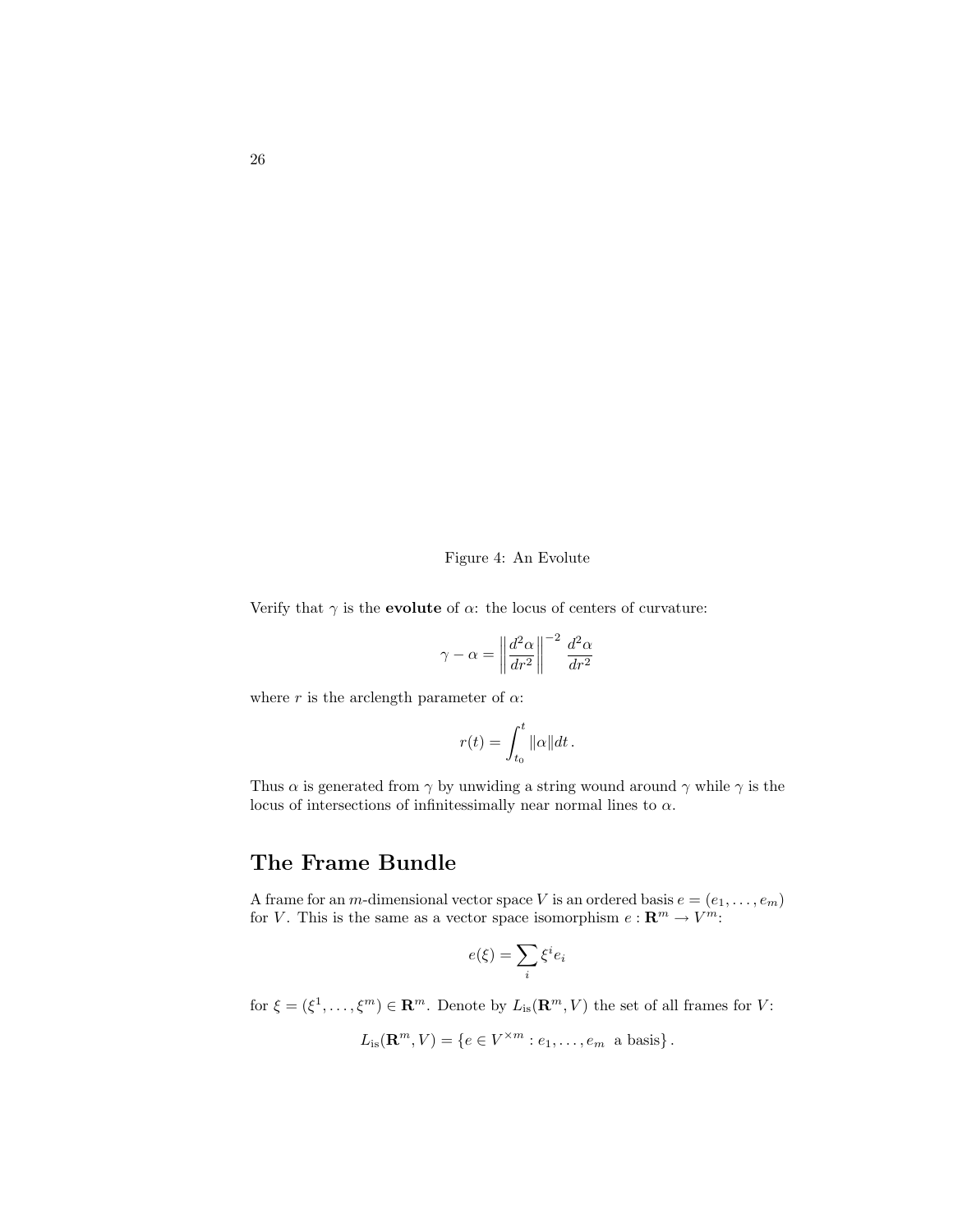Figure 4: An Evolute

Verify that $\gamma$ is the **evolute** of $\alpha$: the locus of centers of curvature:

$$\gamma - \alpha = \left\| \frac{d^2\alpha}{dr^2} \right\|^{-2} \frac{d^2\alpha}{dr^2}$$

where $r$ is the arclength parameter of $\alpha$:

$$r(t) = \int_{t_0}^{t} \|\alpha\| dt \,.$$

Thus $\alpha$ is generated from $\gamma$ by unwiding a string wound around $\gamma$ while $\gamma$ is the locus of intersections of infinitessimally near normal lines to $\alpha$.

## The Frame Bundle

A frame for an $m$-dimensional vector space $V$ is an ordered basis $e = (e_1, \ldots, e_m)$ for $V$. This is the same as a vector space isomorphism $e : \mathbf{R}^m \to V^m$:

$$e(\xi) = \sum_i \xi^i e_i$$

for $\xi = (\xi^1, \ldots, \xi^m) \in \mathbf{R}^m$. Denote by $L_{\text{is}}(\mathbf{R}^m, V)$ the set of all frames for $V$:

$$L_{\text{is}}(\mathbf{R}^m, V) = \{ e \in V^{\times m} : e_1, \ldots, e_m \text{ a basis} \} \,.$$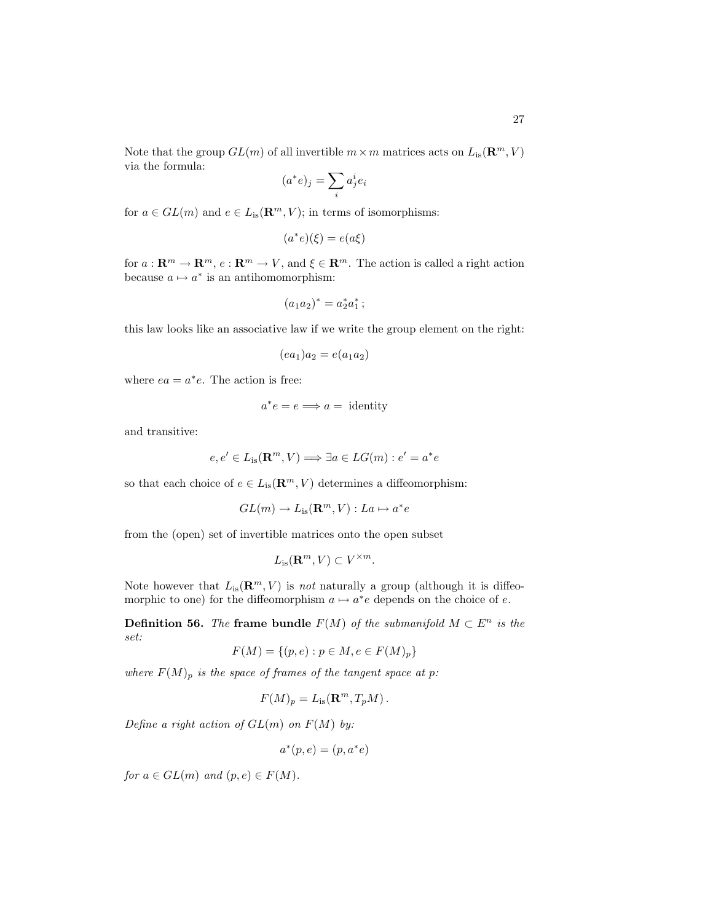Note that the group $GL(m)$ of all invertible $m \times m$ matrices acts on $L_{\mathrm{is}}(\mathbf{R}^m, V)$ via the formula:

$$(a^* e)_j = \sum_i a^i_j e_i$$

for $a \in GL(m)$ and $e \in L_{\mathrm{is}}(\mathbf{R}^m, V)$; in terms of isomorphisms:

$$(a^* e)(\xi) = e(a\xi)$$

for $a : \mathbf{R}^m \to \mathbf{R}^m$, $e : \mathbf{R}^m \to V$, and $\xi \in \mathbf{R}^m$. The action is called a right action because $a \mapsto a^*$ is an antihomomorphism:

$$(a_1 a_2)^* = a_2^* a_1^* ;$$

this law looks like an associative law if we write the group element on the right:

$$(e a_1) a_2 = e(a_1 a_2)$$

where $ea = a^* e$. The action is free:

$$a^* e = e \Longrightarrow a = \text{ identity}$$

and transitive:

$$e, e' \in L_{\mathrm{is}}(\mathbf{R}^m, V) \Longrightarrow \exists a \in LG(m) : e' = a^* e$$

so that each choice of $e \in L_{\mathrm{is}}(\mathbf{R}^m, V)$ determines a diffeomorphism:

$$GL(m) \to L_{\mathrm{is}}(\mathbf{R}^m, V) : La \mapsto a^* e$$

from the (open) set of invertible matrices onto the open subset

$$L_{\mathrm{is}}(\mathbf{R}^m, V) \subset V^{\times m}.$$

Note however that $L_{\mathrm{is}}(\mathbf{R}^m, V)$ is *not* naturally a group (although it is diffeomorphic to one) for the diffeomorphism $a \mapsto a^* e$ depends on the choice of $e$.

**Definition 56.** *The* **frame bundle** $F(M)$ *of the submanifold* $M \subset E^n$ *is the set:*

$$F(M) = \{(p, e) : p \in M, e \in F(M)_p\}$$

*where* $F(M)_p$ *is the space of frames of the tangent space at* $p$*:*

$$F(M)_p = L_{\mathrm{is}}(\mathbf{R}^m, T_p M) .$$

*Define a right action of* $GL(m)$ *on* $F(M)$ *by:*

$$a^*(p, e) = (p, a^* e)$$

*for* $a \in GL(m)$ *and* $(p, e) \in F(M)$.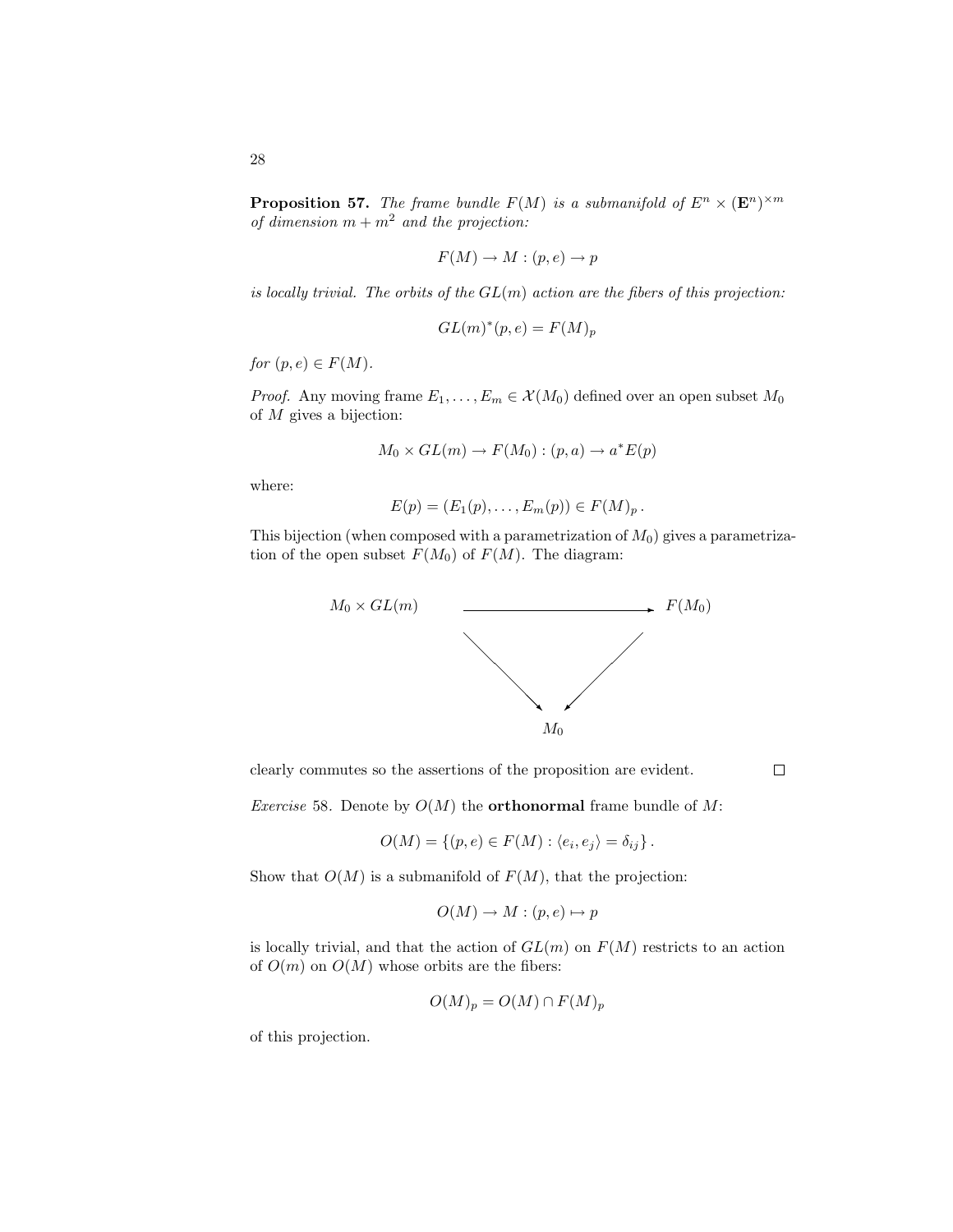**Proposition 57.** *The frame bundle $F(M)$ is a submanifold of $E^n \times (\mathbf{E}^n)^{\times m}$ of dimension $m + m^2$ and the projection:*

$$F(M) \to M : (p, e) \to p$$

*is locally trivial. The orbits of the $GL(m)$ action are the fibers of this projection:*

$$GL(m)^*(p, e) = F(M)_p$$

*for $(p, e) \in F(M)$.*

*Proof.* Any moving frame $E_1, \ldots, E_m \in \mathcal{X}(M_0)$ defined over an open subset $M_0$ of $M$ gives a bijection:

$$M_0 \times GL(m) \to F(M_0) : (p, a) \to a^* E(p)$$

where:

$$E(p) = (E_1(p), \ldots, E_m(p)) \in F(M)_p \, .$$

This bijection (when composed with a parametrization of $M_0$) gives a parametrization of the open subset $F(M_0)$ of $F(M)$. The diagram:

$$\begin{array}{ccc} M_0 \times GL(m) & \longrightarrow & F(M_0) \\ & \searrow \quad \swarrow & \\ & M_0 & \end{array}$$

clearly commutes so the assertions of the proposition are evident. $\square$

*Exercise* 58. Denote by $O(M)$ the **orthonormal** frame bundle of $M$:

$$O(M) = \{(p, e) \in F(M) : \langle e_i, e_j \rangle = \delta_{ij}\} \, .$$

Show that $O(M)$ is a submanifold of $F(M)$, that the projection:

$$O(M) \to M : (p, e) \mapsto p$$

is locally trivial, and that the action of $GL(m)$ on $F(M)$ restricts to an action of $O(m)$ on $O(M)$ whose orbits are the fibers:

$$O(M)_p = O(M) \cap F(M)_p$$

of this projection.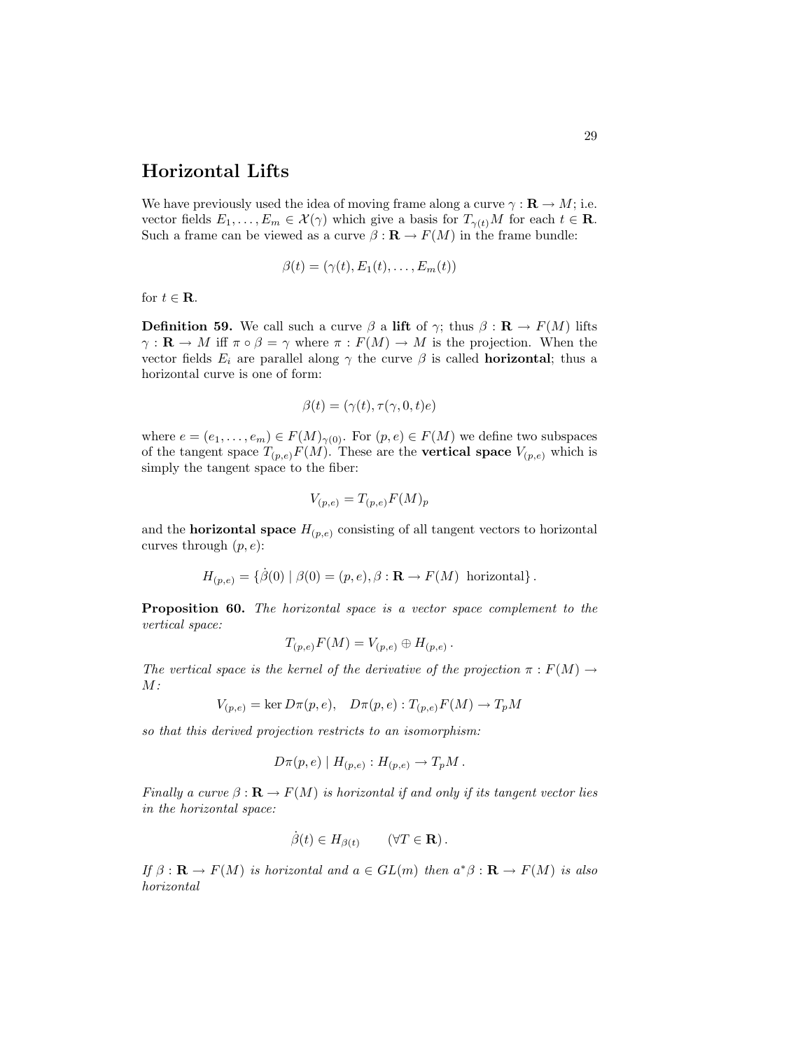## Horizontal Lifts

We have previously used the idea of moving frame along a curve $\gamma : \mathbf{R} \to M$; i.e. vector fields $E_1, \ldots, E_m \in \mathcal{X}(\gamma)$ which give a basis for $T_{\gamma(t)}M$ for each $t \in \mathbf{R}$. Such a frame can be viewed as a curve $\beta : \mathbf{R} \to F(M)$ in the frame bundle:

$$\beta(t) = (\gamma(t), E_1(t), \ldots, E_m(t))$$

for $t \in \mathbf{R}$.

**Definition 59.** We call such a curve $\beta$ a **lift** of $\gamma$; thus $\beta : \mathbf{R} \to F(M)$ lifts $\gamma : \mathbf{R} \to M$ iff $\pi \circ \beta = \gamma$ where $\pi : F(M) \to M$ is the projection. When the vector fields $E_i$ are parallel along $\gamma$ the curve $\beta$ is called **horizontal**; thus a horizontal curve is one of form:

$$\beta(t) = (\gamma(t), \tau(\gamma, 0, t)e)$$

where $e = (e_1, \ldots, e_m) \in F(M)_{\gamma(0)}$. For $(p, e) \in F(M)$ we define two subspaces of the tangent space $T_{(p,e)}F(M)$. These are the **vertical space** $V_{(p,e)}$ which is simply the tangent space to the fiber:

$$V_{(p,e)} = T_{(p,e)}F(M)_p$$

and the **horizontal space** $H_{(p,e)}$ consisting of all tangent vectors to horizontal curves through $(p, e)$:

$$H_{(p,e)} = \left\{ \dot{\beta}(0) \mid \beta(0) = (p, e), \beta : \mathbf{R} \to F(M) \text{ horizontal} \right\}.$$

**Proposition 60.** *The horizontal space is a vector space complement to the vertical space:*

$$T_{(p,e)}F(M) = V_{(p,e)} \oplus H_{(p,e)}\,.$$

*The vertical space is the kernel of the derivative of the projection $\pi : F(M) \to M$:*

$$V_{(p,e)} = \ker D\pi(p, e), \quad D\pi(p, e) : T_{(p,e)}F(M) \to T_pM$$

*so that this derived projection restricts to an isomorphism:*

$$D\pi(p, e) \mid H_{(p,e)} : H_{(p,e)} \to T_pM\,.$$

*Finally a curve $\beta : \mathbf{R} \to F(M)$ is horizontal if and only if its tangent vector lies in the horizontal space:*

$$\dot{\beta}(t) \in H_{\beta(t)} \qquad (\forall T \in \mathbf{R})\,.$$

*If $\beta : \mathbf{R} \to F(M)$ is horizontal and $a \in GL(m)$ then $a^*\beta : \mathbf{R} \to F(M)$ is also horizontal*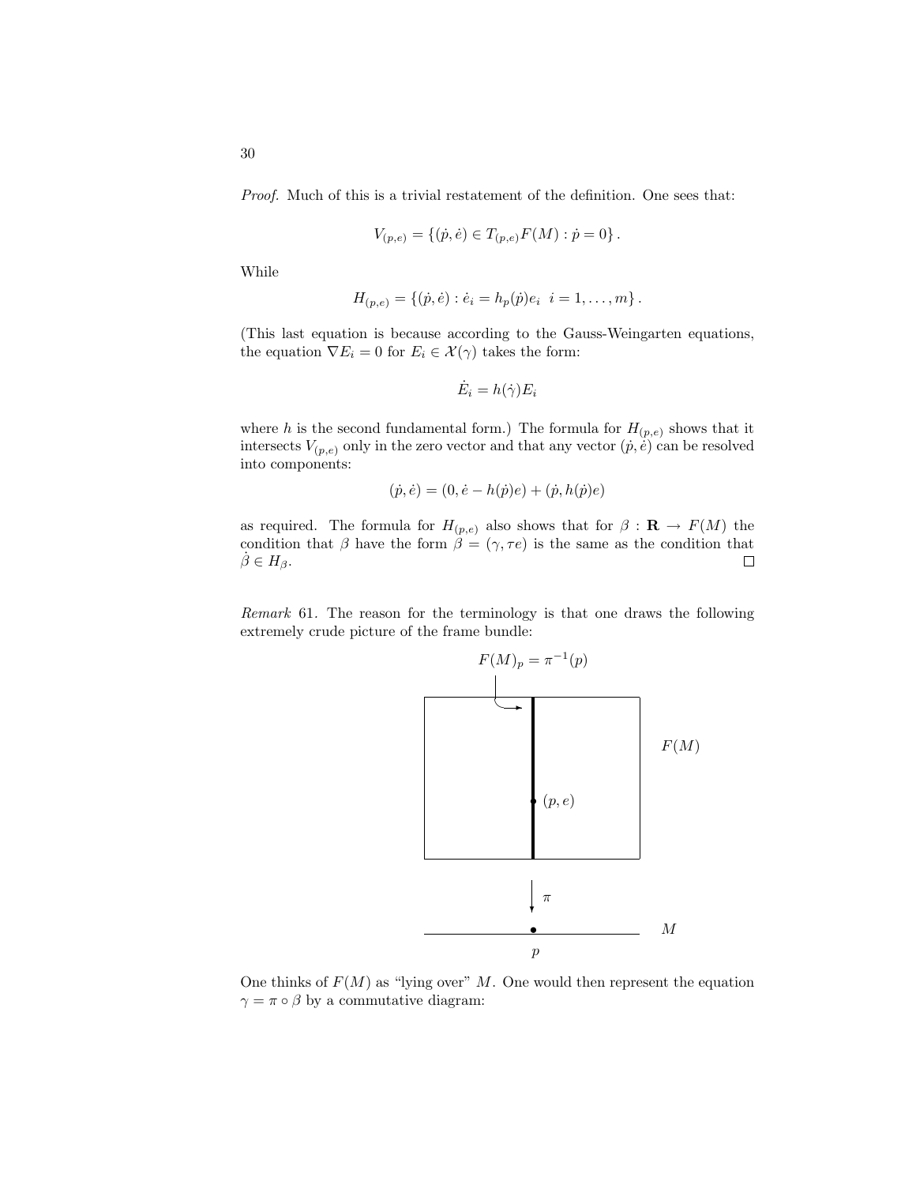*Proof.* Much of this is a trivial restatement of the definition. One sees that:

$$V_{(p,e)} = \{(\dot{p}, \dot{e}) \in T_{(p,e)}F(M) : \dot{p} = 0\}.$$

While

$$H_{(p,e)} = \{(\dot{p}, \dot{e}) : \dot{e}_i = h_p(\dot{p})e_i \;\; i = 1, \ldots, m\}.$$

(This last equation is because according to the Gauss-Weingarten equations, the equation $\nabla E_i = 0$ for $E_i \in \mathcal{X}(\gamma)$ takes the form:

$$\dot{E}_i = h(\dot{\gamma})E_i$$

where $h$ is the second fundamental form.) The formula for $H_{(p,e)}$ shows that it intersects $V_{(p,e)}$ only in the zero vector and that any vector $(\dot{p}, \dot{e})$ can be resolved into components:

$$(\dot{p}, \dot{e}) = (0, \dot{e} - h(\dot{p})e) + (\dot{p}, h(\dot{p})e)$$

as required. The formula for $H_{(p,e)}$ also shows that for $\beta : \mathbf{R} \to F(M)$ the condition that $\beta$ have the form $\beta = (\gamma, \tau e)$ is the same as the condition that $\dot{\beta} \in H_\beta$. □

*Remark* 61. The reason for the terminology is that one draws the following extremely crude picture of the frame bundle:

$F(M)_p = \pi^{-1}(p)$

$F(M)$

$(p, e)$

$\pi$

$M$

$p$

One thinks of $F(M)$ as "lying over" $M$. One would then represent the equation $\gamma = \pi \circ \beta$ by a commutative diagram: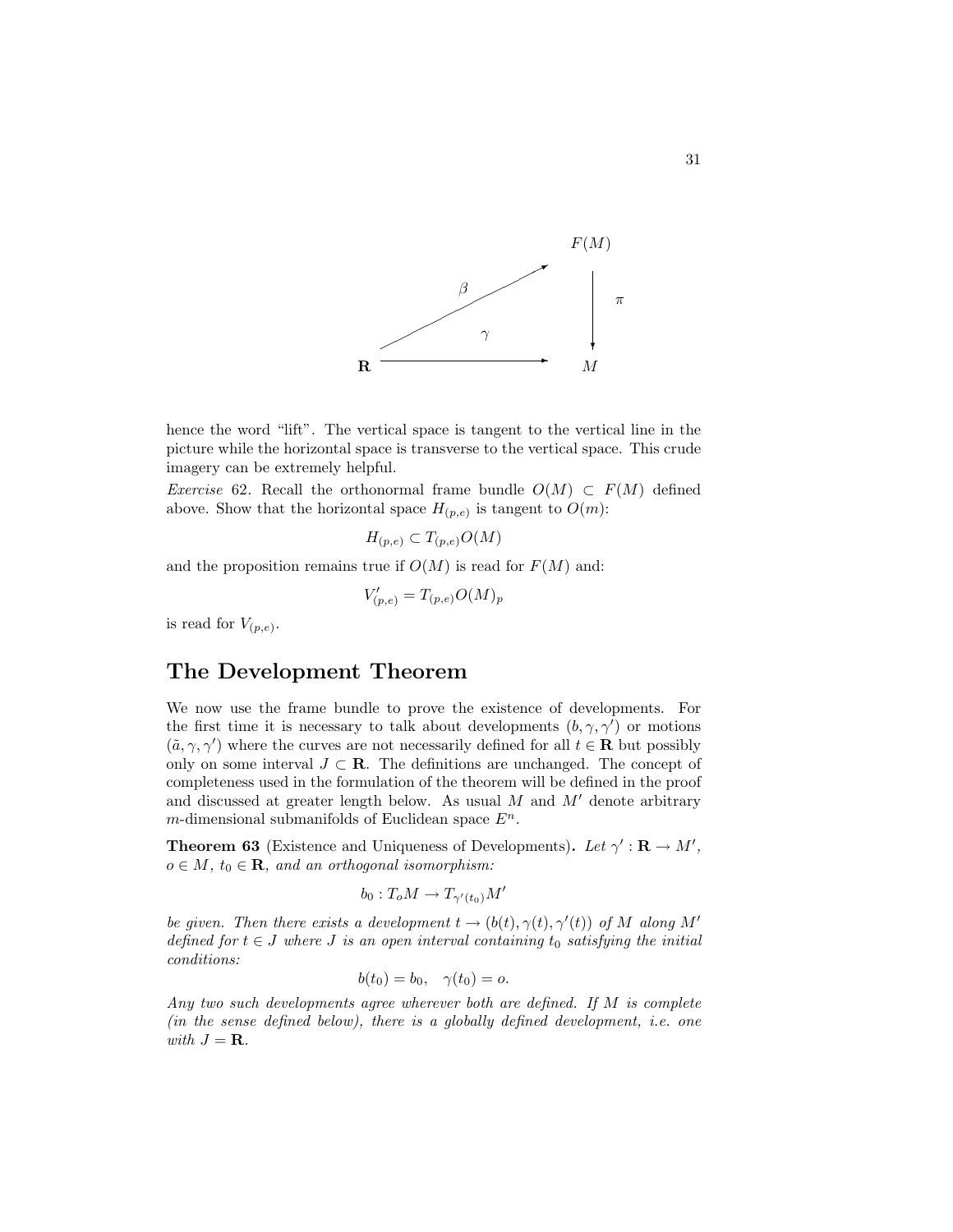$$
\begin{array}{ccc}
 & & F(M) \\
 & \overset{\beta}{\nearrow} & \downarrow \pi \\
\mathbf{R} & \xrightarrow{\quad\gamma\quad} & M
\end{array}
$$

hence the word "lift". The vertical space is tangent to the vertical line in the picture while the horizontal space is transverse to the vertical space. This crude imagery can be extremely helpful.

*Exercise* 62. Recall the orthonormal frame bundle $O(M) \subset F(M)$ defined above. Show that the horizontal space $H_{(p,e)}$ is tangent to $O(m)$:

$$H_{(p,e)} \subset T_{(p,e)}O(M)$$

and the proposition remains true if $O(M)$ is read for $F(M)$ and:

$$V'_{(p,e)} = T_{(p,e)}O(M)_p$$

is read for $V_{(p,e)}$.

## The Development Theorem

We now use the frame bundle to prove the existence of developments. For the first time it is necessary to talk about developments $(b, \gamma, \gamma')$ or motions $(\tilde{a}, \gamma, \gamma')$ where the curves are not necessarily defined for all $t \in \mathbf{R}$ but possibly only on some interval $J \subset \mathbf{R}$. The definitions are unchanged. The concept of completeness used in the formulation of the theorem will be defined in the proof and discussed at greater length below. As usual $M$ and $M'$ denote arbitrary $m$-dimensional submanifolds of Euclidean space $E^n$.

**Theorem 63** (Existence and Uniqueness of Developments)**.** *Let $\gamma' : \mathbf{R} \to M'$, $o \in M$, $t_0 \in \mathbf{R}$, and an orthogonal isomorphism:*

$$b_0 : T_oM \to T_{\gamma'(t_0)}M'$$

*be given. Then there exists a development $t \to (b(t), \gamma(t), \gamma'(t))$ of $M$ along $M'$ defined for $t \in J$ where $J$ is an open interval containing $t_0$ satisfying the initial conditions:*

$$b(t_0) = b_0, \quad \gamma(t_0) = o.$$

*Any two such developments agree wherever both are defined. If $M$ is complete (in the sense defined below), there is a globally defined development, i.e. one with $J = \mathbf{R}$.*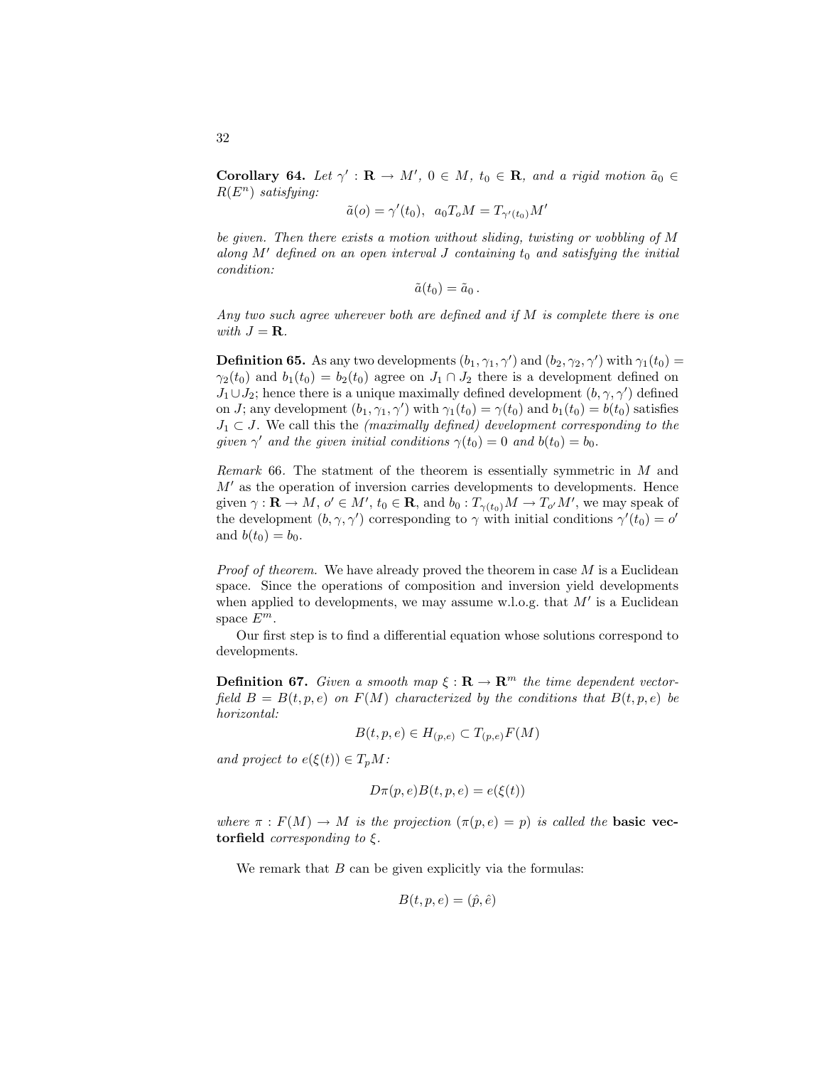**Corollary 64.** *Let $\gamma' : \mathbf{R} \to M'$, $0 \in M$, $t_0 \in \mathbf{R}$, and a rigid motion $\tilde{a}_0 \in R(E^n)$ satisfying:*

$$\tilde{a}(o) = \gamma'(t_0), \;\; a_0 T_o M = T_{\gamma'(t_0)} M'$$

*be given. Then there exists a motion without sliding, twisting or wobbling of $M$ along $M'$ defined on an open interval $J$ containing $t_0$ and satisfying the initial condition:*

$$\tilde{a}(t_0) = \tilde{a}_0 \,.$$

*Any two such agree wherever both are defined and if $M$ is complete there is one with $J = \mathbf{R}$.*

**Definition 65.** As any two developments $(b_1, \gamma_1, \gamma')$ and $(b_2, \gamma_2, \gamma')$ with $\gamma_1(t_0) = \gamma_2(t_0)$ and $b_1(t_0) = b_2(t_0)$ agree on $J_1 \cap J_2$ there is a development defined on $J_1 \cup J_2$; hence there is a unique maximally defined development $(b, \gamma, \gamma')$ defined on $J$; any development $(b_1, \gamma_1, \gamma')$ with $\gamma_1(t_0) = \gamma(t_0)$ and $b_1(t_0) = b(t_0)$ satisfies $J_1 \subset J$. We call this the *(maximally defined) development corresponding to the given $\gamma'$ and the given initial conditions $\gamma(t_0) = 0$ and $b(t_0) = b_0$.*

*Remark* 66. The statment of the theorem is essentially symmetric in $M$ and $M'$ as the operation of inversion carries developments to developments. Hence given $\gamma : \mathbf{R} \to M$, $o' \in M'$, $t_0 \in \mathbf{R}$, and $b_0 : T_{\gamma(t_0)} M \to T_{o'} M'$, we may speak of the development $(b, \gamma, \gamma')$ corresponding to $\gamma$ with initial conditions $\gamma'(t_0) = o'$ and $b(t_0) = b_0$.

*Proof of theorem.* We have already proved the theorem in case $M$ is a Euclidean space. Since the operations of composition and inversion yield developments when applied to developments, we may assume w.l.o.g. that $M'$ is a Euclidean space $E^m$.

Our first step is to find a differential equation whose solutions correspond to developments.

**Definition 67.** *Given a smooth map $\xi : \mathbf{R} \to \mathbf{R}^m$ the time dependent vectorfield $B = B(t, p, e)$ on $F(M)$ characterized by the conditions that $B(t, p, e)$ be horizontal:*

$$B(t, p, e) \in H_{(p,e)} \subset T_{(p,e)} F(M)$$

*and project to $e(\xi(t)) \in T_p M$:*

$$D\pi(p, e) B(t, p, e) = e(\xi(t))$$

*where $\pi : F(M) \to M$ is the projection ($\pi(p, e) = p$) is called the* **basic vectorfield** *corresponding to $\xi$.*

We remark that $B$ can be given explicitly via the formulas:

$$B(t, p, e) = (\hat{p}, \hat{e})$$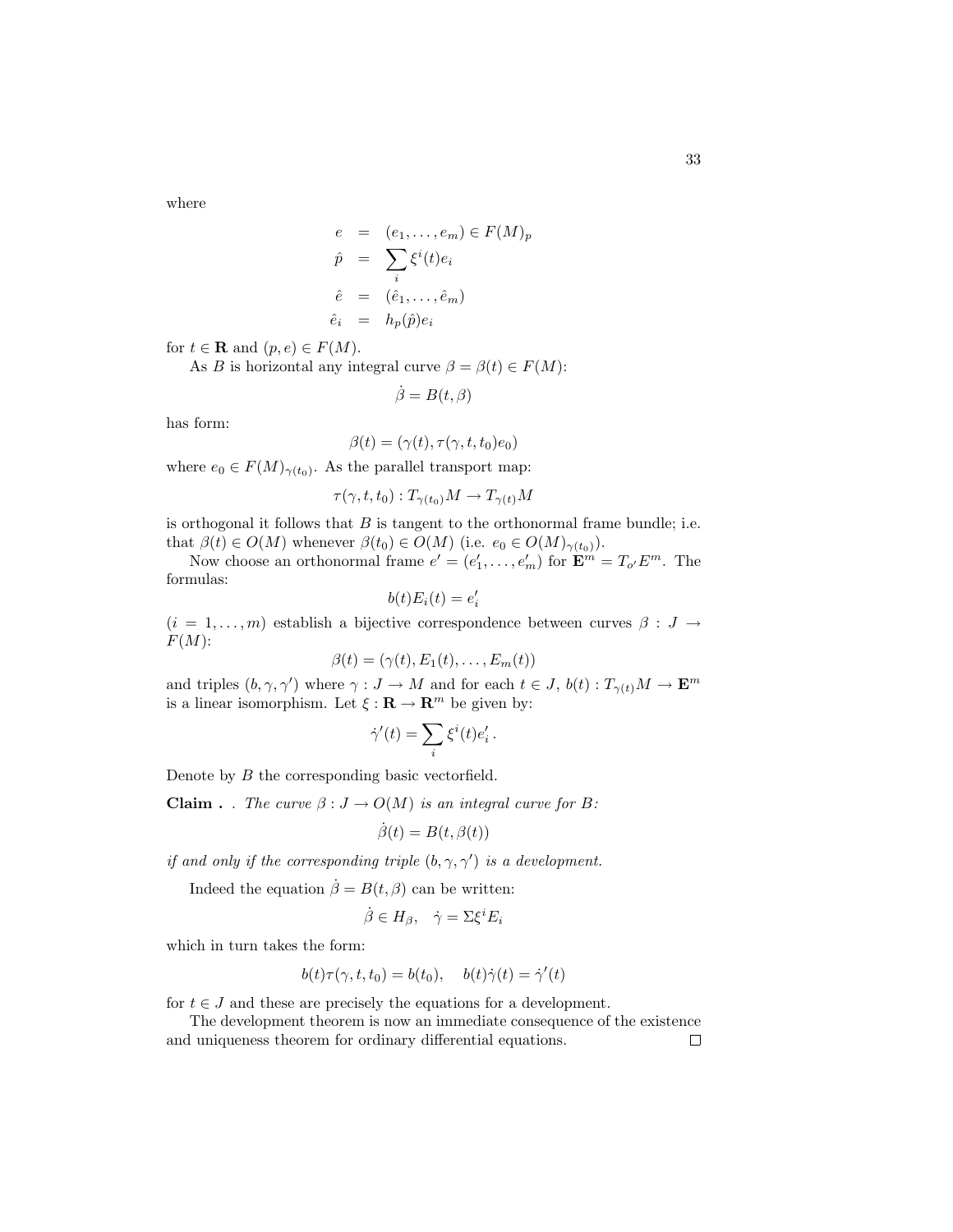where

$$
\begin{aligned}
e &= (e_1, \ldots, e_m) \in F(M)_p \\
\hat{p} &= \sum_i \xi^i(t) e_i \\
\hat{e} &= (\hat{e}_1, \ldots, \hat{e}_m) \\
\hat{e}_i &= h_p(\hat{p}) e_i
\end{aligned}
$$

for $t \in \mathbf{R}$ and $(p, e) \in F(M)$.

As $B$ is horizontal any integral curve $\beta = \beta(t) \in F(M)$:

$$\dot{\beta} = B(t, \beta)$$

has form:

$$\beta(t) = (\gamma(t), \tau(\gamma, t, t_0) e_0)$$

where $e_0 \in F(M)_{\gamma(t_0)}$. As the parallel transport map:

$$\tau(\gamma, t, t_0) : T_{\gamma(t_0)} M \to T_{\gamma(t)} M$$

is orthogonal it follows that $B$ is tangent to the orthonormal frame bundle; i.e. that $\beta(t) \in O(M)$ whenever $\beta(t_0) \in O(M)$ (i.e. $e_0 \in O(M)_{\gamma(t_0)}$).

Now choose an orthonormal frame $e' = (e'_1, \ldots, e'_m)$ for $\mathbf{E}^m = T_{o'} E^m$. The formulas:

$$b(t) E_i(t) = e'_i$$

($i = 1, \ldots, m$) establish a bijective correspondence between curves $\beta : J \to F(M)$:

$$\beta(t) = (\gamma(t), E_1(t), \ldots, E_m(t))$$

and triples $(b, \gamma, \gamma')$ where $\gamma : J \to M$ and for each $t \in J$, $b(t) : T_{\gamma(t)} M \to \mathbf{E}^m$ is a linear isomorphism. Let $\xi : \mathbf{R} \to \mathbf{R}^m$ be given by:

$$\dot{\gamma}'(t) = \sum_i \xi^i(t) e'_i \, .$$

Denote by $B$ the corresponding basic vectorfield.

**Claim .** *. The curve $\beta : J \to O(M)$ is an integral curve for $B$:*

$$\dot{\beta}(t) = B(t, \beta(t))$$

*if and only if the corresponding triple $(b, \gamma, \gamma')$ is a development.*

Indeed the equation $\dot{\beta} = B(t, \beta)$ can be written:

$$\dot{\beta} \in H_\beta, \quad \dot{\gamma} = \Sigma \xi^i E_i$$

which in turn takes the form:

$$b(t) \tau(\gamma, t, t_0) = b(t_0), \quad b(t) \dot{\gamma}(t) = \dot{\gamma}'(t)$$

for $t \in J$ and these are precisely the equations for a development.

The development theorem is now an immediate consequence of the existence and uniqueness theorem for ordinary differential equations. □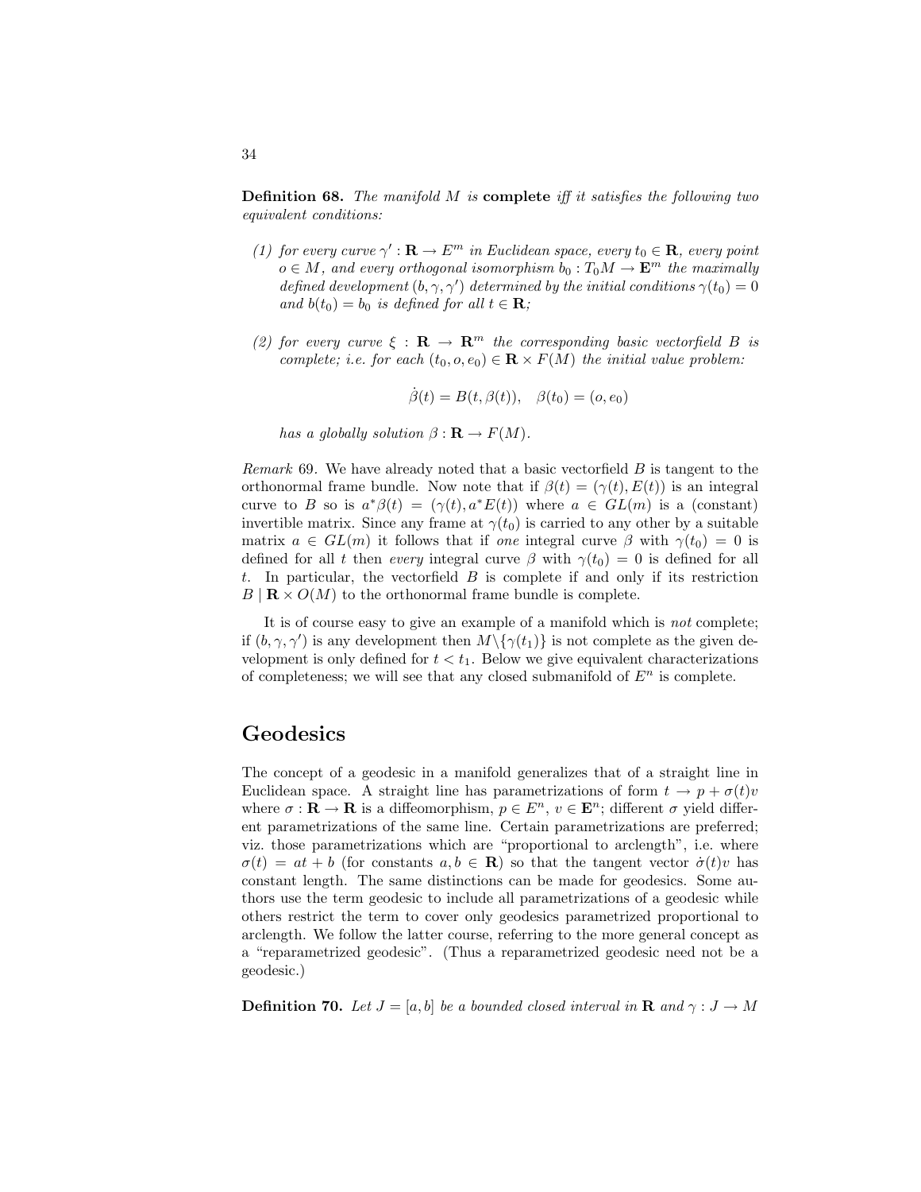**Definition 68.** *The manifold $M$ is* **complete** *iff it satisfies the following two equivalent conditions:*

1. *for every curve $\gamma' : \mathbf{R} \to E^m$ in Euclidean space, every $t_0 \in \mathbf{R}$, every point $o \in M$, and every orthogonal isomorphism $b_0 : T_0 M \to \mathbf{E}^m$ the maximally defined development $(b, \gamma, \gamma')$ determined by the initial conditions $\gamma(t_0) = 0$ and $b(t_0) = b_0$ is defined for all $t \in \mathbf{R}$;*

2. *for every curve $\xi : \mathbf{R} \to \mathbf{R}^m$ the corresponding basic vectorfield $B$ is complete; i.e. for each $(t_0, o, e_0) \in \mathbf{R} \times F(M)$ the initial value problem:*

$$\dot{\beta}(t) = B(t, \beta(t)), \quad \beta(t_0) = (o, e_0)$$

*has a globally solution $\beta : \mathbf{R} \to F(M)$.*

*Remark* 69. We have already noted that a basic vectorfield $B$ is tangent to the orthonormal frame bundle. Now note that if $\beta(t) = (\gamma(t), E(t))$ is an integral curve to $B$ so is $a^*\beta(t) = (\gamma(t), a^*E(t))$ where $a \in GL(m)$ is a (constant) invertible matrix. Since any frame at $\gamma(t_0)$ is carried to any other by a suitable matrix $a \in GL(m)$ it follows that if *one* integral curve $\beta$ with $\gamma(t_0) = 0$ is defined for all $t$ then *every* integral curve $\beta$ with $\gamma(t_0) = 0$ is defined for all $t$. In particular, the vectorfield $B$ is complete if and only if its restriction $B \mid \mathbf{R} \times O(M)$ to the orthonormal frame bundle is complete.

It is of course easy to give an example of a manifold which is *not* complete; if $(b, \gamma, \gamma')$ is any development then $M \backslash \{\gamma(t_1)\}$ is not complete as the given development is only defined for $t < t_1$. Below we give equivalent characterizations of completeness; we will see that any closed submanifold of $E^n$ is complete.

# Geodesics

The concept of a geodesic in a manifold generalizes that of a straight line in Euclidean space. A straight line has parametrizations of form $t \to p + \sigma(t)v$ where $\sigma : \mathbf{R} \to \mathbf{R}$ is a diffeomorphism, $p \in E^n$, $v \in \mathbf{E}^n$; different $\sigma$ yield different parametrizations of the same line. Certain parametrizations are preferred; viz. those parametrizations which are "proportional to arclength", i.e. where $\sigma(t) = at + b$ (for constants $a, b \in \mathbf{R}$) so that the tangent vector $\dot{\sigma}(t)v$ has constant length. The same distinctions can be made for geodesics. Some authors use the term geodesic to include all parametrizations of a geodesic while others restrict the term to cover only geodesics parametrized proportional to arclength. We follow the latter course, referring to the more general concept as a "reparametrized geodesic". (Thus a reparametrized geodesic need not be a geodesic.)

**Definition 70.** *Let $J = [a, b]$ be a bounded closed interval in $\mathbf{R}$ and $\gamma : J \to M$*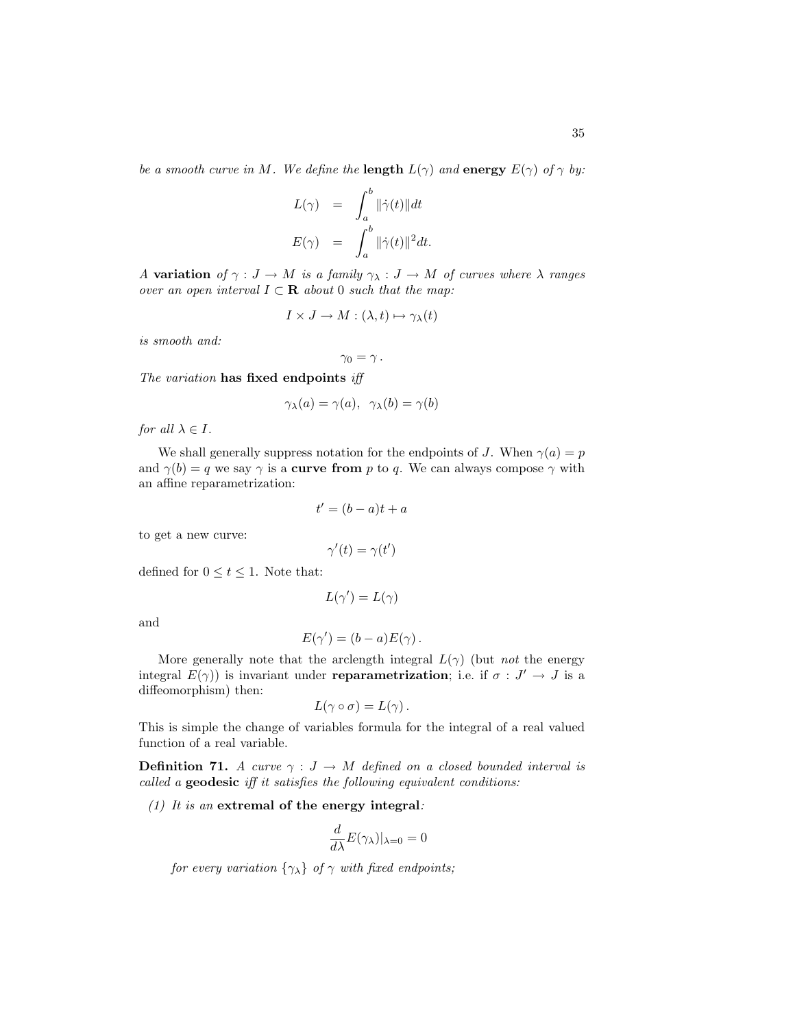*be a smooth curve in $M$. We define the* **length** $L(\gamma)$ *and* **energy** $E(\gamma)$ *of* $\gamma$ *by:*

$$
\begin{aligned}
L(\gamma) &= \int_a^b \|\dot{\gamma}(t)\| dt \\
E(\gamma) &= \int_a^b \|\dot{\gamma}(t)\|^2 dt.
\end{aligned}
$$

*A* **variation** *of* $\gamma : J \to M$ *is a family* $\gamma_\lambda : J \to M$ *of curves where* $\lambda$ *ranges over an open interval* $I \subset \mathbf{R}$ *about* $0$ *such that the map:*

$$
I \times J \to M : (\lambda, t) \mapsto \gamma_\lambda(t)
$$

*is smooth and:*

$$
\gamma_0 = \gamma \, .
$$

*The variation* **has fixed endpoints** *iff*

$$
\gamma_\lambda(a) = \gamma(a), \quad \gamma_\lambda(b) = \gamma(b)
$$

*for all* $\lambda \in I$.

We shall generally suppress notation for the endpoints of $J$. When $\gamma(a) = p$ and $\gamma(b) = q$ we say $\gamma$ is a **curve from** $p$ to $q$. We can always compose $\gamma$ with an affine reparametrization:

$$
t' = (b - a)t + a
$$

to get a new curve:

$$
\gamma'(t) = \gamma(t')
$$

defined for $0 \leq t \leq 1$. Note that:

$$
L(\gamma') = L(\gamma)
$$

and

$$
E(\gamma') = (b - a)E(\gamma) \, .
$$

More generally note that the arclength integral $L(\gamma)$ (but *not* the energy integral $E(\gamma)$) is invariant under **reparametrization**; i.e. if $\sigma : J' \to J$ is a diffeomorphism) then:

$$
L(\gamma \circ \sigma) = L(\gamma) \, .
$$

This is simple the change of variables formula for the integral of a real valued function of a real variable.

**Definition 71.** *A curve* $\gamma : J \to M$ *defined on a closed bounded interval is called a* **geodesic** *iff it satisfies the following equivalent conditions:*

*(1) It is an* **extremal of the energy integral***:*

$$
\frac{d}{d\lambda} E(\gamma_\lambda)|_{\lambda=0} = 0
$$

*for every variation* $\{\gamma_\lambda\}$ *of* $\gamma$ *with fixed endpoints;*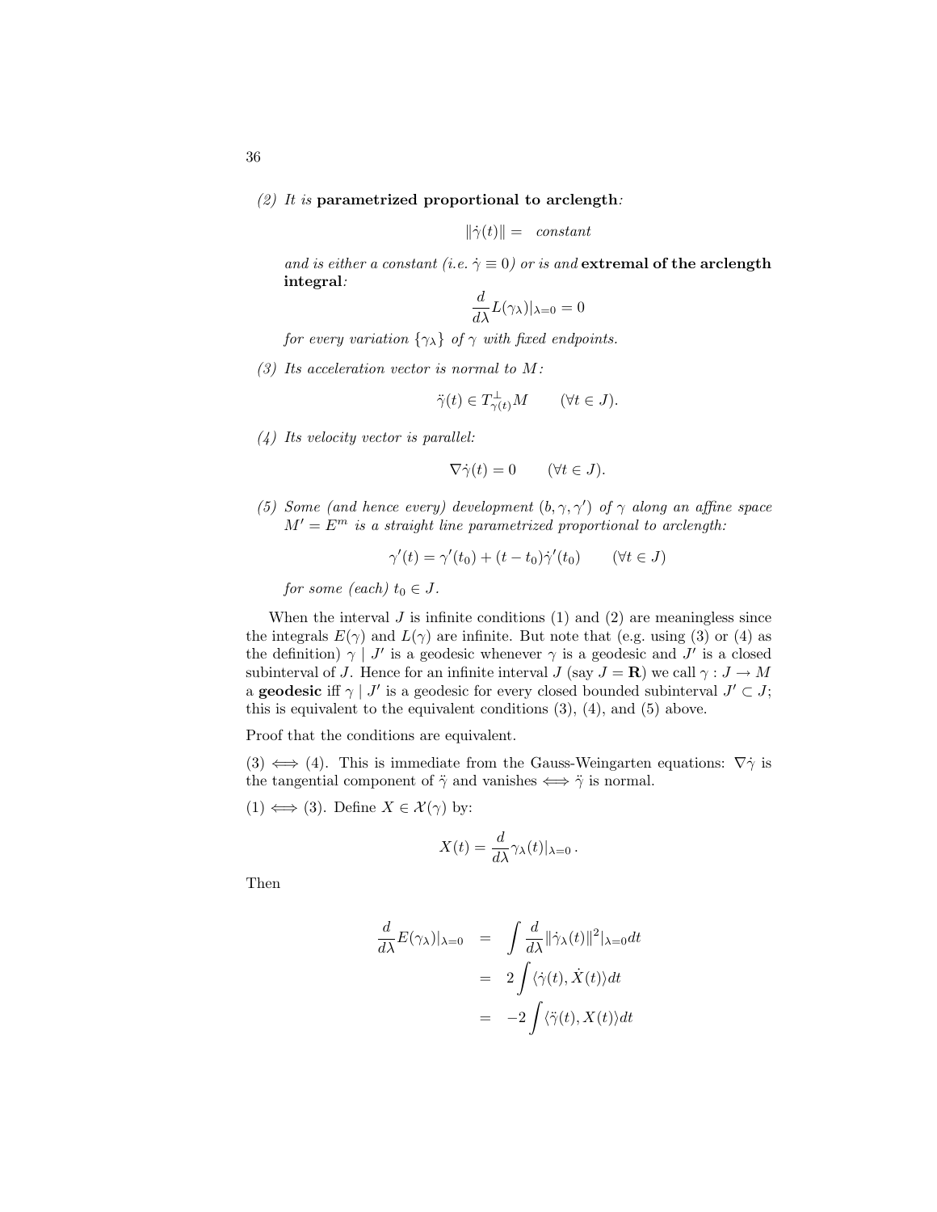*(2) It is* **parametrized proportional to arclength***:*

$$\|\dot\gamma(t)\| = \text{ constant}$$

*and is either a constant (i.e. $\dot\gamma \equiv 0$) or is and* **extremal of the arclength integral***:*

$$\frac{d}{d\lambda} L(\gamma_\lambda)|_{\lambda=0} = 0$$

*for every variation $\{\gamma_\lambda\}$ of $\gamma$ with fixed endpoints.*

*(3) Its acceleration vector is normal to $M$:*

$$\ddot\gamma(t) \in T^\perp_{\gamma(t)} M \qquad (\forall t \in J).$$

*(4) Its velocity vector is parallel:*

$$\nabla\dot\gamma(t) = 0 \qquad (\forall t \in J).$$

*(5) Some (and hence every) development $(b, \gamma, \gamma')$ of $\gamma$ along an affine space $M' = E^m$ is a straight line parametrized proportional to arclength:*

$$\gamma'(t) = \gamma'(t_0) + (t - t_0)\dot\gamma'(t_0) \qquad (\forall t \in J)$$

*for some (each) $t_0 \in J$.*

When the interval $J$ is infinite conditions (1) and (2) are meaningless since the integrals $E(\gamma)$ and $L(\gamma)$ are infinite. But note that (e.g. using (3) or (4) as the definition) $\gamma \mid J'$ is a geodesic whenever $\gamma$ is a geodesic and $J'$ is a closed subinterval of $J$. Hence for an infinite interval $J$ (say $J = \mathbf{R}$) we call $\gamma : J \to M$ a **geodesic** iff $\gamma \mid J'$ is a geodesic for every closed bounded subinterval $J' \subset J$; this is equivalent to the equivalent conditions (3), (4), and (5) above.

Proof that the conditions are equivalent.

(3) $\iff$ (4). This is immediate from the Gauss-Weingarten equations: $\nabla\dot\gamma$ is the tangential component of $\ddot\gamma$ and vanishes $\iff$ $\ddot\gamma$ is normal.

(1) $\iff$ (3). Define $X \in \mathcal{X}(\gamma)$ by:

$$X(t) = \frac{d}{d\lambda}\gamma_\lambda(t)|_{\lambda=0}\,.$$

Then

$$\begin{aligned}
\frac{d}{d\lambda} E(\gamma_\lambda)|_{\lambda=0} &= \int \frac{d}{d\lambda}\|\dot\gamma_\lambda(t)\|^2|_{\lambda=0} dt \\
&= 2\int \langle \dot\gamma(t), \dot X(t)\rangle dt \\
&= -2\int \langle \ddot\gamma(t), X(t)\rangle dt
\end{aligned}$$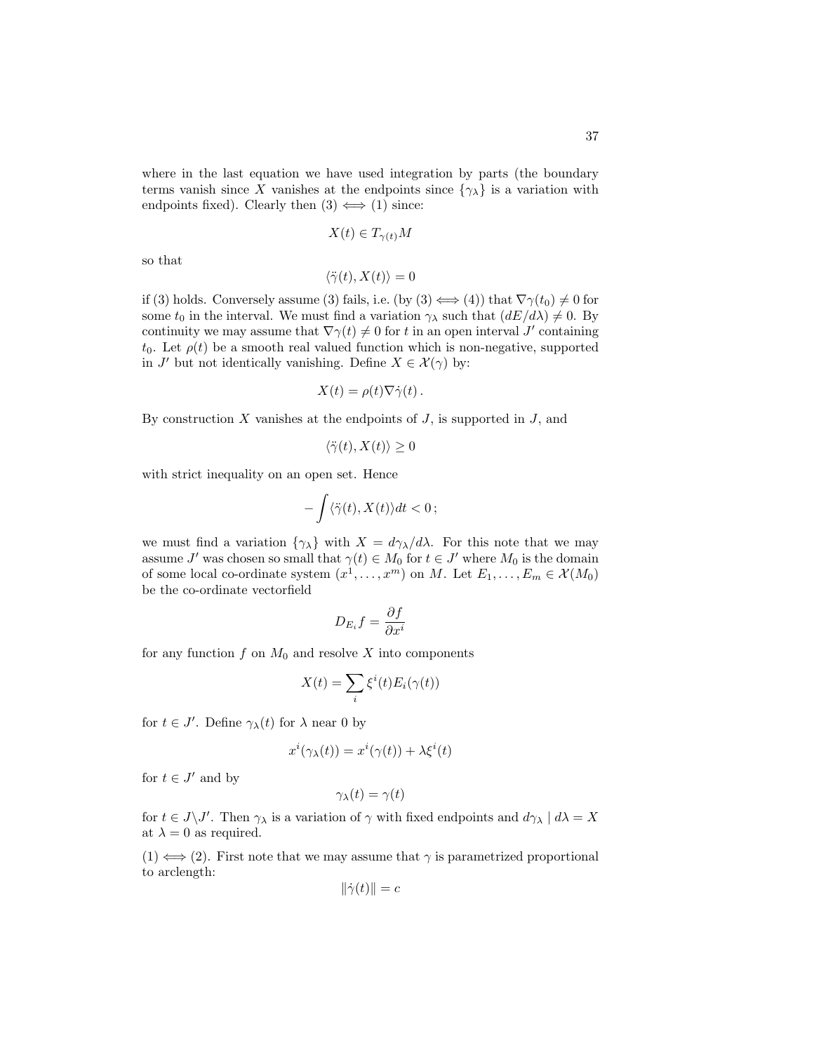where in the last equation we have used integration by parts (the boundary terms vanish since $X$ vanishes at the endpoints since $\{\gamma_\lambda\}$ is a variation with endpoints fixed). Clearly then (3) $\iff$ (1) since:

$$X(t) \in T_{\gamma(t)}M$$

so that

$$\langle \ddot{\gamma}(t), X(t) \rangle = 0$$

if (3) holds. Conversely assume (3) fails, i.e. (by (3) $\iff$ (4)) that $\nabla\gamma(t_0) \neq 0$ for some $t_0$ in the interval. We must find a variation $\gamma_\lambda$ such that $(dE/d\lambda) \neq 0$. By continuity we may assume that $\nabla\gamma(t) \neq 0$ for $t$ in an open interval $J'$ containing $t_0$. Let $\rho(t)$ be a smooth real valued function which is non-negative, supported in $J'$ but not identically vanishing. Define $X \in \mathcal{X}(\gamma)$ by:

$$X(t) = \rho(t)\nabla\dot{\gamma}(t)\,.$$

By construction $X$ vanishes at the endpoints of $J$, is supported in $J$, and

$$\langle \ddot{\gamma}(t), X(t) \rangle \geq 0$$

with strict inequality on an open set. Hence

$$-\int \langle \ddot{\gamma}(t), X(t) \rangle dt < 0\,;$$

we must find a variation $\{\gamma_\lambda\}$ with $X = d\gamma_\lambda/d\lambda$. For this note that we may assume $J'$ was chosen so small that $\gamma(t) \in M_0$ for $t \in J'$ where $M_0$ is the domain of some local co-ordinate system $(x^1, \ldots, x^m)$ on $M$. Let $E_1, \ldots, E_m \in \mathcal{X}(M_0)$ be the co-ordinate vectorfield

$$D_{E_i} f = \frac{\partial f}{\partial x^i}$$

for any function $f$ on $M_0$ and resolve $X$ into components

$$X(t) = \sum_i \xi^i(t) E_i(\gamma(t))$$

for $t \in J'$. Define $\gamma_\lambda(t)$ for $\lambda$ near 0 by

$$x^i(\gamma_\lambda(t)) = x^i(\gamma(t)) + \lambda\xi^i(t)$$

for $t \in J'$ and by

$$\gamma_\lambda(t) = \gamma(t)$$

for $t \in J \backslash J'$. Then $\gamma_\lambda$ is a variation of $\gamma$ with fixed endpoints and $d\gamma_\lambda \mid d\lambda = X$ at $\lambda = 0$ as required.

(1) $\iff$ (2). First note that we may assume that $\gamma$ is parametrized proportional to arclength:

$$\|\dot{\gamma}(t)\| = c$$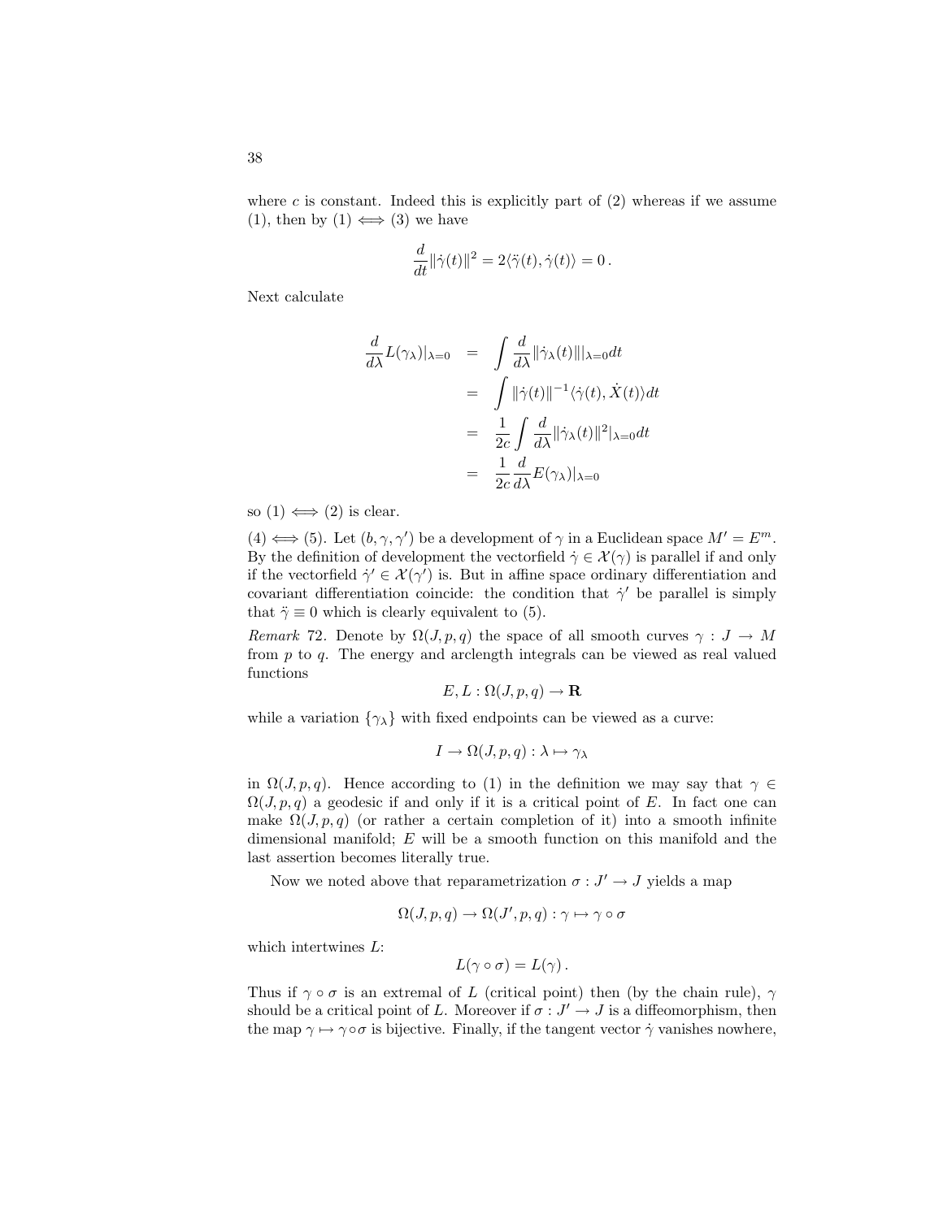where $c$ is constant. Indeed this is explicitly part of (2) whereas if we assume (1), then by (1) $\iff$ (3) we have

$$\frac{d}{dt}\|\dot{\gamma}(t)\|^2 = 2\langle\ddot{\gamma}(t), \dot{\gamma}(t)\rangle = 0\,.$$

Next calculate

$$\begin{aligned}
\frac{d}{d\lambda}L(\gamma_\lambda)|_{\lambda=0} &= \int \frac{d}{d\lambda}\|\dot{\gamma}_\lambda(t)\||_{\lambda=0}dt \\
&= \int \|\dot{\gamma}(t)\|^{-1}\langle\dot{\gamma}(t), \dot{X}(t)\rangle dt \\
&= \frac{1}{2c}\int \frac{d}{d\lambda}\|\dot{\gamma}_\lambda(t)\|^2|_{\lambda=0}dt \\
&= \frac{1}{2c}\frac{d}{d\lambda}E(\gamma_\lambda)|_{\lambda=0}
\end{aligned}$$

so (1) $\iff$ (2) is clear.

(4) $\iff$ (5). Let $(b, \gamma, \gamma')$ be a development of $\gamma$ in a Euclidean space $M' = E^m$. By the definition of development the vectorfield $\dot{\gamma} \in \mathcal{X}(\gamma)$ is parallel if and only if the vectorfield $\dot{\gamma}' \in \mathcal{X}(\gamma')$ is. But in affine space ordinary differentiation and covariant differentiation coincide: the condition that $\dot{\gamma}'$ be parallel is simply that $\ddot{\gamma} \equiv 0$ which is clearly equivalent to (5).

*Remark* 72. Denote by $\Omega(J, p, q)$ the space of all smooth curves $\gamma : J \to M$ from $p$ to $q$. The energy and arclength integrals can be viewed as real valued functions

$$E, L : \Omega(J, p, q) \to \mathbf{R}$$

while a variation $\{\gamma_\lambda\}$ with fixed endpoints can be viewed as a curve:

$$I \to \Omega(J, p, q) : \lambda \mapsto \gamma_\lambda$$

in $\Omega(J, p, q)$. Hence according to (1) in the definition we may say that $\gamma \in \Omega(J, p, q)$ a geodesic if and only if it is a critical point of $E$. In fact one can make $\Omega(J, p, q)$ (or rather a certain completion of it) into a smooth infinite dimensional manifold; $E$ will be a smooth function on this manifold and the last assertion becomes literally true.

Now we noted above that reparametrization $\sigma : J' \to J$ yields a map

$$\Omega(J, p, q) \to \Omega(J', p, q) : \gamma \mapsto \gamma \circ \sigma$$

which intertwines $L$:

$$L(\gamma \circ \sigma) = L(\gamma)\,.$$

Thus if $\gamma \circ \sigma$ is an extremal of $L$ (critical point) then (by the chain rule), $\gamma$ should be a critical point of $L$. Moreover if $\sigma : J' \to J$ is a diffeomorphism, then the map $\gamma \mapsto \gamma \circ \sigma$ is bijective. Finally, if the tangent vector $\dot{\gamma}$ vanishes nowhere,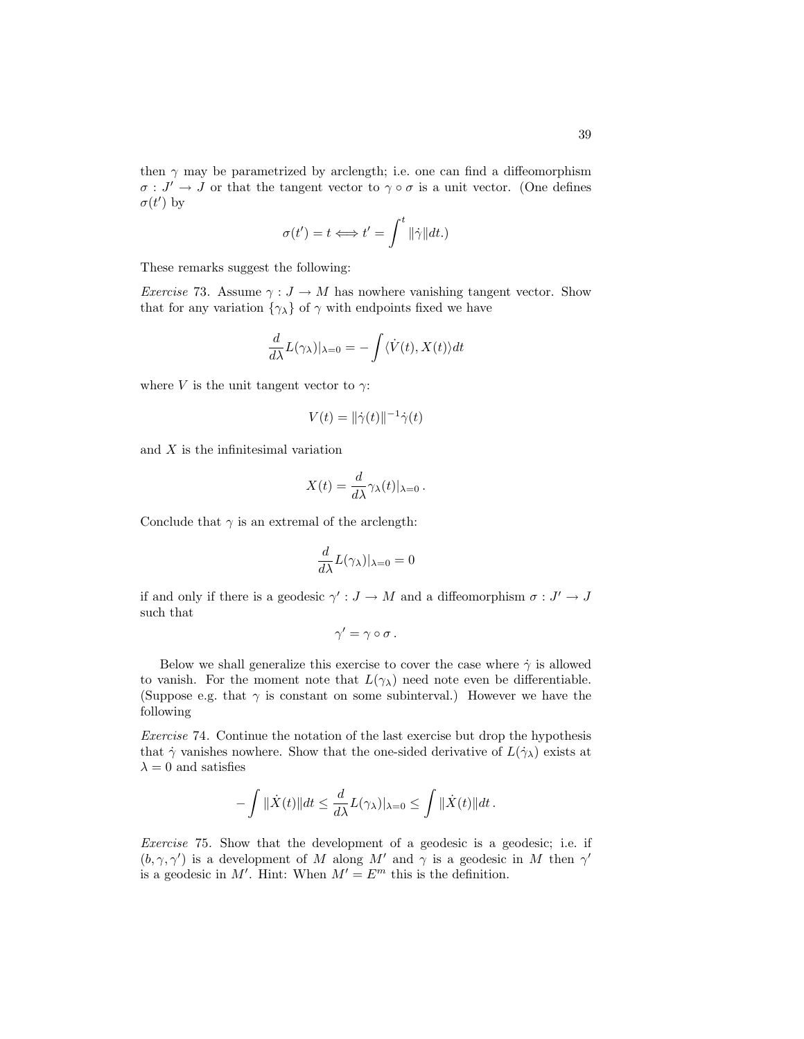then $\gamma$ may be parametrized by arclength; i.e. one can find a diffeomorphism $\sigma : J' \to J$ or that the tangent vector to $\gamma \circ \sigma$ is a unit vector. (One defines $\sigma(t')$ by

$$\sigma(t') = t \Longleftrightarrow t' = \int^t \|\dot{\gamma}\| dt.)$$

These remarks suggest the following:

*Exercise* 73. Assume $\gamma : J \to M$ has nowhere vanishing tangent vector. Show that for any variation $\{\gamma_\lambda\}$ of $\gamma$ with endpoints fixed we have

$$\frac{d}{d\lambda} L(\gamma_\lambda)|_{\lambda=0} = -\int \langle \dot{V}(t), X(t) \rangle dt$$

where $V$ is the unit tangent vector to $\gamma$:

$$V(t) = \|\dot{\gamma}(t)\|^{-1} \dot{\gamma}(t)$$

and $X$ is the infinitesimal variation

$$X(t) = \frac{d}{d\lambda} \gamma_\lambda(t)|_{\lambda=0}\,.$$

Conclude that $\gamma$ is an extremal of the arclength:

$$\frac{d}{d\lambda} L(\gamma_\lambda)|_{\lambda=0} = 0$$

if and only if there is a geodesic $\gamma' : J \to M$ and a diffeomorphism $\sigma : J' \to J$ such that

$$\gamma' = \gamma \circ \sigma\,.$$

Below we shall generalize this exercise to cover the case where $\dot{\gamma}$ is allowed to vanish. For the moment note that $L(\gamma_\lambda)$ need note even be differentiable. (Suppose e.g. that $\gamma$ is constant on some subinterval.) However we have the following

*Exercise* 74. Continue the notation of the last exercise but drop the hypothesis that $\dot{\gamma}$ vanishes nowhere. Show that the one-sided derivative of $L(\dot{\gamma}_\lambda)$ exists at $\lambda = 0$ and satisfies

$$-\int \|\dot{X}(t)\| dt \leq \frac{d}{d\lambda} L(\gamma_\lambda)|_{\lambda=0} \leq \int \|\dot{X}(t)\| dt\,.$$

*Exercise* 75. Show that the development of a geodesic is a geodesic; i.e. if $(b, \gamma, \gamma')$ is a development of $M$ along $M'$ and $\gamma$ is a geodesic in $M$ then $\gamma'$ is a geodesic in $M'$. Hint: When $M' = E^m$ this is the definition.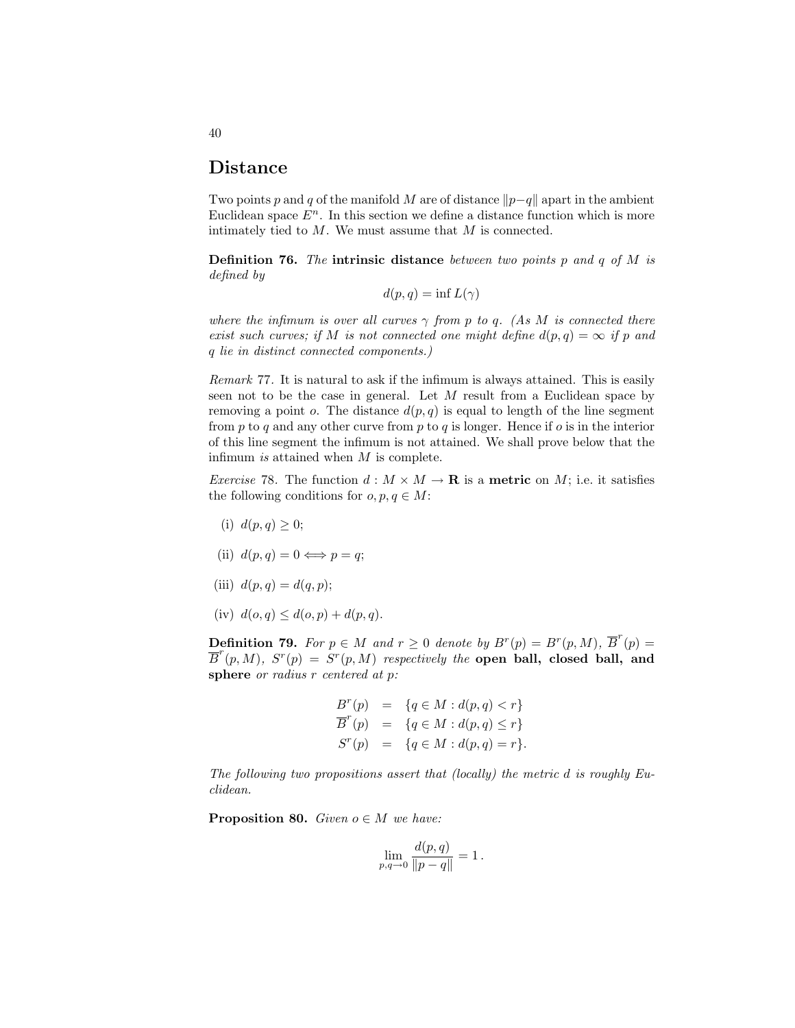# Distance

Two points $p$ and $q$ of the manifold $M$ are of distance $\|p-q\|$ apart in the ambient Euclidean space $E^n$. In this section we define a distance function which is more intimately tied to $M$. We must assume that $M$ is connected.

**Definition 76.** *The* **intrinsic distance** *between two points $p$ and $q$ of $M$ is defined by*

$$d(p,q) = \inf L(\gamma)$$

*where the infimum is over all curves $\gamma$ from $p$ to $q$. (As $M$ is connected there exist such curves; if $M$ is not connected one might define $d(p,q) = \infty$ if $p$ and $q$ lie in distinct connected components.)*

*Remark* 77. It is natural to ask if the infimum is always attained. This is easily seen not to be the case in general. Let $M$ result from a Euclidean space by removing a point $o$. The distance $d(p,q)$ is equal to length of the line segment from $p$ to $q$ and any other curve from $p$ to $q$ is longer. Hence if $o$ is in the interior of this line segment the infimum is not attained. We shall prove below that the infimum *is* attained when $M$ is complete.

*Exercise* 78. The function $d : M \times M \to \mathbf{R}$ is a **metric** on $M$; i.e. it satisfies the following conditions for $o, p, q \in M$:

(i) $d(p,q) \geq 0$;

(ii) $d(p,q) = 0 \iff p = q$;

(iii) $d(p,q) = d(q,p)$;

(iv) $d(o,q) \leq d(o,p) + d(p,q)$.

**Definition 79.** *For $p \in M$ and $r \geq 0$ denote by $B^r(p) = B^r(p,M)$, $\overline{B}^r(p) = \overline{B}^r(p,M)$, $S^r(p) = S^r(p,M)$ respectively the* **open ball, closed ball, and sphere** *or radius $r$ centered at $p$:*

$$\begin{aligned} B^r(p) &= \{q \in M : d(p,q) < r\} \\ \overline{B}^r(p) &= \{q \in M : d(p,q) \leq r\} \\ S^r(p) &= \{q \in M : d(p,q) = r\}. \end{aligned}$$

*The following two propositions assert that (locally) the metric $d$ is roughly Euclidean.*

**Proposition 80.** *Given $o \in M$ we have:*

$$\lim_{p,q \to 0} \frac{d(p,q)}{\|p-q\|} = 1\,.$$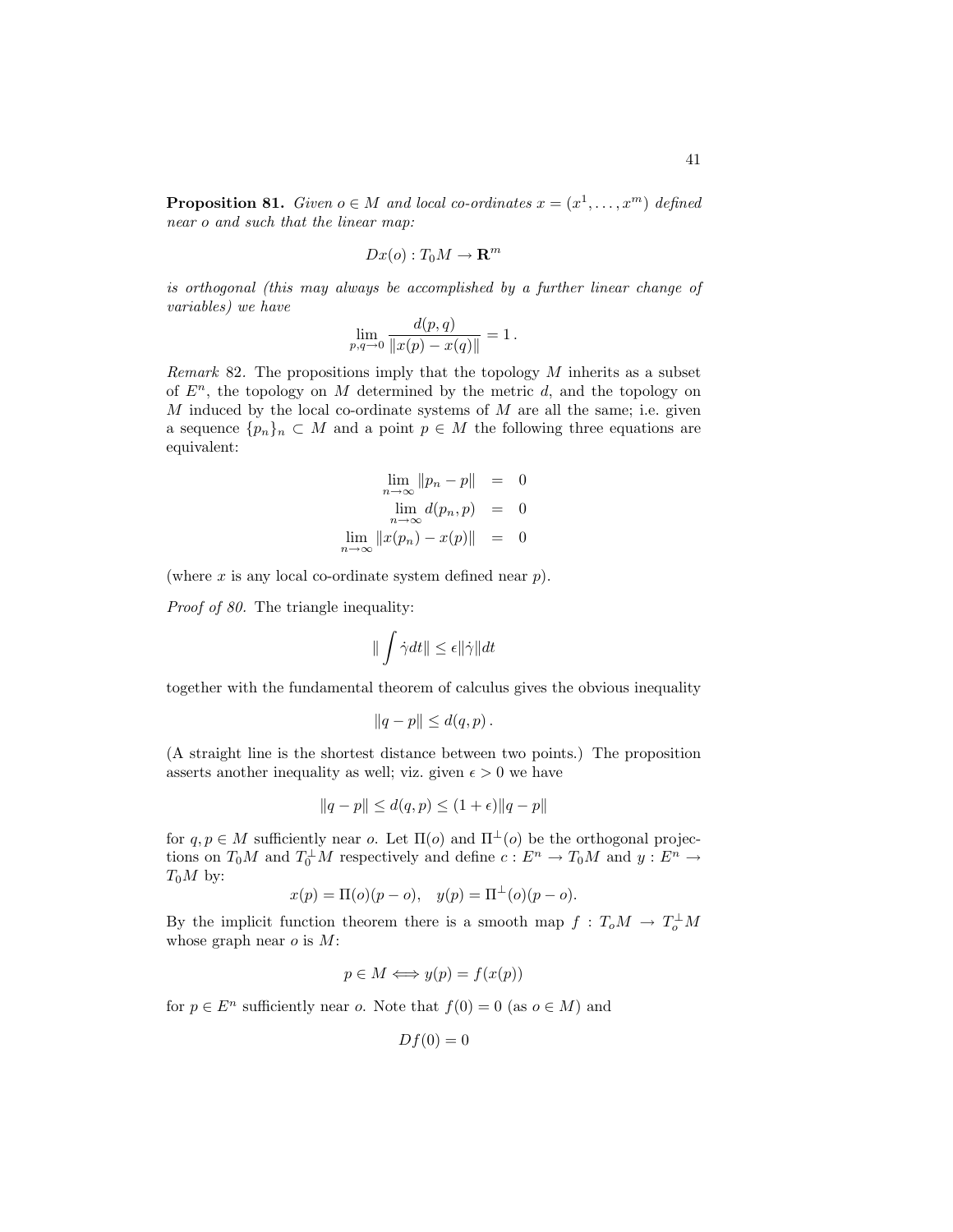**Proposition 81.** *Given $o \in M$ and local co-ordinates $x = (x^1, \ldots, x^m)$ defined near $o$ and such that the linear map:*

$$Dx(o) : T_0M \to \mathbf{R}^m$$

*is orthogonal (this may always be accomplished by a further linear change of variables) we have*

$$\lim_{p,q \to 0} \frac{d(p,q)}{\|x(p) - x(q)\|} = 1\,.$$

*Remark* 82. The propositions imply that the topology $M$ inherits as a subset of $E^n$, the topology on $M$ determined by the metric $d$, and the topology on $M$ induced by the local co-ordinate systems of $M$ are all the same; i.e. given a sequence $\{p_n\}_n \subset M$ and a point $p \in M$ the following three equations are equivalent:

$$\begin{aligned}
\lim_{n\to\infty} \|p_n - p\| &= 0 \\
\lim_{n\to\infty} d(p_n, p) &= 0 \\
\lim_{n\to\infty} \|x(p_n) - x(p)\| &= 0
\end{aligned}$$

(where $x$ is any local co-ordinate system defined near $p$).

*Proof of 80.* The triangle inequality:

$$\| \int \dot{\gamma} dt \| \leq \epsilon \|\dot{\gamma}\| dt$$

together with the fundamental theorem of calculus gives the obvious inequality

$$\|q - p\| \leq d(q,p)\,.$$

(A straight line is the shortest distance between two points.) The proposition asserts another inequality as well; viz. given $\epsilon > 0$ we have

$$\|q - p\| \leq d(q,p) \leq (1+\epsilon)\|q - p\|$$

for $q, p \in M$ sufficiently near $o$. Let $\Pi(o)$ and $\Pi^{\perp}(o)$ be the orthogonal projections on $T_0M$ and $T_0^{\perp}M$ respectively and define $c : E^n \to T_0M$ and $y : E^n \to T_0M$ by:

$$x(p) = \Pi(o)(p - o), \quad y(p) = \Pi^{\perp}(o)(p - o).$$

By the implicit function theorem there is a smooth map $f : T_oM \to T_o^{\perp}M$ whose graph near $o$ is $M$:

$$p \in M \iff y(p) = f(x(p))$$

for $p \in E^n$ sufficiently near $o$. Note that $f(0) = 0$ (as $o \in M$) and

$$Df(0) = 0$$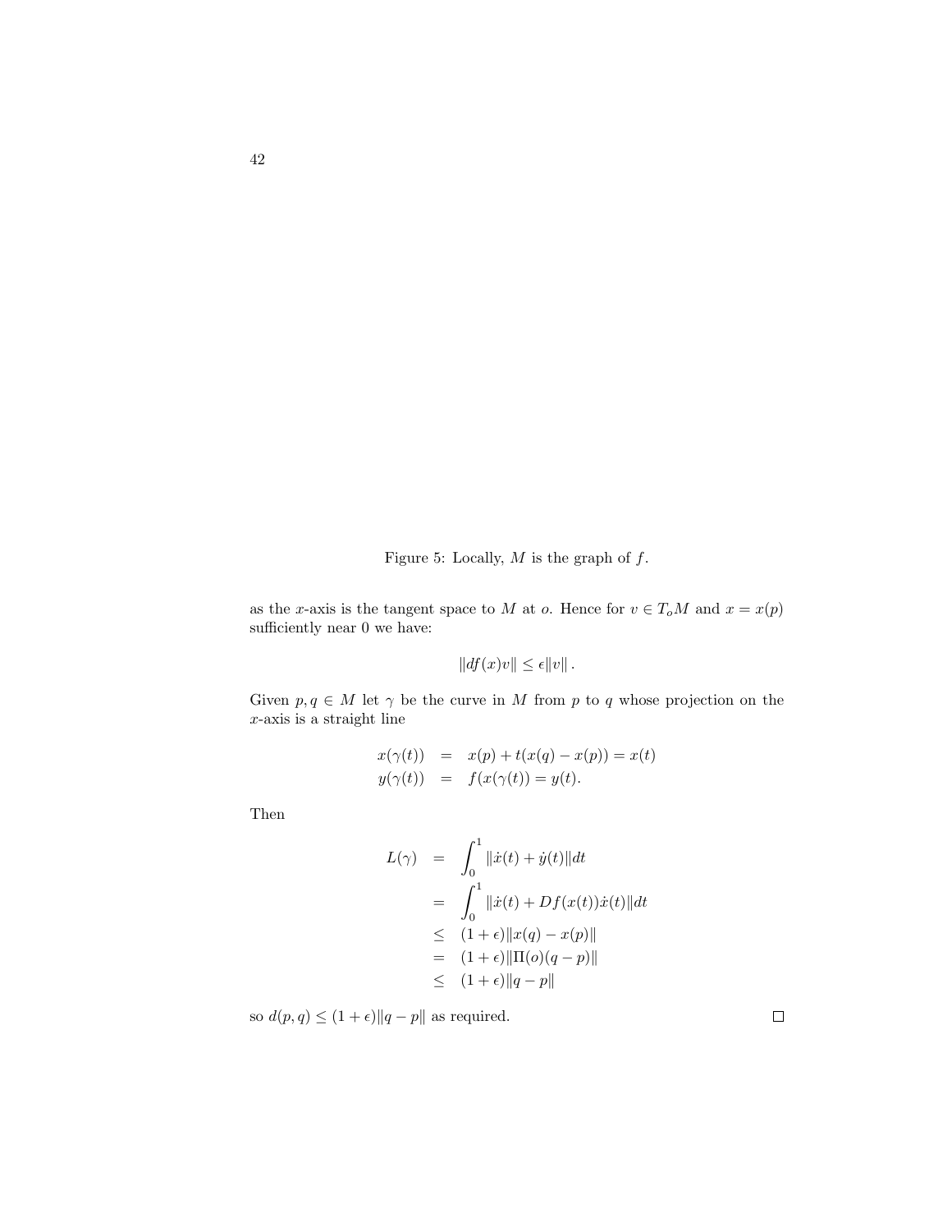Figure 5: Locally, $M$ is the graph of $f$.

as the $x$-axis is the tangent space to $M$ at $o$. Hence for $v \in T_oM$ and $x = x(p)$ sufficiently near 0 we have:

$$\|df(x)v\| \leq \epsilon\|v\|.$$

Given $p, q \in M$ let $\gamma$ be the curve in $M$ from $p$ to $q$ whose projection on the $x$-axis is a straight line

$$\begin{aligned}
x(\gamma(t)) &= x(p) + t(x(q) - x(p)) = x(t) \\
y(\gamma(t)) &= f(x(\gamma(t))) = y(t).
\end{aligned}$$

Then

$$\begin{aligned}
L(\gamma) &= \int_0^1 \|\dot{x}(t) + \dot{y}(t)\| dt \\
&= \int_0^1 \|\dot{x}(t) + Df(x(t))\dot{x}(t)\| dt \\
&\leq (1+\epsilon)\|x(q) - x(p)\| \\
&= (1+\epsilon)\|\Pi(o)(q-p)\| \\
&\leq (1+\epsilon)\|q-p\|
\end{aligned}$$

so $d(p, q) \leq (1+\epsilon)\|q - p\|$ as required. $\square$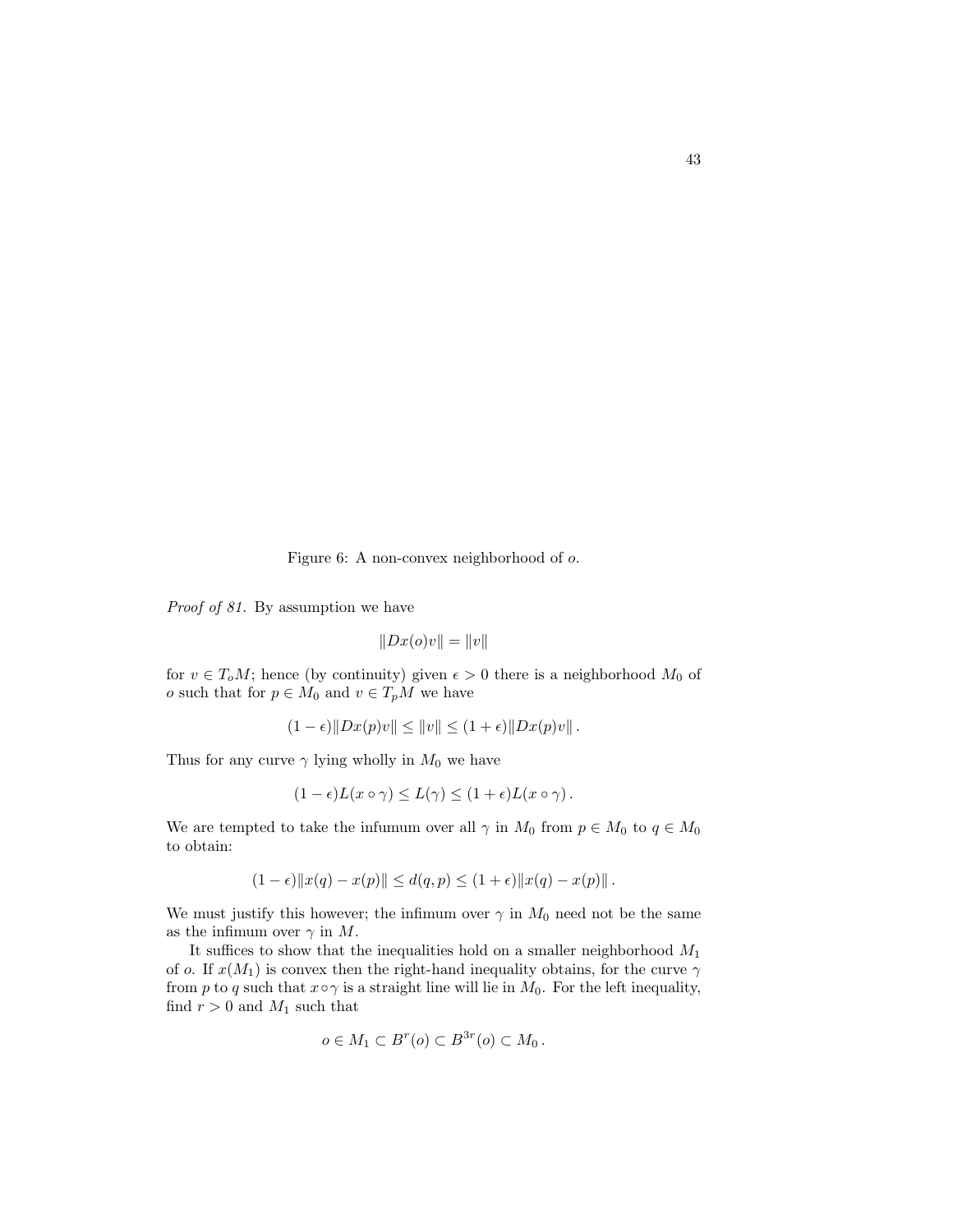Figure 6: A non-convex neighborhood of $o$.

*Proof of 81.* By assumption we have

$$\|Dx(o)v\| = \|v\|$$

for $v \in T_oM$; hence (by continuity) given $\epsilon > 0$ there is a neighborhood $M_0$ of $o$ such that for $p \in M_0$ and $v \in T_pM$ we have

$$(1-\epsilon)\|Dx(p)v\| \leq \|v\| \leq (1+\epsilon)\|Dx(p)v\|\,.$$

Thus for any curve $\gamma$ lying wholly in $M_0$ we have

$$(1-\epsilon)L(x \circ \gamma) \leq L(\gamma) \leq (1+\epsilon)L(x \circ \gamma)\,.$$

We are tempted to take the infumum over all $\gamma$ in $M_0$ from $p \in M_0$ to $q \in M_0$ to obtain:

$$(1-\epsilon)\|x(q) - x(p)\| \leq d(q,p) \leq (1+\epsilon)\|x(q) - x(p)\|\,.$$

We must justify this however; the infimum over $\gamma$ in $M_0$ need not be the same as the infimum over $\gamma$ in $M$.

It suffices to show that the inequalities hold on a smaller neighborhood $M_1$ of $o$. If $x(M_1)$ is convex then the right-hand inequality obtains, for the curve $\gamma$ from $p$ to $q$ such that $x \circ \gamma$ is a straight line will lie in $M_0$. For the left inequality, find $r > 0$ and $M_1$ such that

$$o \in M_1 \subset B^r(o) \subset B^{3r}(o) \subset M_0\,.$$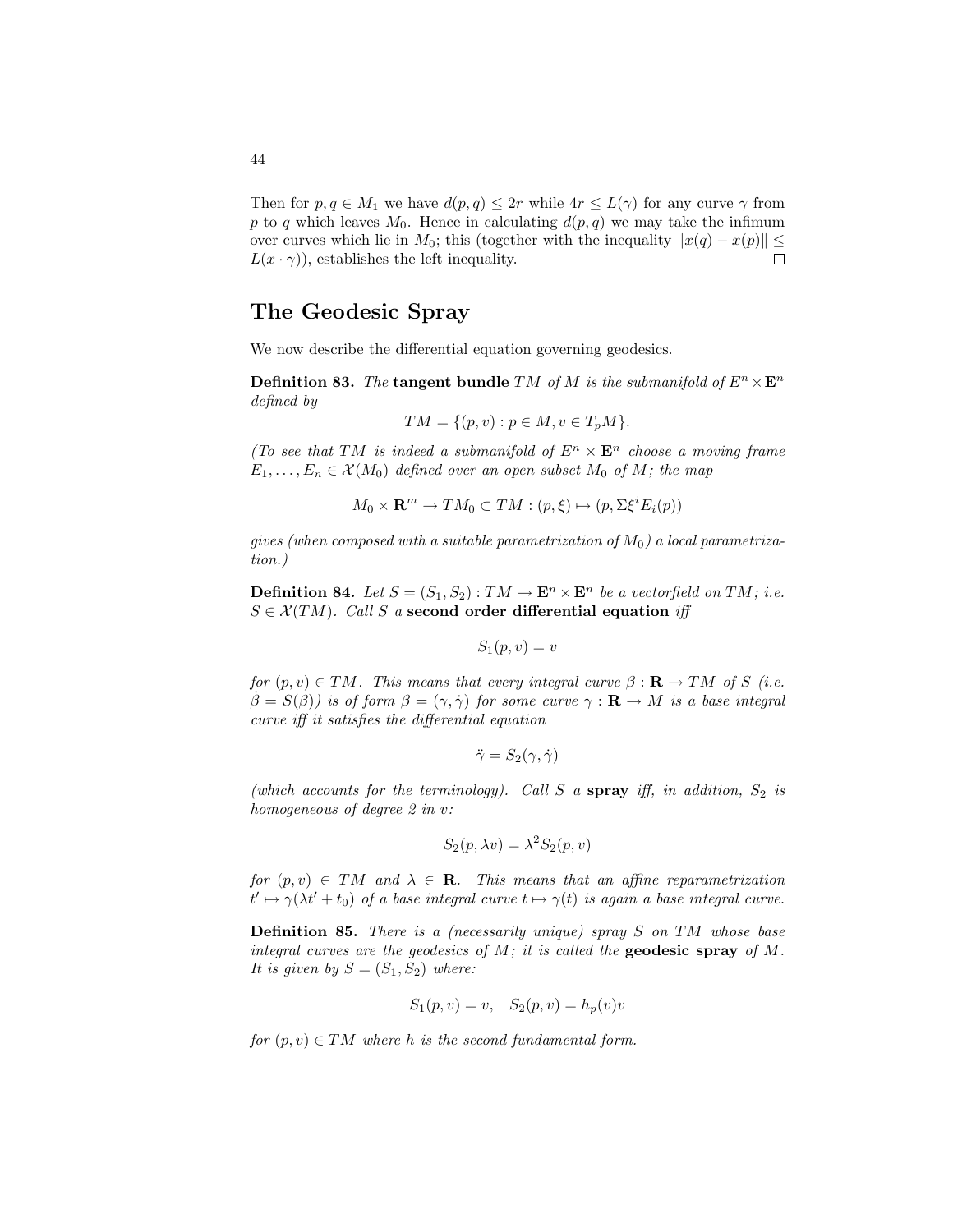Then for $p, q \in M_1$ we have $d(p,q) \le 2r$ while $4r \le L(\gamma)$ for any curve $\gamma$ from $p$ to $q$ which leaves $M_0$. Hence in calculating $d(p,q)$ we may take the infimum over curves which lie in $M_0$; this (together with the inequality $\|x(q) - x(p)\| \le L(x \cdot \gamma)$), establishes the left inequality. □

## The Geodesic Spray

We now describe the differential equation governing geodesics.

**Definition 83.** *The* **tangent bundle** $TM$ *of* $M$ *is the submanifold of* $E^n \times \mathbf{E}^n$ *defined by*

$$TM = \{(p, v) : p \in M, v \in T_pM\}.$$

*(To see that* $TM$ *is indeed a submanifold of* $E^n \times \mathbf{E}^n$ *choose a moving frame* $E_1, \ldots, E_n \in \mathcal{X}(M_0)$ *defined over an open subset* $M_0$ *of* $M$*; the map*

$$M_0 \times \mathbf{R}^m \to TM_0 \subset TM : (p, \xi) \mapsto (p, \Sigma \xi^i E_i(p))$$

*gives (when composed with a suitable parametrization of* $M_0$*) a local parametrization.)*

**Definition 84.** *Let* $S = (S_1, S_2) : TM \to \mathbf{E}^n \times \mathbf{E}^n$ *be a vectorfield on* $TM$*; i.e.* $S \in \mathcal{X}(TM)$*. Call* $S$ *a* **second order differential equation** *iff*

$$S_1(p, v) = v$$

*for* $(p, v) \in TM$*. This means that every integral curve* $\beta : \mathbf{R} \to TM$ *of* $S$ *(i.e.* $\dot\beta = S(\beta)$*) is of form* $\beta = (\gamma, \dot\gamma)$ *for some curve* $\gamma : \mathbf{R} \to M$ *is a base integral curve iff it satisfies the differential equation*

$$\ddot\gamma = S_2(\gamma, \dot\gamma)$$

*(which accounts for the terminology). Call* $S$ *a* **spray** *iff, in addition,* $S_2$ *is homogeneous of degree 2 in* $v$*:*

$$S_2(p, \lambda v) = \lambda^2 S_2(p, v)$$

*for* $(p, v) \in TM$ *and* $\lambda \in \mathbf{R}$*. This means that an affine reparametrization* $t' \mapsto \gamma(\lambda t' + t_0)$ *of a base integral curve* $t \mapsto \gamma(t)$ *is again a base integral curve.*

**Definition 85.** *There is a (necessarily unique) spray* $S$ *on* $TM$ *whose base integral curves are the geodesics of* $M$*; it is called the* **geodesic spray** *of* $M$*. It is given by* $S = (S_1, S_2)$ *where:*

$$S_1(p, v) = v, \quad S_2(p, v) = h_p(v)v$$

*for* $(p, v) \in TM$ *where* $h$ *is the second fundamental form.*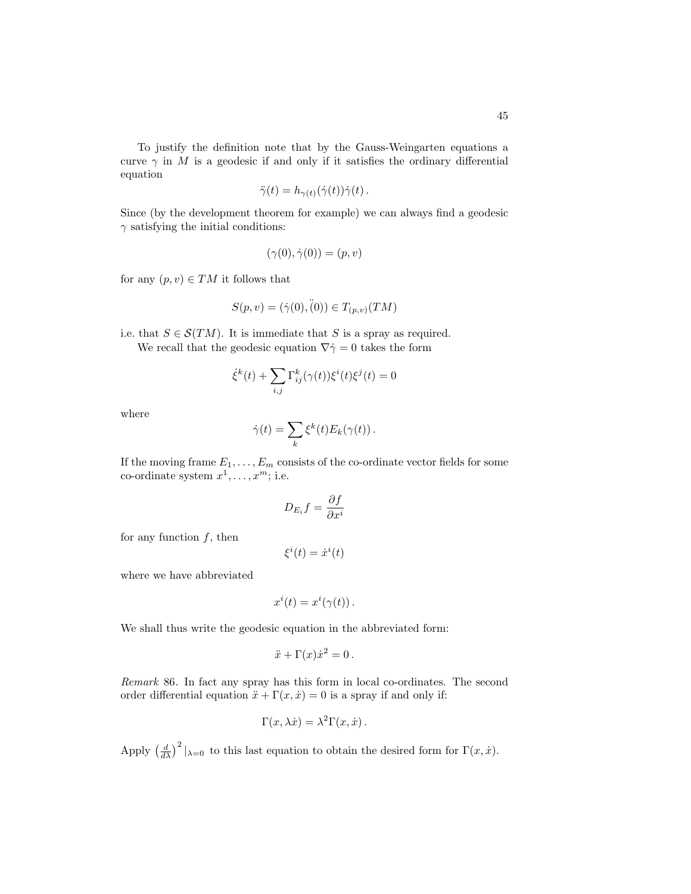To justify the definition note that by the Gauss-Weingarten equations a curve $\gamma$ in $M$ is a geodesic if and only if it satisfies the ordinary differential equation

$$\ddot{\gamma}(t) = h_{\gamma(t)}(\dot{\gamma}(t))\dot{\gamma}(t) \, .$$

Since (by the development theorem for example) we can always find a geodesic $\gamma$ satisfying the initial conditions:

$$(\gamma(0), \dot{\gamma}(0)) = (p, v)$$

for any $(p, v) \in TM$ it follows that

$$S(p, v) = (\dot{\gamma}(0), \ddot{(0)}) \in T_{(p,v)}(TM)$$

i.e. that $S \in \mathcal{S}(TM)$. It is immediate that $S$ is a spray as required.

We recall that the geodesic equation $\nabla \dot{\gamma} = 0$ takes the form

$$\dot{\xi}^k(t) + \sum_{i,j} \Gamma^k_{ij}(\gamma(t))\xi^i(t)\xi^j(t) = 0$$

where

$$\dot{\gamma}(t) = \sum_k \xi^k(t) E_k(\gamma(t)) \, .$$

If the moving frame $E_1, \ldots, E_m$ consists of the co-ordinate vector fields for some co-ordinate system $x^1, \ldots, x^m$; i.e.

$$D_{E_i} f = \frac{\partial f}{\partial x^i}$$

for any function $f$, then

$$\xi^i(t) = \dot{x}^i(t)$$

where we have abbreviated

$$x^i(t) = x^i(\gamma(t)) \, .$$

We shall thus write the geodesic equation in the abbreviated form:

$$\ddot{x} + \Gamma(x)\dot{x}^2 = 0 \, .$$

*Remark* 86. In fact any spray has this form in local co-ordinates. The second order differential equation $\ddot{x} + \Gamma(x, \dot{x}) = 0$ is a spray if and only if:

$$\Gamma(x, \lambda\dot{x}) = \lambda^2 \Gamma(x, \dot{x}) \, .$$

Apply $\left(\frac{d}{d\lambda}\right)^2 |_{\lambda=0}$ to this last equation to obtain the desired form for $\Gamma(x, \dot{x})$.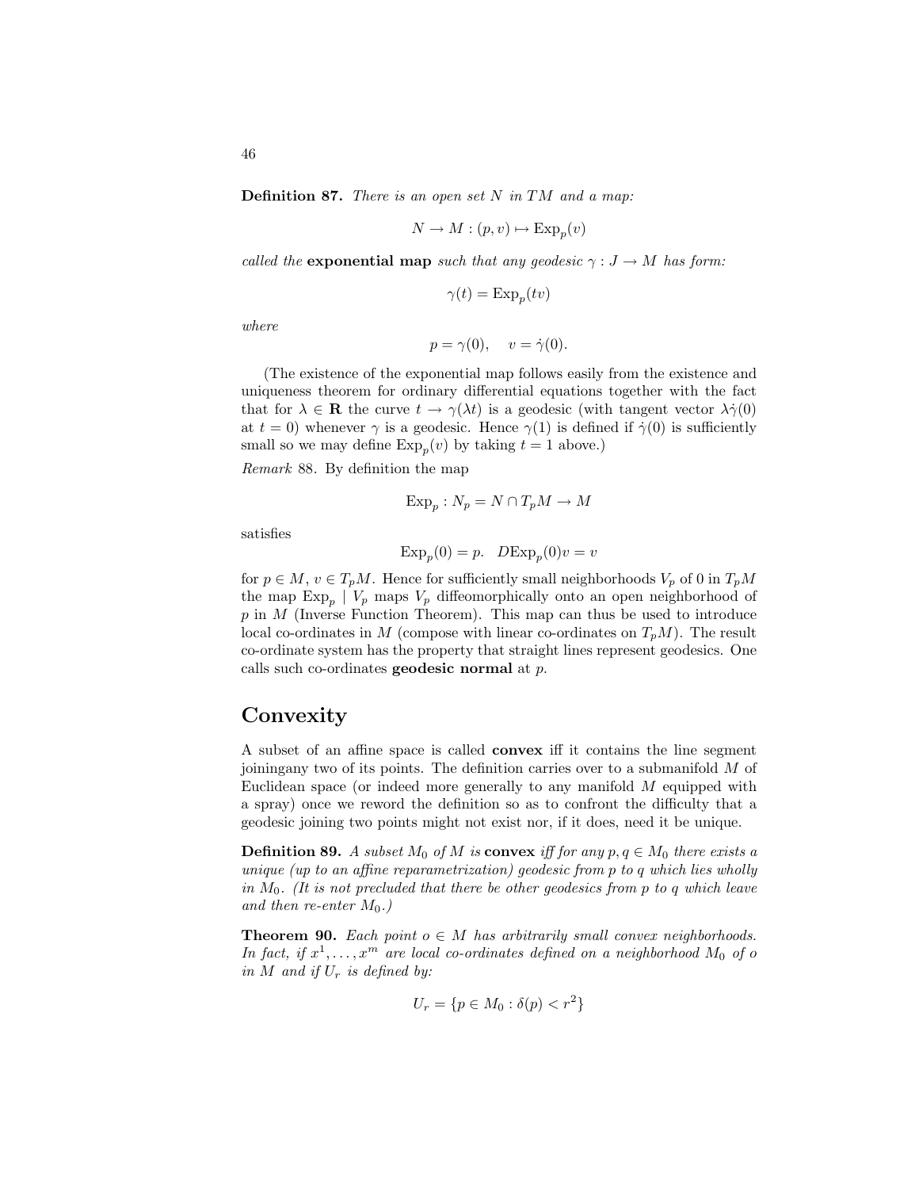**Definition 87.** *There is an open set $N$ in $TM$ and a map:*

$$N \to M : (p, v) \mapsto \mathrm{Exp}_p(v)$$

*called the* **exponential map** *such that any geodesic $\gamma : J \to M$ has form:*

$$\gamma(t) = \mathrm{Exp}_p(tv)$$

*where*

$$p = \gamma(0), \quad v = \dot{\gamma}(0).$$

(The existence of the exponential map follows easily from the existence and uniqueness theorem for ordinary differential equations together with the fact that for $\lambda \in \mathbf{R}$ the curve $t \to \gamma(\lambda t)$ is a geodesic (with tangent vector $\lambda \dot{\gamma}(0)$ at $t = 0$) whenever $\gamma$ is a geodesic. Hence $\gamma(1)$ is defined if $\dot{\gamma}(0)$ is sufficiently small so we may define $\mathrm{Exp}_p(v)$ by taking $t = 1$ above.)

*Remark* 88. By definition the map

$$\mathrm{Exp}_p : N_p = N \cap T_pM \to M$$

satisfies

$$\mathrm{Exp}_p(0) = p. \quad D\mathrm{Exp}_p(0)v = v$$

for $p \in M$, $v \in T_pM$. Hence for sufficiently small neighborhoods $V_p$ of 0 in $T_pM$ the map $\mathrm{Exp}_p \mid V_p$ maps $V_p$ diffeomorphically onto an open neighborhood of $p$ in $M$ (Inverse Function Theorem). This map can thus be used to introduce local co-ordinates in $M$ (compose with linear co-ordinates on $T_pM$). The result co-ordinate system has the property that straight lines represent geodesics. One calls such co-ordinates **geodesic normal** at $p$.

## Convexity

A subset of an affine space is called **convex** iff it contains the line segment joiningany two of its points. The definition carries over to a submanifold $M$ of Euclidean space (or indeed more generally to any manifold $M$ equipped with a spray) once we reword the definition so as to confront the difficulty that a geodesic joining two points might not exist nor, if it does, need it be unique.

**Definition 89.** *A subset $M_0$ of $M$ is* **convex** *iff for any $p, q \in M_0$ there exists a unique (up to an affine reparametrization) geodesic from $p$ to $q$ which lies wholly in $M_0$. (It is not precluded that there be other geodesics from $p$ to $q$ which leave and then re-enter $M_0$.)*

**Theorem 90.** *Each point $o \in M$ has arbitrarily small convex neighborhoods. In fact, if $x^1, \ldots, x^m$ are local co-ordinates defined on a neighborhood $M_0$ of $o$ in $M$ and if $U_r$ is defined by:*

$$U_r = \{p \in M_0 : \delta(p) < r^2\}$$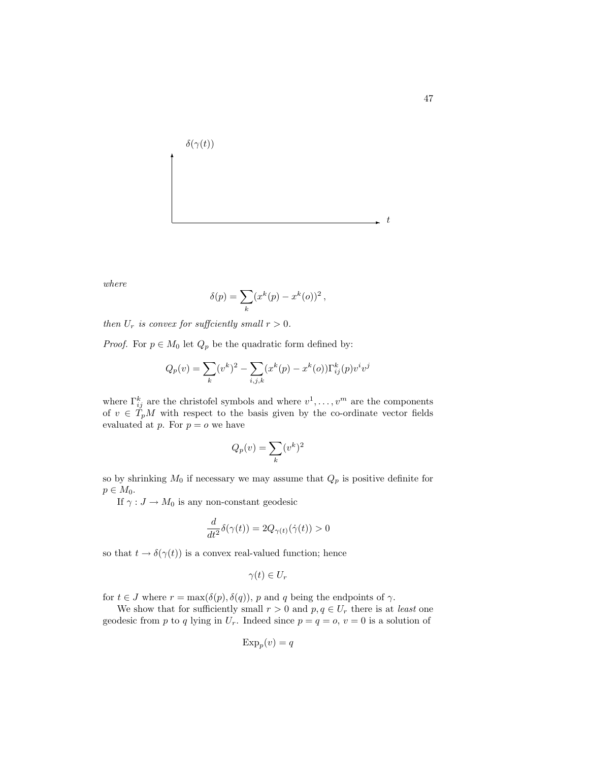$\delta(\gamma(t))$

$t$

*where*

$$\delta(p) = \sum_k (x^k(p) - x^k(o))^2 \,,$$

*then $U_r$ is convex for suffciently small $r > 0$.*

*Proof.* For $p \in M_0$ let $Q_p$ be the quadratic form defined by:

$$Q_p(v) = \sum_k (v^k)^2 - \sum_{i,j,k} (x^k(p) - x^k(o)) \Gamma^k_{ij}(p) v^i v^j$$

where $\Gamma^k_{ij}$ are the christofel symbols and where $v^1, \ldots, v^m$ are the components of $v \in T_pM$ with respect to the basis given by the co-ordinate vector fields evaluated at $p$. For $p = o$ we have

$$Q_p(v) = \sum_k (v^k)^2$$

so by shrinking $M_0$ if necessary we may assume that $Q_p$ is positive definite for $p \in M_0$.

If $\gamma : J \to M_0$ is any non-constant geodesic

$$\frac{d}{dt^2} \delta(\gamma(t)) = 2Q_{\gamma(t)}(\dot{\gamma}(t)) > 0$$

so that $t \to \delta(\gamma(t))$ is a convex real-valued function; hence

$$\gamma(t) \in U_r$$

for $t \in J$ where $r = \max(\delta(p), \delta(q))$, $p$ and $q$ being the endpoints of $\gamma$.

We show that for sufficiently small $r > 0$ and $p, q \in U_r$ there is at *least* one geodesic from $p$ to $q$ lying in $U_r$. Indeed since $p = q = o$, $v = 0$ is a solution of

$$\mathrm{Exp}_p(v) = q$$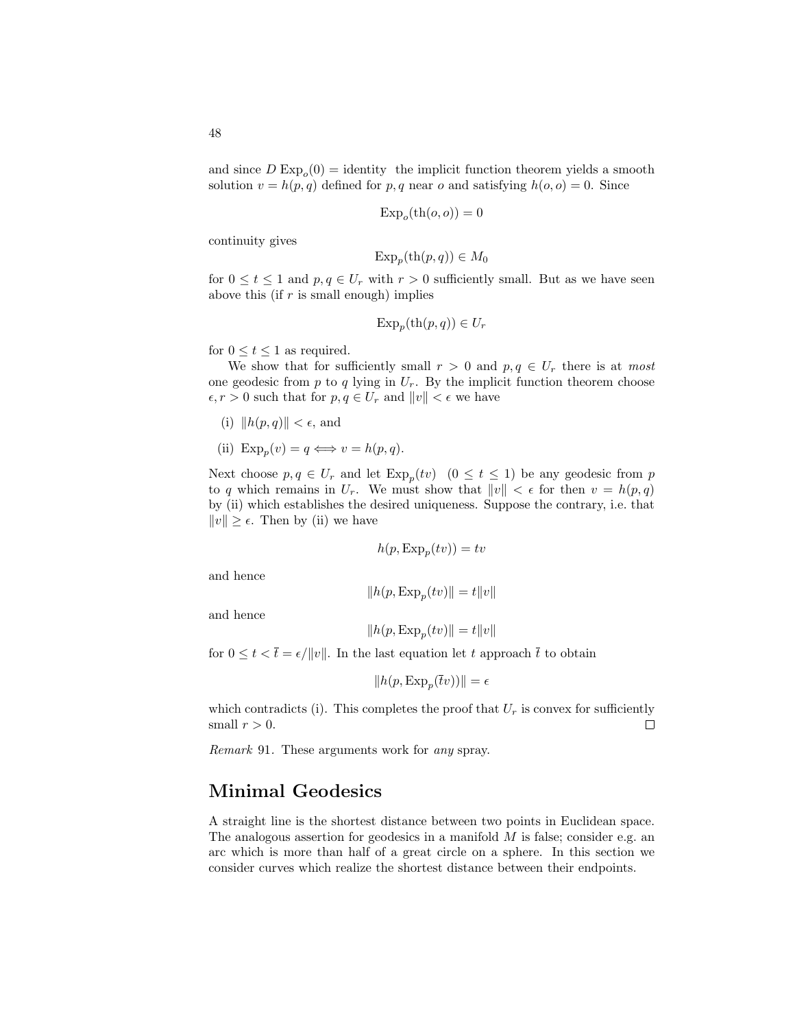and since $D\,\mathrm{Exp}_o(0) = \text{identity}$ the implicit function theorem yields a smooth solution $v = h(p,q)$ defined for $p, q$ near $o$ and satisfying $h(o,o) = 0$. Since

$$\mathrm{Exp}_o(\mathrm{t}h(o,o)) = 0$$

continuity gives

$$\mathrm{Exp}_p(\mathrm{t}h(p,q)) \in M_0$$

for $0 \leq t \leq 1$ and $p, q \in U_r$ with $r > 0$ sufficiently small. But as we have seen above this (if $r$ is small enough) implies

$$\mathrm{Exp}_p(\mathrm{t}h(p,q)) \in U_r$$

for $0 \leq t \leq 1$ as required.

We show that for sufficiently small $r > 0$ and $p, q \in U_r$ there is at *most* one geodesic from $p$ to $q$ lying in $U_r$. By the implicit function theorem choose $\epsilon, r > 0$ such that for $p, q \in U_r$ and $\|v\| < \epsilon$ we have

(i) $\|h(p,q)\| < \epsilon$, and

(ii) $\mathrm{Exp}_p(v) = q \iff v = h(p,q)$.

Next choose $p, q \in U_r$ and let $\mathrm{Exp}_p(tv)$ $(0 \leq t \leq 1)$ be any geodesic from $p$ to $q$ which remains in $U_r$. We must show that $\|v\| < \epsilon$ for then $v = h(p,q)$ by (ii) which establishes the desired uniqueness. Suppose the contrary, i.e. that $\|v\| \geq \epsilon$. Then by (ii) we have

$$h(p, \mathrm{Exp}_p(tv)) = tv$$

and hence

$$\|h(p, \mathrm{Exp}_p(tv)\| = t\|v\|$$

and hence

$$\|h(p, \mathrm{Exp}_p(tv)\| = t\|v\|$$

for $0 \leq t < \bar{t} = \epsilon/\|v\|$. In the last equation let $t$ approach $\bar{t}$ to obtain

$$\|h(p, \mathrm{Exp}_p(\bar{t}v))\| = \epsilon$$

which contradicts (i). This completes the proof that $U_r$ is convex for sufficiently small $r > 0$. $\square$

*Remark* 91. These arguments work for *any* spray.

## Minimal Geodesics

A straight line is the shortest distance between two points in Euclidean space. The analogous assertion for geodesics in a manifold $M$ is false; consider e.g. an arc which is more than half of a great circle on a sphere. In this section we consider curves which realize the shortest distance between their endpoints.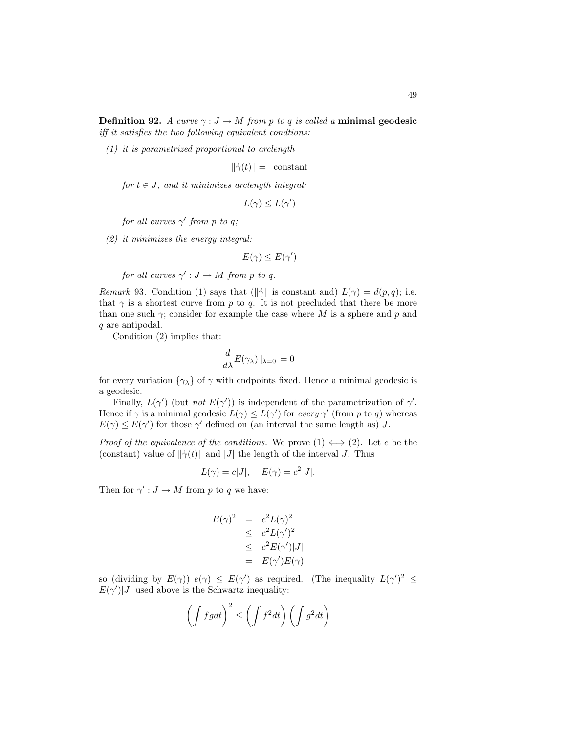**Definition 92.** *A curve $\gamma : J \to M$ from $p$ to $q$ is called a* **minimal geodesic** *iff it satisfies the two following equivalent condtions:*

*(1) it is parametrized proportional to arclength*

$$\|\dot{\gamma}(t)\| = \text{ constant}$$

*for $t \in J$, and it minimizes arclength integral:*

$$L(\gamma) \le L(\gamma')$$

*for all curves $\gamma'$ from $p$ to $q$;*

*(2) it minimizes the energy integral:*

$$E(\gamma) \le E(\gamma')$$

*for all curves $\gamma' : J \to M$ from $p$ to $q$.*

*Remark* 93. Condition (1) says that ($\|\dot{\gamma}\|$ is constant and) $L(\gamma) = d(p,q)$; i.e. that $\gamma$ is a shortest curve from $p$ to $q$. It is not precluded that there be more than one such $\gamma$; consider for example the case where $M$ is a sphere and $p$ and $q$ are antipodal.

Condition (2) implies that:

$$\frac{d}{d\lambda} E(\gamma_\lambda)\,|_{\lambda=0}\, = 0$$

for every variation $\{\gamma_\lambda\}$ of $\gamma$ with endpoints fixed. Hence a minimal geodesic is a geodesic.

Finally, $L(\gamma')$ (but *not* $E(\gamma')$) is independent of the parametrization of $\gamma'$. Hence if $\gamma$ is a minimal geodesic $L(\gamma) \le L(\gamma')$ for *every* $\gamma'$ (from $p$ to $q$) whereas $E(\gamma) \le E(\gamma')$ for those $\gamma'$ defined on (an interval the same length as) $J$.

*Proof of the equivalence of the conditions.* We prove (1) $\iff$ (2). Let $c$ be the (constant) value of $\|\dot{\gamma}(t)\|$ and $|J|$ the length of the interval $J$. Thus

$$L(\gamma) = c|J|, \quad E(\gamma) = c^2|J|.$$

Then for $\gamma' : J \to M$ from $p$ to $q$ we have:

$$\begin{aligned} E(\gamma)^2 &= c^2 L(\gamma)^2 \\ &\le c^2 L(\gamma')^2 \\ &\le c^2 E(\gamma')|J| \\ &= E(\gamma')E(\gamma) \end{aligned}$$

so (dividing by $E(\gamma)$) $e(\gamma) \le E(\gamma')$ as required. (The inequality $L(\gamma')^2 \le E(\gamma')|J|$ used above is the Schwartz inequality:

$$\left(\int fg\,dt\right)^2 \le \left(\int f^2 dt\right)\left(\int g^2 dt\right)$$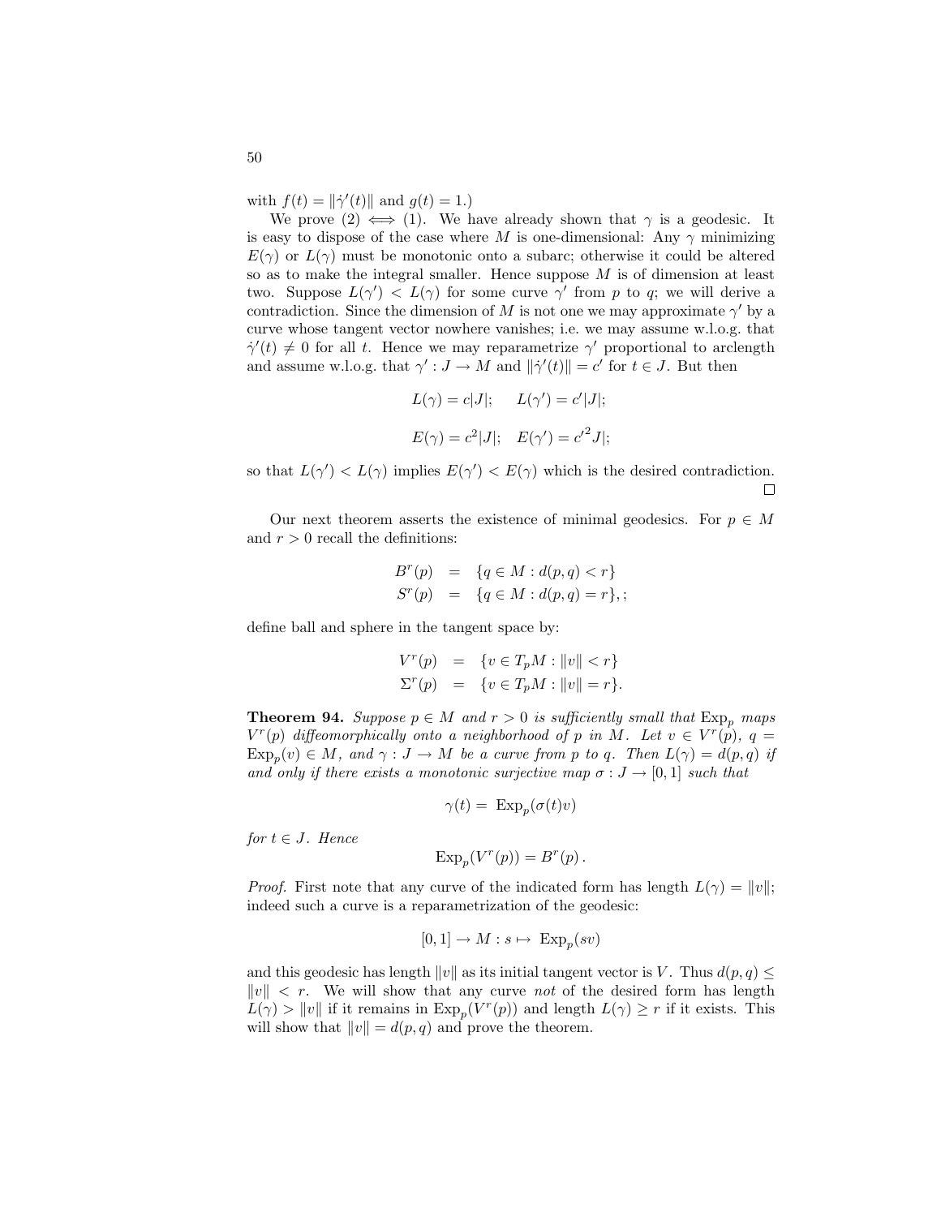with $f(t) = \|\dot{\gamma}'(t)\|$ and $g(t) = 1$.)

We prove (2) $\iff$ (1). We have already shown that $\gamma$ is a geodesic. It is easy to dispose of the case where $M$ is one-dimensional: Any $\gamma$ minimizing $E(\gamma)$ or $L(\gamma)$ must be monotonic onto a subarc; otherwise it could be altered so as to make the integral smaller. Hence suppose $M$ is of dimension at least two. Suppose $L(\gamma') < L(\gamma)$ for some curve $\gamma'$ from $p$ to $q$; we will derive a contradiction. Since the dimension of $M$ is not one we may approximate $\gamma'$ by a curve whose tangent vector nowhere vanishes; i.e. we may assume w.l.o.g. that $\dot{\gamma}'(t) \neq 0$ for all $t$. Hence we may reparametrize $\gamma'$ proportional to arclength and assume w.l.o.g. that $\gamma' : J \to M$ and $\|\dot{\gamma}'(t)\| = c'$ for $t \in J$. But then

$$L(\gamma) = c|J|; \quad L(\gamma') = c'|J|;$$

$$E(\gamma) = c^2|J|; \quad E(\gamma') = {c'}^2 J|;$$

so that $L(\gamma') < L(\gamma)$ implies $E(\gamma') < E(\gamma)$ which is the desired contradiction. □

Our next theorem asserts the existence of minimal geodesics. For $p \in M$ and $r > 0$ recall the definitions:

$$\begin{aligned} B^r(p) &= \{q \in M : d(p,q) < r\} \\ S^r(p) &= \{q \in M : d(p,q) = r\},; \end{aligned}$$

define ball and sphere in the tangent space by:

$$\begin{aligned} V^r(p) &= \{v \in T_pM : \|v\| < r\} \\ \Sigma^r(p) &= \{v \in T_pM : \|v\| = r\}. \end{aligned}$$

**Theorem 94.** *Suppose $p \in M$ and $r > 0$ is sufficiently small that $\mathrm{Exp}_p$ maps $V^r(p)$ diffeomorphically onto a neighborhood of $p$ in $M$. Let $v \in V^r(p)$, $q = \mathrm{Exp}_p(v) \in M$, and $\gamma : J \to M$ be a curve from $p$ to $q$. Then $L(\gamma) = d(p,q)$ if and only if there exists a monotonic surjective map $\sigma : J \to [0,1]$ such that*

$$\gamma(t) = \mathrm{Exp}_p(\sigma(t)v)$$

*for $t \in J$. Hence*

$$\mathrm{Exp}_p(V^r(p)) = B^r(p)\,.$$

*Proof.* First note that any curve of the indicated form has length $L(\gamma) = \|v\|$; indeed such a curve is a reparametrization of the geodesic:

$$[0,1] \to M : s \mapsto \mathrm{Exp}_p(sv)$$

and this geodesic has length $\|v\|$ as its initial tangent vector is $V$. Thus $d(p,q) \leq \|v\| < r$. We will show that any curve *not* of the desired form has length $L(\gamma) > \|v\|$ if it remains in $\mathrm{Exp}_p(V^r(p))$ and length $L(\gamma) \geq r$ if it exists. This will show that $\|v\| = d(p,q)$ and prove the theorem.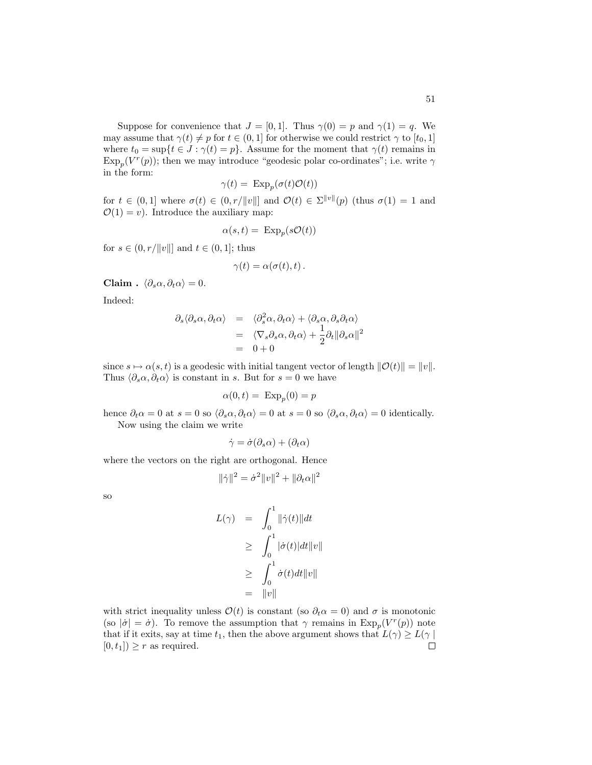Suppose for convenience that $J = [0, 1]$. Thus $\gamma(0) = p$ and $\gamma(1) = q$. We may assume that $\gamma(t) \neq p$ for $t \in (0, 1]$ for otherwise we could restrict $\gamma$ to $[t_0, 1]$ where $t_0 = \sup\{t \in J : \gamma(t) = p\}$. Assume for the moment that $\gamma(t)$ remains in $\mathrm{Exp}_p(V^r(p))$; then we may introduce "geodesic polar co-ordinates"; i.e. write $\gamma$ in the form:

$$\gamma(t) = \mathrm{Exp}_p(\sigma(t)\mathcal{O}(t))$$

for $t \in (0, 1]$ where $\sigma(t) \in (0, r/\|v\|]$ and $\mathcal{O}(t) \in \Sigma^{\|v\|}(p)$ (thus $\sigma(1) = 1$ and $\mathcal{O}(1) = v$). Introduce the auxiliary map:

$$\alpha(s, t) = \mathrm{Exp}_p(s\mathcal{O}(t))$$

for $s \in (0, r/\|v\|]$ and $t \in (0, 1]$; thus

$$\gamma(t) = \alpha(\sigma(t), t).$$

**Claim .** $\langle \partial_s \alpha, \partial_t \alpha \rangle = 0$.

Indeed:

$$\begin{aligned}
\partial_s \langle \partial_s \alpha, \partial_t \alpha \rangle &= \langle \partial_s^2 \alpha, \partial_t \alpha \rangle + \langle \partial_s \alpha, \partial_s \partial_t \alpha \rangle \\
&= \langle \nabla_s \partial_s \alpha, \partial_t \alpha \rangle + \frac{1}{2} \partial_t \|\partial_s \alpha\|^2 \\
&= 0 + 0
\end{aligned}$$

since $s \mapsto \alpha(s, t)$ is a geodesic with initial tangent vector of length $\|\mathcal{O}(t)\| = \|v\|$. Thus $\langle \partial_s \alpha, \partial_t \alpha \rangle$ is constant in $s$. But for $s = 0$ we have

$$\alpha(0, t) = \mathrm{Exp}_p(0) = p$$

hence $\partial_t \alpha = 0$ at $s = 0$ so $\langle \partial_s \alpha, \partial_t \alpha \rangle = 0$ at $s = 0$ so $\langle \partial_s \alpha, \partial_t \alpha \rangle = 0$ identically.

Now using the claim we write

$$\dot{\gamma} = \dot{\sigma}(\partial_s \alpha) + (\partial_t \alpha)$$

where the vectors on the right are orthogonal. Hence

$$\|\dot{\gamma}\|^2 = \dot{\sigma}^2 \|v\|^2 + \|\partial_t \alpha\|^2$$

so

$$\begin{aligned}
L(\gamma) &= \int_0^1 \|\dot{\gamma}(t)\| dt \\
&\geq \int_0^1 |\dot{\sigma}(t)| dt \|v\| \\
&\geq \int_0^1 \dot{\sigma}(t) dt \|v\| \\
&= \|v\|
\end{aligned}$$

with strict inequality unless $\mathcal{O}(t)$ is constant (so $\partial_t \alpha = 0$) and $\sigma$ is monotonic (so $|\dot{\sigma}| = \dot{\sigma}$). To remove the assumption that $\gamma$ remains in $\mathrm{Exp}_p(V^r(p))$ note that if it exits, say at time $t_1$, then the above argument shows that $L(\gamma) \geq L(\gamma \mid [0, t_1]) \geq r$ as required. □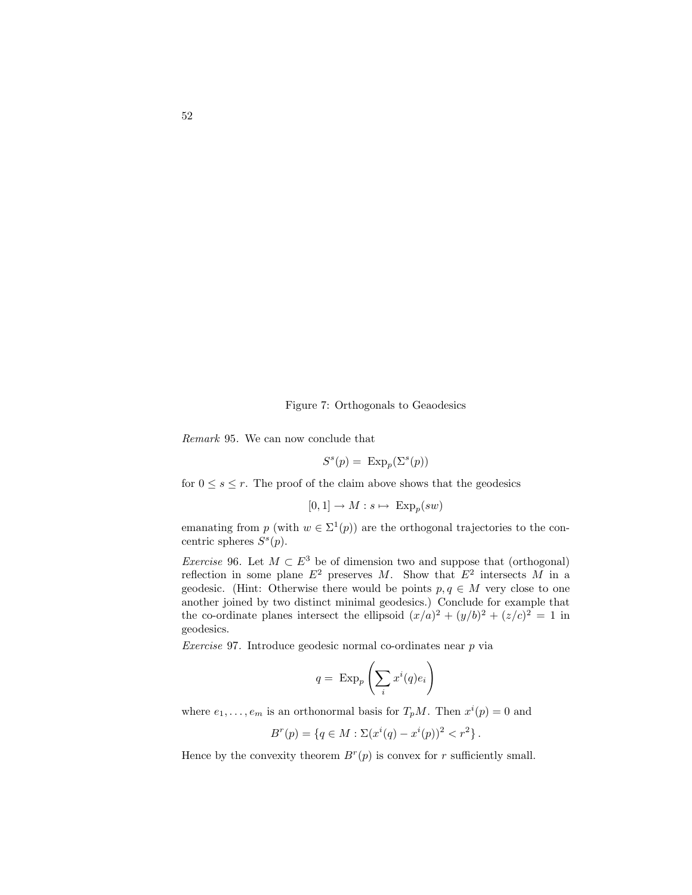Figure 7: Orthogonals to Geaodesics

*Remark* 95. We can now conclude that

$$S^s(p) = \operatorname{Exp}_p(\Sigma^s(p))$$

for $0 \leq s \leq r$. The proof of the claim above shows that the geodesics

$$[0, 1] \to M : s \mapsto \operatorname{Exp}_p(sw)$$

emanating from $p$ (with $w \in \Sigma^1(p)$) are the orthogonal trajectories to the concentric spheres $S^s(p)$.

*Exercise* 96. Let $M \subset E^3$ be of dimension two and suppose that (orthogonal) reflection in some plane $E^2$ preserves $M$. Show that $E^2$ intersects $M$ in a geodesic. (Hint: Otherwise there would be points $p, q \in M$ very close to one another joined by two distinct minimal geodesics.) Conclude for example that the co-ordinate planes intersect the ellipsoid $(x/a)^2 + (y/b)^2 + (z/c)^2 = 1$ in geodesics.

*Exercise* 97. Introduce geodesic normal co-ordinates near $p$ via

$$q = \operatorname{Exp}_p\left(\sum_i x^i(q)e_i\right)$$

where $e_1, \ldots, e_m$ is an orthonormal basis for $T_pM$. Then $x^i(p) = 0$ and

$$B^r(p) = \{q \in M : \Sigma(x^i(q) - x^i(p))^2 < r^2\}.$$

Hence by the convexity theorem $B^r(p)$ is convex for $r$ sufficiently small.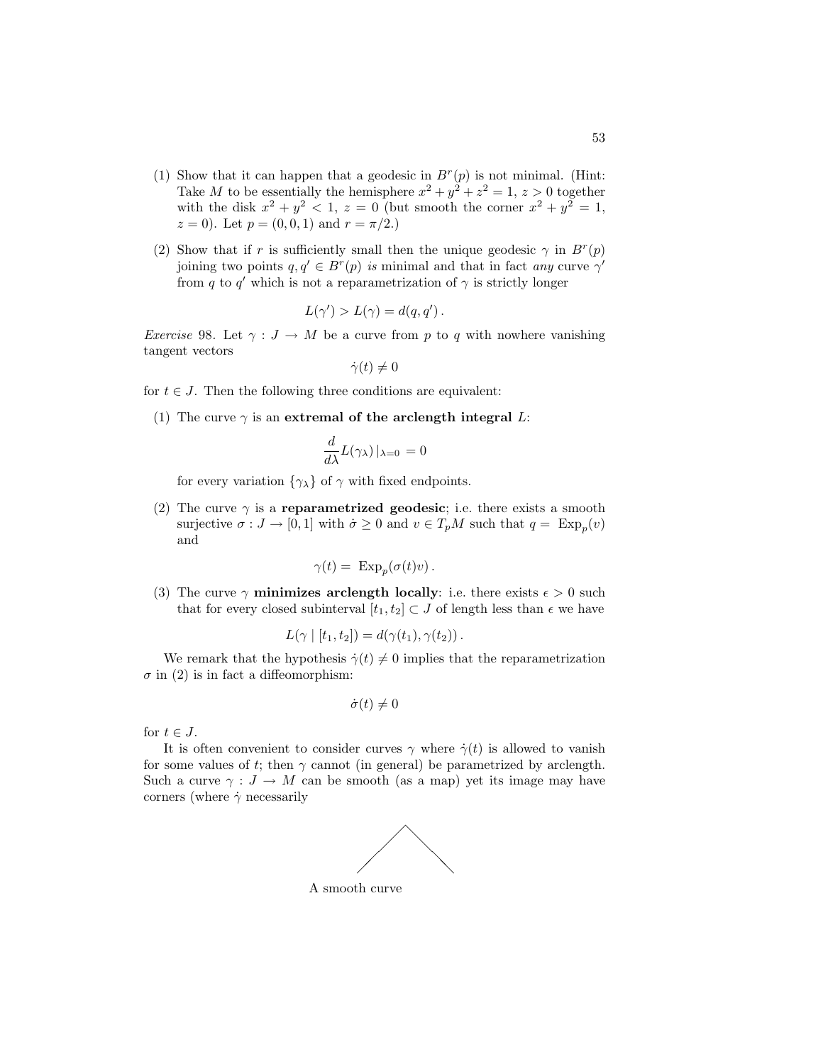(1) Show that it can happen that a geodesic in $B^r(p)$ is not minimal. (Hint: Take $M$ to be essentially the hemisphere $x^2 + y^2 + z^2 = 1$, $z > 0$ together with the disk $x^2 + y^2 < 1$, $z = 0$ (but smooth the corner $x^2 + y^2 = 1$, $z = 0$). Let $p = (0, 0, 1)$ and $r = \pi/2$.)

(2) Show that if $r$ is sufficiently small then the unique geodesic $\gamma$ in $B^r(p)$ joining two points $q, q' \in B^r(p)$ *is* minimal and that in fact *any* curve $\gamma'$ from $q$ to $q'$ which is not a reparametrization of $\gamma$ is strictly longer

$$L(\gamma') > L(\gamma) = d(q, q')\,.$$

*Exercise* 98. Let $\gamma : J \to M$ be a curve from $p$ to $q$ with nowhere vanishing tangent vectors

$$\dot{\gamma}(t) \neq 0$$

for $t \in J$. Then the following three conditions are equivalent:

(1) The curve $\gamma$ is an **extremal of the arclength integral** $L$:

$$\frac{d}{d\lambda} L(\gamma_\lambda)\,|_{\lambda=0}\, = 0$$

for every variation $\{\gamma_\lambda\}$ of $\gamma$ with fixed endpoints.

(2) The curve $\gamma$ is a **reparametrized geodesic**; i.e. there exists a smooth surjective $\sigma : J \to [0, 1]$ with $\dot{\sigma} \geq 0$ and $v \in T_pM$ such that $q = \text{ Exp}_p(v)$ and

$$\gamma(t) = \text{ Exp}_p(\sigma(t)v)\,.$$

(3) The curve $\gamma$ **minimizes arclength locally**: i.e. there exists $\epsilon > 0$ such that for every closed subinterval $[t_1, t_2] \subset J$ of length less than $\epsilon$ we have

$$L(\gamma \mid [t_1, t_2]) = d(\gamma(t_1), \gamma(t_2))\,.$$

We remark that the hypothesis $\dot{\gamma}(t) \neq 0$ implies that the reparametrization $\sigma$ in (2) is in fact a diffeomorphism:

$$\dot{\sigma}(t) \neq 0$$

for $t \in J$.

It is often convenient to consider curves $\gamma$ where $\dot{\gamma}(t)$ is allowed to vanish for some values of $t$; then $\gamma$ cannot (in general) be parametrized by arclength. Such a curve $\gamma : J \to M$ can be smooth (as a map) yet its image may have corners (where $\dot{\gamma}$ necessarily

A smooth curve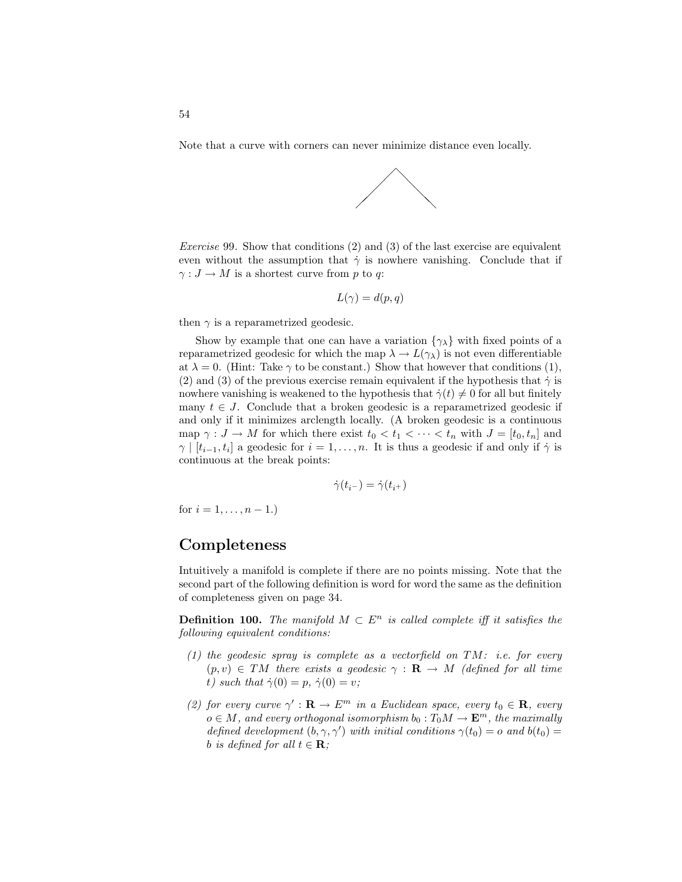Note that a curve with corners can never minimize distance even locally.

*Exercise* 99. Show that conditions (2) and (3) of the last exercise are equivalent even without the assumption that $\dot{\gamma}$ is nowhere vanishing. Conclude that if $\gamma : J \to M$ is a shortest curve from $p$ to $q$:

$$L(\gamma) = d(p, q)$$

then $\gamma$ is a reparametrized geodesic.

Show by example that one can have a variation $\{\gamma_\lambda\}$ with fixed points of a reparametrized geodesic for which the map $\lambda \to L(\gamma_\lambda)$ is not even differentiable at $\lambda = 0$. (Hint: Take $\gamma$ to be constant.) Show that however that conditions (1), (2) and (3) of the previous exercise remain equivalent if the hypothesis that $\dot{\gamma}$ is nowhere vanishing is weakened to the hypothesis that $\dot{\gamma}(t) \neq 0$ for all but finitely many $t \in J$. Conclude that a broken geodesic is a reparametrized geodesic if and only if it minimizes arclength locally. (A broken geodesic is a continuous map $\gamma : J \to M$ for which there exist $t_0 < t_1 < \cdots < t_n$ with $J = [t_0, t_n]$ and $\gamma \mid [t_{i-1}, t_i]$ a geodesic for $i = 1, \ldots, n$. It is thus a geodesic if and only if $\dot{\gamma}$ is continuous at the break points:

$$\dot{\gamma}(t_{i^-}) = \dot{\gamma}(t_{i^+})$$

for $i = 1, \ldots, n - 1$.)

## Completeness

Intuitively a manifold is complete if there are no points missing. Note that the second part of the following definition is word for word the same as the definition of completeness given on page 34.

**Definition 100.** *The manifold $M \subset E^n$ is called complete iff it satisfies the following equivalent conditions:*

1. *the geodesic spray is complete as a vectorfield on $TM$: i.e. for every $(p, v) \in TM$ there exists a geodesic $\gamma : \mathbf{R} \to M$ (defined for all time $t$) such that $\dot{\gamma}(0) = p$, $\dot{\gamma}(0) = v$;*
2. *for every curve $\gamma' : \mathbf{R} \to E^m$ in a Euclidean space, every $t_0 \in \mathbf{R}$, every $o \in M$, and every orthogonal isomorphism $b_0 : T_0M \to \mathbf{E}^m$, the maximally defined development $(b, \gamma, \gamma')$ with initial conditions $\gamma(t_0) = o$ and $b(t_0) = b$ is defined for all $t \in \mathbf{R}$;*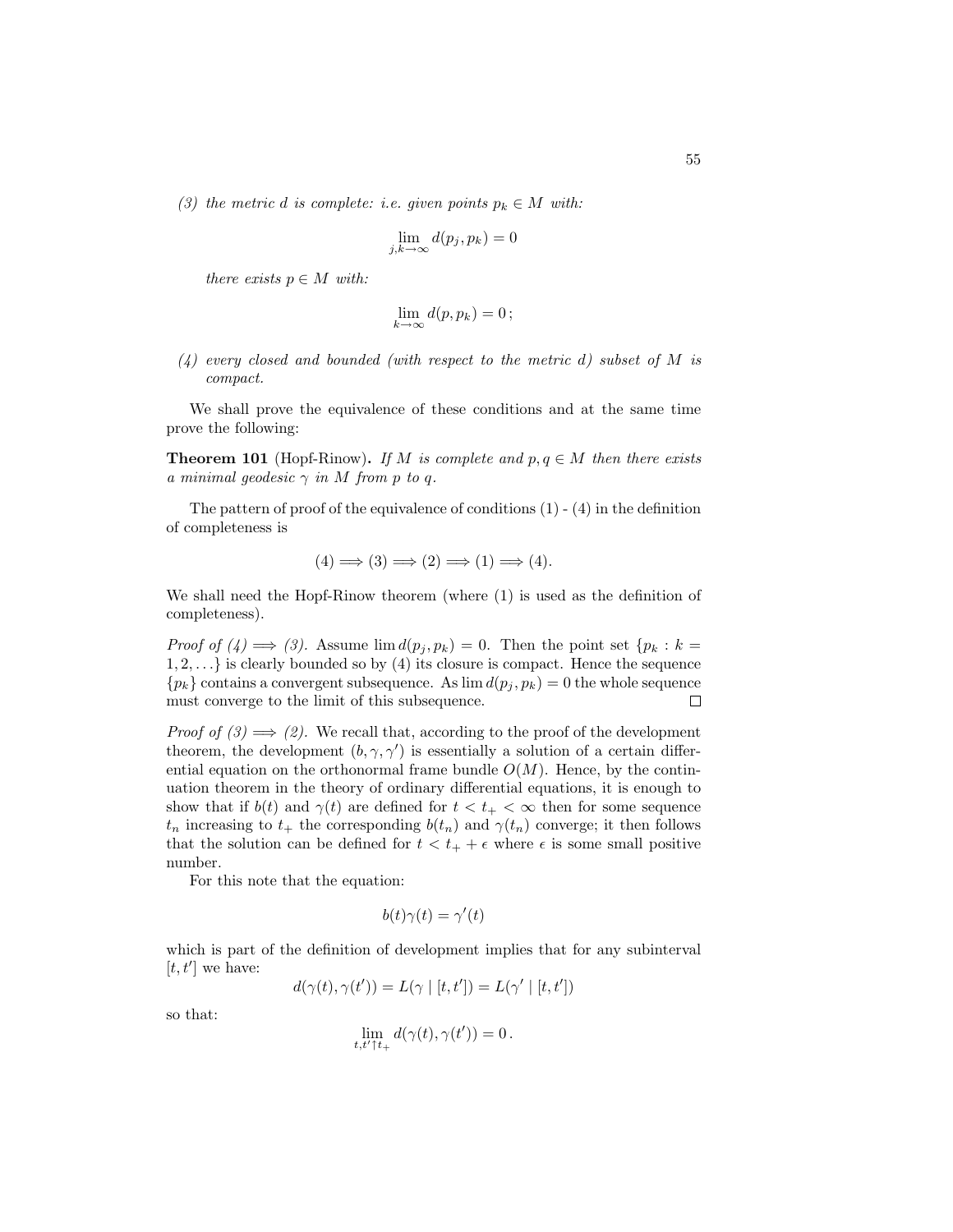*(3) the metric $d$ is complete: i.e. given points $p_k \in M$ with:*

$$\lim_{j,k\to\infty} d(p_j, p_k) = 0$$

*there exists $p \in M$ with:*

$$\lim_{k\to\infty} d(p, p_k) = 0\,;$$

*(4) every closed and bounded (with respect to the metric $d$) subset of $M$ is compact.*

We shall prove the equivalence of these conditions and at the same time prove the following:

**Theorem 101** (Hopf-Rinow)**.** *If $M$ is complete and $p, q \in M$ then there exists a minimal geodesic $\gamma$ in $M$ from $p$ to $q$.*

The pattern of proof of the equivalence of conditions (1) - (4) in the definition of completeness is

$$(4) \Longrightarrow (3) \Longrightarrow (2) \Longrightarrow (1) \Longrightarrow (4).$$

We shall need the Hopf-Rinow theorem (where (1) is used as the definition of completeness).

*Proof of (4) $\Longrightarrow$ (3).* Assume $\lim d(p_j, p_k) = 0$. Then the point set $\{p_k : k = 1, 2, \ldots\}$ is clearly bounded so by (4) its closure is compact. Hence the sequence $\{p_k\}$ contains a convergent subsequence. As $\lim d(p_j, p_k) = 0$ the whole sequence must converge to the limit of this subsequence. □

*Proof of (3) $\Longrightarrow$ (2).* We recall that, according to the proof of the development theorem, the development $(b, \gamma, \gamma')$ is essentially a solution of a certain differential equation on the orthonormal frame bundle $O(M)$. Hence, by the continuation theorem in the theory of ordinary differential equations, it is enough to show that if $b(t)$ and $\gamma(t)$ are defined for $t < t_+ < \infty$ then for some sequence $t_n$ increasing to $t_+$ the corresponding $b(t_n)$ and $\gamma(t_n)$ converge; it then follows that the solution can be defined for $t < t_+ + \epsilon$ where $\epsilon$ is some small positive number.

For this note that the equation:

$$b(t)\gamma(t) = \gamma'(t)$$

which is part of the definition of development implies that for any subinterval $[t, t']$ we have:

$$d(\gamma(t), \gamma(t')) = L(\gamma \mid [t, t']) = L(\gamma' \mid [t, t'])$$

so that:

$$\lim_{t,t'\uparrow t_+} d(\gamma(t), \gamma(t')) = 0\,.$$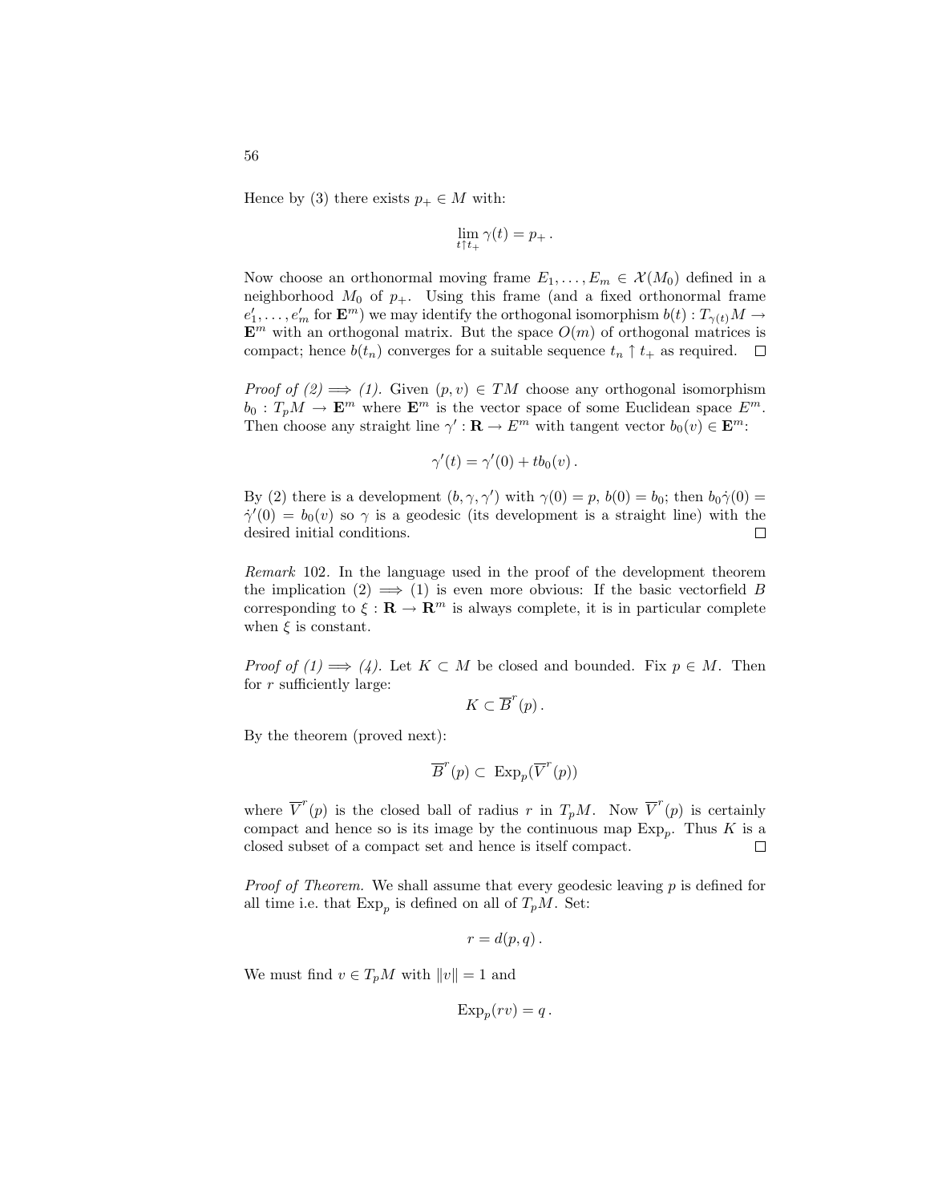Hence by (3) there exists $p_+ \in M$ with:

$$\lim_{t \uparrow t_+} \gamma(t) = p_+ .$$

Now choose an orthonormal moving frame $E_1, \dots, E_m \in \mathcal{X}(M_0)$ defined in a neighborhood $M_0$ of $p_+$. Using this frame (and a fixed orthonormal frame $e'_1, \dots, e'_m$ for $\mathbf{E}^m$) we may identify the orthogonal isomorphism $b(t) : T_{\gamma(t)}M \to \mathbf{E}^m$ with an orthogonal matrix. But the space $O(m)$ of orthogonal matrices is compact; hence $b(t_n)$ converges for a suitable sequence $t_n \uparrow t_+$ as required. $\square$

*Proof of (2) $\Longrightarrow$ (1).* Given $(p, v) \in TM$ choose any orthogonal isomorphism $b_0 : T_pM \to \mathbf{E}^m$ where $\mathbf{E}^m$ is the vector space of some Euclidean space $E^m$. Then choose any straight line $\gamma' : \mathbf{R} \to E^m$ with tangent vector $b_0(v) \in \mathbf{E}^m$:

$$\gamma'(t) = \gamma'(0) + t b_0(v) .$$

By (2) there is a development $(b, \gamma, \gamma')$ with $\gamma(0) = p$, $b(0) = b_0$; then $b_0 \dot{\gamma}(0) = \dot{\gamma}'(0) = b_0(v)$ so $\gamma$ is a geodesic (its development is a straight line) with the desired initial conditions. $\square$

*Remark* 102. In the language used in the proof of the development theorem the implication (2) $\Longrightarrow$ (1) is even more obvious: If the basic vectorfield $B$ corresponding to $\xi : \mathbf{R} \to \mathbf{R}^m$ is always complete, it is in particular complete when $\xi$ is constant.

*Proof of (1) $\Longrightarrow$ (4).* Let $K \subset M$ be closed and bounded. Fix $p \in M$. Then for $r$ sufficiently large:

$$K \subset \overline{B}^r(p) .$$

By the theorem (proved next):

$$\overline{B}^r(p) \subset \operatorname{Exp}_p(\overline{V}^r(p))$$

where $\overline{V}^r(p)$ is the closed ball of radius $r$ in $T_pM$. Now $\overline{V}^r(p)$ is certainly compact and hence so is its image by the continuous map $\operatorname{Exp}_p$. Thus $K$ is a closed subset of a compact set and hence is itself compact. $\square$

*Proof of Theorem.* We shall assume that every geodesic leaving $p$ is defined for all time i.e. that $\operatorname{Exp}_p$ is defined on all of $T_pM$. Set:

$$r = d(p, q) .$$

We must find $v \in T_pM$ with $\|v\| = 1$ and

$$\operatorname{Exp}_p(rv) = q .$$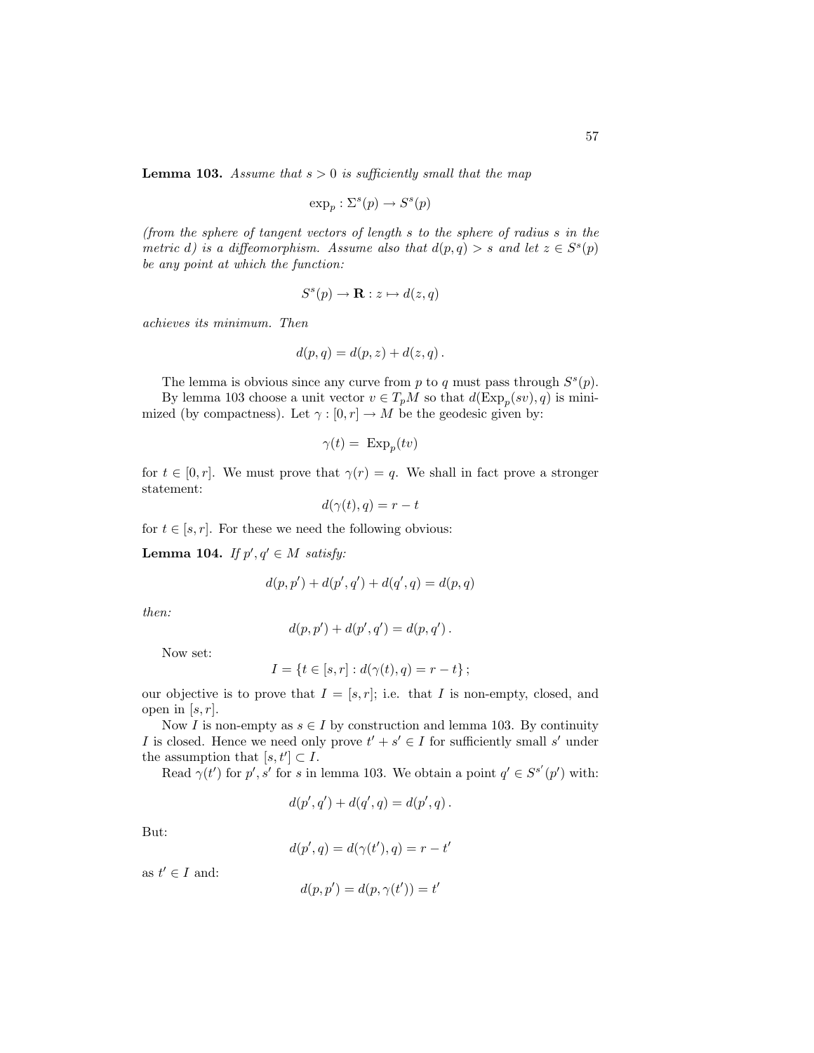**Lemma 103.** *Assume that $s > 0$ is sufficiently small that the map*

$$\exp_p : \Sigma^s(p) \to S^s(p)$$

*(from the sphere of tangent vectors of length $s$ to the sphere of radius $s$ in the metric $d$) is a diffeomorphism. Assume also that $d(p, q) > s$ and let $z \in S^s(p)$ be any point at which the function:*

$$S^s(p) \to \mathbf{R} : z \mapsto d(z, q)$$

*achieves its minimum. Then*

$$d(p, q) = d(p, z) + d(z, q)\,.$$

The lemma is obvious since any curve from $p$ to $q$ must pass through $S^s(p)$.

By lemma 103 choose a unit vector $v \in T_pM$ so that $d(\mathrm{Exp}_p(sv), q)$ is minimized (by compactness). Let $\gamma : [0, r] \to M$ be the geodesic given by:

$$\gamma(t) = \mathrm{Exp}_p(tv)$$

for $t \in [0, r]$. We must prove that $\gamma(r) = q$. We shall in fact prove a stronger statement:

$$d(\gamma(t), q) = r - t$$

for $t \in [s, r]$. For these we need the following obvious:

**Lemma 104.** *If $p', q' \in M$ satisfy:*

$$d(p, p') + d(p', q') + d(q', q) = d(p, q)$$

*then:*

$$d(p, p') + d(p', q') = d(p, q')\,.$$

Now set:

$$I = \{t \in [s, r] : d(\gamma(t), q) = r - t\}\,;$$

our objective is to prove that $I = [s, r]$; i.e. that $I$ is non-empty, closed, and open in $[s, r]$.

Now $I$ is non-empty as $s \in I$ by construction and lemma 103. By continuity $I$ is closed. Hence we need only prove $t' + s' \in I$ for sufficiently small $s'$ under the assumption that $[s, t'] \subset I$.

Read $\gamma(t')$ for $p'$, $s'$ for $s$ in lemma 103. We obtain a point $q' \in S^{s'}(p')$ with:

$$d(p', q') + d(q', q) = d(p', q)\,.$$

But:

$$d(p', q) = d(\gamma(t'), q) = r - t'$$

as $t' \in I$ and:

$$d(p, p') = d(p, \gamma(t')) = t'$$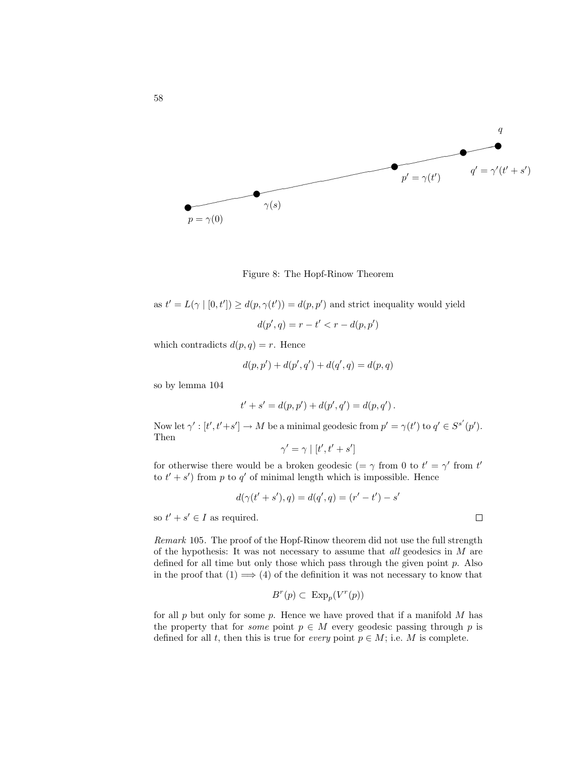Figure 8: The Hopf-Rinow Theorem

as $t' = L(\gamma \mid [0, t']) \geq d(p, \gamma(t')) = d(p, p')$ and strict inequality would yield

$$d(p', q) = r - t' < r - d(p, p')$$

which contradicts $d(p, q) = r$. Hence

$$d(p, p') + d(p', q') + d(q', q) = d(p, q)$$

so by lemma 104

$$t' + s' = d(p, p') + d(p', q') = d(p, q') \,.$$

Now let $\gamma' : [t', t' + s'] \to M$ be a minimal geodesic from $p' = \gamma(t')$ to $q' \in S^{s'}(p')$. Then

$$\gamma' = \gamma \mid [t', t' + s']$$

for otherwise there would be a broken geodesic ($= \gamma$ from 0 to $t' = \gamma'$ from $t'$ to $t' + s'$) from $p$ to $q'$ of minimal length which is impossible. Hence

$$d(\gamma(t' + s'), q) = d(q', q) = (r' - t') - s'$$

so $t' + s' \in I$ as required. □

*Remark* 105. The proof of the Hopf-Rinow theorem did not use the full strength of the hypothesis: It was not necessary to assume that *all* geodesics in $M$ are defined for all time but only those which pass through the given point $p$. Also in the proof that (1) $\Longrightarrow$ (4) of the definition it was not necessary to know that

$$B^r(p) \subset \operatorname{Exp}_p(V^r(p))$$

for all $p$ but only for some $p$. Hence we have proved that if a manifold $M$ has the property that for *some* point $p \in M$ every geodesic passing through $p$ is defined for all $t$, then this is true for *every* point $p \in M$; i.e. $M$ is complete.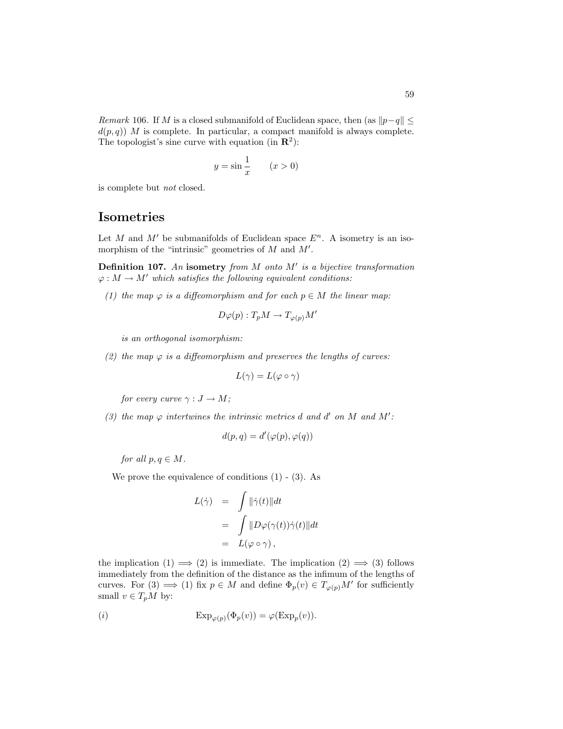*Remark* 106. If $M$ is a closed submanifold of Euclidean space, then (as $\|p-q\| \leq d(p,q)$) $M$ is complete. In particular, a compact manifold is always complete. The topologist's sine curve with equation (in $\mathbf{R}^2$):

$$y = \sin\frac{1}{x} \qquad (x > 0)$$

is complete but *not* closed.

# Isometries

Let $M$ and $M'$ be submanifolds of Euclidean space $E^n$. A isometry is an isomorphism of the "intrinsic" geometries of $M$ and $M'$.

**Definition 107.** *An* **isometry** *from $M$ onto $M'$ is a bijective transformation $\varphi : M \to M'$ which satisfies the following equivalent conditions:*

*(1) the map $\varphi$ is a diffeomorphism and for each $p \in M$ the linear map:*

$$D\varphi(p) : T_pM \to T_{\varphi(p)}M'$$

*is an orthogonal isomorphism:*

*(2) the map $\varphi$ is a diffeomorphism and preserves the lengths of curves:*

$$L(\gamma) = L(\varphi \circ \gamma)$$

*for every curve $\gamma : J \to M$;*

*(3) the map $\varphi$ intertwines the intrinsic metrics $d$ and $d'$ on $M$ and $M'$:*

$$d(p,q) = d'(\varphi(p), \varphi(q))$$

*for all $p, q \in M$.*

We prove the equivalence of conditions (1) - (3). As

$$\begin{aligned} L(\dot{\gamma}) &= \int \|\dot{\gamma}(t)\| dt \\ &= \int \|D\varphi(\gamma(t))\dot{\gamma}(t)\| dt \\ &= L(\varphi \circ \gamma)\,, \end{aligned}$$

the implication (1) $\implies$ (2) is immediate. The implication (2) $\implies$ (3) follows immediately from the definition of the distance as the infimum of the lengths of curves. For (3) $\implies$ (1) fix $p \in M$ and define $\Phi_p(v) \in T_{\varphi(p)}M'$ for sufficiently small $v \in T_pM$ by:

$$(i) \qquad \mathrm{Exp}_{\varphi(p)}(\Phi_p(v)) = \varphi(\mathrm{Exp}_p(v)).$$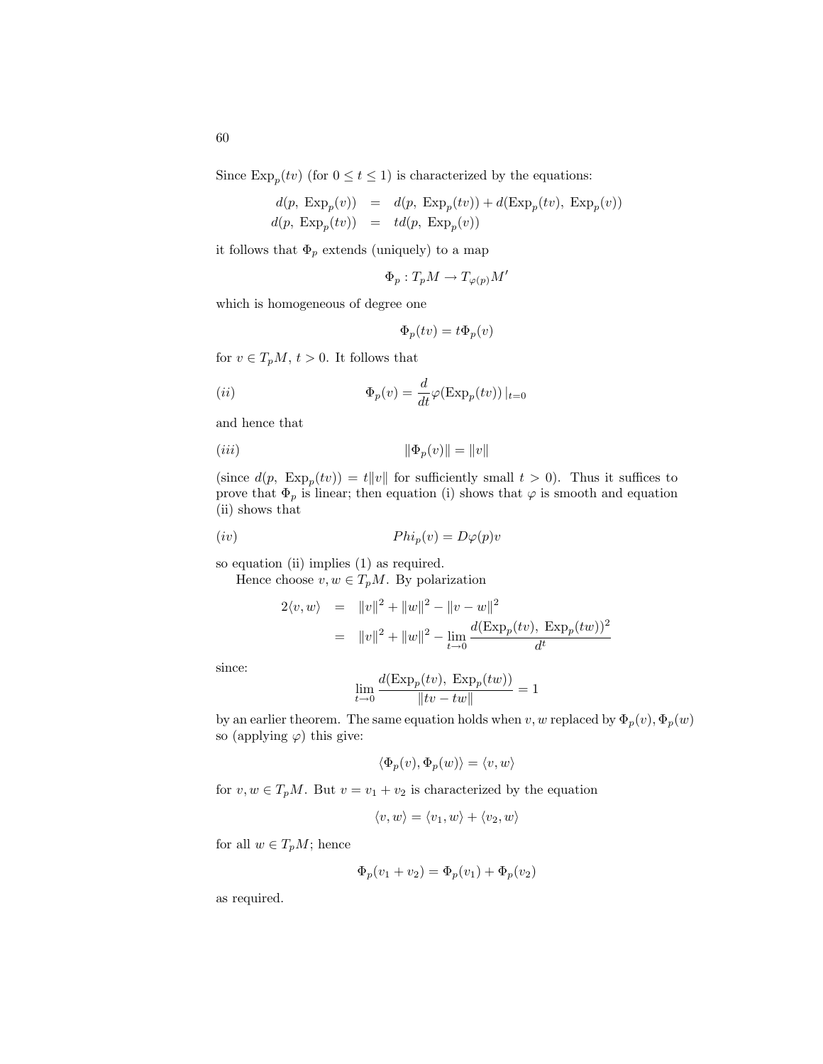Since $\mathrm{Exp}_p(tv)$ (for $0 \le t \le 1$) is characterized by the equations:

$$
\begin{aligned}
d(p,\ \mathrm{Exp}_p(v)) &= d(p,\ \mathrm{Exp}_p(tv)) + d(\mathrm{Exp}_p(tv),\ \mathrm{Exp}_p(v)) \\
d(p,\ \mathrm{Exp}_p(tv)) &= td(p,\ \mathrm{Exp}_p(v))
\end{aligned}
$$

it follows that $\Phi_p$ extends (uniquely) to a map

$$\Phi_p : T_pM \to T_{\varphi(p)}M'$$

which is homogeneous of degree one

$$\Phi_p(tv) = t\Phi_p(v)$$

for $v \in T_pM$, $t > 0$. It follows that

$$(ii) \qquad \Phi_p(v) = \frac{d}{dt}\varphi(\mathrm{Exp}_p(tv))\,|_{t=0}$$

and hence that

$$(iii) \qquad \|\Phi_p(v)\| = \|v\|$$

(since $d(p,\ \mathrm{Exp}_p(tv)) = t\|v\|$ for sufficiently small $t > 0$). Thus it suffices to prove that $\Phi_p$ is linear; then equation (i) shows that $\varphi$ is smooth and equation (ii) shows that

$$(iv) \qquad Phi_p(v) = D\varphi(p)v$$

so equation (ii) implies (1) as required.

Hence choose $v, w \in T_pM$. By polarization

$$
\begin{aligned}
2\langle v, w\rangle &= \|v\|^2 + \|w\|^2 - \|v - w\|^2 \\
&= \|v\|^2 + \|w\|^2 - \lim_{t\to 0} \frac{d(\mathrm{Exp}_p(tv),\ \mathrm{Exp}_p(tw))^2}{d^t}
\end{aligned}
$$

since:

$$\lim_{t\to 0} \frac{d(\mathrm{Exp}_p(tv),\ \mathrm{Exp}_p(tw))}{\|tv - tw\|} = 1$$

by an earlier theorem. The same equation holds when $v, w$ replaced by $\Phi_p(v), \Phi_p(w)$ so (applying $\varphi$) this give:

$$\langle \Phi_p(v), \Phi_p(w)\rangle = \langle v, w\rangle$$

for $v, w \in T_pM$. But $v = v_1 + v_2$ is characterized by the equation

$$\langle v, w\rangle = \langle v_1, w\rangle + \langle v_2, w\rangle$$

for all $w \in T_pM$; hence

$$\Phi_p(v_1 + v_2) = \Phi_p(v_1) + \Phi_p(v_2)$$

as required.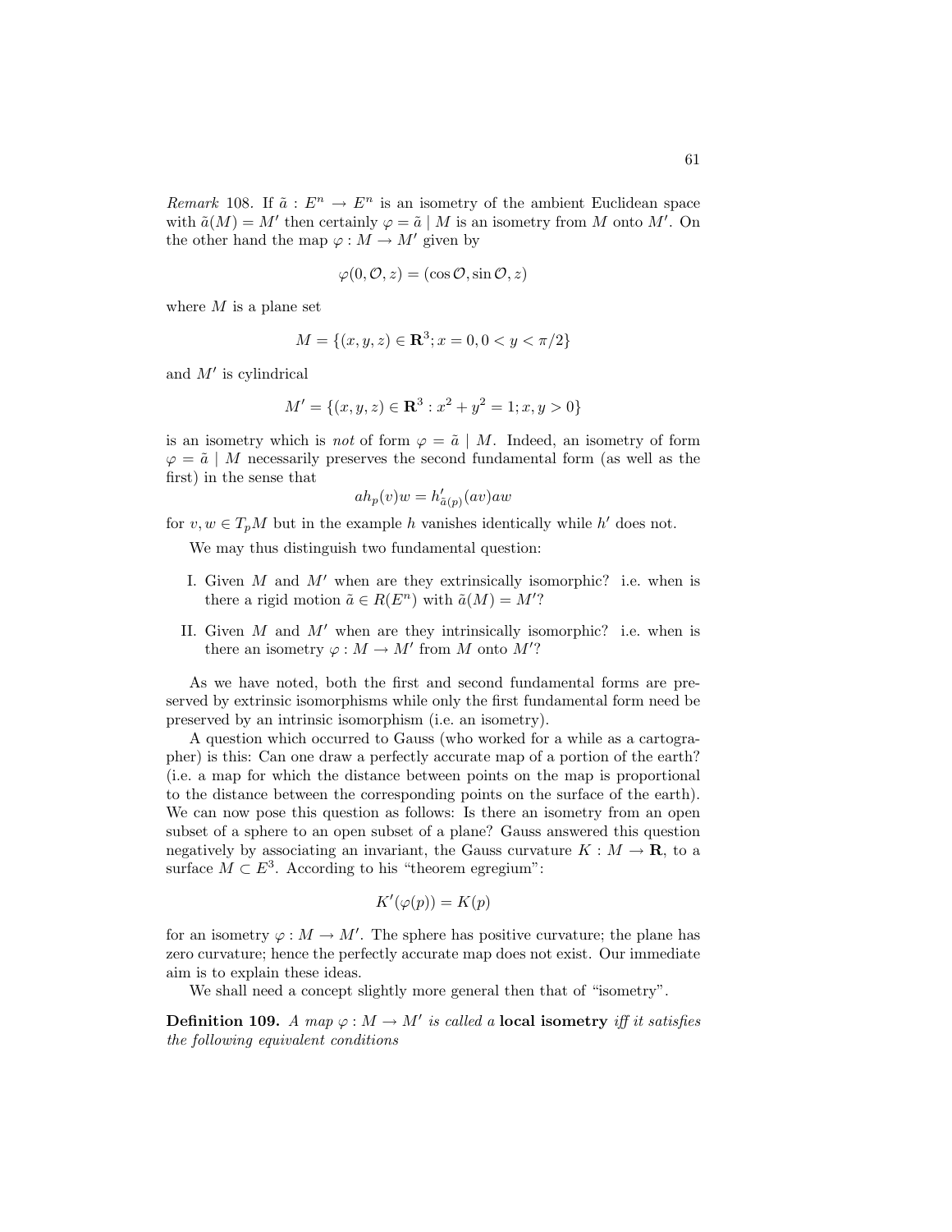*Remark* 108. If $\tilde{a} : E^n \to E^n$ is an isometry of the ambient Euclidean space with $\tilde{a}(M) = M'$ then certainly $\varphi = \tilde{a} \mid M$ is an isometry from $M$ onto $M'$. On the other hand the map $\varphi : M \to M'$ given by

$$\varphi(0, \mathcal{O}, z) = (\cos \mathcal{O}, \sin \mathcal{O}, z)$$

where $M$ is a plane set

$$M = \{(x, y, z) \in \mathbf{R}^3; x = 0, 0 < y < \pi/2\}$$

and $M'$ is cylindrical

$$M' = \{(x, y, z) \in \mathbf{R}^3 : x^2 + y^2 = 1; x, y > 0\}$$

is an isometry which is *not* of form $\varphi = \tilde{a} \mid M$. Indeed, an isometry of form $\varphi = \tilde{a} \mid M$ necessarily preserves the second fundamental form (as well as the first) in the sense that

$$ah_p(v)w = h'_{\tilde{a}(p)}(av)aw$$

for $v, w \in T_pM$ but in the example $h$ vanishes identically while $h'$ does not.

We may thus distinguish two fundamental question:

I. Given $M$ and $M'$ when are they extrinsically isomorphic? i.e. when is there a rigid motion $\tilde{a} \in R(E^n)$ with $\tilde{a}(M) = M'$?

II. Given $M$ and $M'$ when are they intrinsically isomorphic? i.e. when is there an isometry $\varphi : M \to M'$ from $M$ onto $M'$?

As we have noted, both the first and second fundamental forms are preserved by extrinsic isomorphisms while only the first fundamental form need be preserved by an intrinsic isomorphism (i.e. an isometry).

A question which occurred to Gauss (who worked for a while as a cartographer) is this: Can one draw a perfectly accurate map of a portion of the earth? (i.e. a map for which the distance between points on the map is proportional to the distance between the corresponding points on the surface of the earth). We can now pose this question as follows: Is there an isometry from an open subset of a sphere to an open subset of a plane? Gauss answered this question negatively by associating an invariant, the Gauss curvature $K : M \to \mathbf{R}$, to a surface $M \subset E^3$. According to his "theorem egregium":

$$K'(\varphi(p)) = K(p)$$

for an isometry $\varphi : M \to M'$. The sphere has positive curvature; the plane has zero curvature; hence the perfectly accurate map does not exist. Our immediate aim is to explain these ideas.

We shall need a concept slightly more general then that of "isometry".

**Definition 109.** *A map $\varphi : M \to M'$ is called a* **local isometry** *iff it satisfies the following equivalent conditions*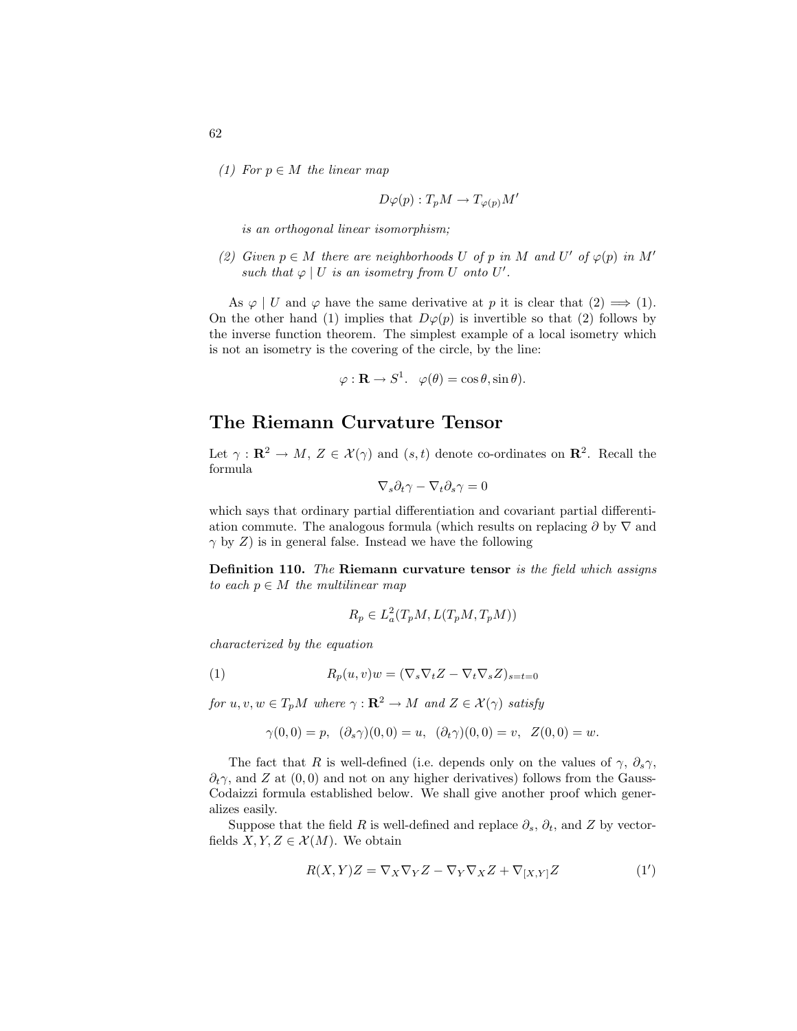*(1) For $p \in M$ the linear map*

$$D\varphi(p) : T_pM \to T_{\varphi(p)}M'$$

*is an orthogonal linear isomorphism;*

*(2) Given $p \in M$ there are neighborhoods $U$ of $p$ in $M$ and $U'$ of $\varphi(p)$ in $M'$ such that $\varphi \mid U$ is an isometry from $U$ onto $U'$.*

As $\varphi \mid U$ and $\varphi$ have the same derivative at $p$ it is clear that (2) $\implies$ (1). On the other hand (1) implies that $D\varphi(p)$ is invertible so that (2) follows by the inverse function theorem. The simplest example of a local isometry which is not an isometry is the covering of the circle, by the line:

$$\varphi : \mathbf{R} \to S^1. \quad \varphi(\theta) = \cos\theta, \sin\theta).$$

## The Riemann Curvature Tensor

Let $\gamma : \mathbf{R}^2 \to M$, $Z \in \mathcal{X}(\gamma)$ and $(s,t)$ denote co-ordinates on $\mathbf{R}^2$. Recall the formula

$$\nabla_s \partial_t \gamma - \nabla_t \partial_s \gamma = 0$$

which says that ordinary partial differentiation and covariant partial differentiation commute. The analogous formula (which results on replacing $\partial$ by $\nabla$ and $\gamma$ by $Z$) is in general false. Instead we have the following

**Definition 110.** *The* **Riemann curvature tensor** *is the field which assigns to each $p \in M$ the multilinear map*

$$R_p \in L^2_a(T_pM, L(T_pM, T_pM))$$

*characterized by the equation*

$$R_p(u,v)w = (\nabla_s \nabla_t Z - \nabla_t \nabla_s Z)_{s=t=0} \tag{1}$$

*for $u, v, w \in T_pM$ where $\gamma : \mathbf{R}^2 \to M$ and $Z \in \mathcal{X}(\gamma)$ satisfy*

$$\gamma(0,0) = p, \ \ (\partial_s\gamma)(0,0) = u, \ \ (\partial_t\gamma)(0,0) = v, \ \ Z(0,0) = w.$$

The fact that $R$ is well-defined (i.e. depends only on the values of $\gamma$, $\partial_s\gamma$, $\partial_t\gamma$, and $Z$ at $(0,0)$ and not on any higher derivatives) follows from the Gauss-Codaizzi formula established below. We shall give another proof which generalizes easily.

Suppose that the field $R$ is well-defined and replace $\partial_s$, $\partial_t$, and $Z$ by vector-fields $X, Y, Z \in \mathcal{X}(M)$. We obtain

$$R(X,Y)Z = \nabla_X \nabla_Y Z - \nabla_Y \nabla_X Z + \nabla_{[X,Y]} Z \tag{1'}$$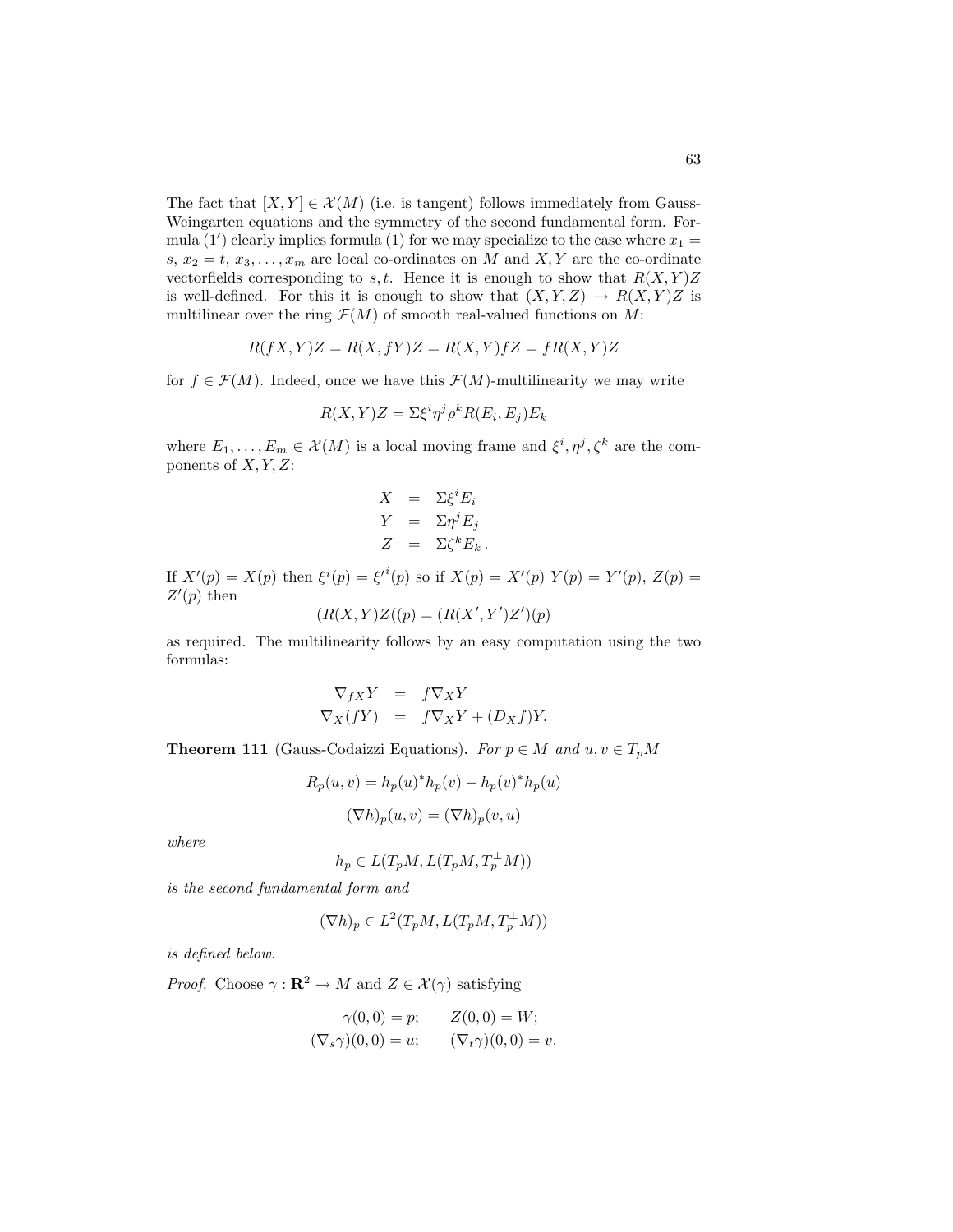The fact that $[X, Y] \in \mathcal{X}(M)$ (i.e. is tangent) follows immediately from Gauss-Weingarten equations and the symmetry of the second fundamental form. Formula $(1')$ clearly implies formula (1) for we may specialize to the case where $x_1 = s$, $x_2 = t$, $x_3, \ldots, x_m$ are local co-ordinates on $M$ and $X, Y$ are the co-ordinate vectorfields corresponding to $s, t$. Hence it is enough to show that $R(X, Y)Z$ is well-defined. For this it is enough to show that $(X, Y, Z) \to R(X, Y)Z$ is multilinear over the ring $\mathcal{F}(M)$ of smooth real-valued functions on $M$:

$$R(fX, Y)Z = R(X, fY)Z = R(X, Y)fZ = fR(X, Y)Z$$

for $f \in \mathcal{F}(M)$. Indeed, once we have this $\mathcal{F}(M)$-multilinearity we may write

$$R(X, Y)Z = \Sigma \xi^i \eta^j \rho^k R(E_i, E_j)E_k$$

where $E_1, \ldots, E_m \in \mathcal{X}(M)$ is a local moving frame and $\xi^i, \eta^j, \zeta^k$ are the components of $X, Y, Z$:

$$\begin{aligned}
X &= \Sigma \xi^i E_i \\
Y &= \Sigma \eta^j E_j \\
Z &= \Sigma \zeta^k E_k\,.
\end{aligned}$$

If $X'(p) = X(p)$ then $\xi^i(p) = {\xi'}^i(p)$ so if $X(p) = X'(p)$ $Y(p) = Y'(p)$, $Z(p) = Z'(p)$ then

$$(R(X, Y)Z((p) = (R(X', Y')Z')(p)$$

as required. The multilinearity follows by an easy computation using the two formulas:

$$\begin{aligned}
\nabla_{fX} Y &= f \nabla_X Y \\
\nabla_X (fY) &= f \nabla_X Y + (D_X f)Y.
\end{aligned}$$

**Theorem 111** (Gauss-Codaizzi Equations)**.** *For $p \in M$ and $u, v \in T_pM$*

$$R_p(u, v) = h_p(u)^* h_p(v) - h_p(v)^* h_p(u)$$

$$(\nabla h)_p(u, v) = (\nabla h)_p(v, u)$$

*where*

$$h_p \in L(T_pM, L(T_pM, T_p^{\perp} M))$$

*is the second fundamental form and*

$$(\nabla h)_p \in L^2(T_pM, L(T_pM, T_p^{\perp} M))$$

*is defined below.*

*Proof.* Choose $\gamma : \mathbf{R}^2 \to M$ and $Z \in \mathcal{X}(\gamma)$ satisfying

$$\begin{aligned}
\gamma(0, 0) = p; \qquad & Z(0, 0) = W; \\
(\nabla_s \gamma)(0, 0) = u; \qquad & (\nabla_t \gamma)(0, 0) = v.
\end{aligned}$$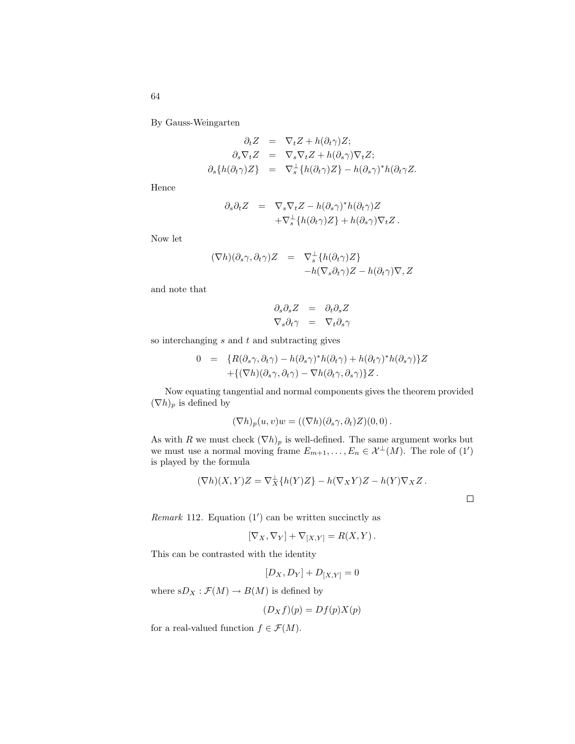By Gauss-Weingarten

$$
\begin{aligned}
\partial_t Z &= \nabla_t Z + h(\partial_t \gamma) Z; \\
\partial_s \nabla_t Z &= \nabla_s \nabla_t Z + h(\partial_s \gamma) \nabla_t Z; \\
\partial_s \{h(\partial_t \gamma) Z\} &= \nabla_s^\perp \{h(\partial_t \gamma) Z\} - h(\partial_s \gamma)^* h(\partial_t \gamma Z.
\end{aligned}
$$

Hence

$$
\begin{aligned}
\partial_s \partial_t Z &= \nabla_s \nabla_t Z - h(\partial_s \gamma)^* h(\partial_t \gamma) Z \\
&\quad + \nabla_s^\perp \{h(\partial_t \gamma) Z\} + h(\partial_s \gamma) \nabla_t Z\,.
\end{aligned}
$$

Now let

$$
\begin{aligned}
(\nabla h)(\partial_s \gamma, \partial_t \gamma) Z &= \nabla_s^\perp \{h(\partial_t \gamma) Z\} \\
&\quad - h(\nabla_s \partial_t \gamma) Z - h(\partial_t \gamma) \nabla, Z
\end{aligned}
$$

and note that

$$
\begin{aligned}
\partial_s \partial_s Z &= \partial_t \partial_s Z \\
\nabla_s \partial_t \gamma &= \nabla_t \partial_s \gamma
\end{aligned}
$$

so interchanging $s$ and $t$ and subtracting gives

$$
\begin{aligned}
0 &= \{R(\partial_s \gamma, \partial_t \gamma) - h(\partial_s \gamma)^* h(\partial_t \gamma) + h(\partial_t \gamma)^* h(\partial_s \gamma)\} Z \\
&\quad + \{(\nabla h)(\partial_s \gamma, \partial_t \gamma) - \nabla h(\partial_t \gamma, \partial_s \gamma)\} Z\,.
\end{aligned}
$$

Now equating tangential and normal components gives the theorem provided $(\nabla h)_p$ is defined by

$$
(\nabla h)_p(u, v) w = ((\nabla h)(\partial_s \gamma, \partial_t) Z)(0,0)\,.
$$

As with $R$ we must check $(\nabla h)_p$ is well-defined. The same argument works but we must use a normal moving frame $E_{m+1}, \ldots, E_n \in \mathcal{X}^\perp(M)$. The role of $(1')$ is played by the formula

$$
(\nabla h)(X, Y) Z = \nabla_X^\perp \{h(Y) Z\} - h(\nabla_X Y) Z - h(Y) \nabla_X Z\,.
$$

□

*Remark* 112. Equation $(1')$ can be written succinctly as

$$
[\nabla_X, \nabla_Y] + \nabla_{[X,Y]} = R(X, Y)\,.
$$

This can be contrasted with the identity

$$
[D_X, D_Y] + D_{[X,Y]} = 0
$$

where s$D_X : \mathcal{F}(M) \to B(M)$ is defined by

$$
(D_X f)(p) = Df(p) X(p)
$$

for a real-valued function $f \in \mathcal{F}(M)$.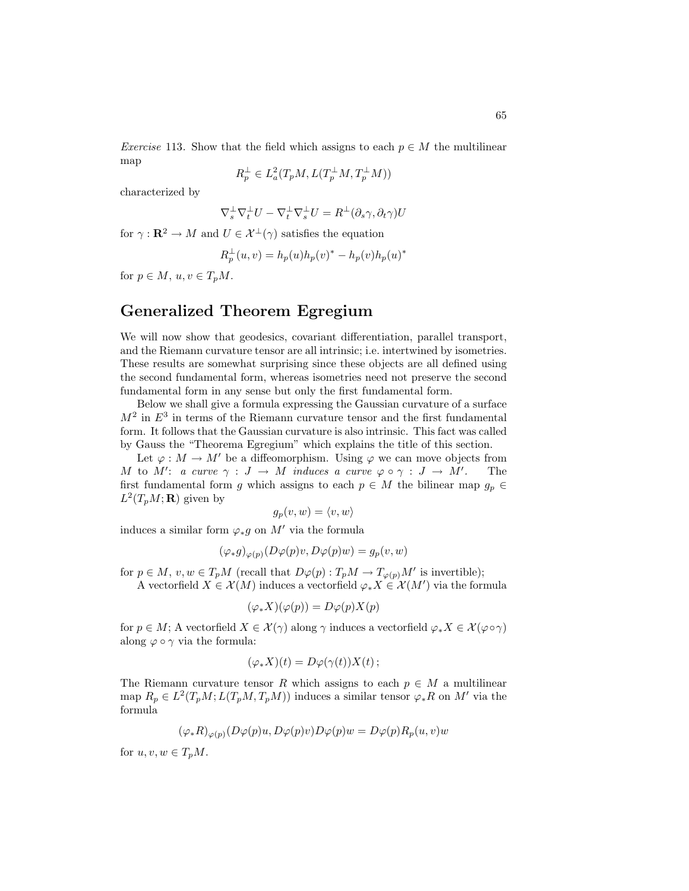*Exercise* 113. Show that the field which assigns to each $p \in M$ the multilinear map

$$R_p^{\perp} \in L_a^2(T_pM, L(T_p^{\perp}M, T_p^{\perp}M))$$

characterized by

$$\nabla_s^{\perp}\nabla_t^{\perp}U - \nabla_t^{\perp}\nabla_s^{\perp}U = R^{\perp}(\partial_s\gamma, \partial_t\gamma)U$$

for $\gamma : \mathbf{R}^2 \to M$ and $U \in \mathcal{X}^{\perp}(\gamma)$ satisfies the equation

$$R_p^{\perp}(u,v) = h_p(u)h_p(v)^* - h_p(v)h_p(u)^*$$

for $p \in M$, $u, v \in T_pM$.

## Generalized Theorem Egregium

We will now show that geodesics, covariant differentiation, parallel transport, and the Riemann curvature tensor are all intrinsic; i.e. intertwined by isometries. These results are somewhat surprising since these objects are all defined using the second fundamental form, whereas isometries need not preserve the second fundamental form in any sense but only the first fundamental form.

Below we shall give a formula expressing the Gaussian curvature of a surface $M^2$ in $E^3$ in terms of the Riemann curvature tensor and the first fundamental form. It follows that the Gaussian curvature is also intrinsic. This fact was called by Gauss the "Theorema Egregium" which explains the title of this section.

Let $\varphi : M \to M'$ be a diffeomorphism. Using $\varphi$ we can move objects from $M$ to $M'$: *a curve* $\gamma : J \to M$ *induces a curve* $\varphi \circ \gamma : J \to M'$. The first fundamental form $g$ which assigns to each $p \in M$ the bilinear map $g_p \in L^2(T_pM; \mathbf{R})$ given by

$$g_p(v, w) = \langle v, w \rangle$$

induces a similar form $\varphi_* g$ on $M'$ via the formula

$$(\varphi_* g)_{\varphi(p)}(D\varphi(p)v, D\varphi(p)w) = g_p(v, w)$$

for $p \in M$, $v, w \in T_pM$ (recall that $D\varphi(p) : T_pM \to T_{\varphi(p)}M'$ is invertible);

A vectorfield $X \in \mathcal{X}(M)$ induces a vectorfield $\varphi_* X \in \mathcal{X}(M')$ via the formula

$$(\varphi_* X)(\varphi(p)) = D\varphi(p)X(p)$$

for $p \in M$; A vectorfield $X \in \mathcal{X}(\gamma)$ along $\gamma$ induces a vectorfield $\varphi_* X \in \mathcal{X}(\varphi \circ \gamma)$ along $\varphi \circ \gamma$ via the formula:

$$(\varphi_* X)(t) = D\varphi(\gamma(t))X(t)\,;$$

The Riemann curvature tensor $R$ which assigns to each $p \in M$ a multilinear map $R_p \in L^2(T_pM; L(T_pM, T_pM))$ induces a similar tensor $\varphi_* R$ on $M'$ via the formula

$$(\varphi_* R)_{\varphi(p)}(D\varphi(p)u, D\varphi(p)v)D\varphi(p)w = D\varphi(p)R_p(u, v)w$$

for $u, v, w \in T_pM$.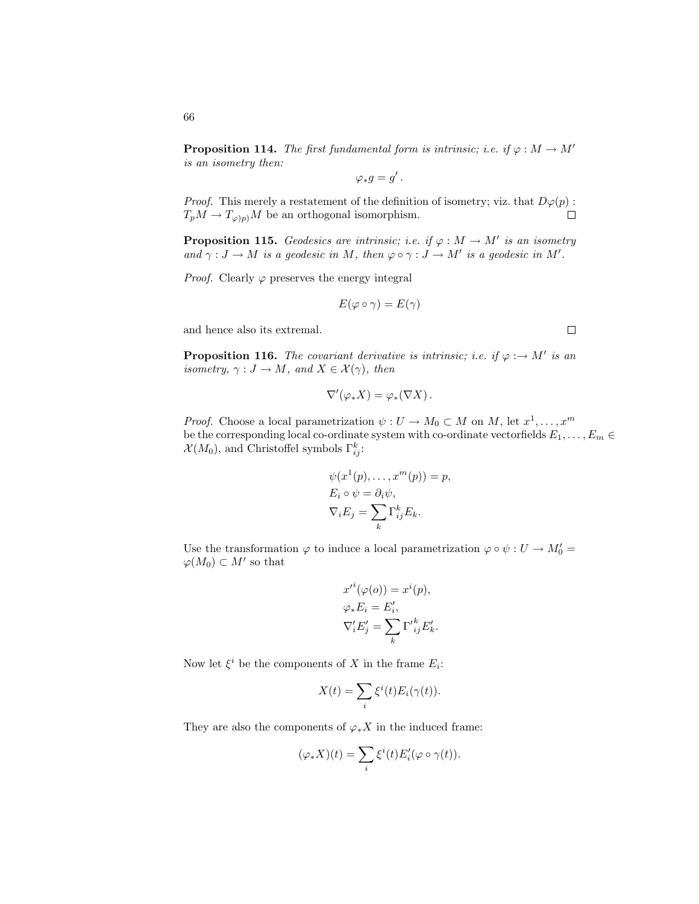**Proposition 114.** *The first fundamental form is intrinsic; i.e. if $\varphi : M \to M'$ is an isometry then:*

$$\varphi_* g = g' .$$

*Proof.* This merely a restatement of the definition of isometry; viz. that $D\varphi(p) : T_pM \to T_{\varphi)p)}M$ be an orthogonal isomorphism. □

**Proposition 115.** *Geodesics are intrinsic; i.e. if $\varphi : M \to M'$ is an isometry and $\gamma : J \to M$ is a geodesic in $M$, then $\varphi \circ \gamma : J \to M'$ is a geodesic in $M'$.*

*Proof.* Clearly $\varphi$ preserves the energy integral

$$E(\varphi \circ \gamma) = E(\gamma)$$

and hence also its extremal. □

**Proposition 116.** *The covariant derivative is intrinsic; i.e. if $\varphi :\to M'$ is an isometry, $\gamma : J \to M$, and $X \in \mathcal{X}(\gamma)$, then*

$$\nabla'(\varphi_* X) = \varphi_*(\nabla X) .$$

*Proof.* Choose a local parametrization $\psi : U \to M_0 \subset M$ on $M$, let $x^1, \ldots, x^m$ be the corresponding local co-ordinate system with co-ordinate vectorfields $E_1, \ldots, E_m \in \mathcal{X}(M_0)$, and Christoffel symbols $\Gamma^k_{ij}$:

$$\begin{aligned}
&\psi(x^1(p), \ldots, x^m(p)) = p, \\
&E_i \circ \psi = \partial_i \psi, \\
&\nabla_i E_j = \sum_k \Gamma^k_{ij} E_k.
\end{aligned}$$

Use the transformation $\varphi$ to induce a local parametrization $\varphi \circ \psi : U \to M'_0 = \varphi(M_0) \subset M'$ so that

$$\begin{aligned}
&{x'}^i(\varphi(o)) = x^i(p), \\
&\varphi_* E_i = E'_i, \\
&\nabla'_i E'_j = \sum_k {\Gamma'}^k_{ij} E'_k.
\end{aligned}$$

Now let $\xi^i$ be the components of $X$ in the frame $E_i$:

$$X(t) = \sum_i \xi^i(t) E_i(\gamma(t)).$$

They are also the components of $\varphi_* X$ in the induced frame:

$$(\varphi_* X)(t) = \sum_i \xi^i(t) E'_i(\varphi \circ \gamma(t)).$$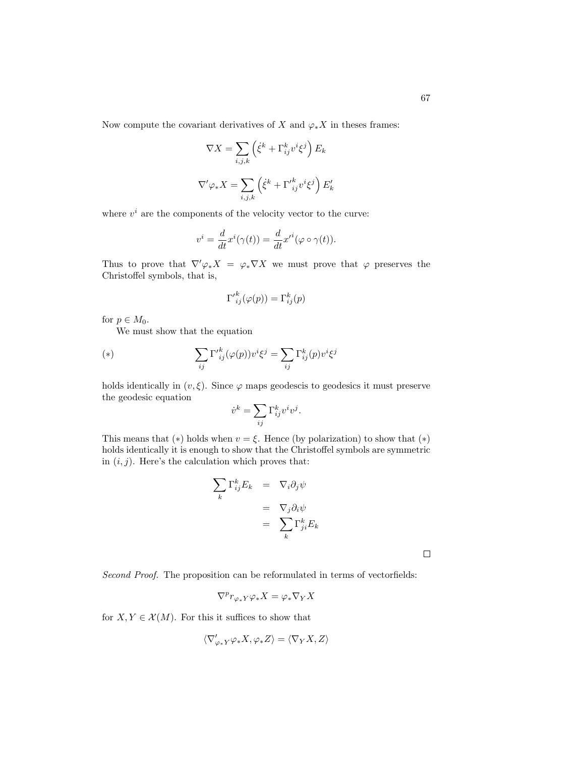Now compute the covariant derivatives of $X$ and $\varphi_* X$ in theses frames:

$$\nabla X = \sum_{i,j,k} \left( \dot{\xi}^k + \Gamma_{ij}^k v^i \xi^j \right) E_k$$

$$\nabla' \varphi_* X = \sum_{i,j,k} \left( \dot{\xi}^k + {\Gamma'}_{ij}^k v^i \xi^j \right) E'_k$$

where $v^i$ are the components of the velocity vector to the curve:

$$v^i = \frac{d}{dt} x^i(\gamma(t)) = \frac{d}{dt} {x'}^i(\varphi \circ \gamma(t)).$$

Thus to prove that $\nabla' \varphi_* X = \varphi_* \nabla X$ we must prove that $\varphi$ preserves the Christoffel symbols, that is,

$${\Gamma'}_{ij}^k(\varphi(p)) = \Gamma_{ij}^k(p)$$

for $p \in M_0$.

We must show that the equation

$$(*) \qquad \sum_{ij} {\Gamma'}_{ij}^k(\varphi(p)) v^i \xi^j = \sum_{ij} \Gamma_{ij}^k(p) v^i \xi^j$$

holds identically in $(v, \xi)$. Since $\varphi$ maps geodescis to geodesics it must preserve the geodesic equation

$$\dot{v}^k = \sum_{ij} \Gamma_{ij}^k v^i v^j.$$

This means that $(*)$ holds when $v = \xi$. Hence (by polarization) to show that $(*)$ holds identically it is enough to show that the Christoffel symbols are symmetric in $(i, j)$. Here's the calculation which proves that:

$$\begin{aligned} \sum_k \Gamma_{ij}^k E_k &= \nabla_i \partial_j \psi \\ &= \nabla_j \partial_i \psi \\ &= \sum_k \Gamma_{ji}^k E_k \end{aligned}$$

□

*Second Proof.* The proposition can be reformulated in terms of vectorfields:

$$\nabla^p r_{\varphi_* Y} \varphi_* X = \varphi_* \nabla_Y X$$

for $X, Y \in \mathcal{X}(M)$. For this it suffices to show that

$$\langle \nabla'_{\varphi_* Y} \varphi_* X, \varphi_* Z \rangle = \langle \nabla_Y X, Z \rangle$$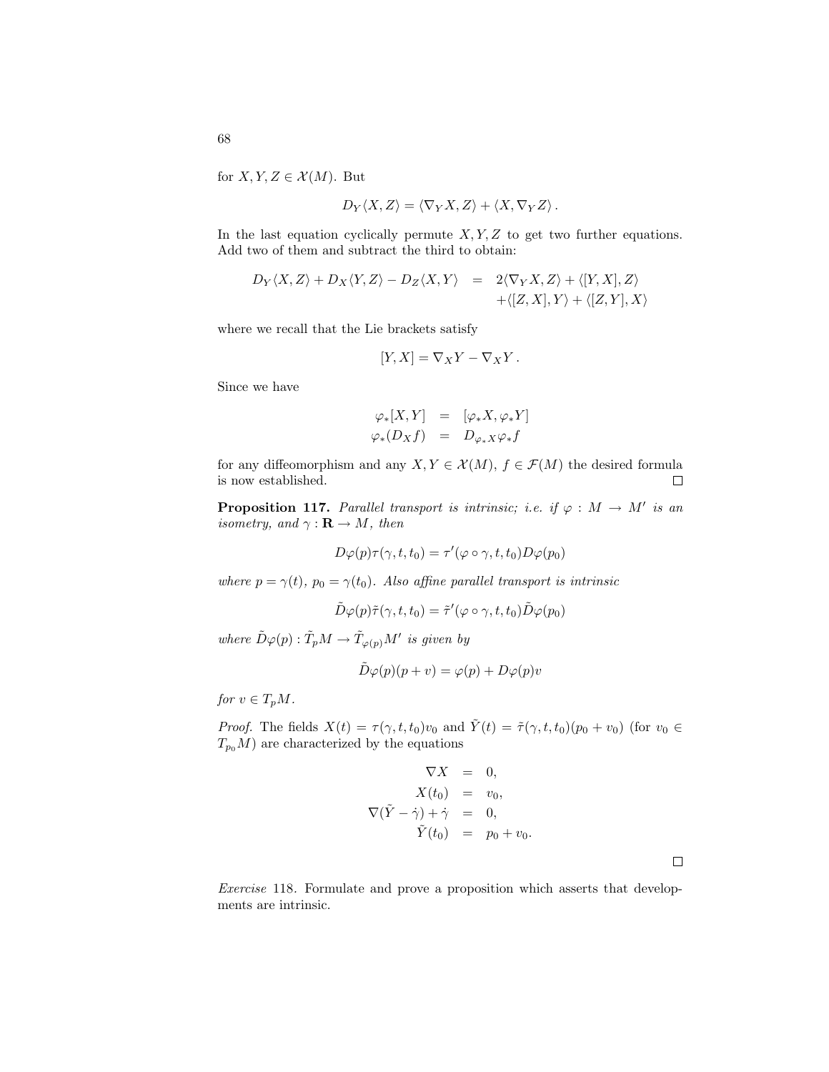for $X, Y, Z \in \mathcal{X}(M)$. But

$$D_Y \langle X, Z \rangle = \langle \nabla_Y X, Z \rangle + \langle X, \nabla_Y Z \rangle .$$

In the last equation cyclically permute $X, Y, Z$ to get two further equations. Add two of them and subtract the third to obtain:

$$\begin{aligned} D_Y \langle X, Z \rangle + D_X \langle Y, Z \rangle - D_Z \langle X, Y \rangle &= 2\langle \nabla_Y X, Z \rangle + \langle [Y, X], Z \rangle \\ &\quad + \langle [Z, X], Y \rangle + \langle [Z, Y], X \rangle \end{aligned}$$

where we recall that the Lie brackets satisfy

$$[Y, X] = \nabla_X Y - \nabla_X Y .$$

Since we have

$$\begin{aligned} \varphi_*[X, Y] &= [\varphi_* X, \varphi_* Y] \\ \varphi_*(D_X f) &= D_{\varphi_* X} \varphi_* f \end{aligned}$$

for any diffeomorphism and any $X, Y \in \mathcal{X}(M)$, $f \in \mathcal{F}(M)$ the desired formula is now established. □

**Proposition 117.** *Parallel transport is intrinsic; i.e. if $\varphi : M \to M'$ is an isometry, and $\gamma : \mathbf{R} \to M$, then*

$$D\varphi(p)\tau(\gamma, t, t_0) = \tau'(\varphi \circ \gamma, t, t_0) D\varphi(p_0)$$

*where $p = \gamma(t)$, $p_0 = \gamma(t_0)$. Also affine parallel transport is intrinsic*

$$\tilde{D}\varphi(p)\tilde{\tau}(\gamma, t, t_0) = \tilde{\tau}'(\varphi \circ \gamma, t, t_0)\tilde{D}\varphi(p_0)$$

*where $\tilde{D}\varphi(p) : \tilde{T}_p M \to \tilde{T}_{\varphi(p)} M'$ is given by*

$$\tilde{D}\varphi(p)(p + v) = \varphi(p) + D\varphi(p)v$$

*for $v \in T_p M$.*

*Proof.* The fields $X(t) = \tau(\gamma, t, t_0)v_0$ and $\tilde{Y}(t) = \tilde{\tau}(\gamma, t, t_0)(p_0 + v_0)$ (for $v_0 \in T_{p_0} M$) are characterized by the equations

$$\begin{aligned} \nabla X &= 0, \\ X(t_0) &= v_0, \\ \nabla(\tilde{Y} - \dot{\gamma}) + \dot{\gamma} &= 0, \\ \tilde{Y}(t_0) &= p_0 + v_0. \end{aligned}$$

□

*Exercise* 118. Formulate and prove a proposition which asserts that developments are intrinsic.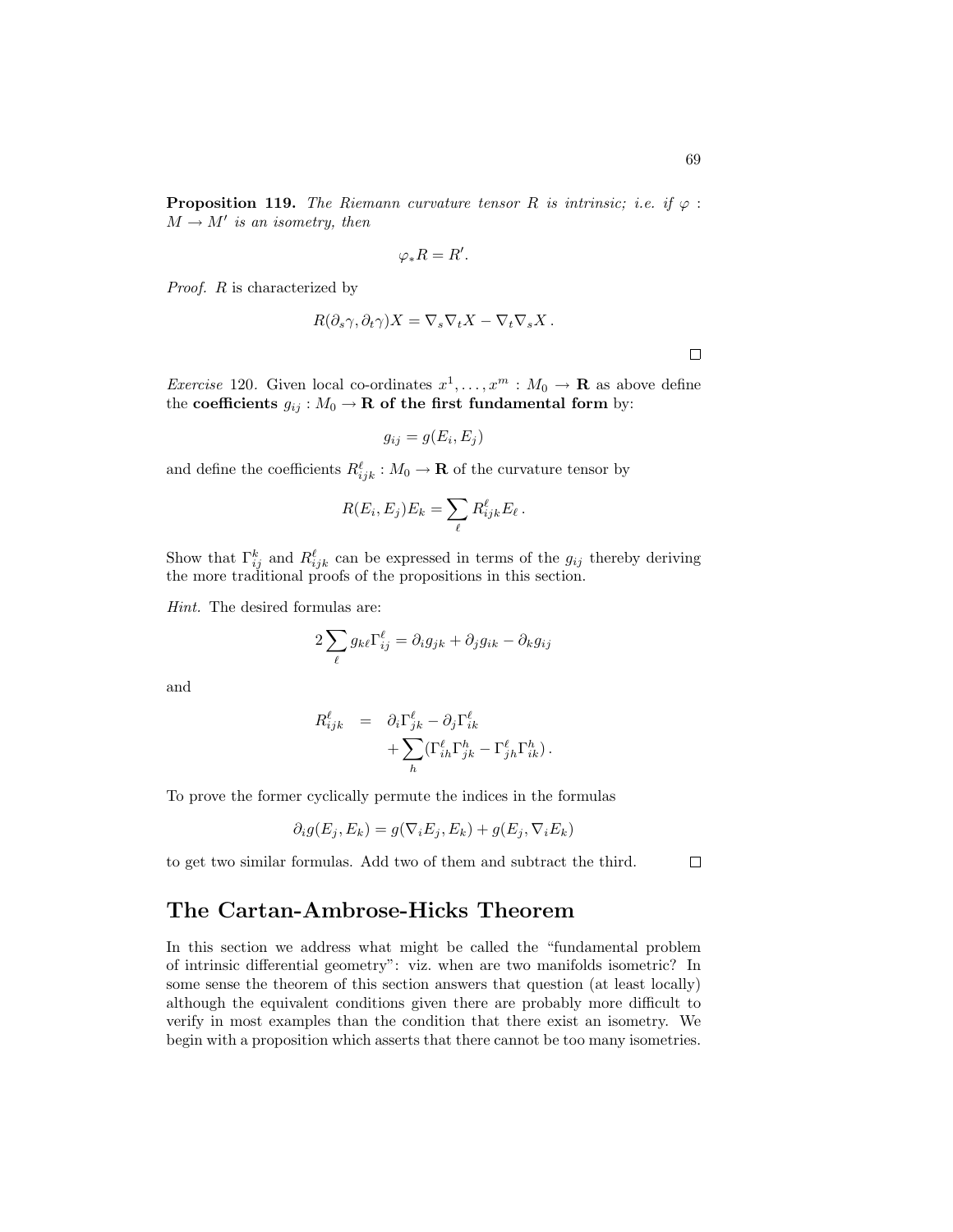**Proposition 119.** *The Riemann curvature tensor $R$ is intrinsic; i.e. if $\varphi : M \to M'$ is an isometry, then*

$$\varphi_* R = R'.$$

*Proof.* $R$ is characterized by

$$R(\partial_s \gamma, \partial_t \gamma)X = \nabla_s \nabla_t X - \nabla_t \nabla_s X \,.$$

$\square$

*Exercise* 120. Given local co-ordinates $x^1, \ldots, x^m : M_0 \to \mathbf{R}$ as above define the **coefficients** $g_{ij} : M_0 \to \mathbf{R}$ **of the first fundamental form** by:

$$g_{ij} = g(E_i, E_j)$$

and define the coefficients $R^\ell_{ijk} : M_0 \to \mathbf{R}$ of the curvature tensor by

$$R(E_i, E_j)E_k = \sum_\ell R^\ell_{ijk} E_\ell \,.$$

Show that $\Gamma^k_{ij}$ and $R^\ell_{ijk}$ can be expressed in terms of the $g_{ij}$ thereby deriving the more traditional proofs of the propositions in this section.

*Hint.* The desired formulas are:

$$2 \sum_\ell g_{k\ell} \Gamma^\ell_{ij} = \partial_i g_{jk} + \partial_j g_{ik} - \partial_k g_{ij}$$

and

$$\begin{aligned} R^\ell_{ijk} &= \partial_i \Gamma^\ell_{jk} - \partial_j \Gamma^\ell_{ik} \\ &\quad + \sum_h (\Gamma^\ell_{ih} \Gamma^h_{jk} - \Gamma^\ell_{jh} \Gamma^h_{ik}) \,. \end{aligned}$$

To prove the former cyclically permute the indices in the formulas

$$\partial_i g(E_j, E_k) = g(\nabla_i E_j, E_k) + g(E_j, \nabla_i E_k)$$

to get two similar formulas. Add two of them and subtract the third. $\square$

## The Cartan-Ambrose-Hicks Theorem

In this section we address what might be called the "fundamental problem of intrinsic differential geometry": viz. when are two manifolds isometric? In some sense the theorem of this section answers that question (at least locally) although the equivalent conditions given there are probably more difficult to verify in most examples than the condition that there exist an isometry. We begin with a proposition which asserts that there cannot be too many isometries.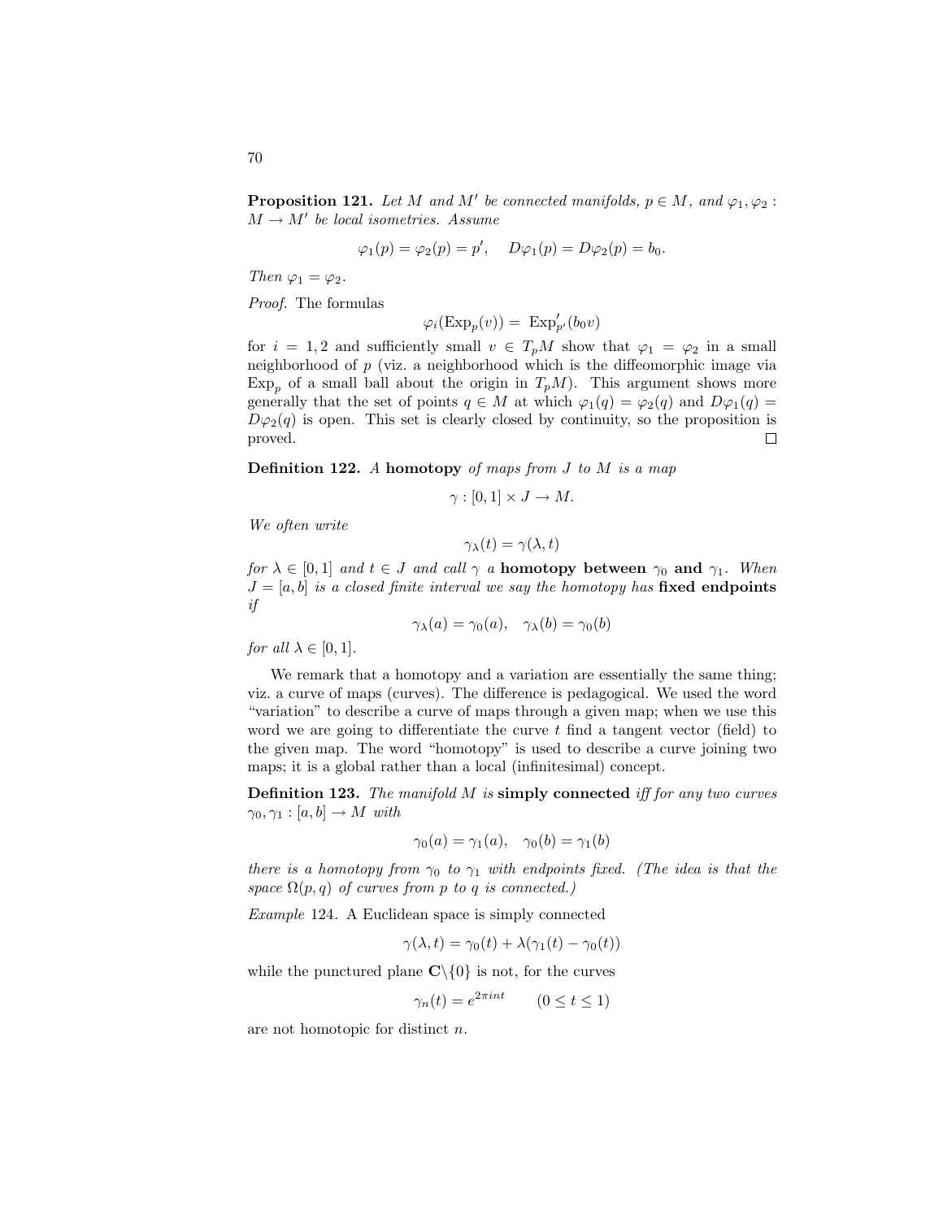**Proposition 121.** *Let $M$ and $M'$ be connected manifolds, $p \in M$, and $\varphi_1, \varphi_2 : M \to M'$ be local isometries. Assume*

$$\varphi_1(p) = \varphi_2(p) = p', \quad D\varphi_1(p) = D\varphi_2(p) = b_0.$$

*Then $\varphi_1 = \varphi_2$.*

*Proof.* The formulas

$$\varphi_i(\mathrm{Exp}_p(v)) = \mathrm{Exp}'_{p'}(b_0 v)$$

for $i = 1, 2$ and sufficiently small $v \in T_pM$ show that $\varphi_1 = \varphi_2$ in a small neighborhood of $p$ (viz. a neighborhood which is the diffeomorphic image via $\mathrm{Exp}_p$ of a small ball about the origin in $T_pM$). This argument shows more generally that the set of points $q \in M$ at which $\varphi_1(q) = \varphi_2(q)$ and $D\varphi_1(q) = D\varphi_2(q)$ is open. This set is clearly closed by continuity, so the proposition is proved. ∎

**Definition 122.** *A* **homotopy** *of maps from $J$ to $M$ is a map*

$$\gamma : [0, 1] \times J \to M.$$

*We often write*

$$\gamma_\lambda(t) = \gamma(\lambda, t)$$

*for $\lambda \in [0, 1]$ and $t \in J$ and call $\gamma$ a* **homotopy between $\gamma_0$ and $\gamma_1$**. *When $J = [a, b]$ is a closed finite interval we say the homotopy has* **fixed endpoints** *if*

$$\gamma_\lambda(a) = \gamma_0(a), \quad \gamma_\lambda(b) = \gamma_0(b)$$

*for all $\lambda \in [0, 1]$.*

We remark that a homotopy and a variation are essentially the same thing; viz. a curve of maps (curves). The difference is pedagogical. We used the word "variation" to describe a curve of maps through a given map; when we use this word we are going to differentiate the curve $t$ find a tangent vector (field) to the given map. The word "homotopy" is used to describe a curve joining two maps; it is a global rather than a local (infinitesimal) concept.

**Definition 123.** *The manifold $M$ is* **simply connected** *iff for any two curves $\gamma_0, \gamma_1 : [a, b] \to M$ with*

$$\gamma_0(a) = \gamma_1(a), \quad \gamma_0(b) = \gamma_1(b)$$

*there is a homotopy from $\gamma_0$ to $\gamma_1$ with endpoints fixed. (The idea is that the space $\Omega(p, q)$ of curves from $p$ to $q$ is connected.)*

*Example* 124. A Euclidean space is simply connected

$$\gamma(\lambda, t) = \gamma_0(t) + \lambda(\gamma_1(t) - \gamma_0(t))$$

while the punctured plane $\mathbf{C}\backslash\{0\}$ is not, for the curves

$$\gamma_n(t) = e^{2\pi int} \qquad (0 \le t \le 1)$$

are not homotopic for distinct $n$.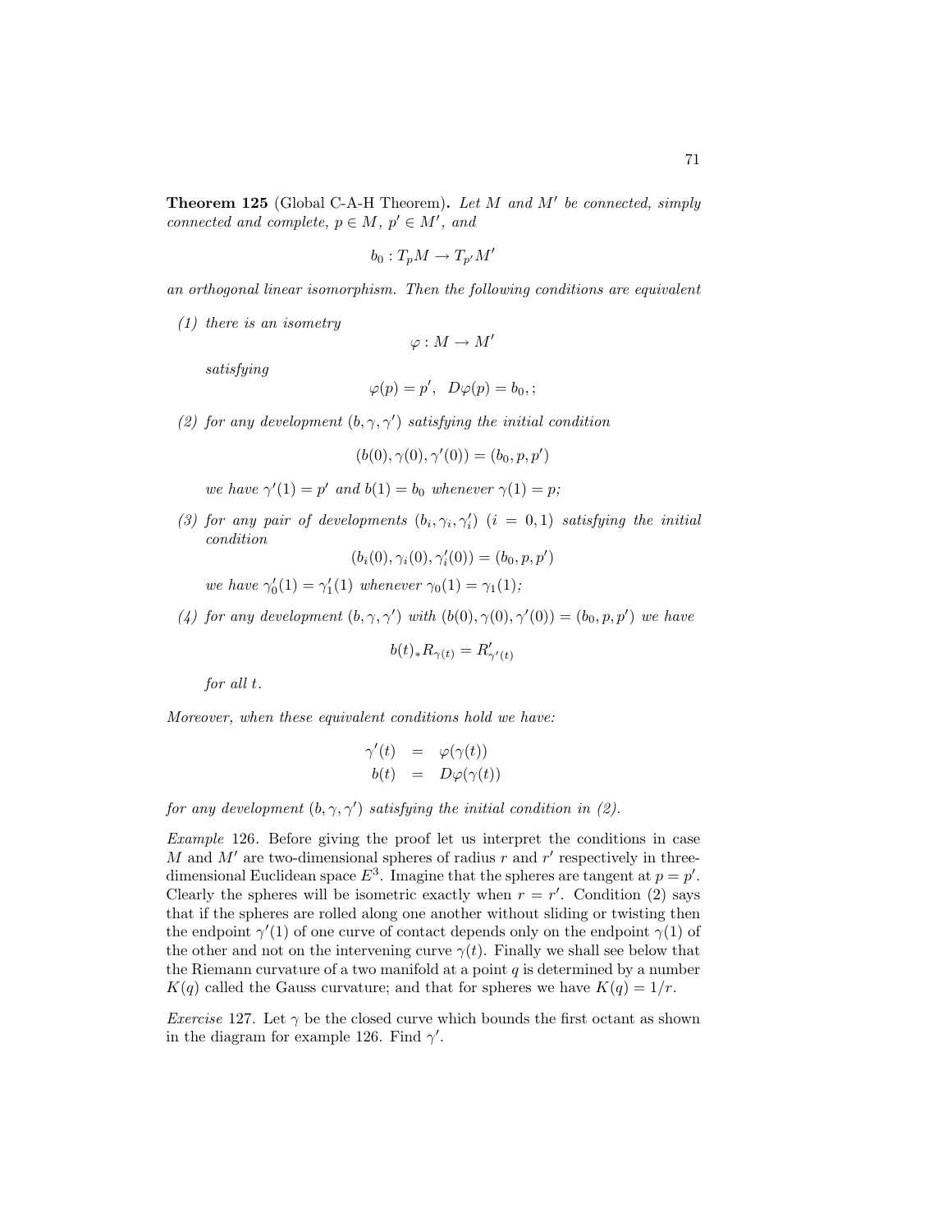**Theorem 125** (Global C-A-H Theorem)**.** *Let $M$ and $M'$ be connected, simply connected and complete, $p \in M$, $p' \in M'$, and*

$$b_0 : T_pM \to T_{p'}M'$$

*an orthogonal linear isomorphism. Then the following conditions are equivalent*

*(1) there is an isometry*

$$\varphi : M \to M'$$

*satisfying*

$$\varphi(p) = p', \quad D\varphi(p) = b_0, ;$$

*(2) for any development $(b, \gamma, \gamma')$ satisfying the initial condition*

$$(b(0), \gamma(0), \gamma'(0)) = (b_0, p, p')$$

*we have $\gamma'(1) = p'$ and $b(1) = b_0$ whenever $\gamma(1) = p$;*

*(3) for any pair of developments $(b_i, \gamma_i, \gamma_i')$ $(i = 0, 1)$ satisfying the initial condition*

$$(b_i(0), \gamma_i(0), \gamma_i'(0)) = (b_0, p, p')$$

*we have $\gamma_0'(1) = \gamma_1'(1)$ whenever $\gamma_0(1) = \gamma_1(1)$;*

*(4) for any development $(b, \gamma, \gamma')$ with $(b(0), \gamma(0), \gamma'(0)) = (b_0, p, p')$ we have*

$$b(t)_* R_{\gamma(t)} = R'_{\gamma'(t)}$$

*for all $t$.*

*Moreover, when these equivalent conditions hold we have:*

$$\begin{aligned} \gamma'(t) &= \varphi(\gamma(t)) \\ b(t) &= D\varphi(\gamma(t)) \end{aligned}$$

*for any development $(b, \gamma, \gamma')$ satisfying the initial condition in (2).*

*Example* 126. Before giving the proof let us interpret the conditions in case $M$ and $M'$ are two-dimensional spheres of radius $r$ and $r'$ respectively in three-dimensional Euclidean space $E^3$. Imagine that the spheres are tangent at $p = p'$. Clearly the spheres will be isometric exactly when $r = r'$. Condition (2) says that if the spheres are rolled along one another without sliding or twisting then the endpoint $\gamma'(1)$ of one curve of contact depends only on the endpoint $\gamma(1)$ of the other and not on the intervening curve $\gamma(t)$. Finally we shall see below that the Riemann curvature of a two manifold at a point $q$ is determined by a number $K(q)$ called the Gauss curvature; and that for spheres we have $K(q) = 1/r$.

*Exercise* 127. Let $\gamma$ be the closed curve which bounds the first octant as shown in the diagram for example 126. Find $\gamma'$.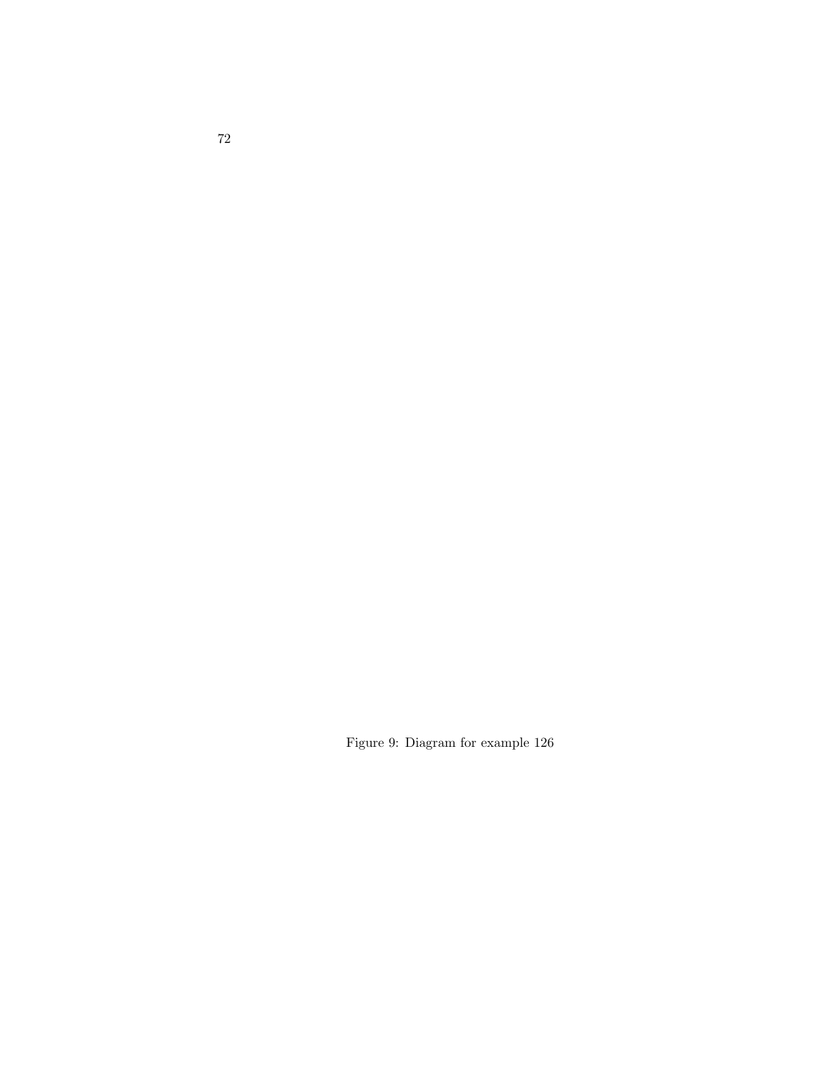Figure 9: Diagram for example 126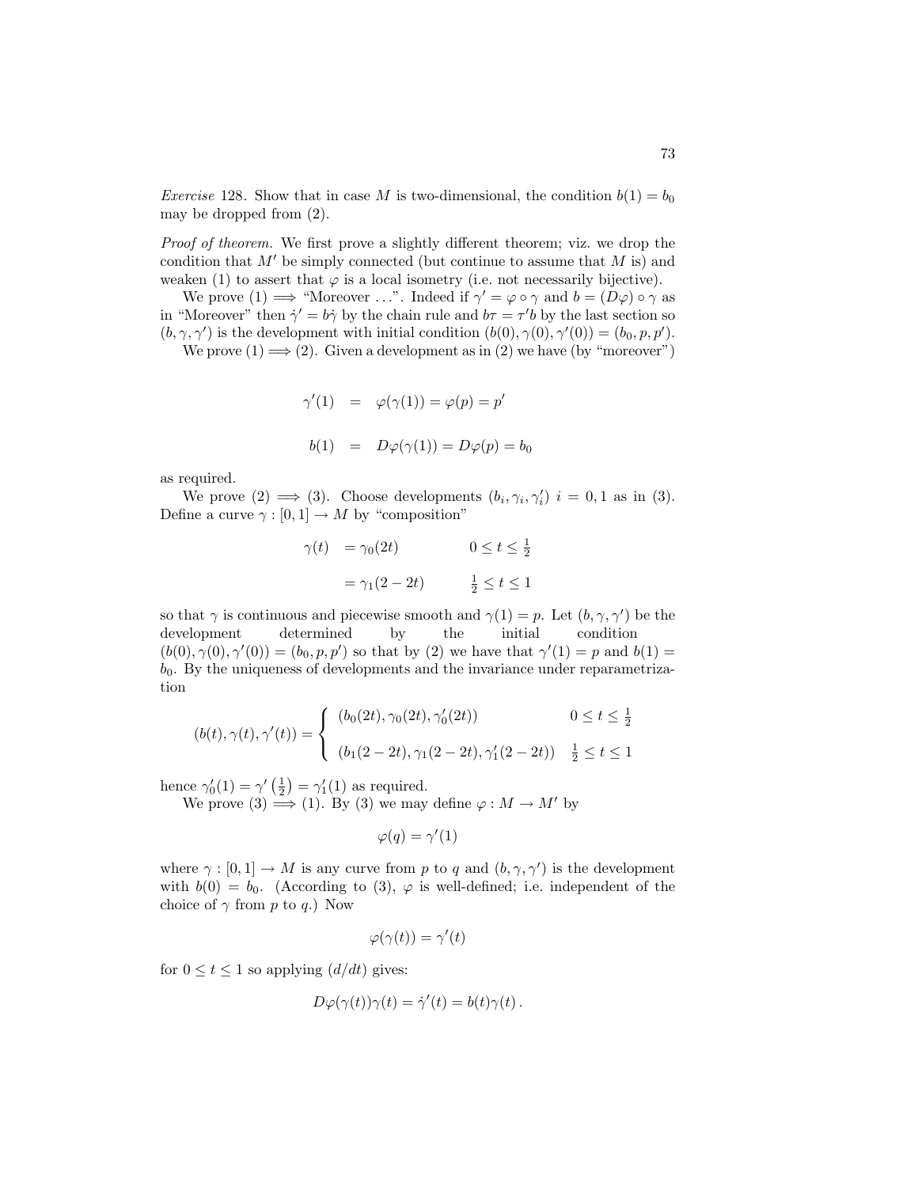*Exercise* 128. Show that in case $M$ is two-dimensional, the condition $b(1) = b_0$ may be dropped from (2).

*Proof of theorem.* We first prove a slightly different theorem; viz. we drop the condition that $M'$ be simply connected (but continue to assume that $M$ is) and weaken (1) to assert that $\varphi$ is a local isometry (i.e. not necessarily bijective).

We prove (1) $\implies$ "Moreover …". Indeed if $\gamma' = \varphi \circ \gamma$ and $b = (D\varphi) \circ \gamma$ as in "Moreover" then $\dot{\gamma}' = b\dot{\gamma}$ by the chain rule and $b\tau = \tau' b$ by the last section so $(b, \gamma, \gamma')$ is the development with initial condition $(b(0), \gamma(0), \gamma'(0)) = (b_0, p, p')$.

We prove (1) $\implies$ (2). Given a development as in (2) we have (by "moreover")

$$
\begin{aligned}
\gamma'(1) &= \varphi(\gamma(1)) = \varphi(p) = p' \\
b(1) &= D\varphi(\gamma(1)) = D\varphi(p) = b_0
\end{aligned}
$$

as required.

We prove (2) $\implies$ (3). Choose developments $(b_i, \gamma_i, \gamma_i')$ $i = 0, 1$ as in (3). Define a curve $\gamma : [0, 1] \to M$ by "composition"

$$
\begin{aligned}
\gamma(t) &= \gamma_0(2t) && 0 \le t \le \tfrac{1}{2} \\
&= \gamma_1(2 - 2t) && \tfrac{1}{2} \le t \le 1
\end{aligned}
$$

so that $\gamma$ is continuous and piecewise smooth and $\gamma(1) = p$. Let $(b, \gamma, \gamma')$ be the development determined by the initial condition $(b(0), \gamma(0), \gamma'(0)) = (b_0, p, p')$ so that by (2) we have that $\gamma'(1) = p$ and $b(1) = b_0$. By the uniqueness of developments and the invariance under reparametrization

$$
(b(t), \gamma(t), \gamma'(t)) = \begin{cases} (b_0(2t), \gamma_0(2t), \gamma_0'(2t)) & 0 \le t \le \tfrac{1}{2} \\ (b_1(2 - 2t), \gamma_1(2 - 2t), \gamma_1'(2 - 2t)) & \tfrac{1}{2} \le t \le 1 \end{cases}
$$

hence $\gamma_0'(1) = \gamma'\left(\frac{1}{2}\right) = \gamma_1'(1)$ as required.

We prove (3) $\implies$ (1). By (3) we may define $\varphi : M \to M'$ by

$$
\varphi(q) = \gamma'(1)
$$

where $\gamma : [0, 1] \to M$ is any curve from $p$ to $q$ and $(b, \gamma, \gamma')$ is the development with $b(0) = b_0$. (According to (3), $\varphi$ is well-defined; i.e. independent of the choice of $\gamma$ from $p$ to $q$.) Now

$$
\varphi(\gamma(t)) = \gamma'(t)
$$

for $0 \le t \le 1$ so applying $(d/dt)$ gives:

$$
D\varphi(\gamma(t))\gamma(t) = \dot{\gamma}'(t) = b(t)\gamma(t) \, .
$$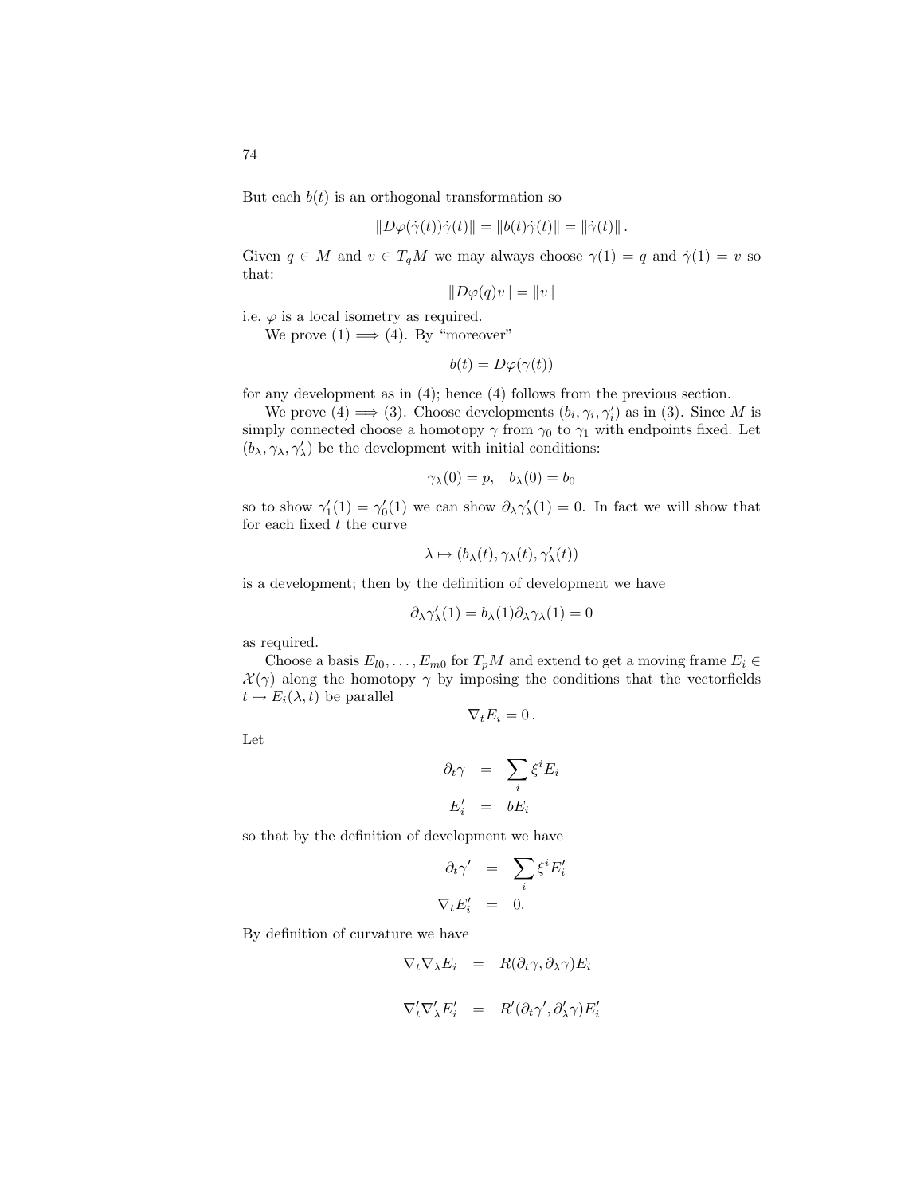But each $b(t)$ is an orthogonal transformation so

$$\|D\varphi(\dot{\gamma}(t))\dot{\gamma}(t)\| = \|b(t)\dot{\gamma}(t)\| = \|\dot{\gamma}(t)\|.$$

Given $q \in M$ and $v \in T_qM$ we may always choose $\gamma(1) = q$ and $\dot{\gamma}(1) = v$ so that:

$$\|D\varphi(q)v\| = \|v\|$$

i.e. $\varphi$ is a local isometry as required.

We prove (1) $\Longrightarrow$ (4). By "moreover"

$$b(t) = D\varphi(\gamma(t))$$

for any development as in (4); hence (4) follows from the previous section.

We prove (4) $\Longrightarrow$ (3). Choose developments $(b_i, \gamma_i, \gamma_i')$ as in (3). Since $M$ is simply connected choose a homotopy $\gamma$ from $\gamma_0$ to $\gamma_1$ with endpoints fixed. Let $(b_\lambda, \gamma_\lambda, \gamma_\lambda')$ be the development with initial conditions:

$$\gamma_\lambda(0) = p, \quad b_\lambda(0) = b_0$$

so to show $\gamma_1'(1) = \gamma_0'(1)$ we can show $\partial_\lambda \gamma_\lambda'(1) = 0$. In fact we will show that for each fixed $t$ the curve

$$\lambda \mapsto (b_\lambda(t), \gamma_\lambda(t), \gamma_\lambda'(t))$$

is a development; then by the definition of development we have

$$\partial_\lambda \gamma_\lambda'(1) = b_\lambda(1)\partial_\lambda \gamma_\lambda(1) = 0$$

as required.

Choose a basis $E_{l0}, \ldots, E_{m0}$ for $T_pM$ and extend to get a moving frame $E_i \in \mathcal{X}(\gamma)$ along the homotopy $\gamma$ by imposing the conditions that the vectorfields $t \mapsto E_i(\lambda, t)$ be parallel

$$\nabla_t E_i = 0\,.$$

Let

$$\begin{aligned}
\partial_t \gamma &= \sum_i \xi^i E_i \\
E_i' &= bE_i
\end{aligned}$$

so that by the definition of development we have

$$\begin{aligned}
\partial_t \gamma' &= \sum_i \xi^i E_i' \\
\nabla_t E_i' &= 0.
\end{aligned}$$

By definition of curvature we have

$$\begin{aligned}
\nabla_t \nabla_\lambda E_i &= R(\partial_t \gamma, \partial_\lambda \gamma)E_i \\
\nabla_t' \nabla_\lambda' E_i' &= R'(\partial_t \gamma', \partial_\lambda' \gamma)E_i'
\end{aligned}$$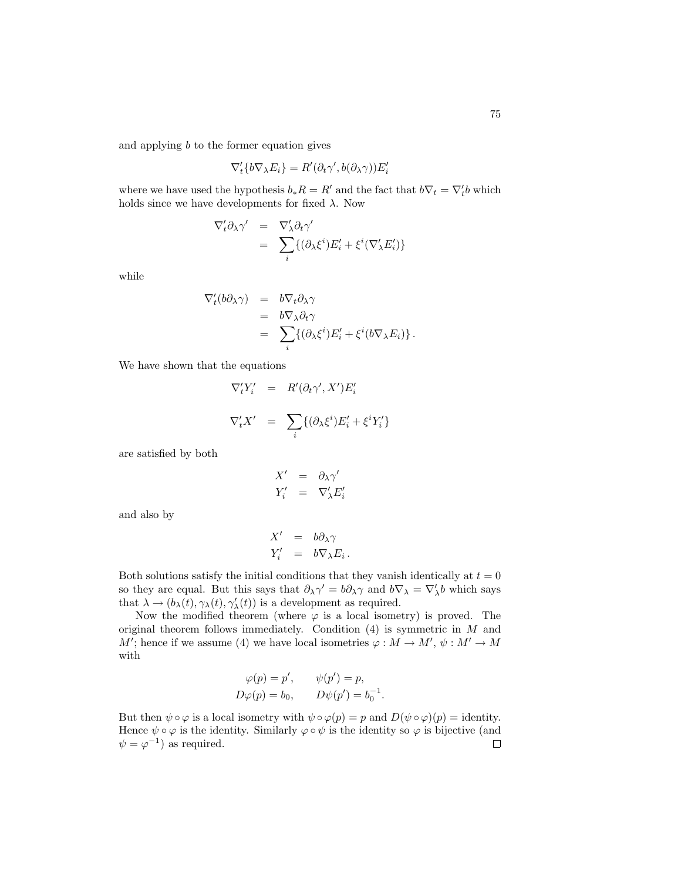and applying $b$ to the former equation gives

$$\nabla'_t\{b\nabla_\lambda E_i\} = R'(\partial_t\gamma', b(\partial_\lambda\gamma))E'_i$$

where we have used the hypothesis $b_*R = R'$ and the fact that $b\nabla_t = \nabla'_t b$ which holds since we have developments for fixed $\lambda$. Now

$$\begin{aligned}
\nabla'_t\partial_\lambda\gamma' &= \nabla'_\lambda\partial_t\gamma' \\
&= \sum_i\{(\partial_\lambda\xi^i)E'_i + \xi^i(\nabla'_\lambda E'_i)\}
\end{aligned}$$

while

$$\begin{aligned}
\nabla'_t(b\partial_\lambda\gamma) &= b\nabla_t\partial_\lambda\gamma \\
&= b\nabla_\lambda\partial_t\gamma \\
&= \sum_i\{(\partial_\lambda\xi^i)E'_i + \xi^i(b\nabla_\lambda E_i)\}.
\end{aligned}$$

We have shown that the equations

$$\begin{aligned}
\nabla'_t Y'_i &= R'(\partial_t\gamma', X')E'_i \\
\nabla'_t X' &= \sum_i\{(\partial_\lambda\xi^i)E'_i + \xi^i Y'_i\}
\end{aligned}$$

are satisfied by both

$$\begin{aligned}
X' &= \partial_\lambda\gamma' \\
Y'_i &= \nabla'_\lambda E'_i
\end{aligned}$$

and also by

$$\begin{aligned}
X' &= b\partial_\lambda\gamma \\
Y'_i &= b\nabla_\lambda E_i.
\end{aligned}$$

Both solutions satisfy the initial conditions that they vanish identically at $t = 0$ so they are equal. But this says that $\partial_\lambda\gamma' = b\partial_\lambda\gamma$ and $b\nabla_\lambda = \nabla'_\lambda b$ which says that $\lambda \to (b_\lambda(t), \gamma_\lambda(t), \gamma'_\lambda(t))$ is a development as required.

Now the modified theorem (where $\varphi$ is a local isometry) is proved. The original theorem follows immediately. Condition (4) is symmetric in $M$ and $M'$; hence if we assume (4) we have local isometries $\varphi : M \to M'$, $\psi : M' \to M$ with

$$\begin{aligned}
\varphi(p) = p', &\qquad \psi(p') = p, \\
D\varphi(p) = b_0, &\qquad D\psi(p') = b_0^{-1}.
\end{aligned}$$

But then $\psi \circ \varphi$ is a local isometry with $\psi \circ \varphi(p) = p$ and $D(\psi \circ \varphi)(p) = \text{identity}$. Hence $\psi \circ \varphi$ is the identity. Similarly $\varphi \circ \psi$ is the identity so $\varphi$ is bijective (and $\psi = \varphi^{-1}$) as required. □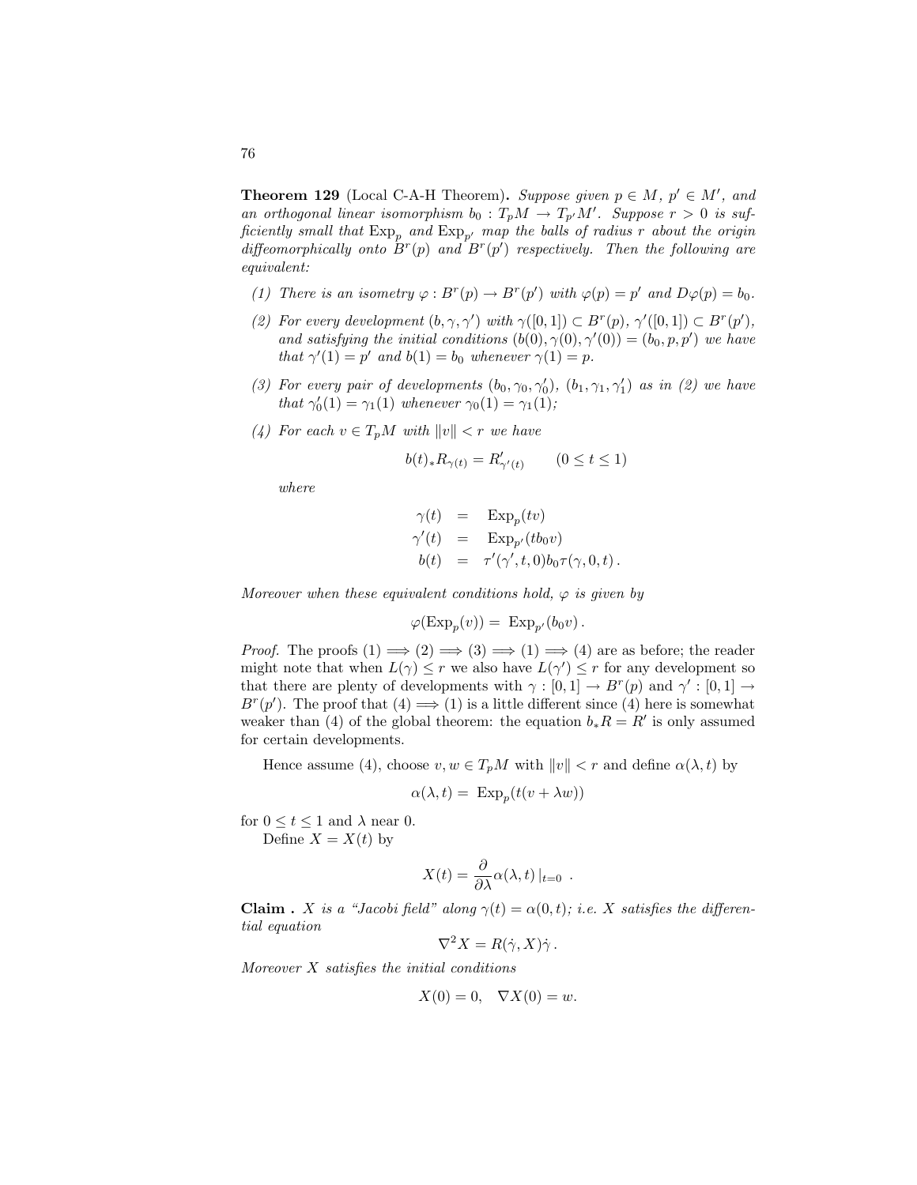**Theorem 129** (Local C-A-H Theorem)**.** *Suppose given $p \in M$, $p' \in M'$, and an orthogonal linear isomorphism $b_0 : T_pM \to T_{p'}M'$. Suppose $r > 0$ is sufficiently small that $\mathrm{Exp}_p$ and $\mathrm{Exp}_{p'}$ map the balls of radius $r$ about the origin diffeomorphically onto $B^r(p)$ and $B^r(p')$ respectively. Then the following are equivalent:*

*(1) There is an isometry $\varphi : B^r(p) \to B^r(p')$ with $\varphi(p) = p'$ and $D\varphi(p) = b_0$.*

*(2) For every development $(b, \gamma, \gamma')$ with $\gamma([0,1]) \subset B^r(p)$, $\gamma'([0,1]) \subset B^r(p')$, and satisfying the initial conditions $(b(0), \gamma(0), \gamma'(0)) = (b_0, p, p')$ we have that $\gamma'(1) = p'$ and $b(1) = b_0$ whenever $\gamma(1) = p$.*

*(3) For every pair of developments $(b_0, \gamma_0, \gamma_0')$, $(b_1, \gamma_1, \gamma_1')$ as in (2) we have that $\gamma_0'(1) = \gamma_1(1)$ whenever $\gamma_0(1) = \gamma_1(1)$;*

*(4) For each $v \in T_pM$ with $\|v\| < r$ we have*

$$b(t)_* R_{\gamma(t)} = R'_{\gamma'(t)} \qquad (0 \le t \le 1)$$

*where*

$$\begin{aligned} \gamma(t) &= \mathrm{Exp}_p(tv) \\ \gamma'(t) &= \mathrm{Exp}_{p'}(tb_0 v) \\ b(t) &= \tau'(\gamma', t, 0) b_0 \tau(\gamma, 0, t). \end{aligned}$$

*Moreover when these equivalent conditions hold, $\varphi$ is given by*

$$\varphi(\mathrm{Exp}_p(v)) = \mathrm{Exp}_{p'}(b_0 v).$$

*Proof.* The proofs (1) $\Longrightarrow$ (2) $\Longrightarrow$ (3) $\Longrightarrow$ (1) $\Longrightarrow$ (4) are as before; the reader might note that when $L(\gamma) \le r$ we also have $L(\gamma') \le r$ for any development so that there are plenty of developments with $\gamma : [0,1] \to B^r(p)$ and $\gamma' : [0,1] \to B^r(p')$. The proof that (4) $\Longrightarrow$ (1) is a little different since (4) here is somewhat weaker than (4) of the global theorem: the equation $b_* R = R'$ is only assumed for certain developments.

Hence assume (4), choose $v, w \in T_pM$ with $\|v\| < r$ and define $\alpha(\lambda, t)$ by

$$\alpha(\lambda, t) = \mathrm{Exp}_p(t(v + \lambda w))$$

for $0 \le t \le 1$ and $\lambda$ near 0.

Define $X = X(t)$ by

$$X(t) = \frac{\partial}{\partial \lambda} \alpha(\lambda, t)\,|_{t=0} \ .$$

**Claim .** *$X$ is a "Jacobi field" along $\gamma(t) = \alpha(0, t)$; i.e. $X$ satisfies the differential equation*

$$\nabla^2 X = R(\dot\gamma, X)\dot\gamma.$$

*Moreover $X$ satisfies the initial conditions*

$$X(0) = 0, \quad \nabla X(0) = w.$$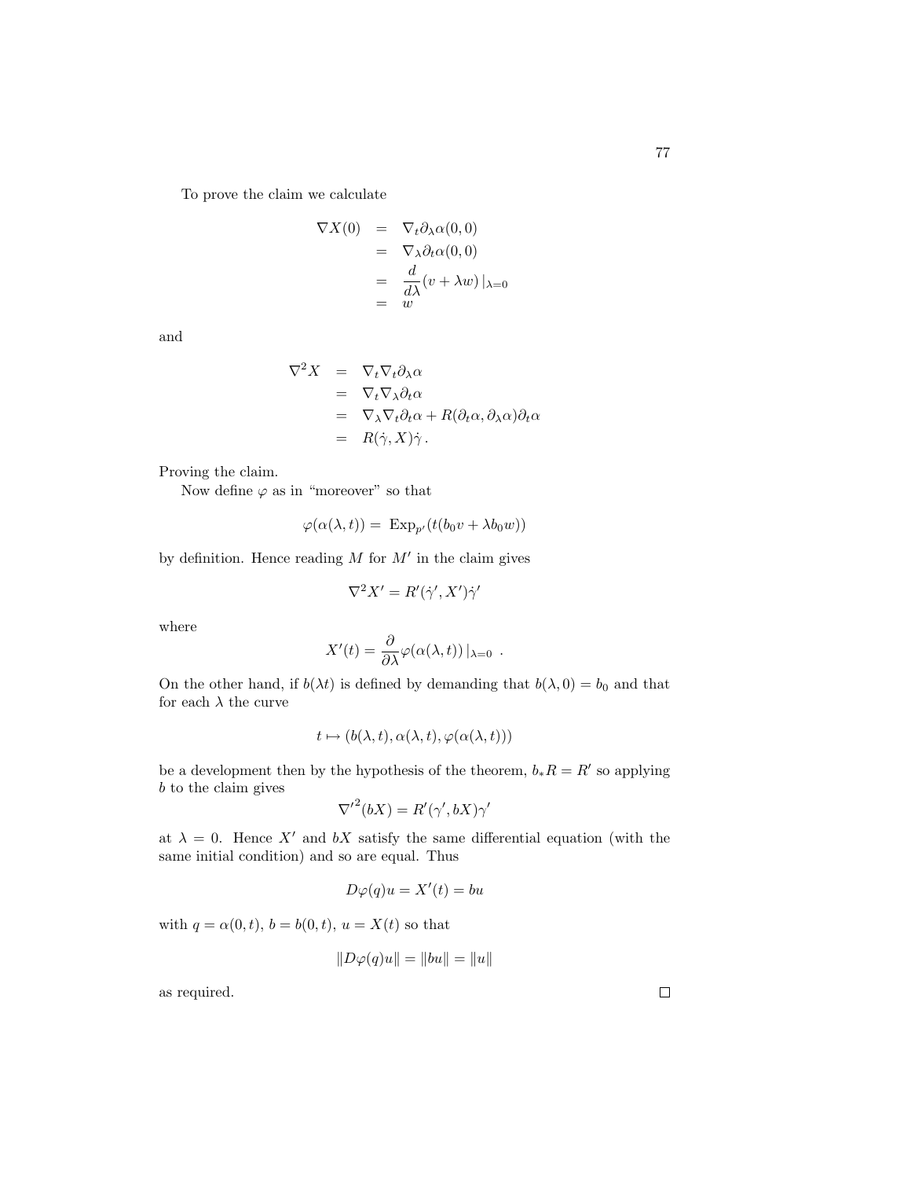To prove the claim we calculate

$$
\begin{aligned}
\nabla X(0) &= \nabla_t \partial_\lambda \alpha(0,0) \\
&= \nabla_\lambda \partial_t \alpha(0,0) \\
&= \frac{d}{d\lambda}(v + \lambda w)\,|_{\lambda=0} \\
&= w
\end{aligned}
$$

and

$$
\begin{aligned}
\nabla^2 X &= \nabla_t \nabla_t \partial_\lambda \alpha \\
&= \nabla_t \nabla_\lambda \partial_t \alpha \\
&= \nabla_\lambda \nabla_t \partial_t \alpha + R(\partial_t \alpha, \partial_\lambda \alpha)\partial_t \alpha \\
&= R(\dot{\gamma}, X)\dot{\gamma}\,.
\end{aligned}
$$

Proving the claim.

Now define $\varphi$ as in "moreover" so that

$$
\varphi(\alpha(\lambda, t)) = \operatorname{Exp}_{p'}(t(b_0 v + \lambda b_0 w))
$$

by definition. Hence reading $M$ for $M'$ in the claim gives

$$
\nabla^2 X' = R'(\dot{\gamma}', X')\dot{\gamma}'
$$

where

$$
X'(t) = \frac{\partial}{\partial \lambda}\varphi(\alpha(\lambda, t))\,|_{\lambda=0}\ .
$$

On the other hand, if $b(\lambda t)$ is defined by demanding that $b(\lambda, 0) = b_0$ and that for each $\lambda$ the curve

$$
t \mapsto (b(\lambda, t), \alpha(\lambda, t), \varphi(\alpha(\lambda, t)))
$$

be a development then by the hypothesis of the theorem, $b_* R = R'$ so applying $b$ to the claim gives

$$
{\nabla'}^2 (bX) = R'(\gamma', bX)\gamma'
$$

at $\lambda = 0$. Hence $X'$ and $bX$ satisfy the same differential equation (with the same initial condition) and so are equal. Thus

$$
D\varphi(q)u = X'(t) = bu
$$

with $q = \alpha(0, t)$, $b = b(0, t)$, $u = X(t)$ so that

$$
\|D\varphi(q)u\| = \|bu\| = \|u\|
$$

as required. $\square$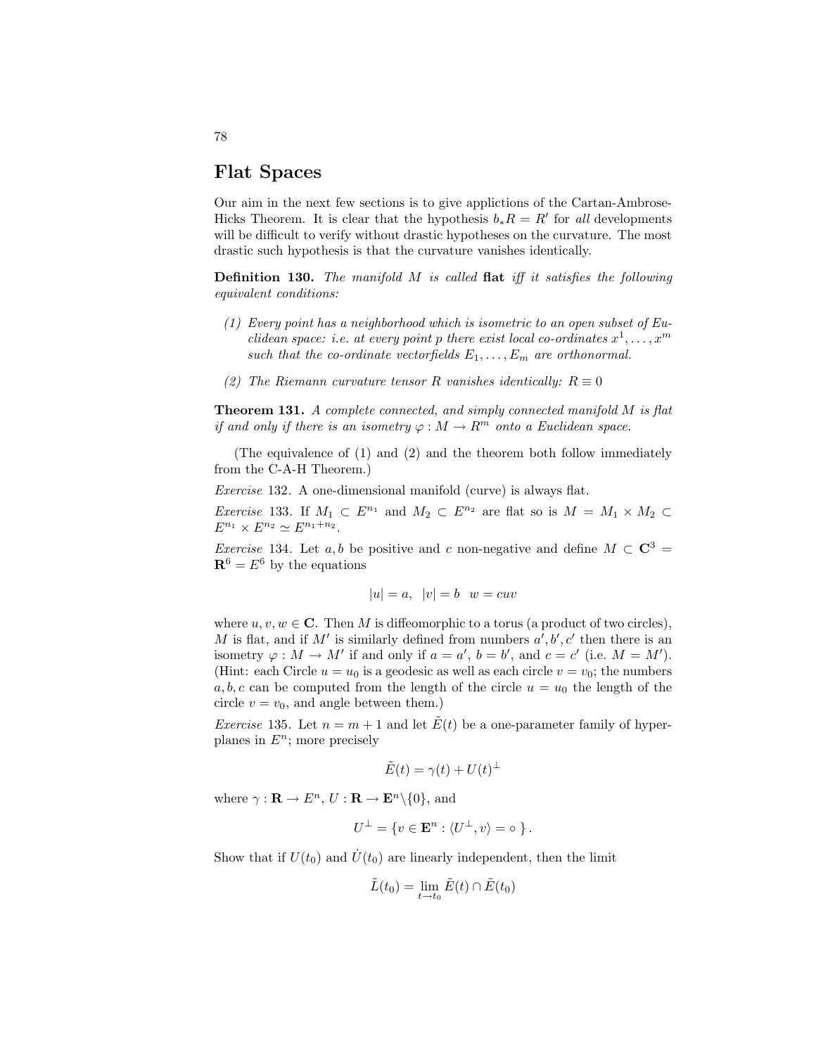# Flat Spaces

Our aim in the next few sections is to give applictions of the Cartan-Ambrose-Hicks Theorem. It is clear that the hypothesis $b_* R = R'$ for *all* developments will be difficult to verify without drastic hypotheses on the curvature. The most drastic such hypothesis is that the curvature vanishes identically.

**Definition 130.** *The manifold $M$ is called* **flat** *iff it satisfies the following equivalent conditions:*

*(1) Every point has a neighborhood which is isometric to an open subset of Euclidean space: i.e. at every point $p$ there exist local co-ordinates $x^1, \ldots, x^m$ such that the co-ordinate vectorfields $E_1, \ldots, E_m$ are orthonormal.*

*(2) The Riemann curvature tensor $R$ vanishes identically: $R \equiv 0$*

**Theorem 131.** *A complete connected, and simply connected manifold $M$ is flat if and only if there is an isometry $\varphi : M \to R^m$ onto a Euclidean space.*

(The equivalence of (1) and (2) and the theorem both follow immediately from the C-A-H Theorem.)

*Exercise* 132. A one-dimensional manifold (curve) is always flat.

*Exercise* 133. If $M_1 \subset E^{n_1}$ and $M_2 \subset E^{n_2}$ are flat so is $M = M_1 \times M_2 \subset E^{n_1} \times E^{n_2} \simeq E^{n_1+n_2}$.

*Exercise* 134. Let $a, b$ be positive and $c$ non-negative and define $M \subset \mathbf{C}^3 = \mathbf{R}^6 = E^6$ by the equations

$$|u| = a, \quad |v| = b \quad w = cuv$$

where $u, v, w \in \mathbf{C}$. Then $M$ is diffeomorphic to a torus (a product of two circles), $M$ is flat, and if $M'$ is similarly defined from numbers $a', b', c'$ then there is an isometry $\varphi : M \to M'$ if and only if $a = a'$, $b = b'$, and $c = c'$ (i.e. $M = M'$). (Hint: each Circle $u = u_0$ is a geodesic as well as each circle $v = v_0$; the numbers $a, b, c$ can be computed from the length of the circle $u = u_0$ the length of the circle $v = v_0$, and angle between them.)

*Exercise* 135. Let $n = m + 1$ and let $\tilde{E}(t)$ be a one-parameter family of hyperplanes in $E^n$; more precisely

$$\tilde{E}(t) = \gamma(t) + U(t)^{\perp}$$

where $\gamma : \mathbf{R} \to E^n$, $U : \mathbf{R} \to \mathbf{E}^n \backslash \{0\}$, and

$$U^{\perp} = \{v \in \mathbf{E}^n : \langle U^{\perp}, v \rangle = \circ \}.$$

Show that if $U(t_0)$ and $\dot{U}(t_0)$ are linearly independent, then the limit

$$\tilde{L}(t_0) = \lim_{t \to t_0} \tilde{E}(t) \cap \tilde{E}(t_0)$$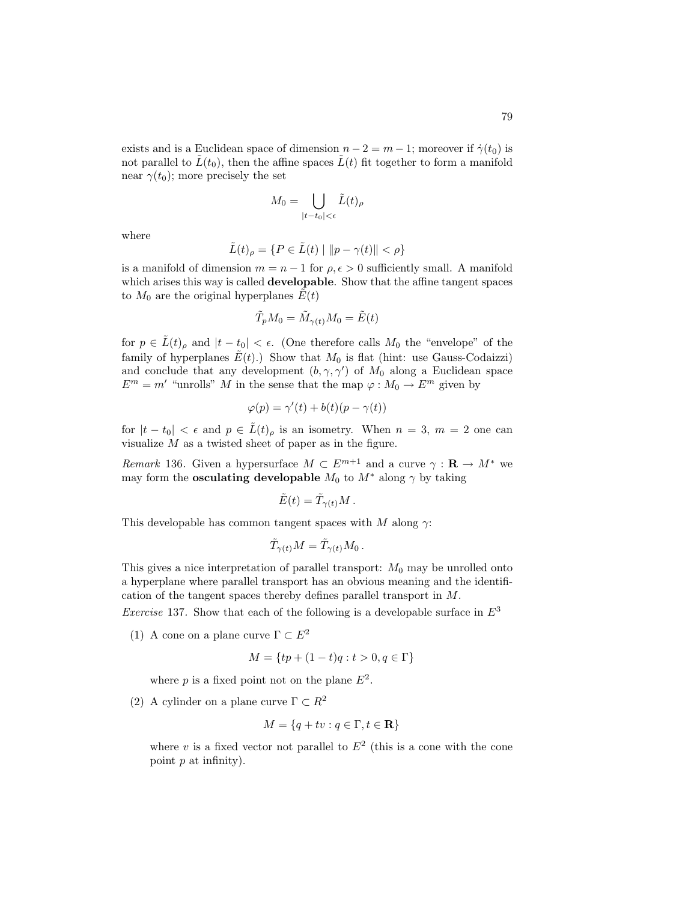exists and is a Euclidean space of dimension $n-2=m-1$; moreover if $\dot{\gamma}(t_0)$ is not parallel to $\tilde{L}(t_0)$, then the affine spaces $\tilde{L}(t)$ fit together to form a manifold near $\gamma(t_0)$; more precisely the set

$$M_0 = \bigcup_{|t-t_0|<\epsilon} \tilde{L}(t)_\rho$$

where

$$\tilde{L}(t)_\rho = \{P \in \tilde{L}(t) \mid \|p - \gamma(t)\| < \rho\}$$

is a manifold of dimension $m = n-1$ for $\rho, \epsilon > 0$ sufficiently small. A manifold which arises this way is called **developable**. Show that the affine tangent spaces to $M_0$ are the original hyperplanes $\tilde{E}(t)$

$$\tilde{T}_p M_0 = \tilde{M}_{\gamma(t)} M_0 = \tilde{E}(t)$$

for $p \in \tilde{L}(t)_\rho$ and $|t-t_0| < \epsilon$. (One therefore calls $M_0$ the "envelope" of the family of hyperplanes $\tilde{E}(t)$.) Show that $M_0$ is flat (hint: use Gauss-Codaizzi) and conclude that any development $(b, \gamma, \gamma')$ of $M_0$ along a Euclidean space $E^m = m'$ "unrolls" $M$ in the sense that the map $\varphi : M_0 \to E^m$ given by

$$\varphi(p) = \gamma'(t) + b(t)(p - \gamma(t))$$

for $|t-t_0| < \epsilon$ and $p \in \tilde{L}(t)_\rho$ is an isometry. When $n = 3$, $m = 2$ one can visualize $M$ as a twisted sheet of paper as in the figure.

*Remark* 136. Given a hypersurface $M \subset E^{m+1}$ and a curve $\gamma : \mathbf{R} \to M^*$ we may form the **osculating developable** $M_0$ to $M^*$ along $\gamma$ by taking

$$\tilde{E}(t) = \tilde{T}_{\gamma(t)} M\,.$$

This developable has common tangent spaces with $M$ along $\gamma$:

$$\tilde{T}_{\gamma(t)} M = \tilde{T}_{\gamma(t)} M_0\,.$$

This gives a nice interpretation of parallel transport: $M_0$ may be unrolled onto a hyperplane where parallel transport has an obvious meaning and the identification of the tangent spaces thereby defines parallel transport in $M$.

*Exercise* 137. Show that each of the following is a developable surface in $E^3$

(1) A cone on a plane curve $\Gamma \subset E^2$

$$M = \{tp + (1-t)q : t > 0, q \in \Gamma\}$$

where $p$ is a fixed point not on the plane $E^2$.

(2) A cylinder on a plane curve $\Gamma \subset R^2$

$$M = \{q + tv : q \in \Gamma, t \in \mathbf{R}\}$$

where $v$ is a fixed vector not parallel to $E^2$ (this is a cone with the cone point $p$ at infinity).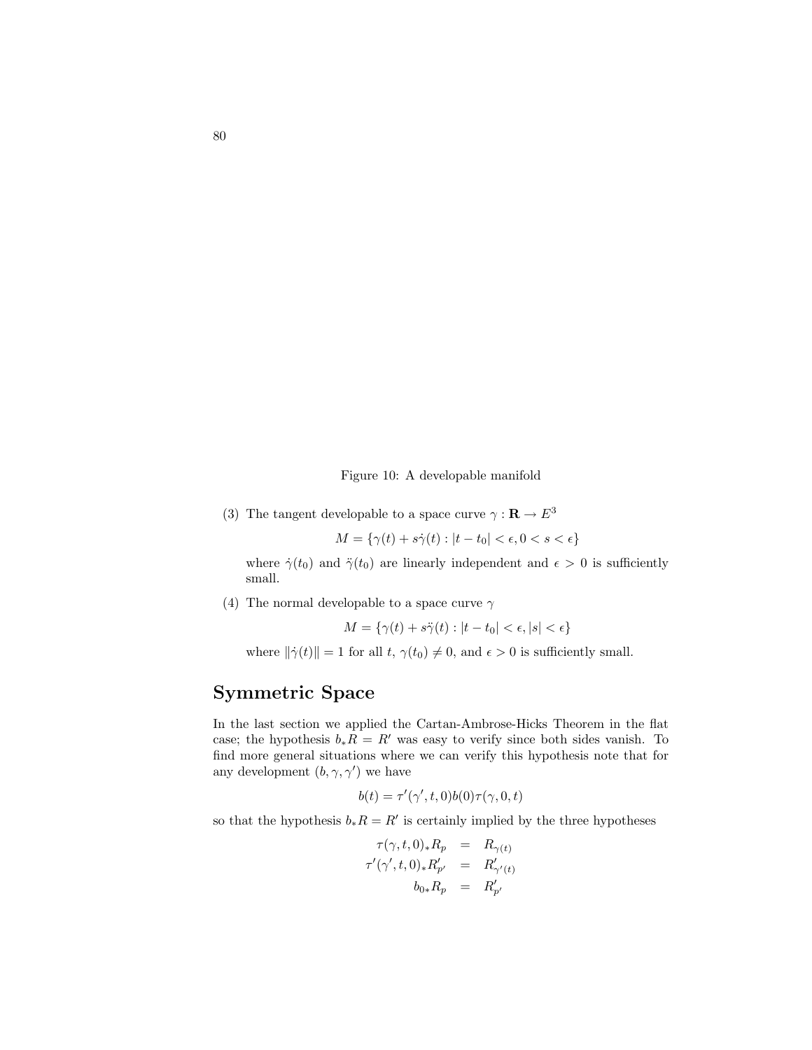Figure 10: A developable manifold

(3) The tangent developable to a space curve $\gamma : \mathbf{R} \to E^3$

$$M = \{\gamma(t) + s\dot{\gamma}(t) : |t - t_0| < \epsilon, 0 < s < \epsilon\}$$

where $\dot{\gamma}(t_0)$ and $\ddot{\gamma}(t_0)$ are linearly independent and $\epsilon > 0$ is sufficiently small.

(4) The normal developable to a space curve $\gamma$

$$M = \{\gamma(t) + s\ddot{\gamma}(t) : |t - t_0| < \epsilon, |s| < \epsilon\}$$

where $\|\dot{\gamma}(t)\| = 1$ for all $t$, $\gamma(t_0) \neq 0$, and $\epsilon > 0$ is sufficiently small.

## Symmetric Space

In the last section we applied the Cartan-Ambrose-Hicks Theorem in the flat case; the hypothesis $b_* R = R'$ was easy to verify since both sides vanish. To find more general situations where we can verify this hypothesis note that for any development $(b, \gamma, \gamma')$ we have

$$b(t) = \tau'(\gamma', t, 0) b(0) \tau(\gamma, 0, t)$$

so that the hypothesis $b_* R = R'$ is certainly implied by the three hypotheses

$$\begin{aligned} \tau(\gamma, t, 0)_* R_p &= R_{\gamma(t)} \\ \tau'(\gamma', t, 0)_* R'_{p'} &= R'_{\gamma'(t)} \\ b_{0*} R_p &= R'_{p'} \end{aligned}$$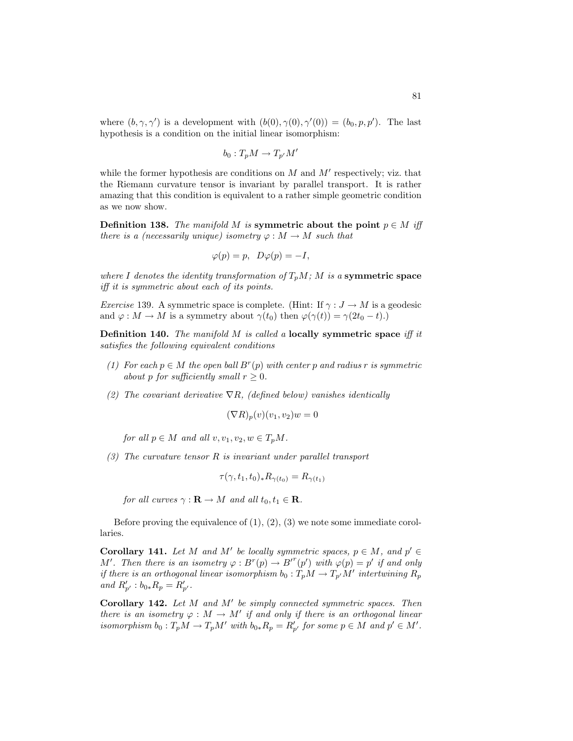where $(b, \gamma, \gamma')$ is a development with $(b(0), \gamma(0), \gamma'(0)) = (b_0, p, p')$. The last hypothesis is a condition on the initial linear isomorphism:

$$b_0 : T_pM \to T_{p'}M'$$

while the former hypothesis are conditions on $M$ and $M'$ respectively; viz. that the Riemann curvature tensor is invariant by parallel transport. It is rather amazing that this condition is equivalent to a rather simple geometric condition as we now show.

**Definition 138.** *The manifold $M$ is* **symmetric about the point** $p \in M$ *iff there is a (necessarily unique) isometry $\varphi : M \to M$ such that*

$$\varphi(p) = p, \quad D\varphi(p) = -I,$$

*where $I$ denotes the identity transformation of $T_pM$; $M$ is a* **symmetric space** *iff it is symmetric about each of its points.*

*Exercise* 139. A symmetric space is complete. (Hint: If $\gamma : J \to M$ is a geodesic and $\varphi : M \to M$ is a symmetry about $\gamma(t_0)$ then $\varphi(\gamma(t)) = \gamma(2t_0 - t)$.)

**Definition 140.** *The manifold $M$ is called a* **locally symmetric space** *iff it satisfies the following equivalent conditions*

*(1) For each $p \in M$ the open ball $B^r(p)$ with center $p$ and radius $r$ is symmetric about $p$ for sufficiently small $r \geq 0$.*

*(2) The covariant derivative $\nabla R$, (defined below) vanishes identically*

$$(\nabla R)_p(v)(v_1, v_2)w = 0$$

*for all $p \in M$ and all $v, v_1, v_2, w \in T_pM$.*

*(3) The curvature tensor $R$ is invariant under parallel transport*

$$\tau(\gamma, t_1, t_0)_* R_{\gamma(t_0)} = R_{\gamma(t_1)}$$

*for all curves $\gamma : \mathbf{R} \to M$ and all $t_0, t_1 \in \mathbf{R}$.*

Before proving the equivalence of (1), (2), (3) we note some immediate corollaries.

**Corollary 141.** *Let $M$ and $M'$ be locally symmetric spaces, $p \in M$, and $p' \in M'$. Then there is an isometry $\varphi : B^r(p) \to {B'}^r(p')$ with $\varphi(p) = p'$ if and only if there is an orthogonal linear isomorphism $b_0 : T_pM \to T_{p'}M'$ intertwining $R_p$ and $R'_{p'}$ : $b_{0*}R_p = R'_{p'}$.*

**Corollary 142.** *Let $M$ and $M'$ be simply connected symmetric spaces. Then there is an isometry $\varphi : M \to M'$ if and only if there is an orthogonal linear isomorphism $b_0 : T_pM \to T_pM'$ with $b_{0*}R_p = R'_{p'}$ for some $p \in M$ and $p' \in M'$.*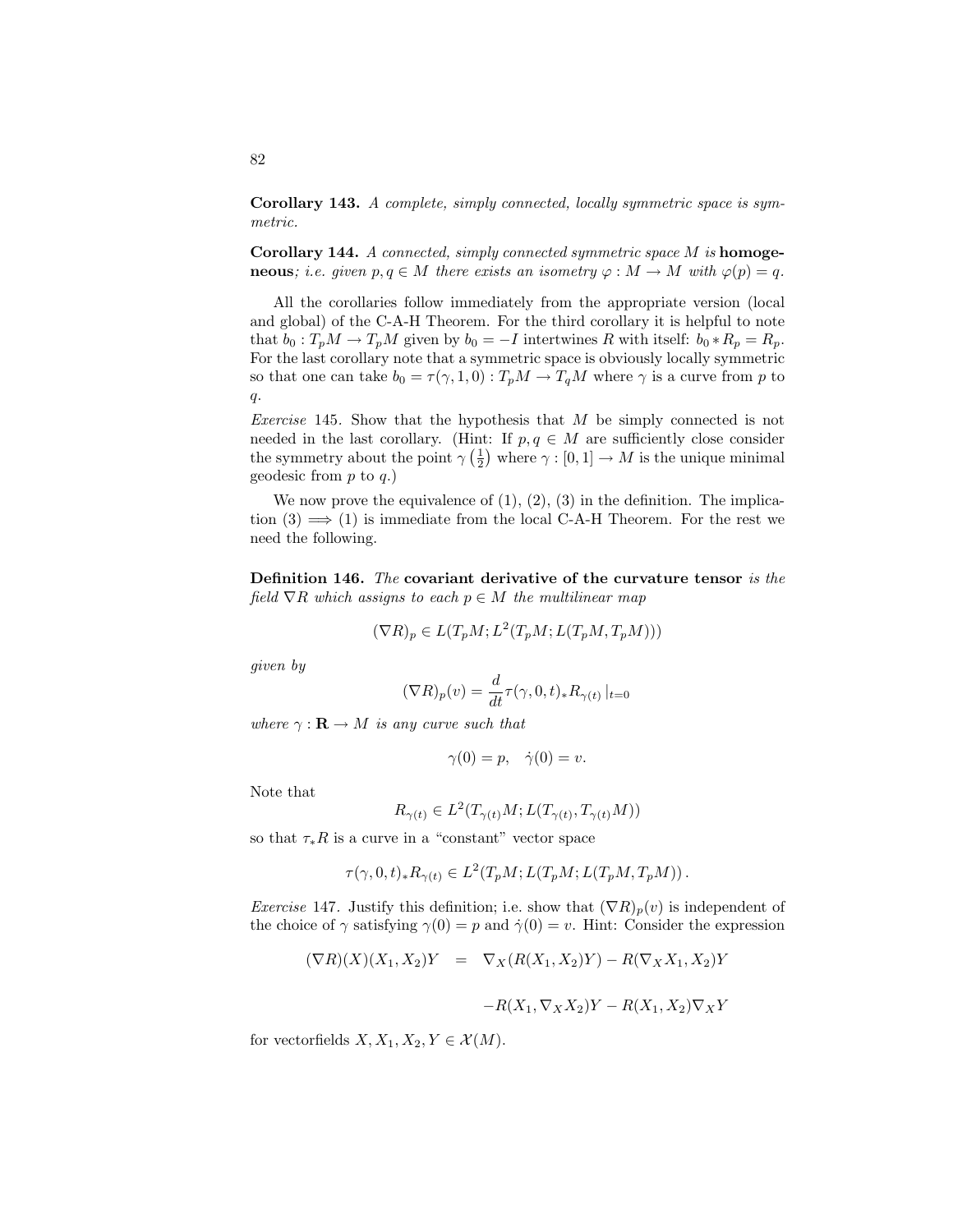**Corollary 143.** *A complete, simply connected, locally symmetric space is symmetric.*

**Corollary 144.** *A connected, simply connected symmetric space $M$ is* **homogeneous***; i.e. given $p, q \in M$ there exists an isometry $\varphi : M \to M$ with $\varphi(p) = q$.*

All the corollaries follow immediately from the appropriate version (local and global) of the C-A-H Theorem. For the third corollary it is helpful to note that $b_0 : T_pM \to T_pM$ given by $b_0 = -I$ intertwines $R$ with itself: $b_0 * R_p = R_p$. For the last corollary note that a symmetric space is obviously locally symmetric so that one can take $b_0 = \tau(\gamma, 1, 0) : T_pM \to T_qM$ where $\gamma$ is a curve from $p$ to $q$.

*Exercise* 145. Show that the hypothesis that $M$ be simply connected is not needed in the last corollary. (Hint: If $p, q \in M$ are sufficiently close consider the symmetry about the point $\gamma\left(\frac{1}{2}\right)$ where $\gamma : [0, 1] \to M$ is the unique minimal geodesic from $p$ to $q$.)

We now prove the equivalence of (1), (2), (3) in the definition. The implication (3) $\implies$ (1) is immediate from the local C-A-H Theorem. For the rest we need the following.

**Definition 146.** *The* **covariant derivative of the curvature tensor** *is the field $\nabla R$ which assigns to each $p \in M$ the multilinear map*

$$(\nabla R)_p \in L(T_pM; L^2(T_pM; L(T_pM, T_pM)))$$

*given by*

$$(\nabla R)_p(v) = \frac{d}{dt}\tau(\gamma, 0, t)_* R_{\gamma(t)} \,|_{t=0}$$

*where $\gamma : \mathbf{R} \to M$ is any curve such that*

$$\gamma(0) = p, \quad \dot{\gamma}(0) = v.$$

Note that

$$R_{\gamma(t)} \in L^2(T_{\gamma(t)}M; L(T_{\gamma(t)}, T_{\gamma(t)}M))$$

so that $\tau_* R$ is a curve in a "constant" vector space

$$\tau(\gamma, 0, t)_* R_{\gamma(t)} \in L^2(T_pM; L(T_pM; L(T_pM, T_pM))\,.$$

*Exercise* 147. Justify this definition; i.e. show that $(\nabla R)_p(v)$ is independent of the choice of $\gamma$ satisfying $\gamma(0) = p$ and $\dot{\gamma}(0) = v$. Hint: Consider the expression

$$\begin{aligned}(\nabla R)(X)(X_1, X_2)Y \quad &= \quad \nabla_X(R(X_1, X_2)Y) - R(\nabla_X X_1, X_2)Y \\ &\quad -R(X_1, \nabla_X X_2)Y - R(X_1, X_2)\nabla_X Y\end{aligned}$$

for vectorfields $X, X_1, X_2, Y \in \mathcal{X}(M)$.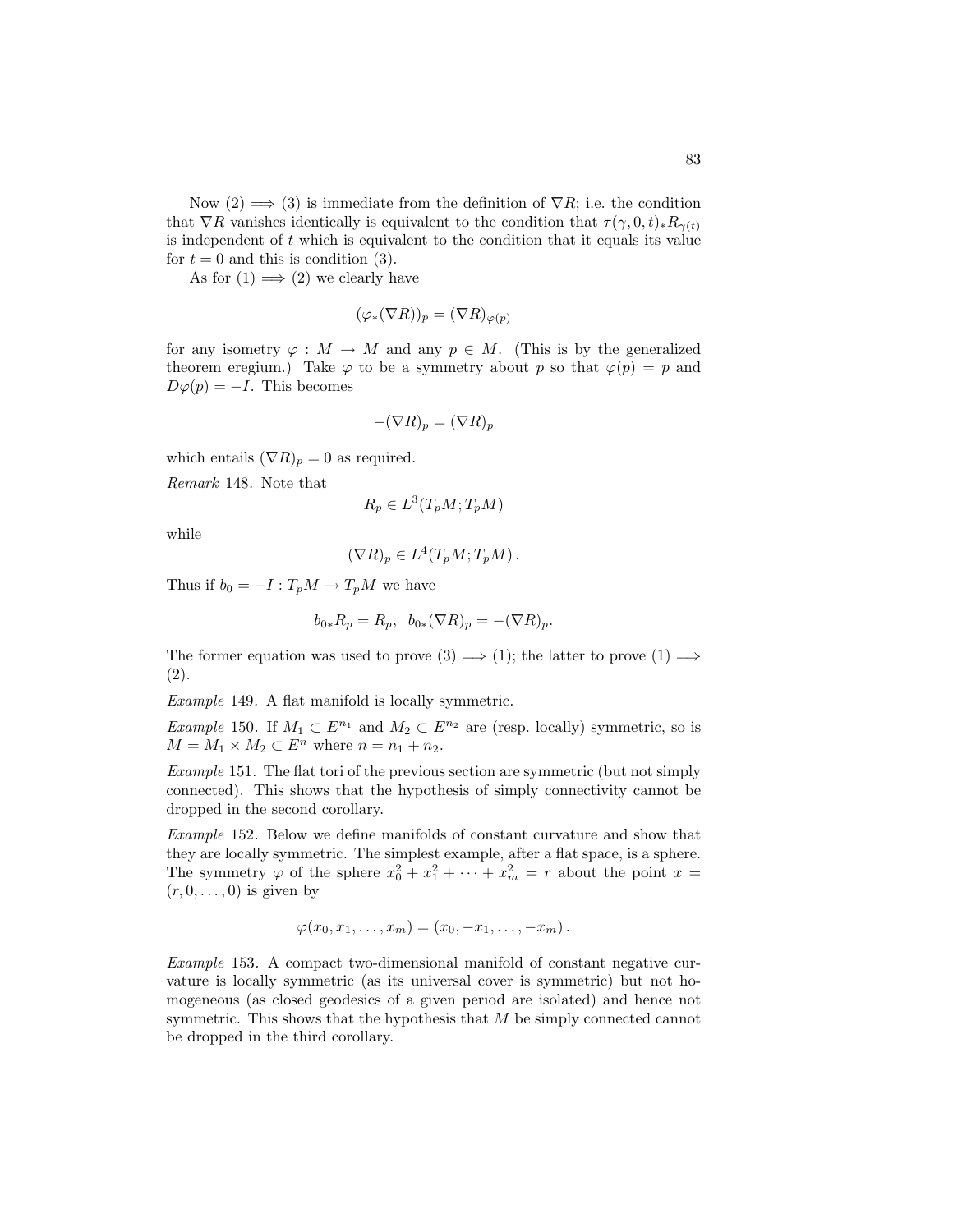Now (2) $\implies$ (3) is immediate from the definition of $\nabla R$; i.e. the condition that $\nabla R$ vanishes identically is equivalent to the condition that $\tau(\gamma, 0, t)_* R_{\gamma(t)}$ is independent of $t$ which is equivalent to the condition that it equals its value for $t = 0$ and this is condition (3).

As for (1) $\implies$ (2) we clearly have

$$(\varphi_*(\nabla R))_p = (\nabla R)_{\varphi(p)}$$

for any isometry $\varphi : M \to M$ and any $p \in M$. (This is by the generalized theorem eregium.) Take $\varphi$ to be a symmetry about $p$ so that $\varphi(p) = p$ and $D\varphi(p) = -I$. This becomes

$$-(\nabla R)_p = (\nabla R)_p$$

which entails $(\nabla R)_p = 0$ as required.

*Remark* 148. Note that

$$R_p \in L^3(T_pM; T_pM)$$

while

$$(\nabla R)_p \in L^4(T_pM; T_pM)\,.$$

Thus if $b_0 = -I : T_pM \to T_pM$ we have

$$b_{0*}R_p = R_p, \;\; b_{0*}(\nabla R)_p = -(\nabla R)_p.$$

The former equation was used to prove (3) $\implies$ (1); the latter to prove (1) $\implies$ (2).

*Example* 149. A flat manifold is locally symmetric.

*Example* 150. If $M_1 \subset E^{n_1}$ and $M_2 \subset E^{n_2}$ are (resp. locally) symmetric, so is $M = M_1 \times M_2 \subset E^n$ where $n = n_1 + n_2$.

*Example* 151. The flat tori of the previous section are symmetric (but not simply connected). This shows that the hypothesis of simply connectivity cannot be dropped in the second corollary.

*Example* 152. Below we define manifolds of constant curvature and show that they are locally symmetric. The simplest example, after a flat space, is a sphere. The symmetry $\varphi$ of the sphere $x_0^2 + x_1^2 + \cdots + x_m^2 = r$ about the point $x = (r, 0, \ldots, 0)$ is given by

$$\varphi(x_0, x_1, \ldots, x_m) = (x_0, -x_1, \ldots, -x_m)\,.$$

*Example* 153. A compact two-dimensional manifold of constant negative curvature is locally symmetric (as its universal cover is symmetric) but not homogeneous (as closed geodesics of a given period are isolated) and hence not symmetric. This shows that the hypothesis that $M$ be simply connected cannot be dropped in the third corollary.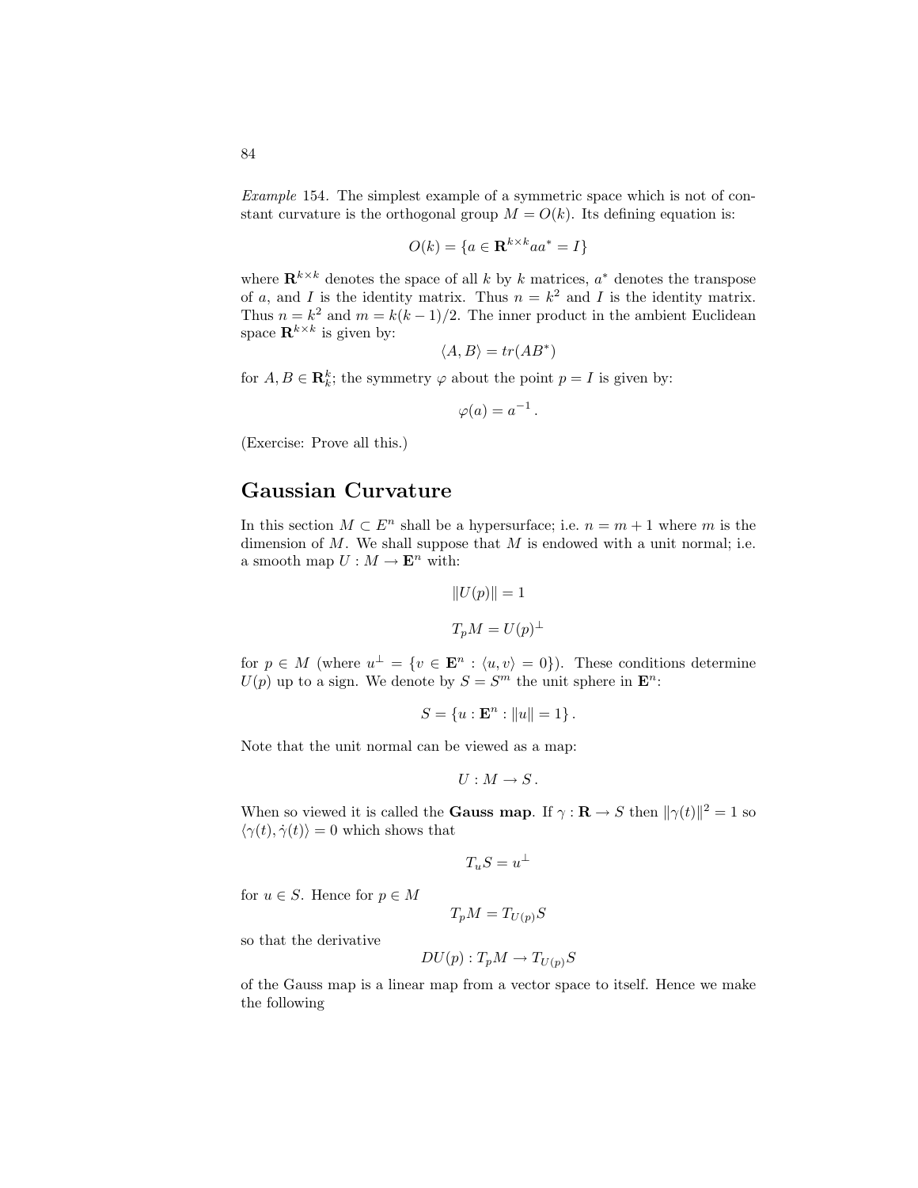*Example* 154. The simplest example of a symmetric space which is not of constant curvature is the orthogonal group $M = O(k)$. Its defining equation is:

$$O(k) = \{a \in \mathbf{R}^{k \times k} aa^* = I\}$$

where $\mathbf{R}^{k \times k}$ denotes the space of all $k$ by $k$ matrices, $a^*$ denotes the transpose of $a$, and $I$ is the identity matrix. Thus $n = k^2$ and $I$ is the identity matrix. Thus $n = k^2$ and $m = k(k-1)/2$. The inner product in the ambient Euclidean space $\mathbf{R}^{k \times k}$ is given by:

$$\langle A, B \rangle = tr(AB^*)$$

for $A, B \in \mathbf{R}^k_k$; the symmetry $\varphi$ about the point $p = I$ is given by:

$$\varphi(a) = a^{-1} .$$

(Exercise: Prove all this.)

## Gaussian Curvature

In this section $M \subset E^n$ shall be a hypersurface; i.e. $n = m + 1$ where $m$ is the dimension of $M$. We shall suppose that $M$ is endowed with a unit normal; i.e. a smooth map $U : M \to \mathbf{E}^n$ with:

$$\|U(p)\| = 1$$

$$T_pM = U(p)^\perp$$

for $p \in M$ (where $u^\perp = \{v \in \mathbf{E}^n : \langle u, v \rangle = 0\}$). These conditions determine $U(p)$ up to a sign. We denote by $S = S^m$ the unit sphere in $\mathbf{E}^n$:

$$S = \{u : \mathbf{E}^n : \|u\| = 1\} .$$

Note that the unit normal can be viewed as a map:

$$U : M \to S .$$

When so viewed it is called the **Gauss map**. If $\gamma : \mathbf{R} \to S$ then $\|\gamma(t)\|^2 = 1$ so $\langle \gamma(t), \dot{\gamma}(t) \rangle = 0$ which shows that

$$T_uS = u^\perp$$

for $u \in S$. Hence for $p \in M$

$$T_pM = T_{U(p)}S$$

so that the derivative

$$DU(p) : T_pM \to T_{U(p)}S$$

of the Gauss map is a linear map from a vector space to itself. Hence we make the following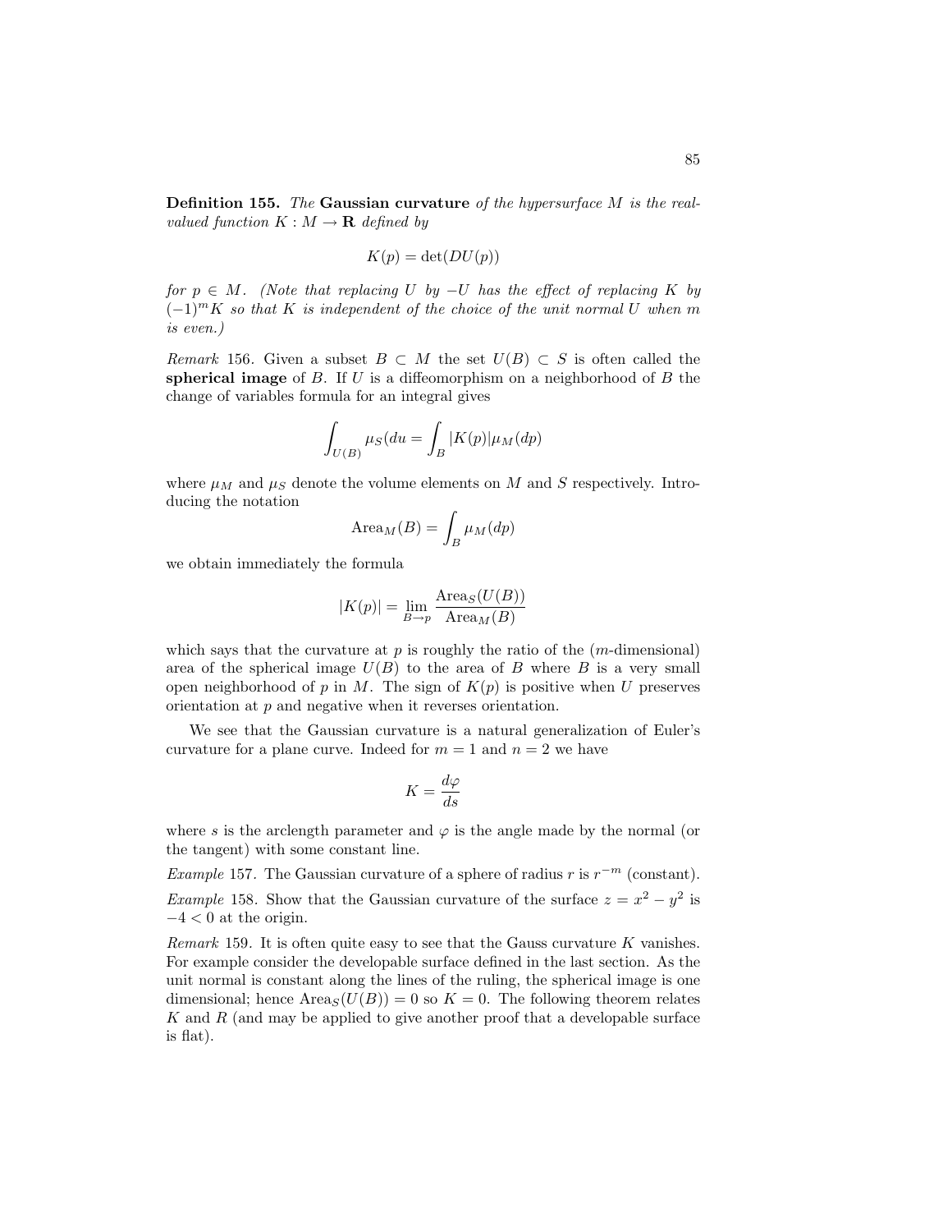**Definition 155.** *The* **Gaussian curvature** *of the hypersurface $M$ is the real-valued function $K : M \to \mathbf{R}$ defined by*

$$K(p) = \det(DU(p))$$

*for $p \in M$. (Note that replacing $U$ by $-U$ has the effect of replacing $K$ by $(-1)^m K$ so that $K$ is independent of the choice of the unit normal $U$ when $m$ is even.)*

*Remark* 156. Given a subset $B \subset M$ the set $U(B) \subset S$ is often called the **spherical image** of $B$. If $U$ is a diffeomorphism on a neighborhood of $B$ the change of variables formula for an integral gives

$$\int_{U(B)} \mu_S(du = \int_B |K(p)| \mu_M(dp)$$

where $\mu_M$ and $\mu_S$ denote the volume elements on $M$ and $S$ respectively. Introducing the notation

$$\mathrm{Area}_M(B) = \int_B \mu_M(dp)$$

we obtain immediately the formula

$$|K(p)| = \lim_{B \to p} \frac{\mathrm{Area}_S(U(B))}{\mathrm{Area}_M(B)}$$

which says that the curvature at $p$ is roughly the ratio of the ($m$-dimensional) area of the spherical image $U(B)$ to the area of $B$ where $B$ is a very small open neighborhood of $p$ in $M$. The sign of $K(p)$ is positive when $U$ preserves orientation at $p$ and negative when it reverses orientation.

We see that the Gaussian curvature is a natural generalization of Euler's curvature for a plane curve. Indeed for $m = 1$ and $n = 2$ we have

$$K = \frac{d\varphi}{ds}$$

where $s$ is the arclength parameter and $\varphi$ is the angle made by the normal (or the tangent) with some constant line.

*Example* 157. The Gaussian curvature of a sphere of radius $r$ is $r^{-m}$ (constant).

*Example* 158. Show that the Gaussian curvature of the surface $z = x^2 - y^2$ is $-4 < 0$ at the origin.

*Remark* 159. It is often quite easy to see that the Gauss curvature $K$ vanishes. For example consider the developable surface defined in the last section. As the unit normal is constant along the lines of the ruling, the spherical image is one dimensional; hence $\mathrm{Area}_S(U(B)) = 0$ so $K = 0$. The following theorem relates $K$ and $R$ (and may be applied to give another proof that a developable surface is flat).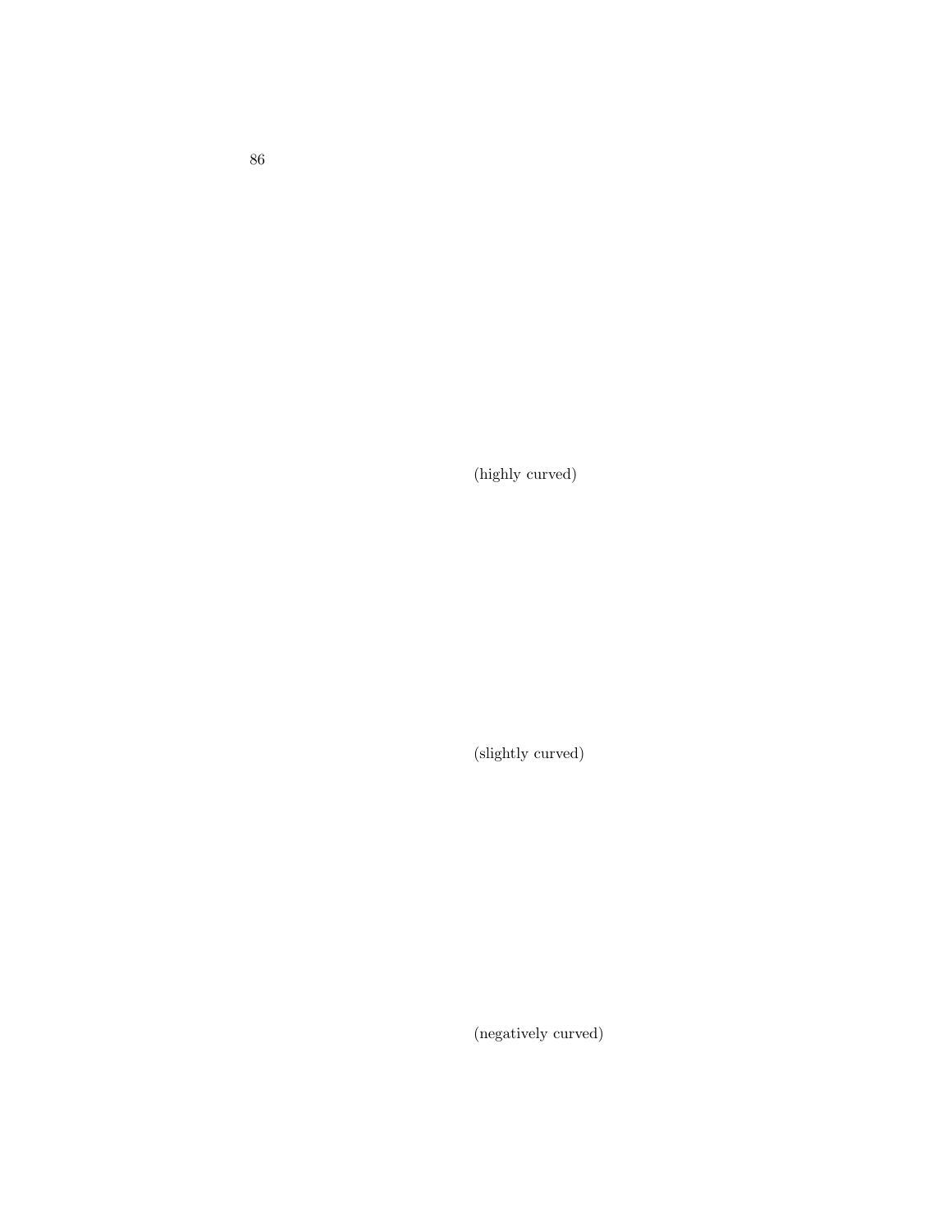(highly curved)

(slightly curved)

(negatively curved)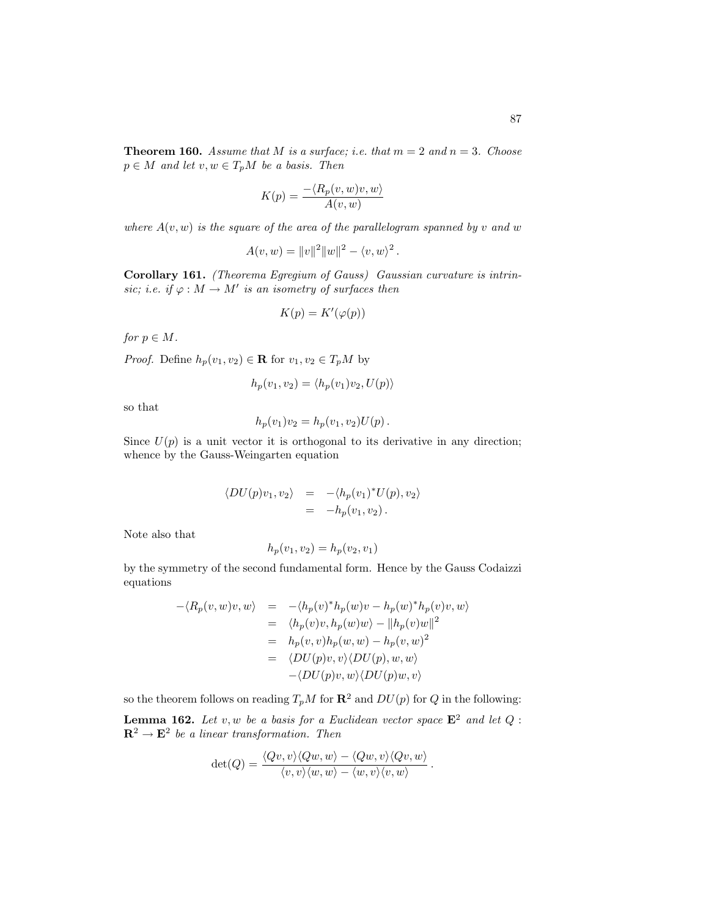**Theorem 160.** *Assume that $M$ is a surface; i.e. that $m = 2$ and $n = 3$. Choose $p \in M$ and let $v, w \in T_pM$ be a basis. Then*

$$K(p) = \frac{-\langle R_p(v,w)v, w\rangle}{A(v,w)}$$

*where $A(v,w)$ is the square of the area of the parallelogram spanned by $v$ and $w$*

$$A(v,w) = \|v\|^2\|w\|^2 - \langle v, w\rangle^2 .$$

**Corollary 161.** *(Theorema Egregium of Gauss) Gaussian curvature is intrinsic; i.e. if $\varphi : M \to M'$ is an isometry of surfaces then*

$$K(p) = K'(\varphi(p))$$

*for $p \in M$.*

*Proof.* Define $h_p(v_1, v_2) \in \mathbf{R}$ for $v_1, v_2 \in T_pM$ by

$$h_p(v_1, v_2) = \langle h_p(v_1)v_2, U(p)\rangle$$

so that

$$h_p(v_1)v_2 = h_p(v_1, v_2)U(p) .$$

Since $U(p)$ is a unit vector it is orthogonal to its derivative in any direction; whence by the Gauss-Weingarten equation

$$\begin{aligned}
\langle DU(p)v_1, v_2\rangle &= -\langle h_p(v_1)^*U(p), v_2\rangle \\
&= -h_p(v_1, v_2) .
\end{aligned}$$

Note also that

$$h_p(v_1, v_2) = h_p(v_2, v_1)$$

by the symmetry of the second fundamental form. Hence by the Gauss Codaizzi equations

$$\begin{aligned}
-\langle R_p(v,w)v, w\rangle &= -\langle h_p(v)^*h_p(w)v - h_p(w)^*h_p(v)v, w\rangle \\
&= \langle h_p(v)v, h_p(w)w\rangle - \|h_p(v)w\|^2 \\
&= h_p(v,v)h_p(w,w) - h_p(v,w)^2 \\
&= \langle DU(p)v, v\rangle\langle DU(p), w, w\rangle \\
&\quad -\langle DU(p)v, w\rangle\langle DU(p)w, v\rangle
\end{aligned}$$

so the theorem follows on reading $T_pM$ for $\mathbf{R}^2$ and $DU(p)$ for $Q$ in the following:

**Lemma 162.** *Let $v, w$ be a basis for a Euclidean vector space $\mathbf{E}^2$ and let $Q : \mathbf{R}^2 \to \mathbf{E}^2$ be a linear transformation. Then*

$$\det(Q) = \frac{\langle Qv, v\rangle\langle Qw, w\rangle - \langle Qw, v\rangle\langle Qv, w\rangle}{\langle v, v\rangle\langle w, w\rangle - \langle w, v\rangle\langle v, w\rangle} .$$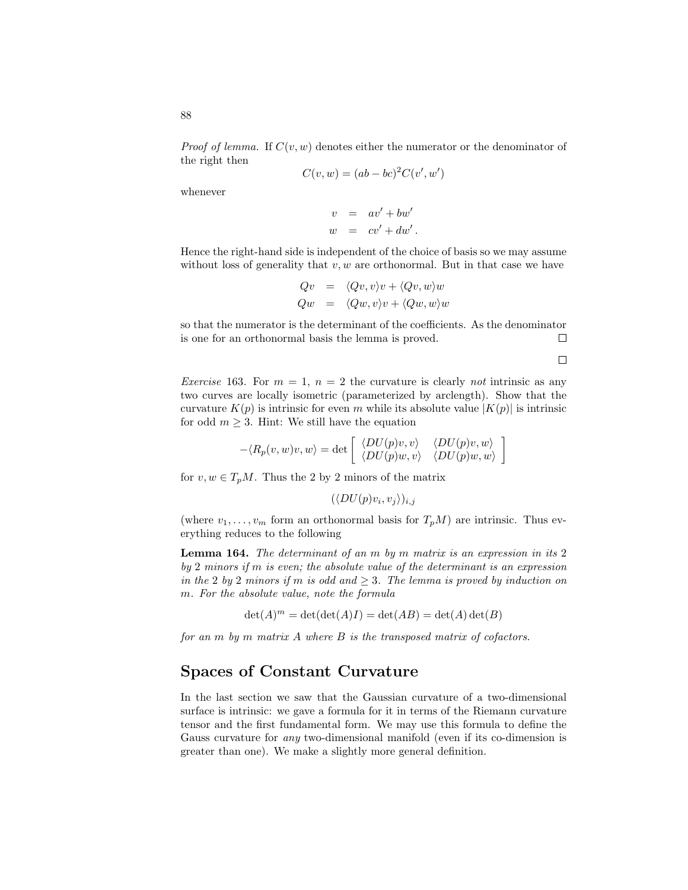*Proof of lemma.* If $C(v, w)$ denotes either the numerator or the denominator of the right then

$$C(v, w) = (ab - bc)^2 C(v', w')$$

whenever

$$\begin{aligned} v &= av' + bw' \\ w &= cv' + dw' . \end{aligned}$$

Hence the right-hand side is independent of the choice of basis so we may assume without loss of generality that $v, w$ are orthonormal. But in that case we have

$$\begin{aligned} Qv &= \langle Qv, v\rangle v + \langle Qv, w\rangle w \\ Qw &= \langle Qw, v\rangle v + \langle Qw, w\rangle w \end{aligned}$$

so that the numerator is the determinant of the coefficients. As the denominator is one for an orthonormal basis the lemma is proved. □

□

*Exercise* 163. For $m = 1$, $n = 2$ the curvature is clearly *not* intrinsic as any two curves are locally isometric (parameterized by arclength). Show that the curvature $K(p)$ is intrinsic for even $m$ while its absolute value $|K(p)|$ is intrinsic for odd $m \geq 3$. Hint: We still have the equation

$$-\langle R_p(v, w)v, w\rangle = \det \begin{bmatrix} \langle DU(p)v, v\rangle & \langle DU(p)v, w\rangle \\ \langle DU(p)w, v\rangle & \langle DU(p)w, w\rangle \end{bmatrix}$$

for $v, w \in T_pM$. Thus the 2 by 2 minors of the matrix

$$(\langle DU(p)v_i, v_j\rangle)_{i,j}$$

(where $v_1, \ldots, v_m$ form an orthonormal basis for $T_pM$) are intrinsic. Thus everything reduces to the following

**Lemma 164.** *The determinant of an $m$ by $m$ matrix is an expression in its 2 by 2 minors if $m$ is even; the absolute value of the determinant is an expression in the 2 by 2 minors if $m$ is odd and $\geq 3$. The lemma is proved by induction on $m$. For the absolute value, note the formula*

$$\det(A)^m = \det(\det(A)I) = \det(AB) = \det(A)\det(B)$$

*for an $m$ by $m$ matrix $A$ where $B$ is the transposed matrix of cofactors.*

## Spaces of Constant Curvature

In the last section we saw that the Gaussian curvature of a two-dimensional surface is intrinsic: we gave a formula for it in terms of the Riemann curvature tensor and the first fundamental form. We may use this formula to define the Gauss curvature for *any* two-dimensional manifold (even if its co-dimension is greater than one). We make a slightly more general definition.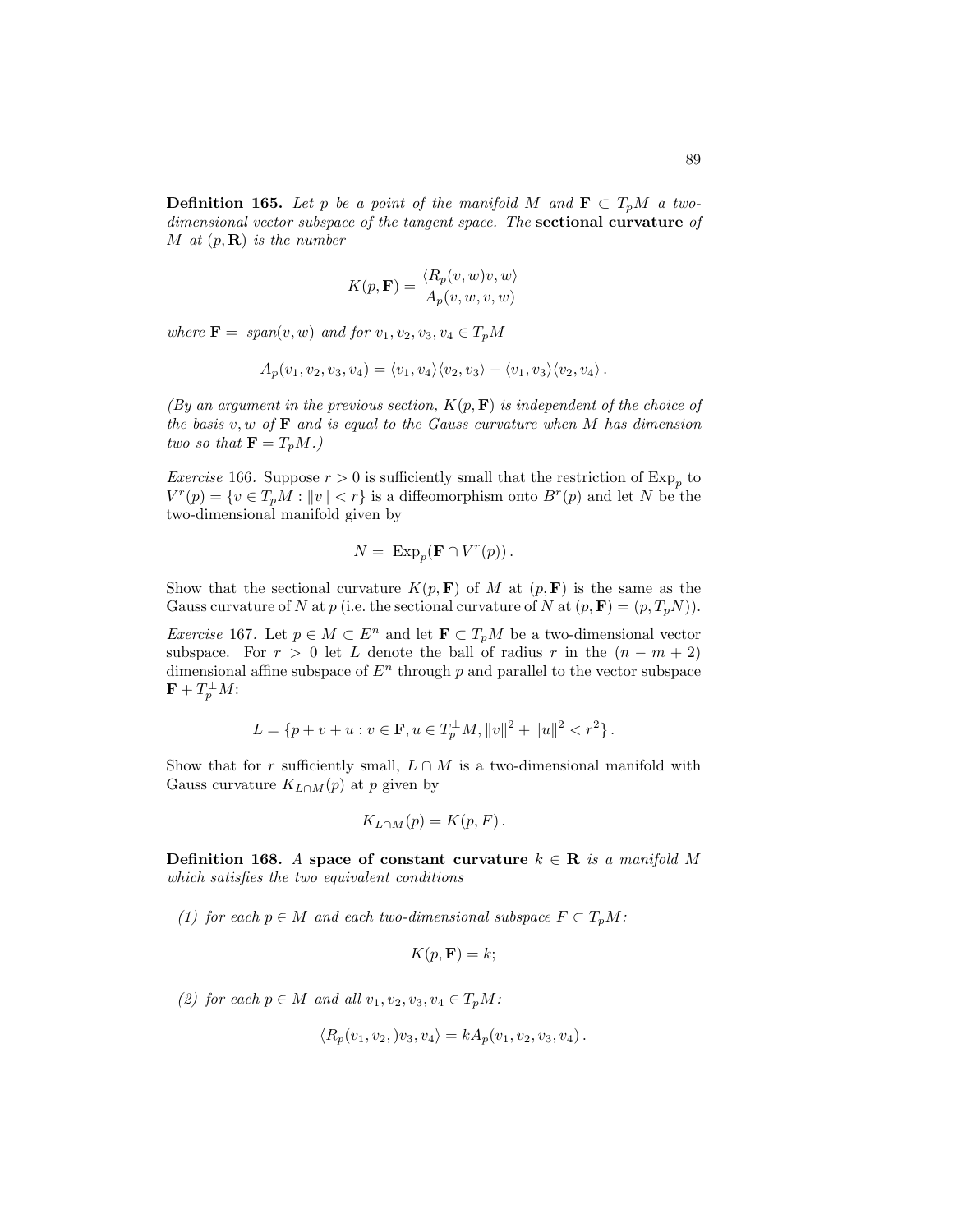**Definition 165.** *Let $p$ be a point of the manifold $M$ and $\mathbf{F} \subset T_pM$ a two-dimensional vector subspace of the tangent space. The* **sectional curvature** *of $M$ at $(p, \mathbf{R})$ is the number*

$$K(p, \mathbf{F}) = \frac{\langle R_p(v, w)v, w\rangle}{A_p(v, w, v, w)}$$

*where $\mathbf{F} = span(v, w)$ and for $v_1, v_2, v_3, v_4 \in T_pM$*

$$A_p(v_1, v_2, v_3, v_4) = \langle v_1, v_4\rangle\langle v_2, v_3\rangle - \langle v_1, v_3\rangle\langle v_2, v_4\rangle \,.$$

*(By an argument in the previous section, $K(p, \mathbf{F})$ is independent of the choice of the basis $v, w$ of $\mathbf{F}$ and is equal to the Gauss curvature when $M$ has dimension two so that $\mathbf{F} = T_pM$.)*

*Exercise* 166. Suppose $r > 0$ is sufficiently small that the restriction of $\mathrm{Exp}_p$ to $V^r(p) = \{v \in T_pM : \|v\| < r\}$ is a diffeomorphism onto $B^r(p)$ and let $N$ be the two-dimensional manifold given by

$$N = \mathrm{Exp}_p(\mathbf{F} \cap V^r(p)) \,.$$

Show that the sectional curvature $K(p, \mathbf{F})$ of $M$ at $(p, \mathbf{F})$ is the same as the Gauss curvature of $N$ at $p$ (i.e. the sectional curvature of $N$ at $(p, \mathbf{F}) = (p, T_pN)$).

*Exercise* 167. Let $p \in M \subset E^n$ and let $\mathbf{F} \subset T_pM$ be a two-dimensional vector subspace. For $r > 0$ let $L$ denote the ball of radius $r$ in the $(n - m + 2)$ dimensional affine subspace of $E^n$ through $p$ and parallel to the vector subspace $\mathbf{F} + T_p^{\perp}M$:

$$L = \{p + v + u : v \in \mathbf{F}, u \in T_p^{\perp}M, \|v\|^2 + \|u\|^2 < r^2\} \,.$$

Show that for $r$ sufficiently small, $L \cap M$ is a two-dimensional manifold with Gauss curvature $K_{L\cap M}(p)$ at $p$ given by

$$K_{L\cap M}(p) = K(p, F) \,.$$

**Definition 168.** *A* **space of constant curvature** *$k \in \mathbf{R}$ is a manifold $M$ which satisfies the two equivalent conditions*

*(1) for each $p \in M$ and each two-dimensional subspace $F \subset T_pM$:*

$$K(p, \mathbf{F}) = k;$$

*(2) for each $p \in M$ and all $v_1, v_2, v_3, v_4 \in T_pM$:*

$$\langle R_p(v_1, v_2, )v_3, v_4\rangle = kA_p(v_1, v_2, v_3, v_4) \,.$$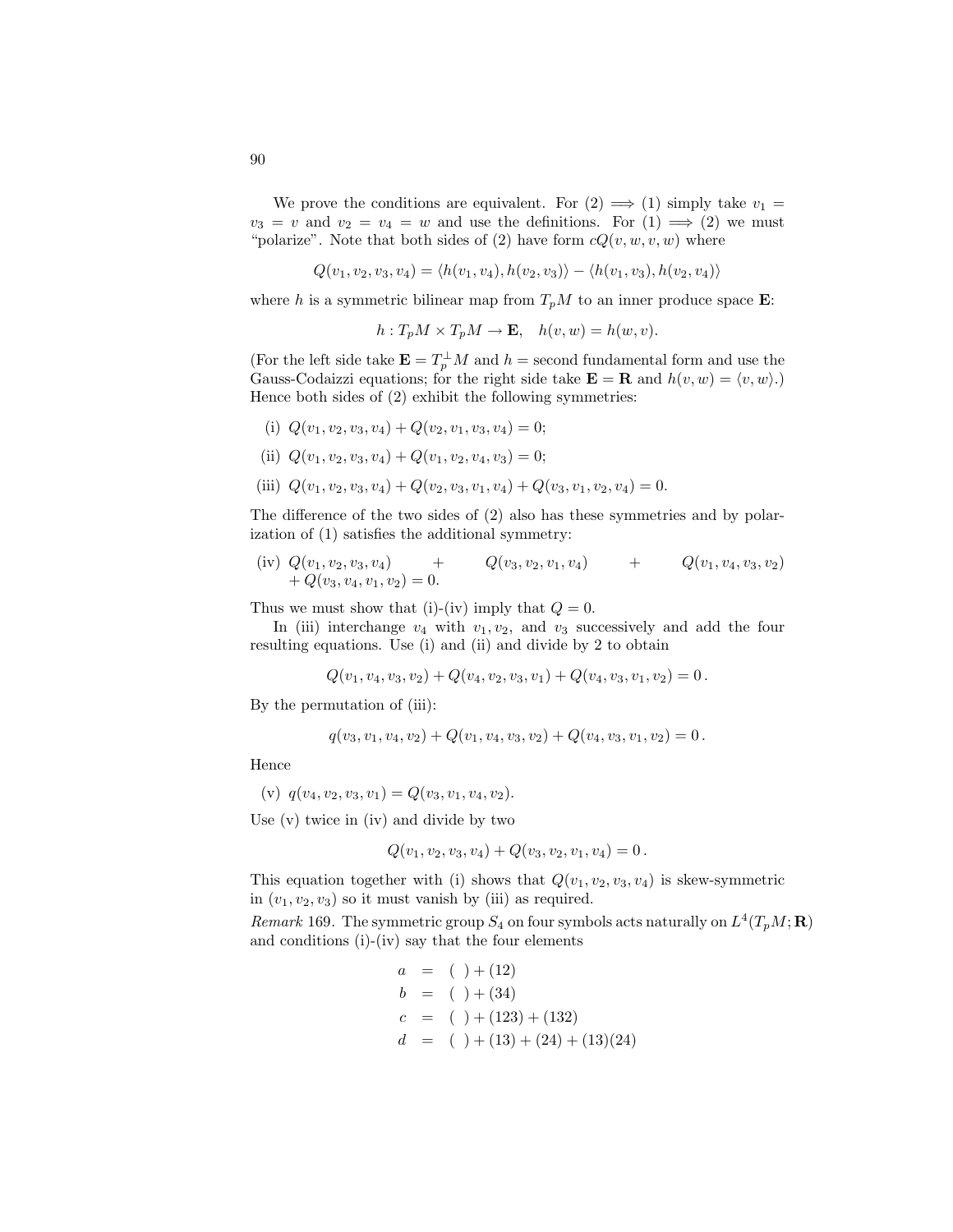We prove the conditions are equivalent. For (2) $\implies$ (1) simply take $v_1 = v_3 = v$ and $v_2 = v_4 = w$ and use the definitions. For (1) $\implies$ (2) we must "polarize". Note that both sides of (2) have form $cQ(v, w, v, w)$ where

$$Q(v_1, v_2, v_3, v_4) = \langle h(v_1, v_4), h(v_2, v_3)\rangle - \langle h(v_1, v_3), h(v_2, v_4)\rangle$$

where $h$ is a symmetric bilinear map from $T_pM$ to an inner produce space $\mathbf{E}$:

$$h : T_pM \times T_pM \to \mathbf{E}, \quad h(v, w) = h(w, v).$$

(For the left side take $\mathbf{E} = T_p^{\perp}M$ and $h$ = second fundamental form and use the Gauss-Codaizzi equations; for the right side take $\mathbf{E} = \mathbf{R}$ and $h(v, w) = \langle v, w\rangle$.) Hence both sides of (2) exhibit the following symmetries:

(i) $Q(v_1, v_2, v_3, v_4) + Q(v_2, v_1, v_3, v_4) = 0$;

(ii) $Q(v_1, v_2, v_3, v_4) + Q(v_1, v_2, v_4, v_3) = 0$;

(iii) $Q(v_1, v_2, v_3, v_4) + Q(v_2, v_3, v_1, v_4) + Q(v_3, v_1, v_2, v_4) = 0$.

The difference of the two sides of (2) also has these symmetries and by polarization of (1) satisfies the additional symmetry:

(iv) $Q(v_1, v_2, v_3, v_4) + Q(v_3, v_2, v_1, v_4) + Q(v_1, v_4, v_3, v_2) + Q(v_3, v_4, v_1, v_2) = 0$.

Thus we must show that (i)-(iv) imply that $Q = 0$.

In (iii) interchange $v_4$ with $v_1, v_2$, and $v_3$ successively and add the four resulting equations. Use (i) and (ii) and divide by 2 to obtain

$$Q(v_1, v_4, v_3, v_2) + Q(v_4, v_2, v_3, v_1) + Q(v_4, v_3, v_1, v_2) = 0\,.$$

By the permutation of (iii):

$$q(v_3, v_1, v_4, v_2) + Q(v_1, v_4, v_3, v_2) + Q(v_4, v_3, v_1, v_2) = 0\,.$$

Hence

(v) $q(v_4, v_2, v_3, v_1) = Q(v_3, v_1, v_4, v_2)$.

Use (v) twice in (iv) and divide by two

$$Q(v_1, v_2, v_3, v_4) + Q(v_3, v_2, v_1, v_4) = 0\,.$$

This equation together with (i) shows that $Q(v_1, v_2, v_3, v_4)$ is skew-symmetric in $(v_1, v_2, v_3)$ so it must vanish by (iii) as required.

*Remark* 169. The symmetric group $S_4$ on four symbols acts naturally on $L^4(T_pM; \mathbf{R})$ and conditions (i)-(iv) say that the four elements

$$\begin{aligned}
a &= (\ ) + (12) \\
b &= (\ ) + (34) \\
c &= (\ ) + (123) + (132) \\
d &= (\ ) + (13) + (24) + (13)(24)
\end{aligned}$$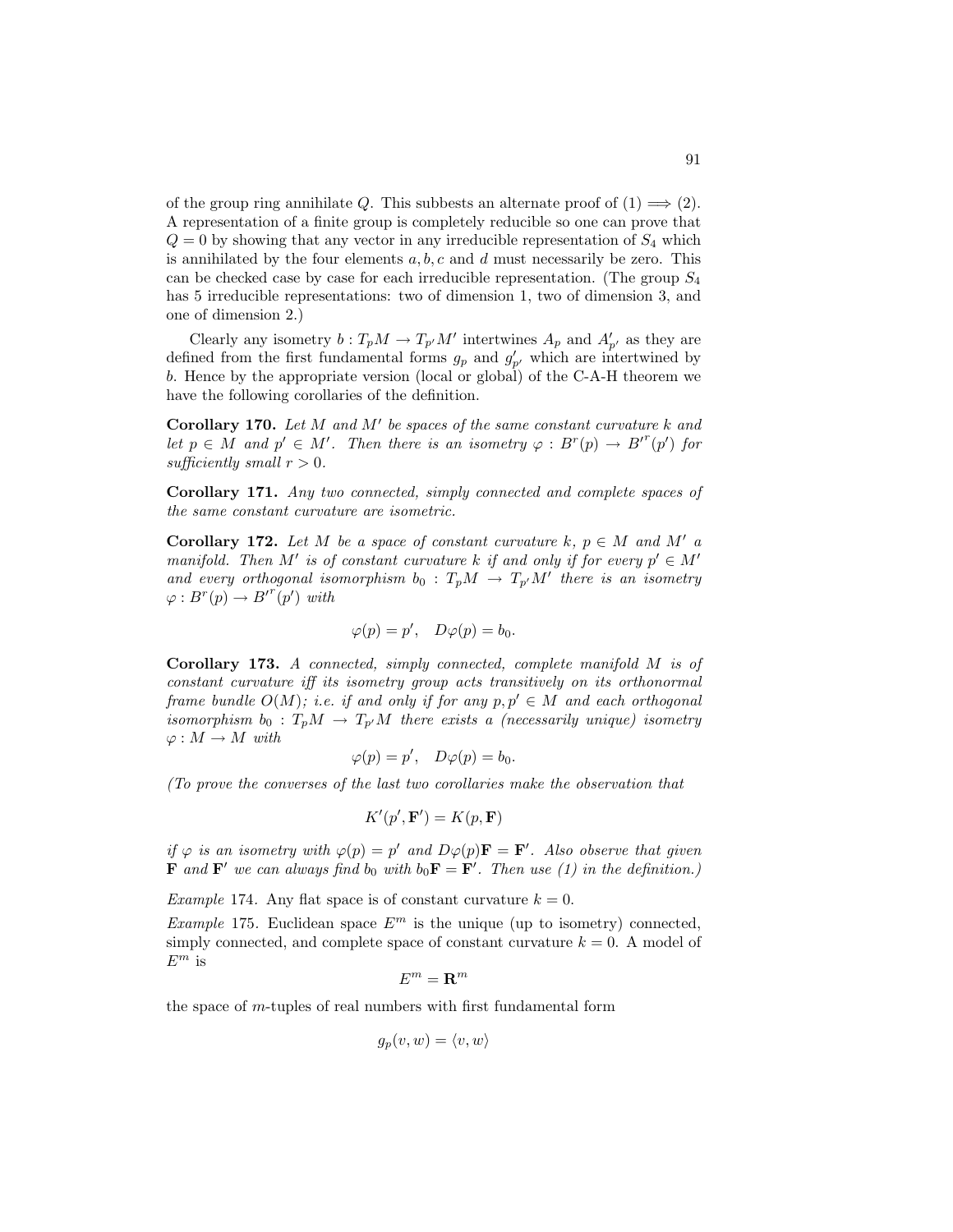of the group ring annihilate $Q$. This subbests an alternate proof of (1) $\implies$ (2). A representation of a finite group is completely reducible so one can prove that $Q = 0$ by showing that any vector in any irreducible representation of $S_4$ which is annihilated by the four elements $a, b, c$ and $d$ must necessarily be zero. This can be checked case by case for each irreducible representation. (The group $S_4$ has 5 irreducible representations: two of dimension 1, two of dimension 3, and one of dimension 2.)

Clearly any isometry $b : T_pM \to T_{p'}M'$ intertwines $A_p$ and $A'_{p'}$ as they are defined from the first fundamental forms $g_p$ and $g'_{p'}$ which are intertwined by $b$. Hence by the appropriate version (local or global) of the C-A-H theorem we have the following corollaries of the definition.

**Corollary 170.** *Let $M$ and $M'$ be spaces of the same constant curvature $k$ and let $p \in M$ and $p' \in M'$. Then there is an isometry $\varphi : B^r(p) \to B'^r(p')$ for sufficiently small $r > 0$.*

**Corollary 171.** *Any two connected, simply connected and complete spaces of the same constant curvature are isometric.*

**Corollary 172.** *Let $M$ be a space of constant curvature $k$, $p \in M$ and $M'$ a manifold. Then $M'$ is of constant curvature $k$ if and only if for every $p' \in M'$ and every orthogonal isomorphism $b_0 : T_pM \to T_{p'}M'$ there is an isometry $\varphi : B^r(p) \to B'^r(p')$ with*

$$\varphi(p) = p', \quad D\varphi(p) = b_0.$$

**Corollary 173.** *A connected, simply connected, complete manifold $M$ is of constant curvature iff its isometry group acts transitively on its orthonormal frame bundle $O(M)$; i.e. if and only if for any $p, p' \in M$ and each orthogonal isomorphism $b_0 : T_pM \to T_{p'}M$ there exists a (necessarily unique) isometry $\varphi : M \to M$ with*

$$\varphi(p) = p', \quad D\varphi(p) = b_0.$$

*(To prove the converses of the last two corollaries make the observation that*

$$K'(p', \mathbf{F}') = K(p, \mathbf{F})$$

*if $\varphi$ is an isometry with $\varphi(p) = p'$ and $D\varphi(p)\mathbf{F} = \mathbf{F}'$. Also observe that given $\mathbf{F}$ and $\mathbf{F}'$ we can always find $b_0$ with $b_0\mathbf{F} = \mathbf{F}'$. Then use (1) in the definition.)*

*Example* 174. Any flat space is of constant curvature $k = 0$.

*Example* 175. Euclidean space $E^m$ is the unique (up to isometry) connected, simply connected, and complete space of constant curvature $k = 0$. A model of $E^m$ is

$$E^m = \mathbf{R}^m$$

the space of $m$-tuples of real numbers with first fundamental form

$$g_p(v, w) = \langle v, w \rangle$$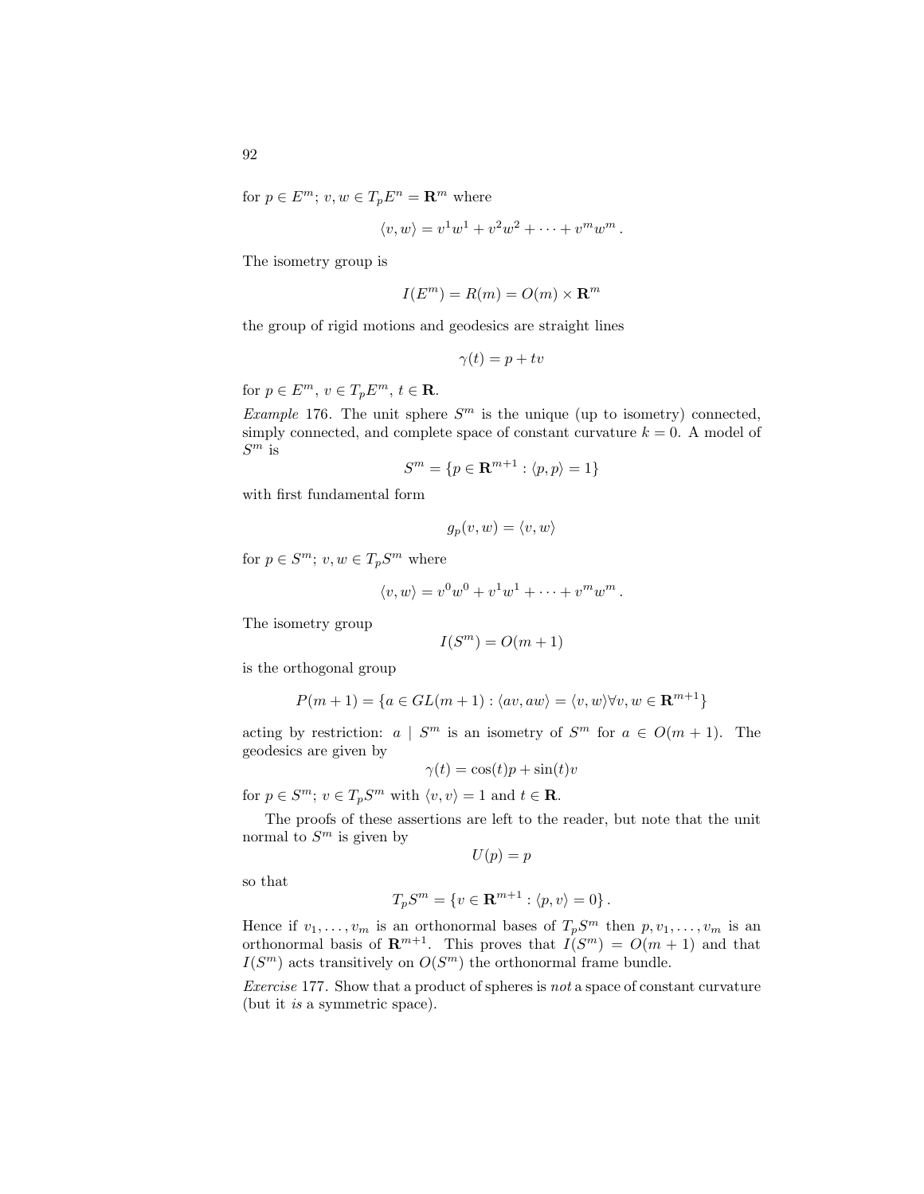for $p \in E^m$; $v, w \in T_p E^n = \mathbf{R}^m$ where

$$\langle v, w \rangle = v^1 w^1 + v^2 w^2 + \cdots + v^m w^m .$$

The isometry group is

$$I(E^m) = R(m) = O(m) \times \mathbf{R}^m$$

the group of rigid motions and geodesics are straight lines

$$\gamma(t) = p + tv$$

for $p \in E^m$, $v \in T_p E^m$, $t \in \mathbf{R}$.

*Example* 176. The unit sphere $S^m$ is the unique (up to isometry) connected, simply connected, and complete space of constant curvature $k = 0$. A model of $S^m$ is

$$S^m = \{p \in \mathbf{R}^{m+1} : \langle p, p \rangle = 1\}$$

with first fundamental form

$$g_p(v, w) = \langle v, w \rangle$$

for $p \in S^m$; $v, w \in T_p S^m$ where

$$\langle v, w \rangle = v^0 w^0 + v^1 w^1 + \cdots + v^m w^m .$$

The isometry group

$$I(S^m) = O(m + 1)$$

is the orthogonal group

$$P(m + 1) = \{a \in GL(m + 1) : \langle av, aw \rangle = \langle v, w \rangle \forall v, w \in \mathbf{R}^{m+1}\}$$

acting by restriction: $a \mid S^m$ is an isometry of $S^m$ for $a \in O(m + 1)$. The geodesics are given by

$$\gamma(t) = \cos(t)p + \sin(t)v$$

for $p \in S^m$; $v \in T_p S^m$ with $\langle v, v \rangle = 1$ and $t \in \mathbf{R}$.

The proofs of these assertions are left to the reader, but note that the unit normal to $S^m$ is given by

$$U(p) = p$$

so that

$$T_p S^m = \{v \in \mathbf{R}^{m+1} : \langle p, v \rangle = 0\} .$$

Hence if $v_1, \ldots, v_m$ is an orthonormal bases of $T_p S^m$ then $p, v_1, \ldots, v_m$ is an orthonormal basis of $\mathbf{R}^{m+1}$. This proves that $I(S^m) = O(m + 1)$ and that $I(S^m)$ acts transitively on $O(S^m)$ the orthonormal frame bundle.

*Exercise* 177. Show that a product of spheres is *not* a space of constant curvature (but it *is* a symmetric space).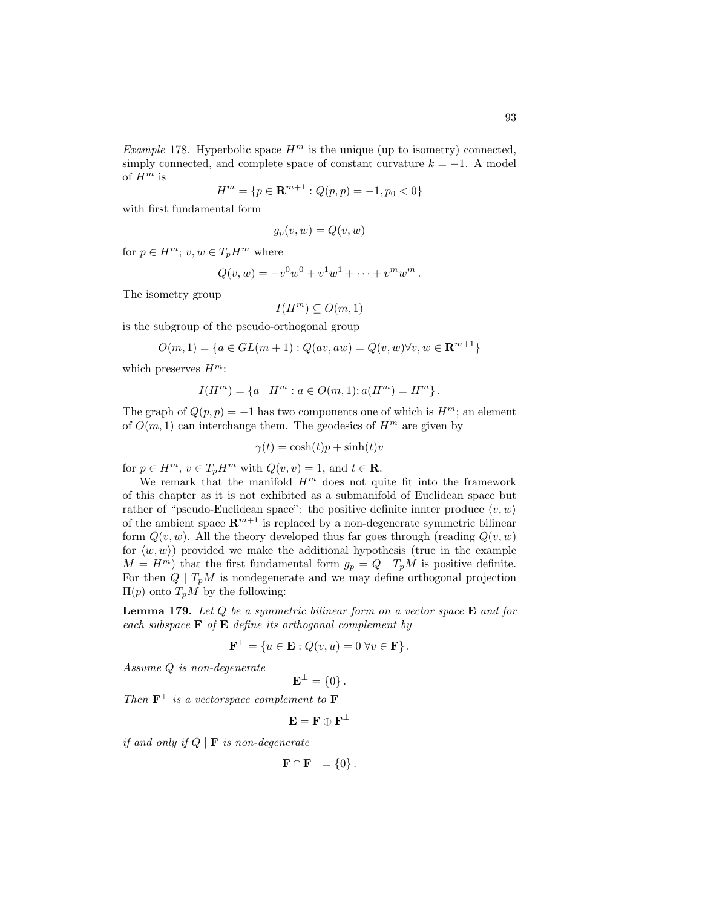*Example* 178. Hyperbolic space $H^m$ is the unique (up to isometry) connected, simply connected, and complete space of constant curvature $k = -1$. A model of $H^m$ is

$$H^m = \{p \in \mathbf{R}^{m+1} : Q(p,p) = -1, p_0 < 0\}$$

with first fundamental form

$$g_p(v,w) = Q(v,w)$$

for $p \in H^m$; $v, w \in T_pH^m$ where

$$Q(v,w) = -v^0w^0 + v^1w^1 + \cdots + v^mw^m\,.$$

The isometry group

$$I(H^m) \subseteq O(m,1)$$

is the subgroup of the pseudo-orthogonal group

$$O(m,1) = \{a \in GL(m+1) : Q(av,aw) = Q(v,w) \forall v,w \in \mathbf{R}^{m+1}\}$$

which preserves $H^m$:

$$I(H^m) = \{a \mid H^m : a \in O(m,1); a(H^m) = H^m\}\,.$$

The graph of $Q(p,p) = -1$ has two components one of which is $H^m$; an element of $O(m,1)$ can interchange them. The geodesics of $H^m$ are given by

$$\gamma(t) = \cosh(t)p + \sinh(t)v$$

for $p \in H^m$, $v \in T_pH^m$ with $Q(v,v) = 1$, and $t \in \mathbf{R}$.

We remark that the manifold $H^m$ does not quite fit into the framework of this chapter as it is not exhibited as a submanifold of Euclidean space but rather of "pseudo-Euclidean space": the positive definite innter produce $\langle v,w\rangle$ of the ambient space $\mathbf{R}^{m+1}$ is replaced by a non-degenerate symmetric bilinear form $Q(v,w)$. All the theory developed thus far goes through (reading $Q(v,w)$ for $\langle w,w\rangle$) provided we make the additional hypothesis (true in the example $M = H^m$) that the first fundamental form $g_p = Q \mid T_pM$ is positive definite. For then $Q \mid T_pM$ is nondegenerate and we may define orthogonal projection $\Pi(p)$ onto $T_pM$ by the following:

**Lemma 179.** *Let $Q$ be a symmetric bilinear form on a vector space $\mathbf{E}$ and for each subspace $\mathbf{F}$ of $\mathbf{E}$ define its orthogonal complement by*

$$\mathbf{F}^\perp = \{u \in \mathbf{E} : Q(v,u) = 0 \;\forall v \in \mathbf{F}\}\,.$$

*Assume $Q$ is non-degenerate*

$$\mathbf{E}^\perp = \{0\}\,.$$

*Then $\mathbf{F}^\perp$ is a vectorspace complement to $\mathbf{F}$*

$$\mathbf{E} = \mathbf{F} \oplus \mathbf{F}^\perp$$

*if and only if $Q \mid \mathbf{F}$ is non-degenerate*

$$\mathbf{F} \cap \mathbf{F}^\perp = \{0\}\,.$$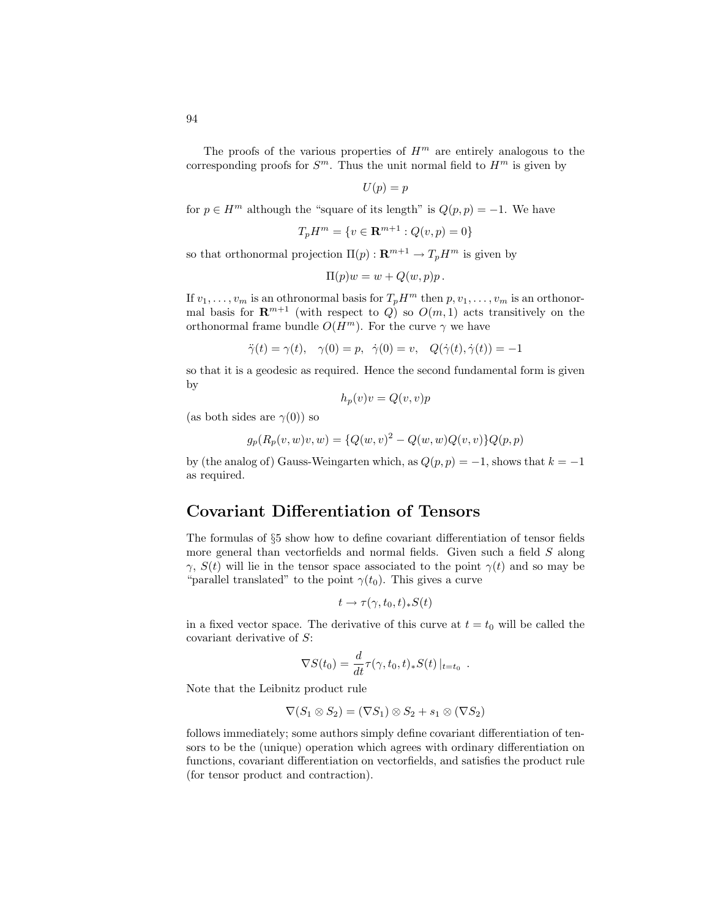The proofs of the various properties of $H^m$ are entirely analogous to the corresponding proofs for $S^m$. Thus the unit normal field to $H^m$ is given by

$$U(p) = p$$

for $p \in H^m$ although the "square of its length" is $Q(p,p) = -1$. We have

$$T_pH^m = \{v \in \mathbf{R}^{m+1} : Q(v,p) = 0\}$$

so that orthonormal projection $\Pi(p) : \mathbf{R}^{m+1} \to T_pH^m$ is given by

$$\Pi(p)w = w + Q(w,p)p\,.$$

If $v_1, \ldots, v_m$ is an othronormal basis for $T_pH^m$ then $p, v_1, \ldots, v_m$ is an orthonormal basis for $\mathbf{R}^{m+1}$ (with respect to $Q$) so $O(m,1)$ acts transitively on the orthonormal frame bundle $O(H^m)$. For the curve $\gamma$ we have

$$\ddot{\gamma}(t) = \gamma(t), \quad \gamma(0) = p, \;\; \dot{\gamma}(0) = v, \quad Q(\dot{\gamma}(t), \dot{\gamma}(t)) = -1$$

so that it is a geodesic as required. Hence the second fundamental form is given by

$$h_p(v)v = Q(v,v)p$$

(as both sides are $\gamma(0)$) so

$$g_p(R_p(v,w)v,w) = \{Q(w,v)^2 - Q(w,w)Q(v,v)\}Q(p,p)$$

by (the analog of) Gauss-Weingarten which, as $Q(p,p) = -1$, shows that $k = -1$ as required.

## Covariant Differentiation of Tensors

The formulas of §5 show how to define covariant differentiation of tensor fields more general than vectorfields and normal fields. Given such a field $S$ along $\gamma$, $S(t)$ will lie in the tensor space associated to the point $\gamma(t)$ and so may be "parallel translated" to the point $\gamma(t_0)$. This gives a curve

$$t \to \tau(\gamma, t_0, t)_* S(t)$$

in a fixed vector space. The derivative of this curve at $t = t_0$ will be called the covariant derivative of $S$:

$$\nabla S(t_0) = \frac{d}{dt} \tau(\gamma, t_0, t)_* S(t)\,|_{t=t_0}\;.$$

Note that the Leibnitz product rule

$$\nabla(S_1 \otimes S_2) = (\nabla S_1) \otimes S_2 + s_1 \otimes (\nabla S_2)$$

follows immediately; some authors simply define covariant differentiation of tensors to be the (unique) operation which agrees with ordinary differentiation on functions, covariant differentiation on vectorfields, and satisfies the product rule (for tensor product and contraction).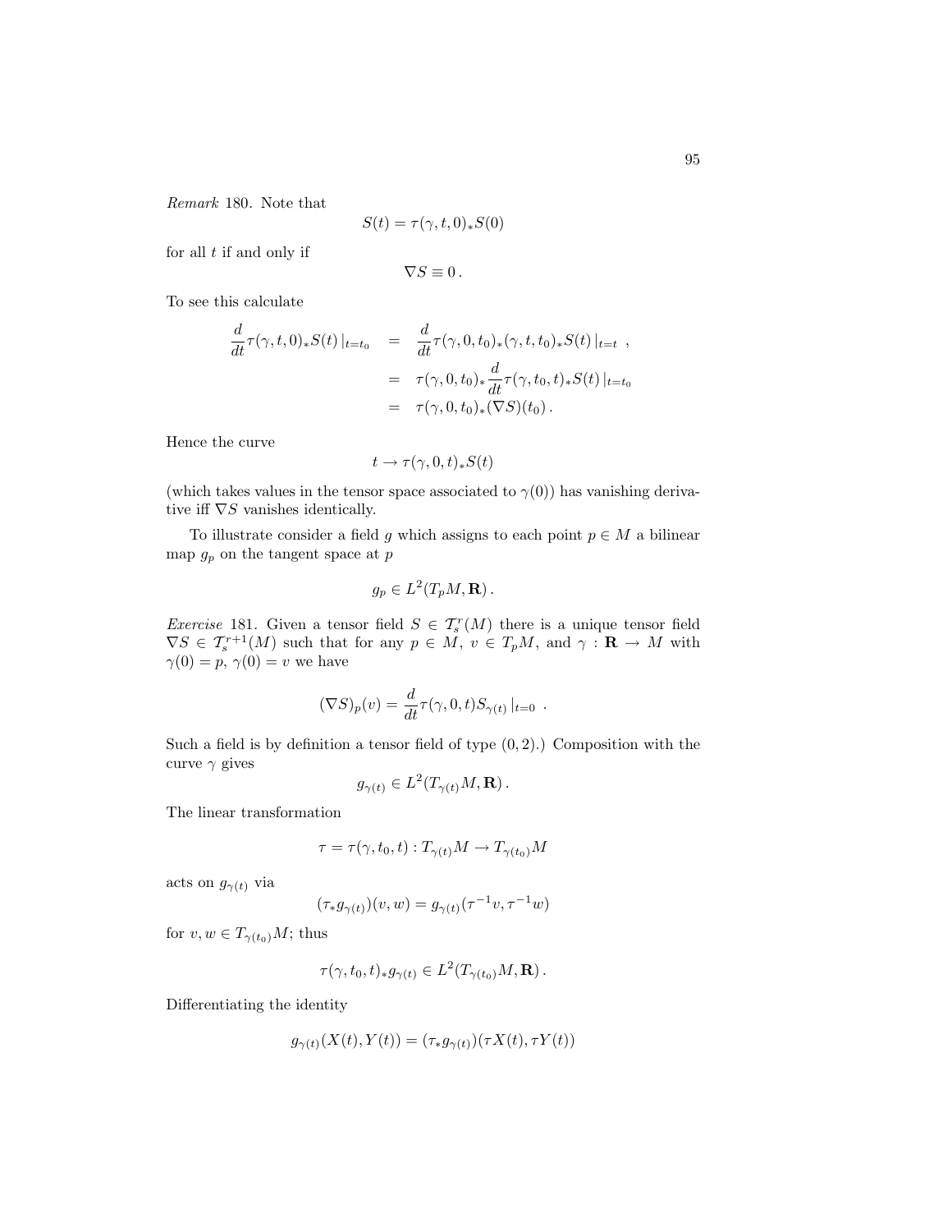*Remark* 180. Note that

$$S(t) = \tau(\gamma, t, 0)_* S(0)$$

for all $t$ if and only if

$$\nabla S \equiv 0 \, .$$

To see this calculate

$$\begin{aligned}
\frac{d}{dt}\tau(\gamma, t, 0)_* S(t)\,|_{t=t_0} &= \frac{d}{dt}\tau(\gamma, 0, t_0)_*(\gamma, t, t_0)_* S(t)\,|_{t=t} \ , \\
&= \tau(\gamma, 0, t_0)_* \frac{d}{dt}\tau(\gamma, t_0, t)_* S(t)\,|_{t=t_0} \\
&= \tau(\gamma, 0, t_0)_*(\nabla S)(t_0) \, .
\end{aligned}$$

Hence the curve

$$t \to \tau(\gamma, 0, t)_* S(t)$$

(which takes values in the tensor space associated to $\gamma(0)$) has vanishing derivative iff $\nabla S$ vanishes identically.

To illustrate consider a field $g$ which assigns to each point $p \in M$ a bilinear map $g_p$ on the tangent space at $p$

$$g_p \in L^2(T_p M, \mathbf{R}) \, .$$

*Exercise* 181. Given a tensor field $S \in \mathcal{T}_s^r(M)$ there is a unique tensor field $\nabla S \in \mathcal{T}_s^{r+1}(M)$ such that for any $p \in M$, $v \in T_p M$, and $\gamma : \mathbf{R} \to M$ with $\gamma(0) = p$, $\gamma(0) = v$ we have

$$(\nabla S)_p(v) = \frac{d}{dt}\tau(\gamma, 0, t) S_{\gamma(t)}\,|_{t=0} \ .$$

Such a field is by definition a tensor field of type $(0, 2)$.) Composition with the curve $\gamma$ gives

$$g_{\gamma(t)} \in L^2(T_{\gamma(t)} M, \mathbf{R}) \, .$$

The linear transformation

$$\tau = \tau(\gamma, t_0, t) : T_{\gamma(t)} M \to T_{\gamma(t_0)} M$$

acts on $g_{\gamma(t)}$ via

$$(\tau_* g_{\gamma(t)})(v, w) = g_{\gamma(t)}(\tau^{-1} v, \tau^{-1} w)$$

for $v, w \in T_{\gamma(t_0)} M$; thus

$$\tau(\gamma, t_0, t)_* g_{\gamma(t)} \in L^2(T_{\gamma(t_0)} M, \mathbf{R}) \, .$$

Differentiating the identity

$$g_{\gamma(t)}(X(t), Y(t)) = (\tau_* g_{\gamma(t)})(\tau X(t), \tau Y(t))$$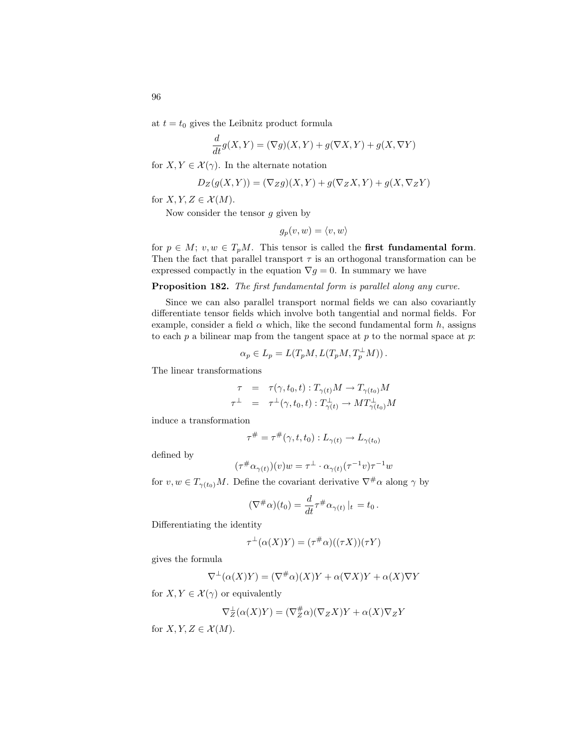at $t = t_0$ gives the Leibnitz product formula

$$\frac{d}{dt} g(X, Y) = (\nabla g)(X, Y) + g(\nabla X, Y) + g(X, \nabla Y)$$

for $X, Y \in \mathcal{X}(\gamma)$. In the alternate notation

$$D_Z(g(X, Y)) = (\nabla_Z g)(X, Y) + g(\nabla_Z X, Y) + g(X, \nabla_Z Y)$$

for $X, Y, Z \in \mathcal{X}(M)$.

Now consider the tensor $g$ given by

$$g_p(v, w) = \langle v, w \rangle$$

for $p \in M$; $v, w \in T_p M$. This tensor is called the **first fundamental form**. Then the fact that parallel transport $\tau$ is an orthogonal transformation can be expressed compactly in the equation $\nabla g = 0$. In summary we have

**Proposition 182.** *The first fundamental form is parallel along any curve.*

Since we can also parallel transport normal fields we can also covariantly differentiate tensor fields which involve both tangential and normal fields. For example, consider a field $\alpha$ which, like the second fundamental form $h$, assigns to each $p$ a bilinear map from the tangent space at $p$ to the normal space at $p$:

$$\alpha_p \in L_p = L(T_p M, L(T_p M, T_p^\perp M)).$$

The linear transformations

$$\begin{aligned} \tau &= \tau(\gamma, t_0, t) : T_{\gamma(t)} M \to T_{\gamma(t_0)} M \\ \tau^\perp &= \tau^\perp(\gamma, t_0, t) : T^\perp_{\gamma(t)} \to M T^\perp_{\gamma(t_0)} M \end{aligned}$$

induce a transformation

$$\tau^\# = \tau^\#(\gamma, t, t_0) : L_{\gamma(t)} \to L_{\gamma(t_0)}$$

defined by

$$(\tau^\# \alpha_{\gamma(t)})(v) w = \tau^\perp \cdot \alpha_{\gamma(t)}(\tau^{-1} v) \tau^{-1} w$$

for $v, w \in T_{\gamma(t_0)} M$. Define the covariant derivative $\nabla^\# \alpha$ along $\gamma$ by

$$(\nabla^\# \alpha)(t_0) = \frac{d}{dt} \tau^\# \alpha_{\gamma(t)} \, |_t = t_0 \, .$$

Differentiating the identity

$$\tau^\perp(\alpha(X) Y) = (\tau^\# \alpha)((\tau X))(\tau Y)$$

gives the formula

$$\nabla^\perp(\alpha(X) Y) = (\nabla^\# \alpha)(X) Y + \alpha(\nabla X) Y + \alpha(X) \nabla Y$$

for $X, Y \in \mathcal{X}(\gamma)$ or equivalently

$$\nabla^\perp_Z(\alpha(X) Y) = (\nabla^\#_Z \alpha)(\nabla_Z X) Y + \alpha(X) \nabla_Z Y$$

for $X, Y, Z \in \mathcal{X}(M)$.